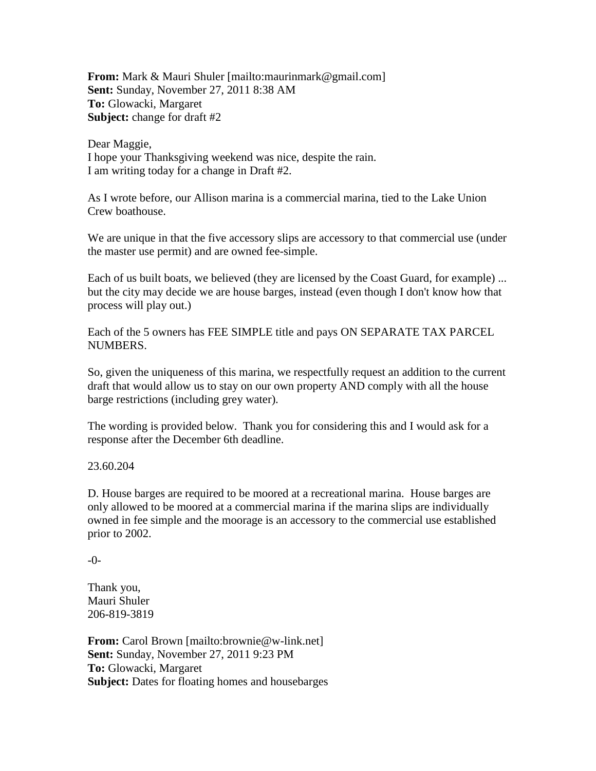**From:** Mark & Mauri Shuler [mailto:maurinmark@gmail.com]
**Sent:** Sunday, November 27, 2011 8:38 AM
**To:** Glowacki, Margaret
**Subject:** change for draft #2

Dear Maggie,
I hope your Thanksgiving weekend was nice, despite the rain.
I am writing today for a change in Draft #2.

As I wrote before, our Allison marina is a commercial marina, tied to the Lake Union Crew boathouse.

We are unique in that the five accessory slips are accessory to that commercial use (under the master use permit) and are owned fee-simple.

Each of us built boats, we believed (they are licensed by the Coast Guard, for example) ... but the city may decide we are house barges, instead (even though I don't know how that process will play out.)

Each of the 5 owners has FEE SIMPLE title and pays ON SEPARATE TAX PARCEL NUMBERS.

So, given the uniqueness of this marina, we respectfully request an addition to the current draft that would allow us to stay on our own property AND comply with all the house barge restrictions (including grey water).

The wording is provided below. Thank you for considering this and I would ask for a response after the December 6th deadline.

23.60.204

D. House barges are required to be moored at a recreational marina. House barges are only allowed to be moored at a commercial marina if the marina slips are individually owned in fee simple and the moorage is an accessory to the commercial use established prior to 2002.

-0-

Thank you,
Mauri Shuler
206-819-3819

**From:** Carol Brown [mailto:brownie@w-link.net]
**Sent:** Sunday, November 27, 2011 9:23 PM
**To:** Glowacki, Margaret
**Subject:** Dates for floating homes and housebarges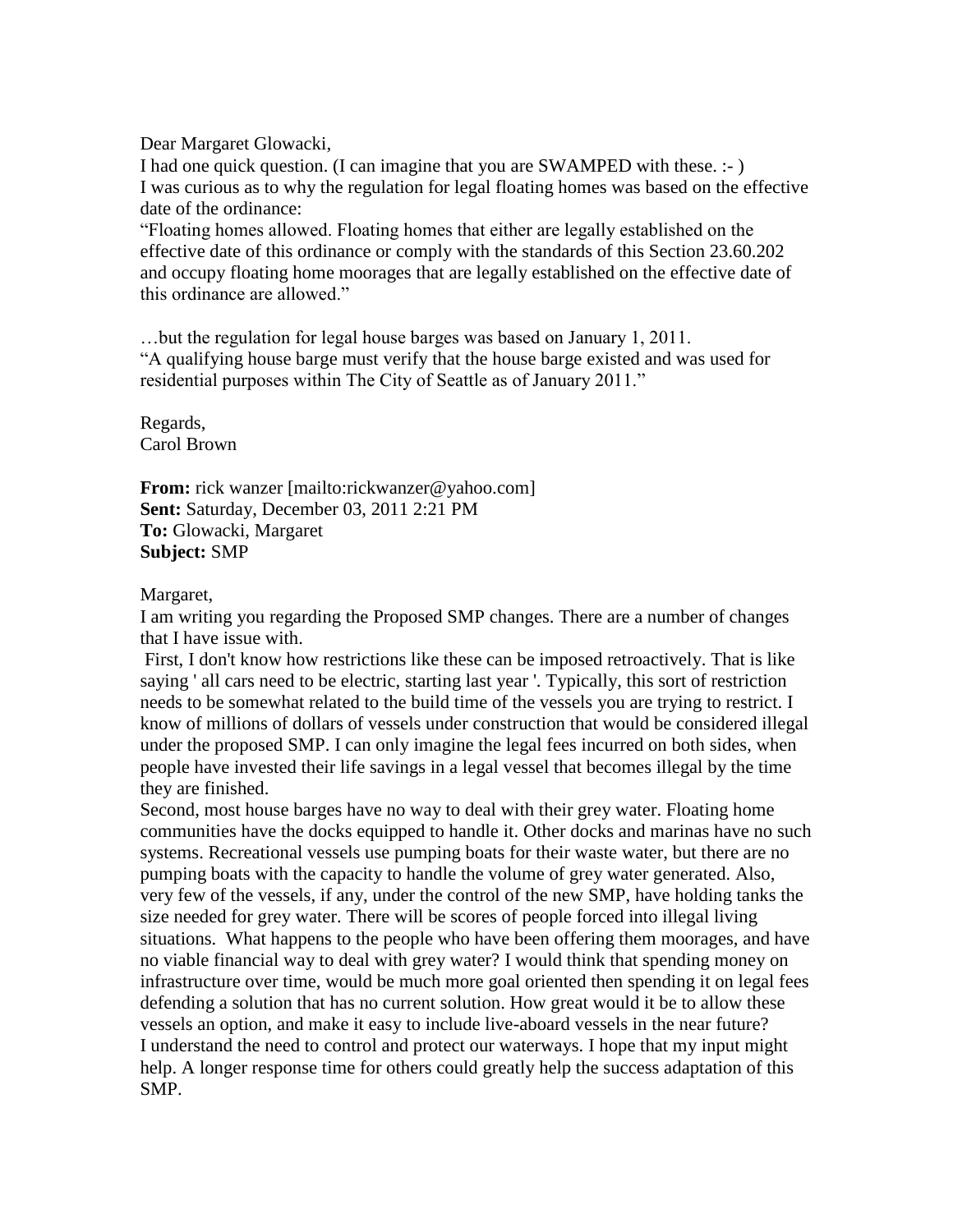Dear Margaret Glowacki,

I had one quick question. (I can imagine that you are SWAMPED with these. :- )

I was curious as to why the regulation for legal floating homes was based on the effective date of the ordinance:

"Floating homes allowed. Floating homes that either are legally established on the effective date of this ordinance or comply with the standards of this Section 23.60.202 and occupy floating home moorages that are legally established on the effective date of this ordinance are allowed."

…but the regulation for legal house barges was based on January 1, 2011.

"A qualifying house barge must verify that the house barge existed and was used for residential purposes within The City of Seattle as of January 2011."

Regards,
Carol Brown

**From:** rick wanzer [mailto:rickwanzer@yahoo.com]
**Sent:** Saturday, December 03, 2011 2:21 PM
**To:** Glowacki, Margaret
**Subject:** SMP

Margaret,

I am writing you regarding the Proposed SMP changes. There are a number of changes that I have issue with.

First, I don't know how restrictions like these can be imposed retroactively. That is like saying ' all cars need to be electric, starting last year '. Typically, this sort of restriction needs to be somewhat related to the build time of the vessels you are trying to restrict. I know of millions of dollars of vessels under construction that would be considered illegal under the proposed SMP. I can only imagine the legal fees incurred on both sides, when people have invested their life savings in a legal vessel that becomes illegal by the time they are finished.

Second, most house barges have no way to deal with their grey water. Floating home communities have the docks equipped to handle it. Other docks and marinas have no such systems. Recreational vessels use pumping boats for their waste water, but there are no pumping boats with the capacity to handle the volume of grey water generated. Also, very few of the vessels, if any, under the control of the new SMP, have holding tanks the size needed for grey water. There will be scores of people forced into illegal living situations. What happens to the people who have been offering them moorages, and have no viable financial way to deal with grey water? I would think that spending money on infrastructure over time, would be much more goal oriented then spending it on legal fees defending a solution that has no current solution. How great would it be to allow these vessels an option, and make it easy to include live-aboard vessels in the near future?

I understand the need to control and protect our waterways. I hope that my input might help. A longer response time for others could greatly help the success adaptation of this SMP.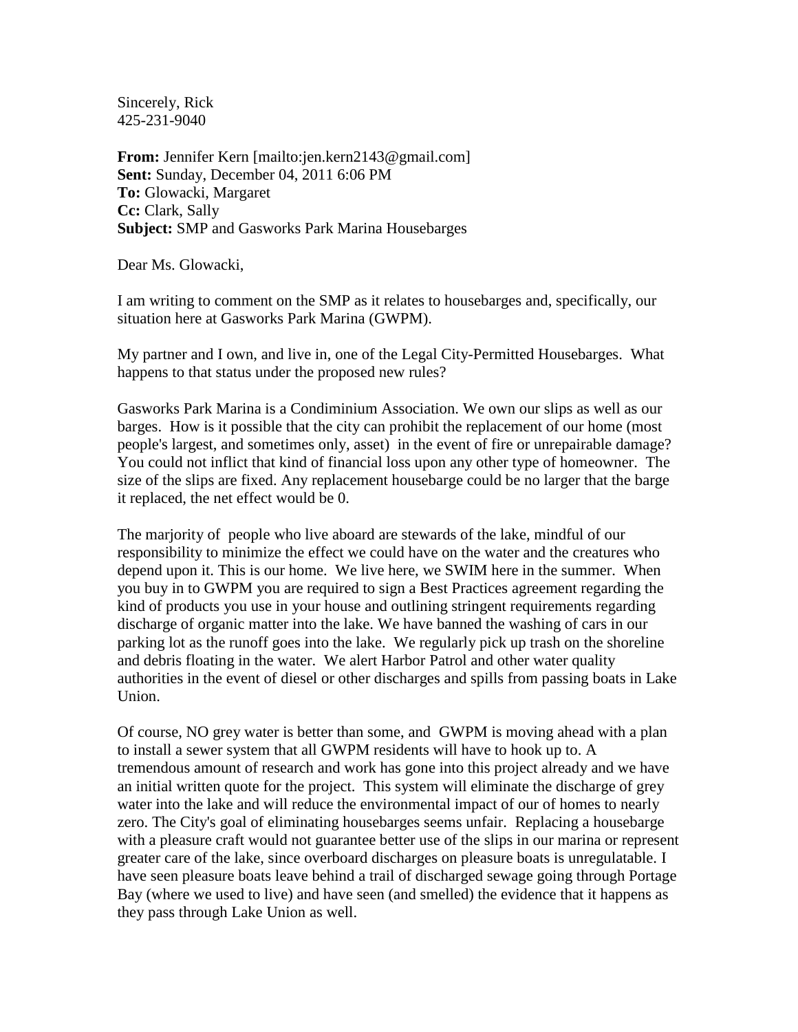Sincerely, Rick
425-231-9040

**From:** Jennifer Kern [mailto:jen.kern2143@gmail.com]
**Sent:** Sunday, December 04, 2011 6:06 PM
**To:** Glowacki, Margaret
**Cc:** Clark, Sally
**Subject:** SMP and Gasworks Park Marina Housebarges

Dear Ms. Glowacki,

I am writing to comment on the SMP as it relates to housebarges and, specifically, our situation here at Gasworks Park Marina (GWPM).

My partner and I own, and live in, one of the Legal City-Permitted Housebarges. What happens to that status under the proposed new rules?

Gasworks Park Marina is a Condiminium Association. We own our slips as well as our barges. How is it possible that the city can prohibit the replacement of our home (most people's largest, and sometimes only, asset) in the event of fire or unrepairable damage? You could not inflict that kind of financial loss upon any other type of homeowner. The size of the slips are fixed. Any replacement housebarge could be no larger that the barge it replaced, the net effect would be 0.

The marjority of people who live aboard are stewards of the lake, mindful of our responsibility to minimize the effect we could have on the water and the creatures who depend upon it. This is our home. We live here, we SWIM here in the summer. When you buy in to GWPM you are required to sign a Best Practices agreement regarding the kind of products you use in your house and outlining stringent requirements regarding discharge of organic matter into the lake. We have banned the washing of cars in our parking lot as the runoff goes into the lake. We regularly pick up trash on the shoreline and debris floating in the water. We alert Harbor Patrol and other water quality authorities in the event of diesel or other discharges and spills from passing boats in Lake Union.

Of course, NO grey water is better than some, and GWPM is moving ahead with a plan to install a sewer system that all GWPM residents will have to hook up to. A tremendous amount of research and work has gone into this project already and we have an initial written quote for the project. This system will eliminate the discharge of grey water into the lake and will reduce the environmental impact of our of homes to nearly zero. The City's goal of eliminating housebarges seems unfair. Replacing a housebarge with a pleasure craft would not guarantee better use of the slips in our marina or represent greater care of the lake, since overboard discharges on pleasure boats is unregulatable. I have seen pleasure boats leave behind a trail of discharged sewage going through Portage Bay (where we used to live) and have seen (and smelled) the evidence that it happens as they pass through Lake Union as well.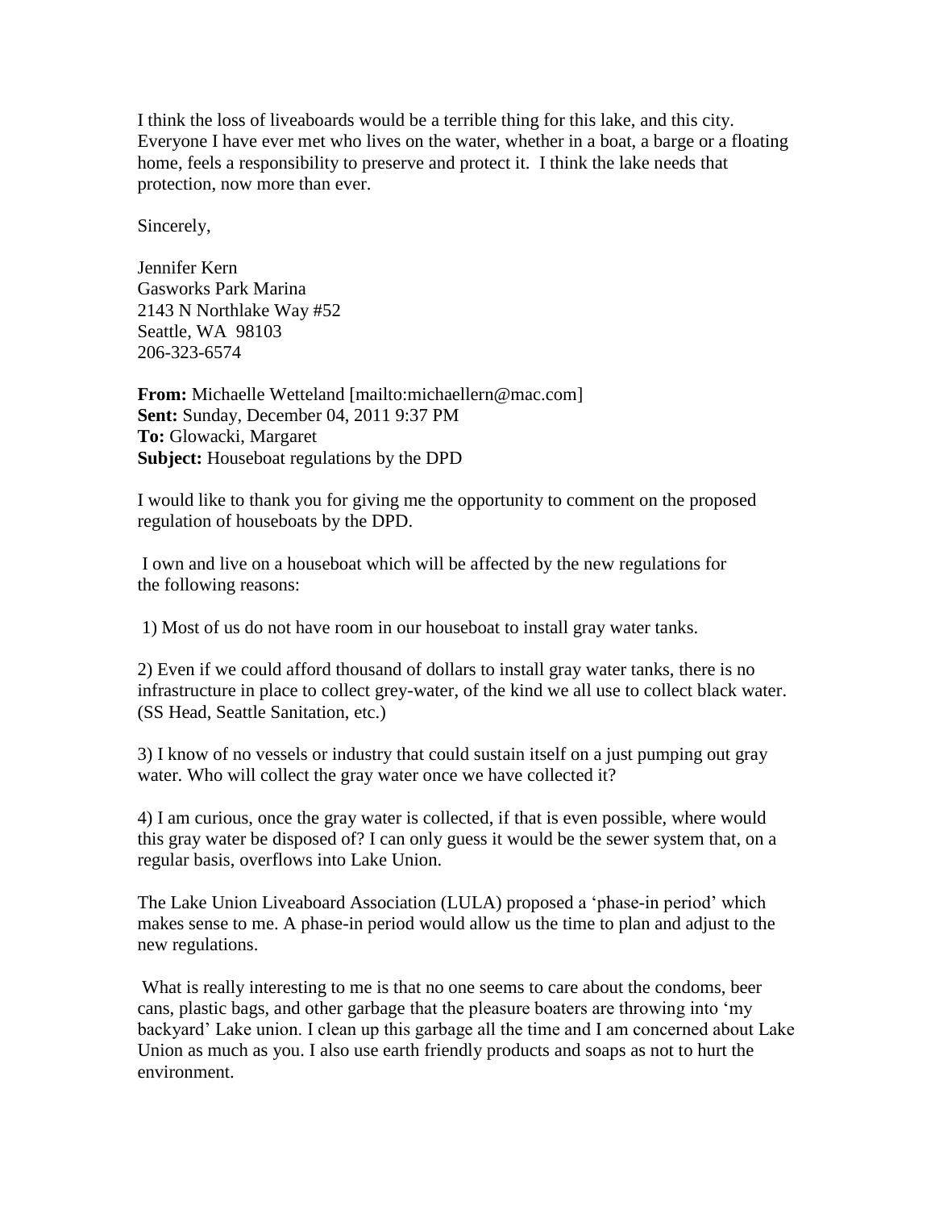I think the loss of liveaboards would be a terrible thing for this lake, and this city. Everyone I have ever met who lives on the water, whether in a boat, a barge or a floating home, feels a responsibility to preserve and protect it. I think the lake needs that protection, now more than ever.

Sincerely,

Jennifer Kern
Gasworks Park Marina
2143 N Northlake Way #52
Seattle, WA 98103
206-323-6574

**From:** Michaelle Wetteland [mailto:michaellern@mac.com]
**Sent:** Sunday, December 04, 2011 9:37 PM
**To:** Glowacki, Margaret
**Subject:** Houseboat regulations by the DPD

I would like to thank you for giving me the opportunity to comment on the proposed regulation of houseboats by the DPD.

I own and live on a houseboat which will be affected by the new regulations for the following reasons:

1) Most of us do not have room in our houseboat to install gray water tanks.

2) Even if we could afford thousand of dollars to install gray water tanks, there is no infrastructure in place to collect grey-water, of the kind we all use to collect black water. (SS Head, Seattle Sanitation, etc.)

3) I know of no vessels or industry that could sustain itself on a just pumping out gray water. Who will collect the gray water once we have collected it?

4) I am curious, once the gray water is collected, if that is even possible, where would this gray water be disposed of? I can only guess it would be the sewer system that, on a regular basis, overflows into Lake Union.

The Lake Union Liveaboard Association (LULA) proposed a 'phase-in period' which makes sense to me. A phase-in period would allow us the time to plan and adjust to the new regulations.

What is really interesting to me is that no one seems to care about the condoms, beer cans, plastic bags, and other garbage that the pleasure boaters are throwing into 'my backyard' Lake union. I clean up this garbage all the time and I am concerned about Lake Union as much as you. I also use earth friendly products and soaps as not to hurt the environment.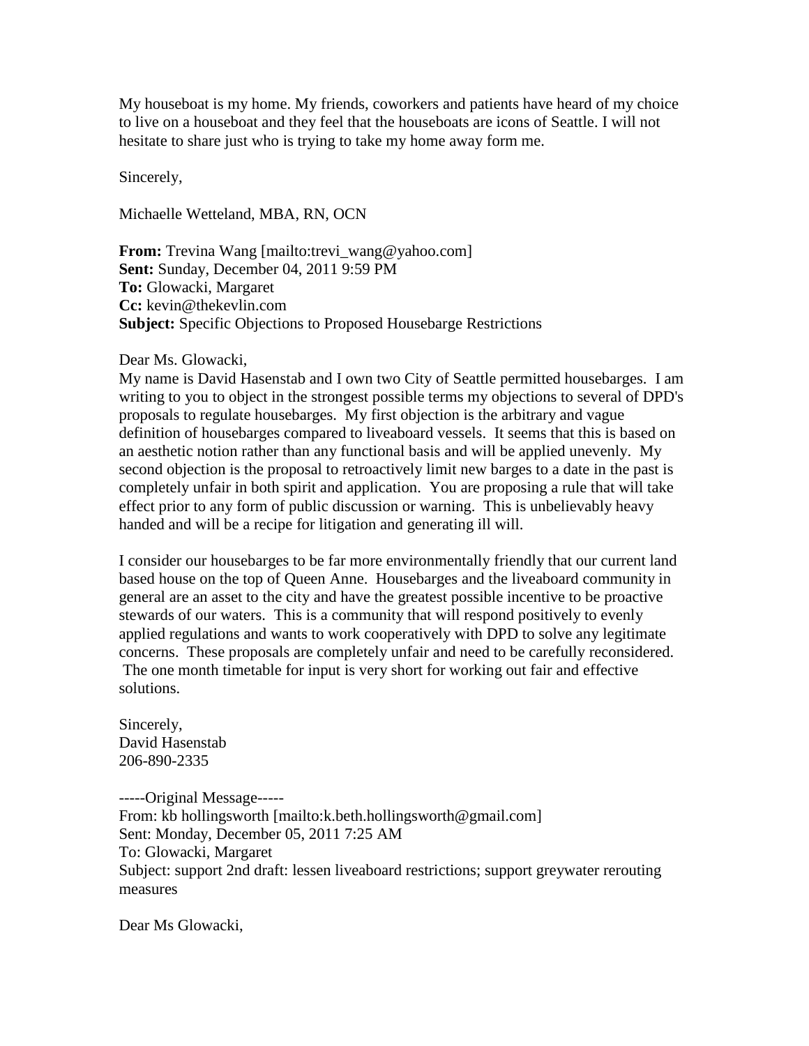My houseboat is my home. My friends, coworkers and patients have heard of my choice to live on a houseboat and they feel that the houseboats are icons of Seattle. I will not hesitate to share just who is trying to take my home away form me.

Sincerely,

Michaelle Wetteland, MBA, RN, OCN

**From:** Trevina Wang [mailto:trevi_wang@yahoo.com]
**Sent:** Sunday, December 04, 2011 9:59 PM
**To:** Glowacki, Margaret
**Cc:** kevin@thekevlin.com
**Subject:** Specific Objections to Proposed Housebarge Restrictions

Dear Ms. Glowacki,
My name is David Hasenstab and I own two City of Seattle permitted housebarges. I am writing to you to object in the strongest possible terms my objections to several of DPD's proposals to regulate housebarges. My first objection is the arbitrary and vague definition of housebarges compared to liveaboard vessels. It seems that this is based on an aesthetic notion rather than any functional basis and will be applied unevenly. My second objection is the proposal to retroactively limit new barges to a date in the past is completely unfair in both spirit and application. You are proposing a rule that will take effect prior to any form of public discussion or warning. This is unbelievably heavy handed and will be a recipe for litigation and generating ill will.

I consider our housebarges to be far more environmentally friendly that our current land based house on the top of Queen Anne. Housebarges and the liveaboard community in general are an asset to the city and have the greatest possible incentive to be proactive stewards of our waters. This is a community that will respond positively to evenly applied regulations and wants to work cooperatively with DPD to solve any legitimate concerns. These proposals are completely unfair and need to be carefully reconsidered. The one month timetable for input is very short for working out fair and effective solutions.

Sincerely,
David Hasenstab
206-890-2335

-----Original Message-----
From: kb hollingsworth [mailto:k.beth.hollingsworth@gmail.com]
Sent: Monday, December 05, 2011 7:25 AM
To: Glowacki, Margaret
Subject: support 2nd draft: lessen liveaboard restrictions; support greywater rerouting measures

Dear Ms Glowacki,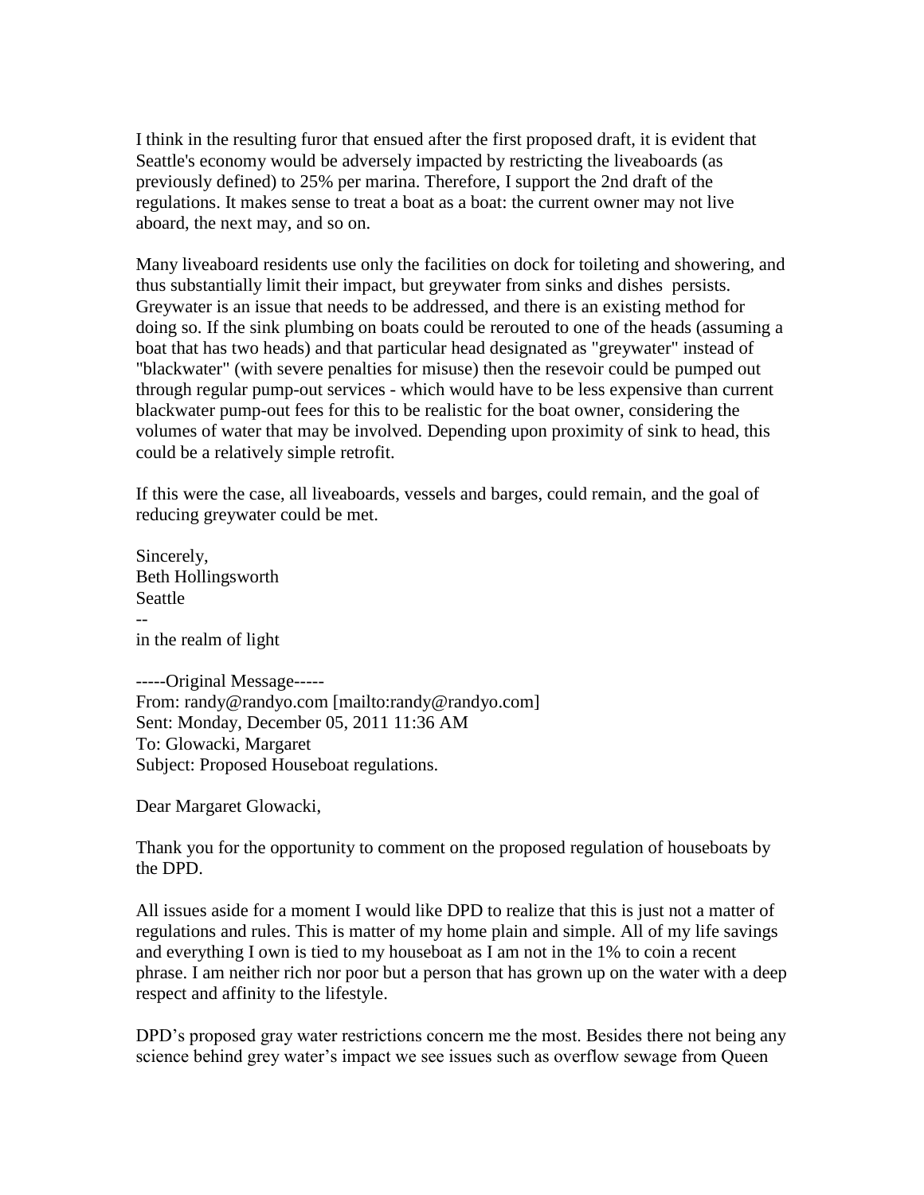I think in the resulting furor that ensued after the first proposed draft, it is evident that Seattle's economy would be adversely impacted by restricting the liveaboards (as previously defined) to 25% per marina. Therefore, I support the 2nd draft of the regulations. It makes sense to treat a boat as a boat: the current owner may not live aboard, the next may, and so on.

Many liveaboard residents use only the facilities on dock for toileting and showering, and thus substantially limit their impact, but greywater from sinks and dishes persists. Greywater is an issue that needs to be addressed, and there is an existing method for doing so. If the sink plumbing on boats could be rerouted to one of the heads (assuming a boat that has two heads) and that particular head designated as "greywater" instead of "blackwater" (with severe penalties for misuse) then the resevoir could be pumped out through regular pump-out services - which would have to be less expensive than current blackwater pump-out fees for this to be realistic for the boat owner, considering the volumes of water that may be involved. Depending upon proximity of sink to head, this could be a relatively simple retrofit.

If this were the case, all liveaboards, vessels and barges, could remain, and the goal of reducing greywater could be met.

Sincerely,
Beth Hollingsworth
Seattle
--
in the realm of light

-----Original Message-----
From: randy@randyo.com [mailto:randy@randyo.com]
Sent: Monday, December 05, 2011 11:36 AM
To: Glowacki, Margaret
Subject: Proposed Houseboat regulations.

Dear Margaret Glowacki,

Thank you for the opportunity to comment on the proposed regulation of houseboats by the DPD.

All issues aside for a moment I would like DPD to realize that this is just not a matter of regulations and rules. This is matter of my home plain and simple. All of my life savings and everything I own is tied to my houseboat as I am not in the 1% to coin a recent phrase. I am neither rich nor poor but a person that has grown up on the water with a deep respect and affinity to the lifestyle.

DPD's proposed gray water restrictions concern me the most. Besides there not being any science behind grey water's impact we see issues such as overflow sewage from Queen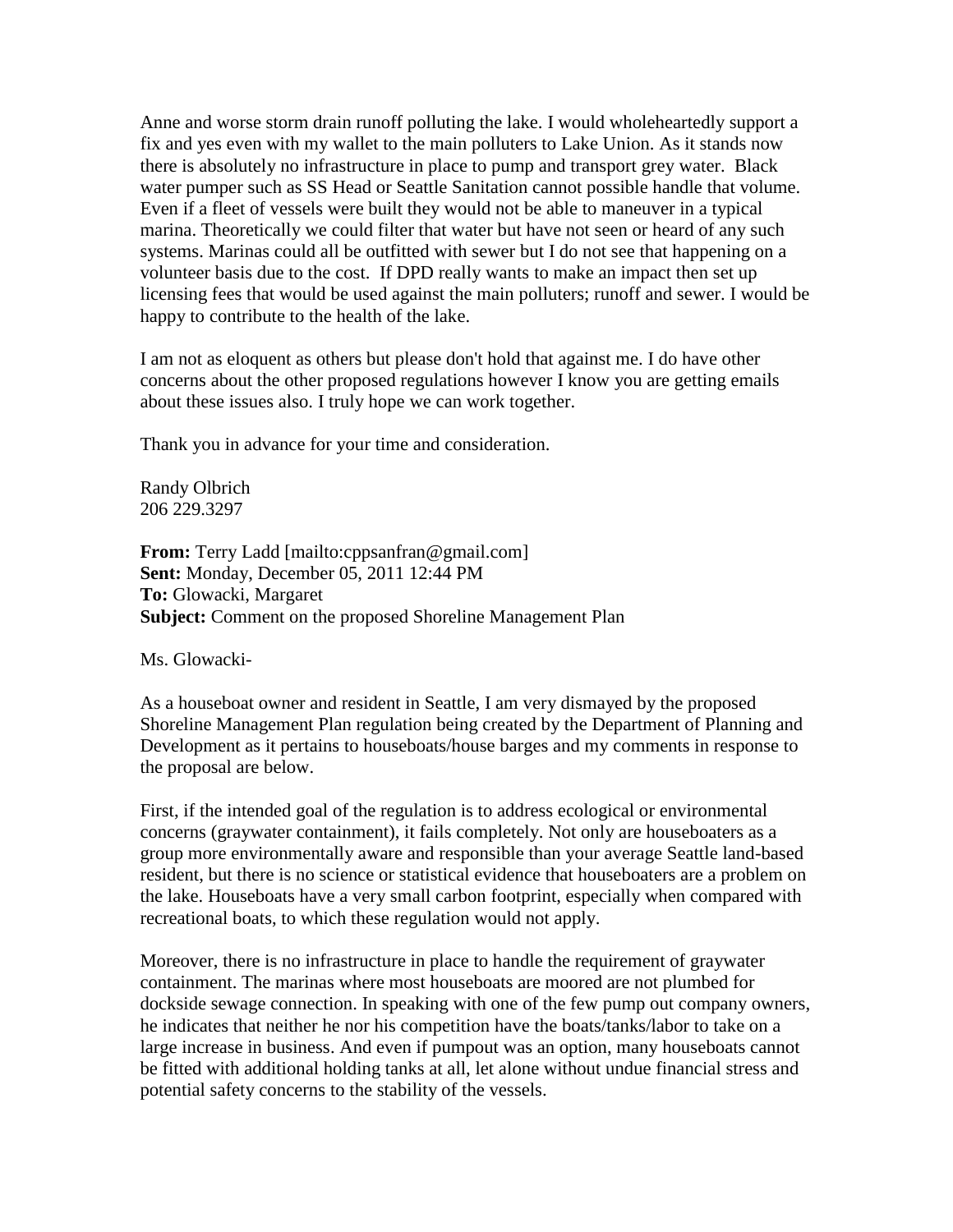Anne and worse storm drain runoff polluting the lake. I would wholeheartedly support a fix and yes even with my wallet to the main polluters to Lake Union. As it stands now there is absolutely no infrastructure in place to pump and transport grey water. Black water pumper such as SS Head or Seattle Sanitation cannot possible handle that volume. Even if a fleet of vessels were built they would not be able to maneuver in a typical marina. Theoretically we could filter that water but have not seen or heard of any such systems. Marinas could all be outfitted with sewer but I do not see that happening on a volunteer basis due to the cost. If DPD really wants to make an impact then set up licensing fees that would be used against the main polluters; runoff and sewer. I would be happy to contribute to the health of the lake.

I am not as eloquent as others but please don't hold that against me. I do have other concerns about the other proposed regulations however I know you are getting emails about these issues also. I truly hope we can work together.

Thank you in advance for your time and consideration.

Randy Olbrich
206 229.3297

**From:** Terry Ladd [mailto:cppsanfran@gmail.com]
**Sent:** Monday, December 05, 2011 12:44 PM
**To:** Glowacki, Margaret
**Subject:** Comment on the proposed Shoreline Management Plan

Ms. Glowacki-

As a houseboat owner and resident in Seattle, I am very dismayed by the proposed Shoreline Management Plan regulation being created by the Department of Planning and Development as it pertains to houseboats/house barges and my comments in response to the proposal are below.

First, if the intended goal of the regulation is to address ecological or environmental concerns (graywater containment), it fails completely. Not only are houseboaters as a group more environmentally aware and responsible than your average Seattle land-based resident, but there is no science or statistical evidence that houseboaters are a problem on the lake. Houseboats have a very small carbon footprint, especially when compared with recreational boats, to which these regulation would not apply.

Moreover, there is no infrastructure in place to handle the requirement of graywater containment. The marinas where most houseboats are moored are not plumbed for dockside sewage connection. In speaking with one of the few pump out company owners, he indicates that neither he nor his competition have the boats/tanks/labor to take on a large increase in business. And even if pumpout was an option, many houseboats cannot be fitted with additional holding tanks at all, let alone without undue financial stress and potential safety concerns to the stability of the vessels.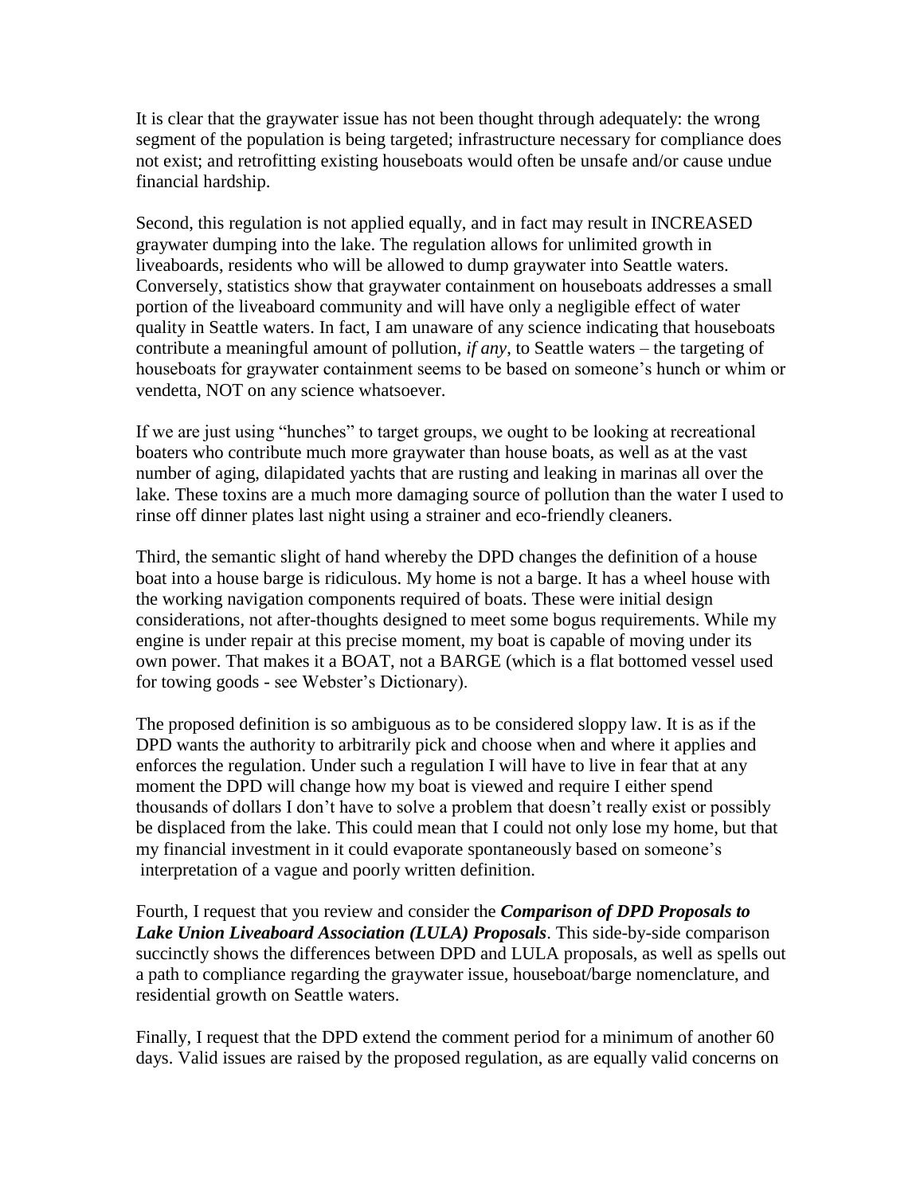It is clear that the graywater issue has not been thought through adequately: the wrong segment of the population is being targeted; infrastructure necessary for compliance does not exist; and retrofitting existing houseboats would often be unsafe and/or cause undue financial hardship.

Second, this regulation is not applied equally, and in fact may result in INCREASED graywater dumping into the lake. The regulation allows for unlimited growth in liveaboards, residents who will be allowed to dump graywater into Seattle waters. Conversely, statistics show that graywater containment on houseboats addresses a small portion of the liveaboard community and will have only a negligible effect of water quality in Seattle waters. In fact, I am unaware of any science indicating that houseboats contribute a meaningful amount of pollution, *if any*, to Seattle waters – the targeting of houseboats for graywater containment seems to be based on someone's hunch or whim or vendetta, NOT on any science whatsoever.

If we are just using "hunches" to target groups, we ought to be looking at recreational boaters who contribute much more graywater than house boats, as well as at the vast number of aging, dilapidated yachts that are rusting and leaking in marinas all over the lake. These toxins are a much more damaging source of pollution than the water I used to rinse off dinner plates last night using a strainer and eco-friendly cleaners.

Third, the semantic slight of hand whereby the DPD changes the definition of a house boat into a house barge is ridiculous. My home is not a barge. It has a wheel house with the working navigation components required of boats. These were initial design considerations, not after-thoughts designed to meet some bogus requirements. While my engine is under repair at this precise moment, my boat is capable of moving under its own power. That makes it a BOAT, not a BARGE (which is a flat bottomed vessel used for towing goods - see Webster's Dictionary).

The proposed definition is so ambiguous as to be considered sloppy law. It is as if the DPD wants the authority to arbitrarily pick and choose when and where it applies and enforces the regulation. Under such a regulation I will have to live in fear that at any moment the DPD will change how my boat is viewed and require I either spend thousands of dollars I don't have to solve a problem that doesn't really exist or possibly be displaced from the lake. This could mean that I could not only lose my home, but that my financial investment in it could evaporate spontaneously based on someone's interpretation of a vague and poorly written definition.

Fourth, I request that you review and consider the ***Comparison of DPD Proposals to Lake Union Liveaboard Association (LULA) Proposals***. This side-by-side comparison succinctly shows the differences between DPD and LULA proposals, as well as spells out a path to compliance regarding the graywater issue, houseboat/barge nomenclature, and residential growth on Seattle waters.

Finally, I request that the DPD extend the comment period for a minimum of another 60 days. Valid issues are raised by the proposed regulation, as are equally valid concerns on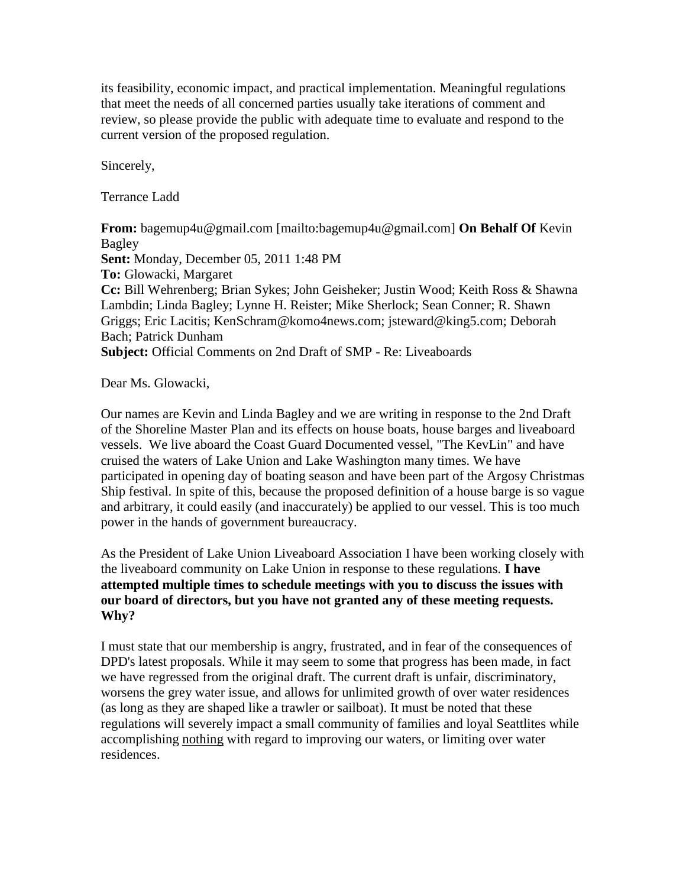its feasibility, economic impact, and practical implementation. Meaningful regulations that meet the needs of all concerned parties usually take iterations of comment and review, so please provide the public with adequate time to evaluate and respond to the current version of the proposed regulation.

Sincerely,

Terrance Ladd

**From:** bagemup4u@gmail.com [mailto:bagemup4u@gmail.com] **On Behalf Of** Kevin Bagley
**Sent:** Monday, December 05, 2011 1:48 PM
**To:** Glowacki, Margaret
**Cc:** Bill Wehrenberg; Brian Sykes; John Geisheker; Justin Wood; Keith Ross & Shawna Lambdin; Linda Bagley; Lynne H. Reister; Mike Sherlock; Sean Conner; R. Shawn Griggs; Eric Lacitis; KenSchram@komo4news.com; jsteward@king5.com; Deborah Bach; Patrick Dunham
**Subject:** Official Comments on 2nd Draft of SMP - Re: Liveaboards

Dear Ms. Glowacki,

Our names are Kevin and Linda Bagley and we are writing in response to the 2nd Draft of the Shoreline Master Plan and its effects on house boats, house barges and liveaboard vessels. We live aboard the Coast Guard Documented vessel, "The KevLin" and have cruised the waters of Lake Union and Lake Washington many times. We have participated in opening day of boating season and have been part of the Argosy Christmas Ship festival. In spite of this, because the proposed definition of a house barge is so vague and arbitrary, it could easily (and inaccurately) be applied to our vessel. This is too much power in the hands of government bureaucracy.

As the President of Lake Union Liveaboard Association I have been working closely with the liveaboard community on Lake Union in response to these regulations. **I have attempted multiple times to schedule meetings with you to discuss the issues with our board of directors, but you have not granted any of these meeting requests. Why?**

I must state that our membership is angry, frustrated, and in fear of the consequences of DPD's latest proposals. While it may seem to some that progress has been made, in fact we have regressed from the original draft. The current draft is unfair, discriminatory, worsens the grey water issue, and allows for unlimited growth of over water residences (as long as they are shaped like a trawler or sailboat). It must be noted that these regulations will severely impact a small community of families and loyal Seattlites while accomplishing <u>nothing</u> with regard to improving our waters, or limiting over water residences.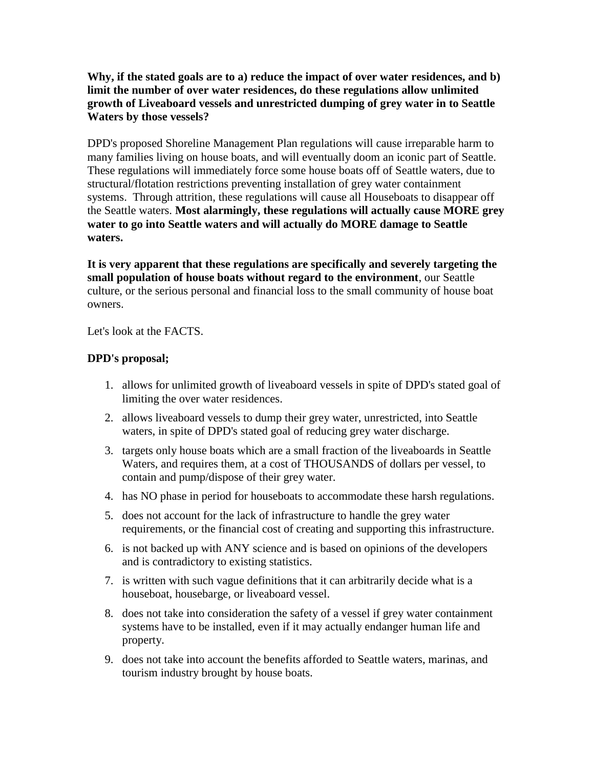**Why, if the stated goals are to a) reduce the impact of over water residences, and b) limit the number of over water residences, do these regulations allow unlimited growth of Liveaboard vessels and unrestricted dumping of grey water in to Seattle Waters by those vessels?**

DPD's proposed Shoreline Management Plan regulations will cause irreparable harm to many families living on house boats, and will eventually doom an iconic part of Seattle. These regulations will immediately force some house boats off of Seattle waters, due to structural/flotation restrictions preventing installation of grey water containment systems. Through attrition, these regulations will cause all Houseboats to disappear off the Seattle waters. **Most alarmingly, these regulations will actually cause MORE grey water to go into Seattle waters and will actually do MORE damage to Seattle waters.**

**It is very apparent that these regulations are specifically and severely targeting the small population of house boats without regard to the environment**, our Seattle culture, or the serious personal and financial loss to the small community of house boat owners.

Let's look at the FACTS.

**DPD's proposal;**

1. allows for unlimited growth of liveaboard vessels in spite of DPD's stated goal of limiting the over water residences.
2. allows liveaboard vessels to dump their grey water, unrestricted, into Seattle waters, in spite of DPD's stated goal of reducing grey water discharge.
3. targets only house boats which are a small fraction of the liveaboards in Seattle Waters, and requires them, at a cost of THOUSANDS of dollars per vessel, to contain and pump/dispose of their grey water.
4. has NO phase in period for houseboats to accommodate these harsh regulations.
5. does not account for the lack of infrastructure to handle the grey water requirements, or the financial cost of creating and supporting this infrastructure.
6. is not backed up with ANY science and is based on opinions of the developers and is contradictory to existing statistics.
7. is written with such vague definitions that it can arbitrarily decide what is a houseboat, housebarge, or liveaboard vessel.
8. does not take into consideration the safety of a vessel if grey water containment systems have to be installed, even if it may actually endanger human life and property.
9. does not take into account the benefits afforded to Seattle waters, marinas, and tourism industry brought by house boats.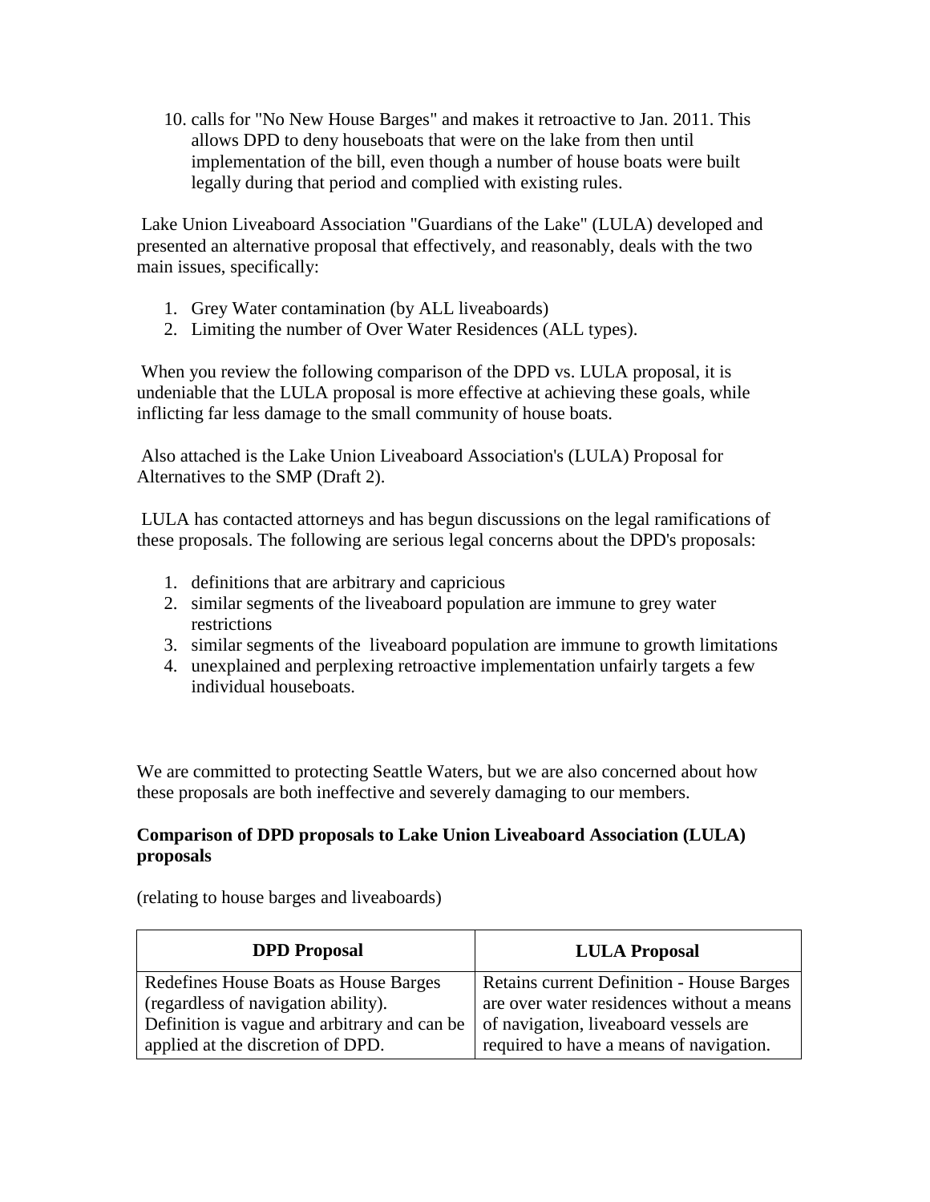10. calls for "No New House Barges" and makes it retroactive to Jan. 2011. This allows DPD to deny houseboats that were on the lake from then until implementation of the bill, even though a number of house boats were built legally during that period and complied with existing rules.

Lake Union Liveaboard Association "Guardians of the Lake" (LULA) developed and presented an alternative proposal that effectively, and reasonably, deals with the two main issues, specifically:

1. Grey Water contamination (by ALL liveaboards)
2. Limiting the number of Over Water Residences (ALL types).

When you review the following comparison of the DPD vs. LULA proposal, it is undeniable that the LULA proposal is more effective at achieving these goals, while inflicting far less damage to the small community of house boats.

Also attached is the Lake Union Liveaboard Association's (LULA) Proposal for Alternatives to the SMP (Draft 2).

LULA has contacted attorneys and has begun discussions on the legal ramifications of these proposals. The following are serious legal concerns about the DPD's proposals:

1. definitions that are arbitrary and capricious
2. similar segments of the liveaboard population are immune to grey water restrictions
3. similar segments of the liveaboard population are immune to growth limitations
4. unexplained and perplexing retroactive implementation unfairly targets a few individual houseboats.

We are committed to protecting Seattle Waters, but we are also concerned about how these proposals are both ineffective and severely damaging to our members.

**Comparison of DPD proposals to Lake Union Liveaboard Association (LULA) proposals**

(relating to house barges and liveaboards)

| DPD Proposal | LULA Proposal |
|---|---|
| Redefines House Boats as House Barges (regardless of navigation ability). Definition is vague and arbitrary and can be applied at the discretion of DPD. | Retains current Definition - House Barges are over water residences without a means of navigation, liveaboard vessels are required to have a means of navigation. |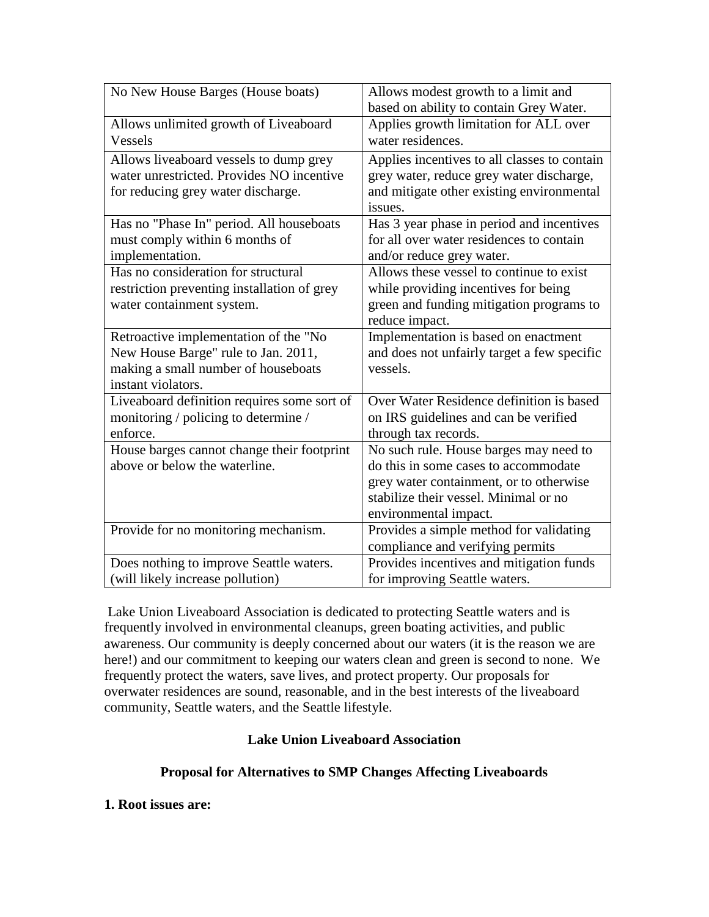| No New House Barges (House boats) | Allows modest growth to a limit and based on ability to contain Grey Water. |
|---|---|
| Allows unlimited growth of Liveaboard Vessels | Applies growth limitation for ALL over water residences. |
| Allows liveaboard vessels to dump grey water unrestricted. Provides NO incentive for reducing grey water discharge. | Applies incentives to all classes to contain grey water, reduce grey water discharge, and mitigate other existing environmental issues. |
| Has no "Phase In" period. All houseboats must comply within 6 months of implementation. | Has 3 year phase in period and incentives for all over water residences to contain and/or reduce grey water. |
| Has no consideration for structural restriction preventing installation of grey water containment system. | Allows these vessel to continue to exist while providing incentives for being green and funding mitigation programs to reduce impact. |
| Retroactive implementation of the "No New House Barge" rule to Jan. 2011, making a small number of houseboats instant violators. | Implementation is based on enactment and does not unfairly target a few specific vessels. |
| Liveaboard definition requires some sort of monitoring / policing to determine / enforce. | Over Water Residence definition is based on IRS guidelines and can be verified through tax records. |
| House barges cannot change their footprint above or below the waterline. | No such rule. House barges may need to do this in some cases to accommodate grey water containment, or to otherwise stabilize their vessel. Minimal or no environmental impact. |
| Provide for no monitoring mechanism. | Provides a simple method for validating compliance and verifying permits |
| Does nothing to improve Seattle waters. (will likely increase pollution) | Provides incentives and mitigation funds for improving Seattle waters. |

Lake Union Liveaboard Association is dedicated to protecting Seattle waters and is frequently involved in environmental cleanups, green boating activities, and public awareness. Our community is deeply concerned about our waters (it is the reason we are here!) and our commitment to keeping our waters clean and green is second to none. We frequently protect the waters, save lives, and protect property. Our proposals for overwater residences are sound, reasonable, and in the best interests of the liveaboard community, Seattle waters, and the Seattle lifestyle.

**Lake Union Liveaboard Association**

**Proposal for Alternatives to SMP Changes Affecting Liveaboards**

**1. Root issues are:**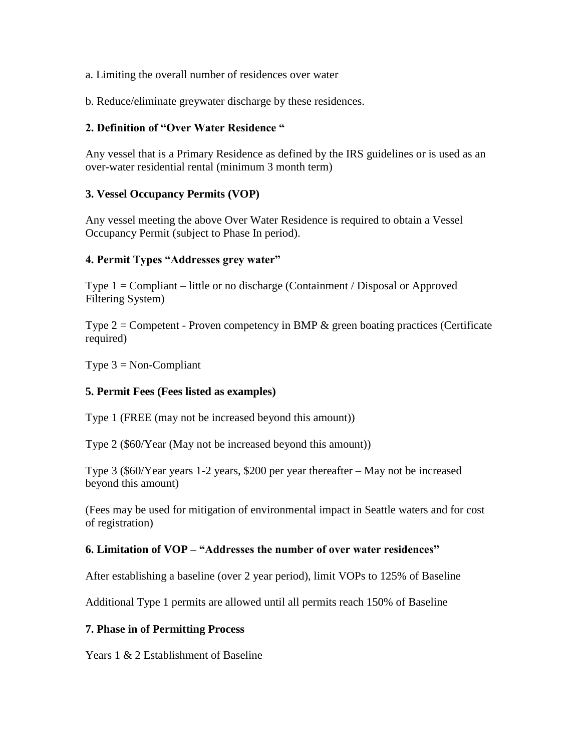a. Limiting the overall number of residences over water

b. Reduce/eliminate greywater discharge by these residences.

**2. Definition of "Over Water Residence "**

Any vessel that is a Primary Residence as defined by the IRS guidelines or is used as an over-water residential rental (minimum 3 month term)

**3. Vessel Occupancy Permits (VOP)**

Any vessel meeting the above Over Water Residence is required to obtain a Vessel Occupancy Permit (subject to Phase In period).

**4. Permit Types "Addresses grey water"**

Type 1 = Compliant – little or no discharge (Containment / Disposal or Approved Filtering System)

Type 2 = Competent - Proven competency in BMP & green boating practices (Certificate required)

Type 3 = Non-Compliant

**5. Permit Fees (Fees listed as examples)**

Type 1 (FREE (may not be increased beyond this amount))

Type 2 ($60/Year (May not be increased beyond this amount))

Type 3 ($60/Year years 1-2 years, $200 per year thereafter – May not be increased beyond this amount)

(Fees may be used for mitigation of environmental impact in Seattle waters and for cost of registration)

**6. Limitation of VOP – "Addresses the number of over water residences"**

After establishing a baseline (over 2 year period), limit VOPs to 125% of Baseline

Additional Type 1 permits are allowed until all permits reach 150% of Baseline

**7. Phase in of Permitting Process**

Years 1 & 2 Establishment of Baseline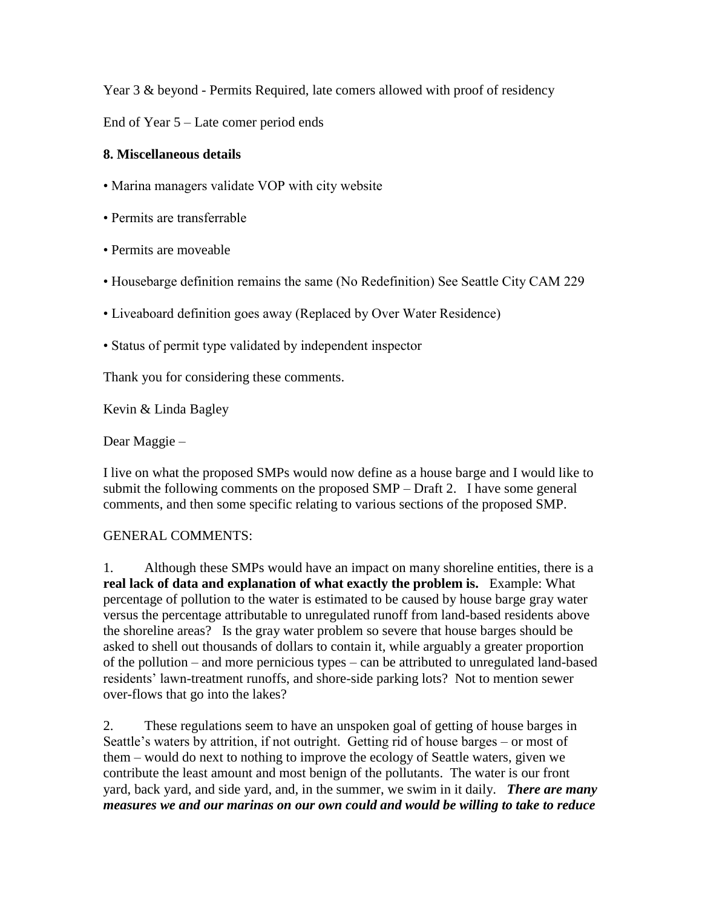Year 3 & beyond - Permits Required, late comers allowed with proof of residency

End of Year 5 – Late comer period ends

**8. Miscellaneous details**

• Marina managers validate VOP with city website

• Permits are transferrable

• Permits are moveable

• Housebarge definition remains the same (No Redefinition) See Seattle City CAM 229

• Liveaboard definition goes away (Replaced by Over Water Residence)

• Status of permit type validated by independent inspector

Thank you for considering these comments.

Kevin & Linda Bagley

Dear Maggie –

I live on what the proposed SMPs would now define as a house barge and I would like to submit the following comments on the proposed SMP – Draft 2. I have some general comments, and then some specific relating to various sections of the proposed SMP.

GENERAL COMMENTS:

1. Although these SMPs would have an impact on many shoreline entities, there is a **real lack of data and explanation of what exactly the problem is.** Example: What percentage of pollution to the water is estimated to be caused by house barge gray water versus the percentage attributable to unregulated runoff from land-based residents above the shoreline areas? Is the gray water problem so severe that house barges should be asked to shell out thousands of dollars to contain it, while arguably a greater proportion of the pollution – and more pernicious types – can be attributed to unregulated land-based residents' lawn-treatment runoffs, and shore-side parking lots? Not to mention sewer over-flows that go into the lakes?

2. These regulations seem to have an unspoken goal of getting of house barges in Seattle's waters by attrition, if not outright. Getting rid of house barges – or most of them – would do next to nothing to improve the ecology of Seattle waters, given we contribute the least amount and most benign of the pollutants. The water is our front yard, back yard, and side yard, and, in the summer, we swim in it daily. ***There are many measures we and our marinas on our own could and would be willing to take to reduce***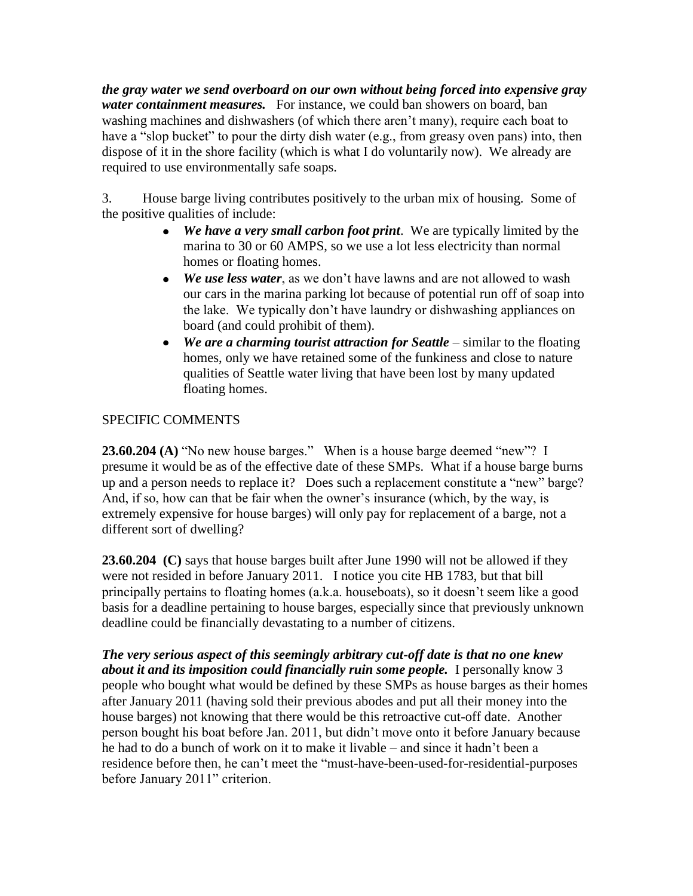***the gray water we send overboard on our own without being forced into expensive gray water containment measures.*** For instance, we could ban showers on board, ban washing machines and dishwashers (of which there aren't many), require each boat to have a "slop bucket" to pour the dirty dish water (e.g., from greasy oven pans) into, then dispose of it in the shore facility (which is what I do voluntarily now). We already are required to use environmentally safe soaps.

3. House barge living contributes positively to the urban mix of housing. Some of the positive qualities of include:

- ***We have a very small carbon foot print***. We are typically limited by the marina to 30 or 60 AMPS, so we use a lot less electricity than normal homes or floating homes.
- ***We use less water***, as we don't have lawns and are not allowed to wash our cars in the marina parking lot because of potential run off of soap into the lake. We typically don't have laundry or dishwashing appliances on board (and could prohibit of them).
- ***We are a charming tourist attraction for Seattle*** – similar to the floating homes, only we have retained some of the funkiness and close to nature qualities of Seattle water living that have been lost by many updated floating homes.

SPECIFIC COMMENTS

**23.60.204 (A)** "No new house barges." When is a house barge deemed "new"? I presume it would be as of the effective date of these SMPs. What if a house barge burns up and a person needs to replace it? Does such a replacement constitute a "new" barge? And, if so, how can that be fair when the owner's insurance (which, by the way, is extremely expensive for house barges) will only pay for replacement of a barge, not a different sort of dwelling?

**23.60.204 (C)** says that house barges built after June 1990 will not be allowed if they were not resided in before January 2011. I notice you cite HB 1783, but that bill principally pertains to floating homes (a.k.a. houseboats), so it doesn't seem like a good basis for a deadline pertaining to house barges, especially since that previously unknown deadline could be financially devastating to a number of citizens.

***The very serious aspect of this seemingly arbitrary cut-off date is that no one knew about it and its imposition could financially ruin some people.*** I personally know 3 people who bought what would be defined by these SMPs as house barges as their homes after January 2011 (having sold their previous abodes and put all their money into the house barges) not knowing that there would be this retroactive cut-off date. Another person bought his boat before Jan. 2011, but didn't move onto it before January because he had to do a bunch of work on it to make it livable – and since it hadn't been a residence before then, he can't meet the "must-have-been-used-for-residential-purposes before January 2011" criterion.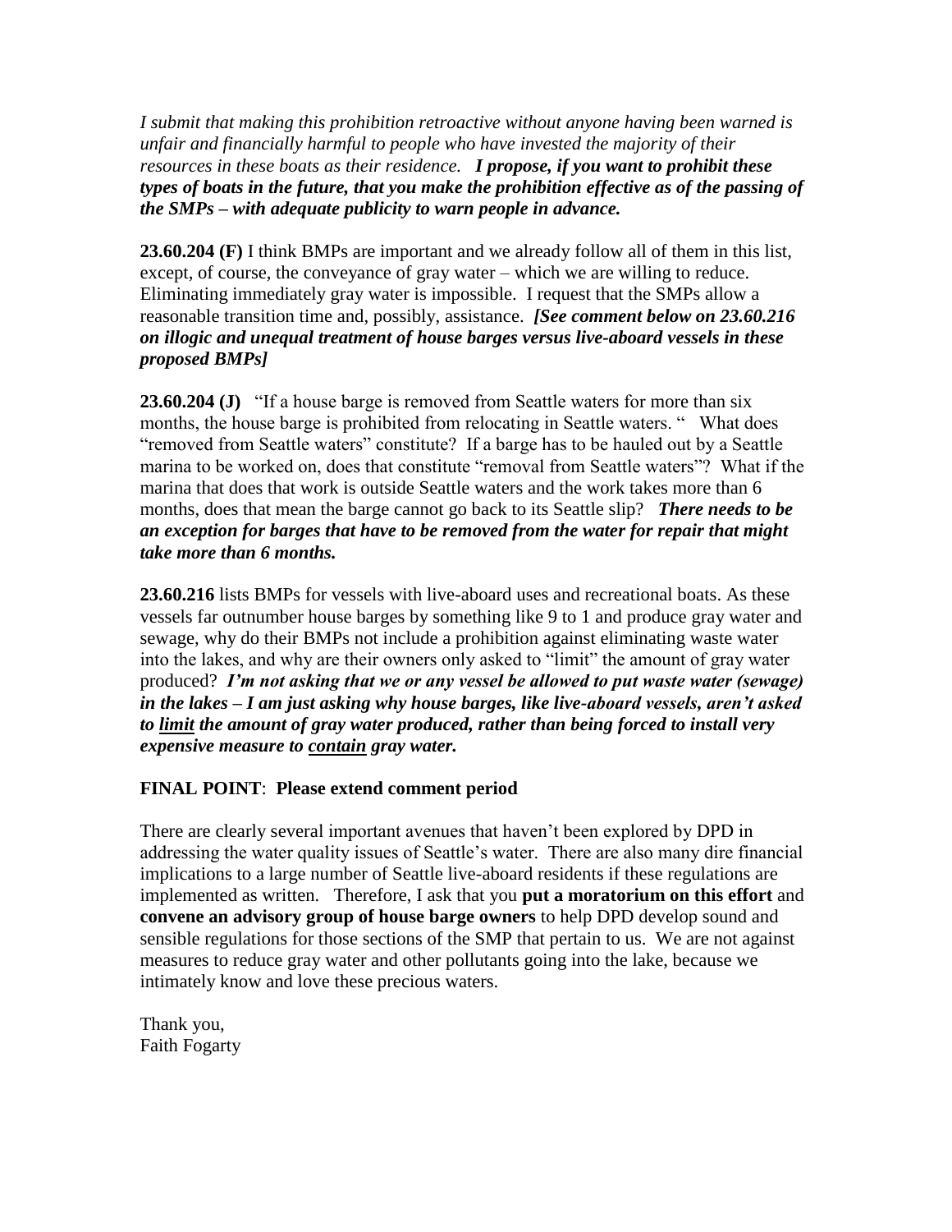*I submit that making this prohibition retroactive without anyone having been warned is unfair and financially harmful to people who have invested the majority of their resources in these boats as their residence.* ***I propose, if you want to prohibit these types of boats in the future, that you make the prohibition effective as of the passing of the SMPs – with adequate publicity to warn people in advance.***

**23.60.204 (F)** I think BMPs are important and we already follow all of them in this list, except, of course, the conveyance of gray water – which we are willing to reduce. Eliminating immediately gray water is impossible. I request that the SMPs allow a reasonable transition time and, possibly, assistance. ***[See comment below on 23.60.216 on illogic and unequal treatment of house barges versus live-aboard vessels in these proposed BMPs]***

**23.60.204 (J)** "If a house barge is removed from Seattle waters for more than six months, the house barge is prohibited from relocating in Seattle waters. " What does "removed from Seattle waters" constitute? If a barge has to be hauled out by a Seattle marina to be worked on, does that constitute "removal from Seattle waters"? What if the marina that does that work is outside Seattle waters and the work takes more than 6 months, does that mean the barge cannot go back to its Seattle slip? ***There needs to be an exception for barges that have to be removed from the water for repair that might take more than 6 months.***

**23.60.216** lists BMPs for vessels with live-aboard uses and recreational boats. As these vessels far outnumber house barges by something like 9 to 1 and produce gray water and sewage, why do their BMPs not include a prohibition against eliminating waste water into the lakes, and why are their owners only asked to "limit" the amount of gray water produced? ***I'm not asking that we or any vessel be allowed to put waste water (sewage) in the lakes – I am just asking why house barges, like live-aboard vessels, aren't asked to <u>limit</u> the amount of gray water produced, rather than being forced to install very expensive measure to <u>contain</u> gray water.***

**FINAL POINT**: **Please extend comment period**

There are clearly several important avenues that haven't been explored by DPD in addressing the water quality issues of Seattle's water. There are also many dire financial implications to a large number of Seattle live-aboard residents if these regulations are implemented as written. Therefore, I ask that you **put a moratorium on this effort** and **convene an advisory group of house barge owners** to help DPD develop sound and sensible regulations for those sections of the SMP that pertain to us. We are not against measures to reduce gray water and other pollutants going into the lake, because we intimately know and love these precious waters.

Thank you,
Faith Fogarty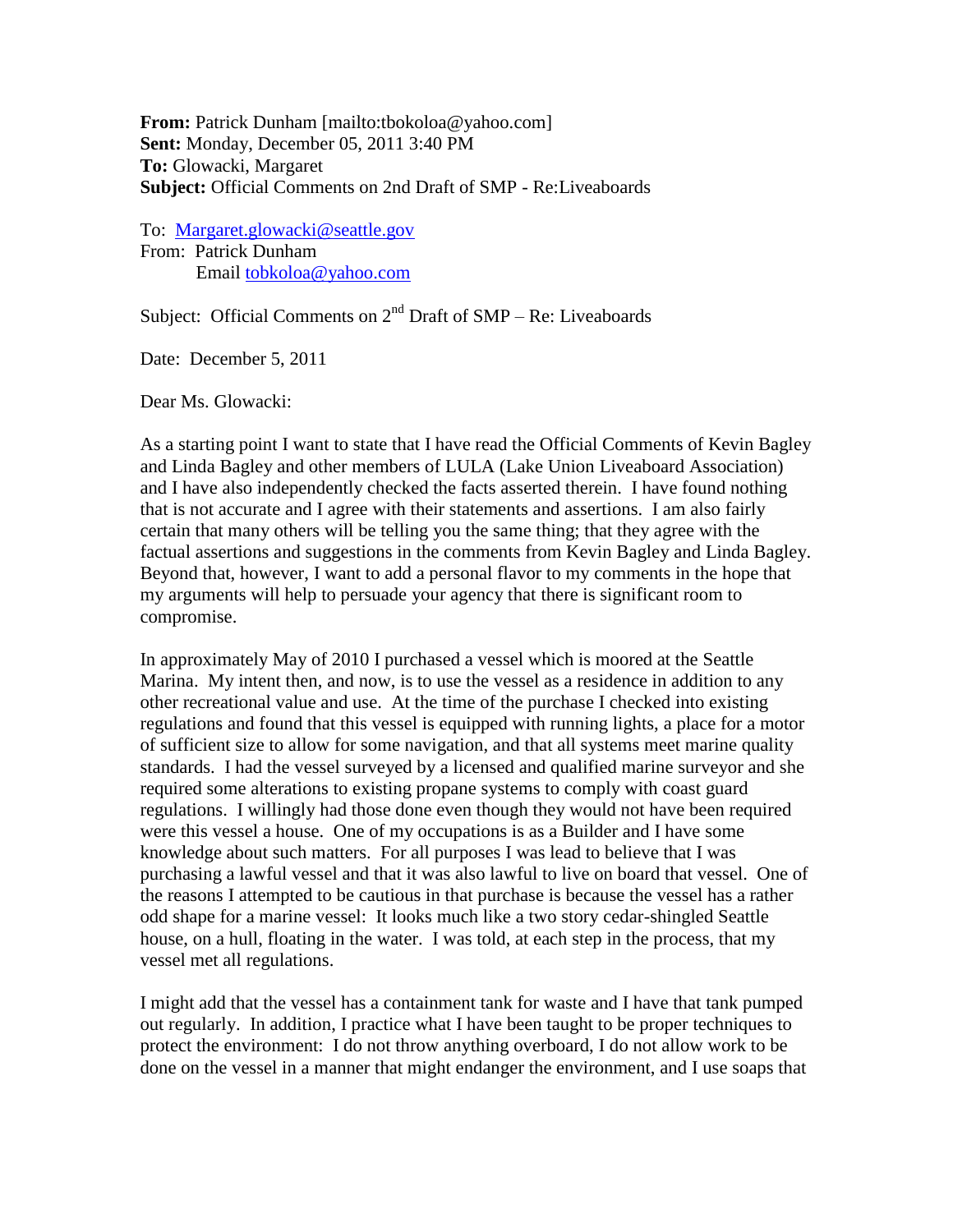**From:** Patrick Dunham [mailto:tbokoloa@yahoo.com]
**Sent:** Monday, December 05, 2011 3:40 PM
**To:** Glowacki, Margaret
**Subject:** Official Comments on 2nd Draft of SMP - Re:Liveaboards

To: Margaret.glowacki@seattle.gov
From: Patrick Dunham
Email tobkoloa@yahoo.com

Subject: Official Comments on 2nd Draft of SMP – Re: Liveaboards

Date: December 5, 2011

Dear Ms. Glowacki:

As a starting point I want to state that I have read the Official Comments of Kevin Bagley and Linda Bagley and other members of LULA (Lake Union Liveaboard Association) and I have also independently checked the facts asserted therein. I have found nothing that is not accurate and I agree with their statements and assertions. I am also fairly certain that many others will be telling you the same thing; that they agree with the factual assertions and suggestions in the comments from Kevin Bagley and Linda Bagley. Beyond that, however, I want to add a personal flavor to my comments in the hope that my arguments will help to persuade your agency that there is significant room to compromise.

In approximately May of 2010 I purchased a vessel which is moored at the Seattle Marina. My intent then, and now, is to use the vessel as a residence in addition to any other recreational value and use. At the time of the purchase I checked into existing regulations and found that this vessel is equipped with running lights, a place for a motor of sufficient size to allow for some navigation, and that all systems meet marine quality standards. I had the vessel surveyed by a licensed and qualified marine surveyor and she required some alterations to existing propane systems to comply with coast guard regulations. I willingly had those done even though they would not have been required were this vessel a house. One of my occupations is as a Builder and I have some knowledge about such matters. For all purposes I was lead to believe that I was purchasing a lawful vessel and that it was also lawful to live on board that vessel. One of the reasons I attempted to be cautious in that purchase is because the vessel has a rather odd shape for a marine vessel: It looks much like a two story cedar-shingled Seattle house, on a hull, floating in the water. I was told, at each step in the process, that my vessel met all regulations.

I might add that the vessel has a containment tank for waste and I have that tank pumped out regularly. In addition, I practice what I have been taught to be proper techniques to protect the environment: I do not throw anything overboard, I do not allow work to be done on the vessel in a manner that might endanger the environment, and I use soaps that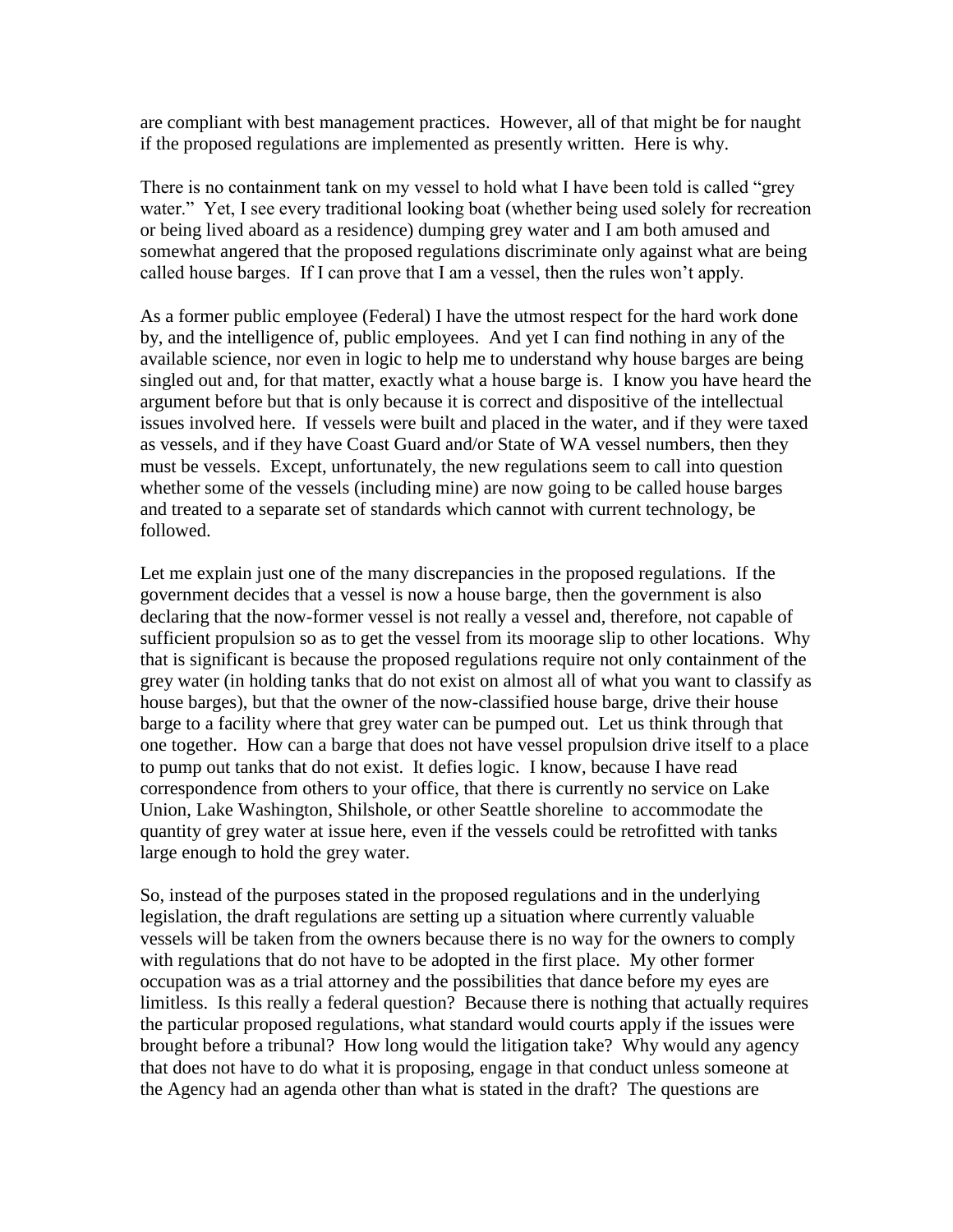are compliant with best management practices. However, all of that might be for naught if the proposed regulations are implemented as presently written. Here is why.

There is no containment tank on my vessel to hold what I have been told is called "grey water." Yet, I see every traditional looking boat (whether being used solely for recreation or being lived aboard as a residence) dumping grey water and I am both amused and somewhat angered that the proposed regulations discriminate only against what are being called house barges. If I can prove that I am a vessel, then the rules won't apply.

As a former public employee (Federal) I have the utmost respect for the hard work done by, and the intelligence of, public employees. And yet I can find nothing in any of the available science, nor even in logic to help me to understand why house barges are being singled out and, for that matter, exactly what a house barge is. I know you have heard the argument before but that is only because it is correct and dispositive of the intellectual issues involved here. If vessels were built and placed in the water, and if they were taxed as vessels, and if they have Coast Guard and/or State of WA vessel numbers, then they must be vessels. Except, unfortunately, the new regulations seem to call into question whether some of the vessels (including mine) are now going to be called house barges and treated to a separate set of standards which cannot with current technology, be followed.

Let me explain just one of the many discrepancies in the proposed regulations. If the government decides that a vessel is now a house barge, then the government is also declaring that the now-former vessel is not really a vessel and, therefore, not capable of sufficient propulsion so as to get the vessel from its moorage slip to other locations. Why that is significant is because the proposed regulations require not only containment of the grey water (in holding tanks that do not exist on almost all of what you want to classify as house barges), but that the owner of the now-classified house barge, drive their house barge to a facility where that grey water can be pumped out. Let us think through that one together. How can a barge that does not have vessel propulsion drive itself to a place to pump out tanks that do not exist. It defies logic. I know, because I have read correspondence from others to your office, that there is currently no service on Lake Union, Lake Washington, Shilshole, or other Seattle shoreline to accommodate the quantity of grey water at issue here, even if the vessels could be retrofitted with tanks large enough to hold the grey water.

So, instead of the purposes stated in the proposed regulations and in the underlying legislation, the draft regulations are setting up a situation where currently valuable vessels will be taken from the owners because there is no way for the owners to comply with regulations that do not have to be adopted in the first place. My other former occupation was as a trial attorney and the possibilities that dance before my eyes are limitless. Is this really a federal question? Because there is nothing that actually requires the particular proposed regulations, what standard would courts apply if the issues were brought before a tribunal? How long would the litigation take? Why would any agency that does not have to do what it is proposing, engage in that conduct unless someone at the Agency had an agenda other than what is stated in the draft? The questions are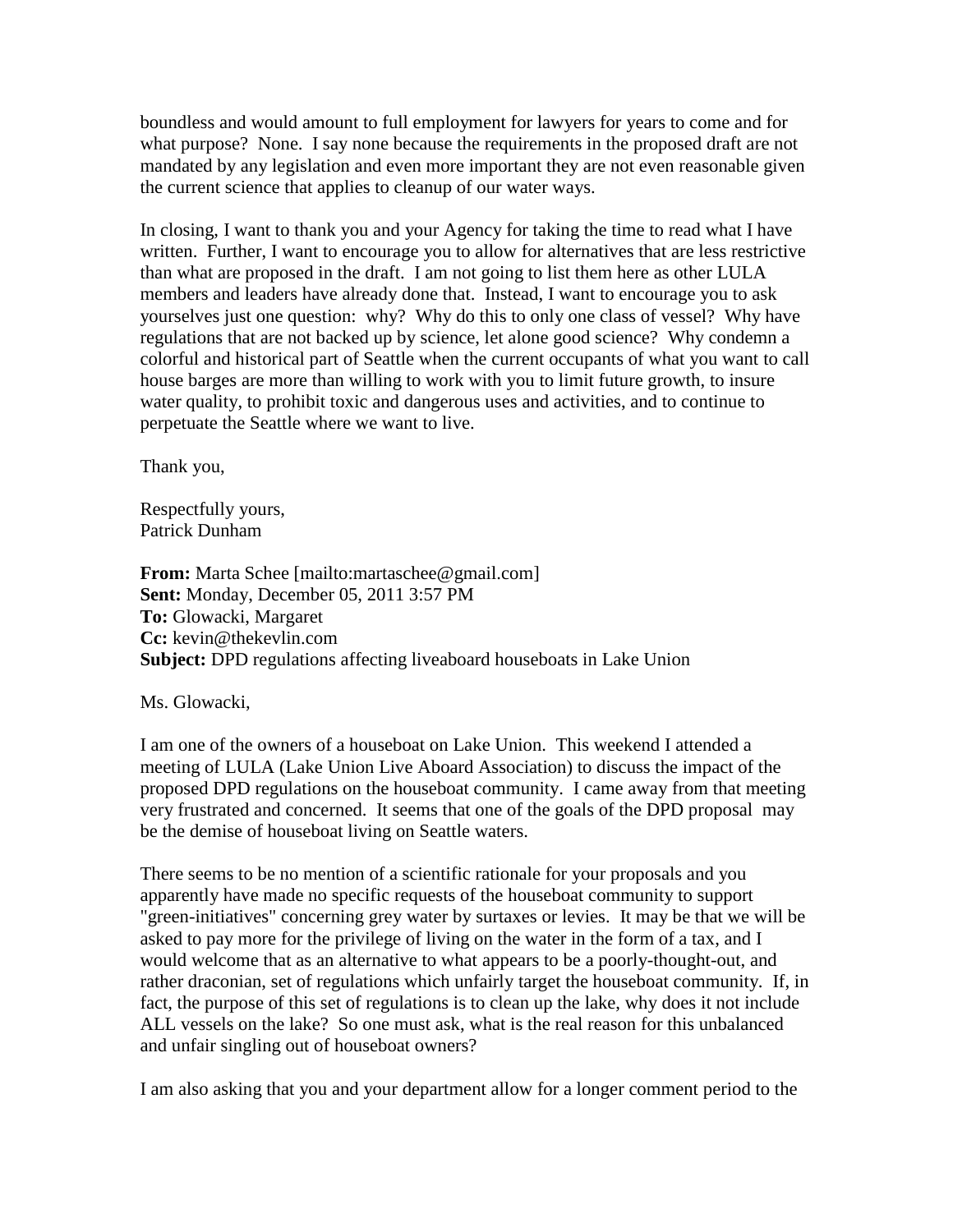boundless and would amount to full employment for lawyers for years to come and for what purpose? None. I say none because the requirements in the proposed draft are not mandated by any legislation and even more important they are not even reasonable given the current science that applies to cleanup of our water ways.

In closing, I want to thank you and your Agency for taking the time to read what I have written. Further, I want to encourage you to allow for alternatives that are less restrictive than what are proposed in the draft. I am not going to list them here as other LULA members and leaders have already done that. Instead, I want to encourage you to ask yourselves just one question: why? Why do this to only one class of vessel? Why have regulations that are not backed up by science, let alone good science? Why condemn a colorful and historical part of Seattle when the current occupants of what you want to call house barges are more than willing to work with you to limit future growth, to insure water quality, to prohibit toxic and dangerous uses and activities, and to continue to perpetuate the Seattle where we want to live.

Thank you,

Respectfully yours,
Patrick Dunham

**From:** Marta Schee [mailto:martaschee@gmail.com]
**Sent:** Monday, December 05, 2011 3:57 PM
**To:** Glowacki, Margaret
**Cc:** kevin@thekevlin.com
**Subject:** DPD regulations affecting liveaboard houseboats in Lake Union

Ms. Glowacki,

I am one of the owners of a houseboat on Lake Union. This weekend I attended a meeting of LULA (Lake Union Live Aboard Association) to discuss the impact of the proposed DPD regulations on the houseboat community. I came away from that meeting very frustrated and concerned. It seems that one of the goals of the DPD proposal may be the demise of houseboat living on Seattle waters.

There seems to be no mention of a scientific rationale for your proposals and you apparently have made no specific requests of the houseboat community to support "green-initiatives" concerning grey water by surtaxes or levies. It may be that we will be asked to pay more for the privilege of living on the water in the form of a tax, and I would welcome that as an alternative to what appears to be a poorly-thought-out, and rather draconian, set of regulations which unfairly target the houseboat community. If, in fact, the purpose of this set of regulations is to clean up the lake, why does it not include ALL vessels on the lake? So one must ask, what is the real reason for this unbalanced and unfair singling out of houseboat owners?

I am also asking that you and your department allow for a longer comment period to the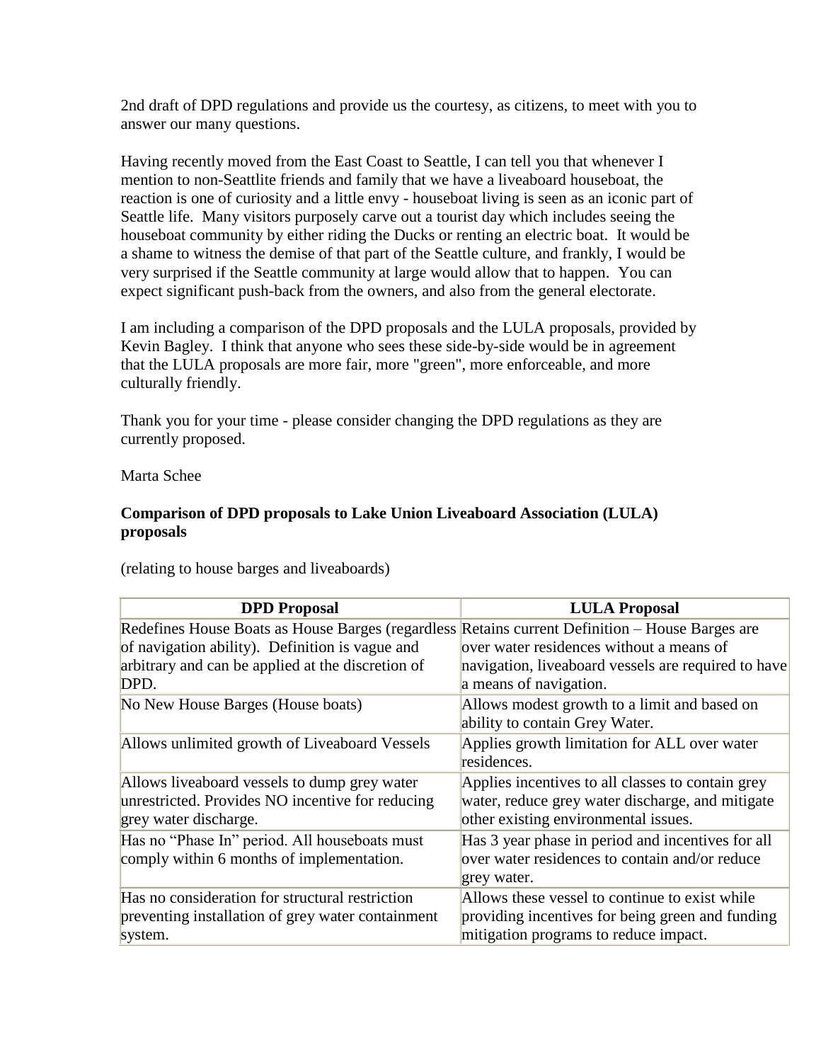2nd draft of DPD regulations and provide us the courtesy, as citizens, to meet with you to answer our many questions.

Having recently moved from the East Coast to Seattle, I can tell you that whenever I mention to non-Seattlite friends and family that we have a liveaboard houseboat, the reaction is one of curiosity and a little envy - houseboat living is seen as an iconic part of Seattle life. Many visitors purposely carve out a tourist day which includes seeing the houseboat community by either riding the Ducks or renting an electric boat. It would be a shame to witness the demise of that part of the Seattle culture, and frankly, I would be very surprised if the Seattle community at large would allow that to happen. You can expect significant push-back from the owners, and also from the general electorate.

I am including a comparison of the DPD proposals and the LULA proposals, provided by Kevin Bagley. I think that anyone who sees these side-by-side would be in agreement that the LULA proposals are more fair, more "green", more enforceable, and more culturally friendly.

Thank you for your time - please consider changing the DPD regulations as they are currently proposed.

Marta Schee

**Comparison of DPD proposals to Lake Union Liveaboard Association (LULA) proposals**

(relating to house barges and liveaboards)

| DPD Proposal | LULA Proposal |
|---|---|
| Redefines House Boats as House Barges (regardless of navigation ability). Definition is vague and arbitrary and can be applied at the discretion of DPD. | Retains current Definition – House Barges are over water residences without a means of navigation, liveaboard vessels are required to have a means of navigation. |
| No New House Barges (House boats) | Allows modest growth to a limit and based on ability to contain Grey Water. |
| Allows unlimited growth of Liveaboard Vessels | Applies growth limitation for ALL over water residences. |
| Allows liveaboard vessels to dump grey water unrestricted. Provides NO incentive for reducing grey water discharge. | Applies incentives to all classes to contain grey water, reduce grey water discharge, and mitigate other existing environmental issues. |
| Has no "Phase In" period. All houseboats must comply within 6 months of implementation. | Has 3 year phase in period and incentives for all over water residences to contain and/or reduce grey water. |
| Has no consideration for structural restriction preventing installation of grey water containment system. | Allows these vessel to continue to exist while providing incentives for being green and funding mitigation programs to reduce impact. |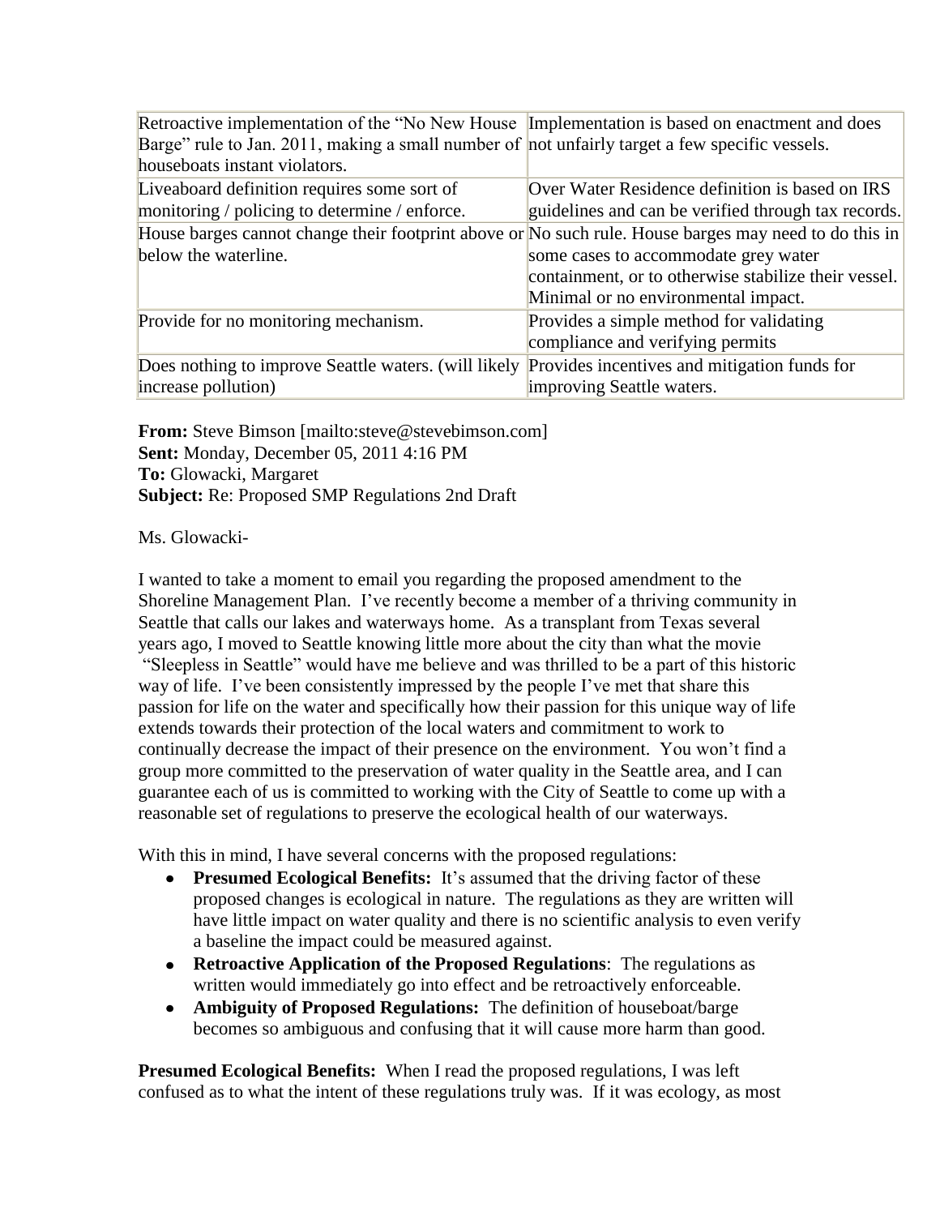| | |
|---|---|
| Retroactive implementation of the "No New House Barge" rule to Jan. 2011, making a small number of houseboats instant violators. | Implementation is based on enactment and does not unfairly target a few specific vessels. |
| Liveaboard definition requires some sort of monitoring / policing to determine / enforce. | Over Water Residence definition is based on IRS guidelines and can be verified through tax records. |
| House barges cannot change their footprint above or below the waterline. | No such rule. House barges may need to do this in some cases to accommodate grey water containment, or to otherwise stabilize their vessel. Minimal or no environmental impact. |
| Provide for no monitoring mechanism. | Provides a simple method for validating compliance and verifying permits |
| Does nothing to improve Seattle waters. (will likely increase pollution) | Provides incentives and mitigation funds for improving Seattle waters. |

**From:** Steve Bimson [mailto:steve@stevebimson.com]
**Sent:** Monday, December 05, 2011 4:16 PM
**To:** Glowacki, Margaret
**Subject:** Re: Proposed SMP Regulations 2nd Draft

Ms. Glowacki-

I wanted to take a moment to email you regarding the proposed amendment to the Shoreline Management Plan. I've recently become a member of a thriving community in Seattle that calls our lakes and waterways home. As a transplant from Texas several years ago, I moved to Seattle knowing little more about the city than what the movie "Sleepless in Seattle" would have me believe and was thrilled to be a part of this historic way of life. I've been consistently impressed by the people I've met that share this passion for life on the water and specifically how their passion for this unique way of life extends towards their protection of the local waters and commitment to work to continually decrease the impact of their presence on the environment. You won't find a group more committed to the preservation of water quality in the Seattle area, and I can guarantee each of us is committed to working with the City of Seattle to come up with a reasonable set of regulations to preserve the ecological health of our waterways.

With this in mind, I have several concerns with the proposed regulations:

- **Presumed Ecological Benefits:** It's assumed that the driving factor of these proposed changes is ecological in nature. The regulations as they are written will have little impact on water quality and there is no scientific analysis to even verify a baseline the impact could be measured against.
- **Retroactive Application of the Proposed Regulations**: The regulations as written would immediately go into effect and be retroactively enforceable.
- **Ambiguity of Proposed Regulations:** The definition of houseboat/barge becomes so ambiguous and confusing that it will cause more harm than good.

**Presumed Ecological Benefits:** When I read the proposed regulations, I was left confused as to what the intent of these regulations truly was. If it was ecology, as most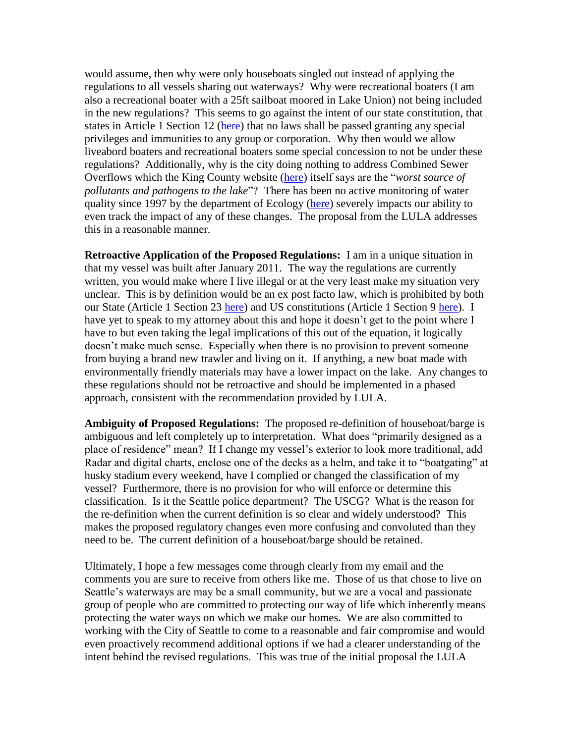would assume, then why were only houseboats singled out instead of applying the regulations to all vessels sharing out waterways? Why were recreational boaters (I am also a recreational boater with a 25ft sailboat moored in Lake Union) not being included in the new regulations? This seems to go against the intent of our state constitution, that states in Article 1 Section 12 (here) that no laws shall be passed granting any special privileges and immunities to any group or corporation. Why then would we allow liveabord boaters and recreational boaters some special concession to not be under these regulations? Additionally, why is the city doing nothing to address Combined Sewer Overflows which the King County website (here) itself says are the "*worst source of pollutants and pathogens to the lake*"? There has been no active monitoring of water quality since 1997 by the department of Ecology (here) severely impacts our ability to even track the impact of any of these changes. The proposal from the LULA addresses this in a reasonable manner.

**Retroactive Application of the Proposed Regulations:** I am in a unique situation in that my vessel was built after January 2011. The way the regulations are currently written, you would make where I live illegal or at the very least make my situation very unclear. This is by definition would be an ex post facto law, which is prohibited by both our State (Article 1 Section 23 here) and US constitutions (Article 1 Section 9 here). I have yet to speak to my attorney about this and hope it doesn't get to the point where I have to but even taking the legal implications of this out of the equation, it logically doesn't make much sense. Especially when there is no provision to prevent someone from buying a brand new trawler and living on it. If anything, a new boat made with environmentally friendly materials may have a lower impact on the lake. Any changes to these regulations should not be retroactive and should be implemented in a phased approach, consistent with the recommendation provided by LULA.

**Ambiguity of Proposed Regulations:** The proposed re-definition of houseboat/barge is ambiguous and left completely up to interpretation. What does "primarily designed as a place of residence" mean? If I change my vessel's exterior to look more traditional, add Radar and digital charts, enclose one of the decks as a helm, and take it to "boatgating" at husky stadium every weekend, have I complied or changed the classification of my vessel? Furthermore, there is no provision for who will enforce or determine this classification. Is it the Seattle police department? The USCG? What is the reason for the re-definition when the current definition is so clear and widely understood? This makes the proposed regulatory changes even more confusing and convoluted than they need to be. The current definition of a houseboat/barge should be retained.

Ultimately, I hope a few messages come through clearly from my email and the comments you are sure to receive from others like me. Those of us that chose to live on Seattle's waterways are may be a small community, but we are a vocal and passionate group of people who are committed to protecting our way of life which inherently means protecting the water ways on which we make our homes. We are also committed to working with the City of Seattle to come to a reasonable and fair compromise and would even proactively recommend additional options if we had a clearer understanding of the intent behind the revised regulations. This was true of the initial proposal the LULA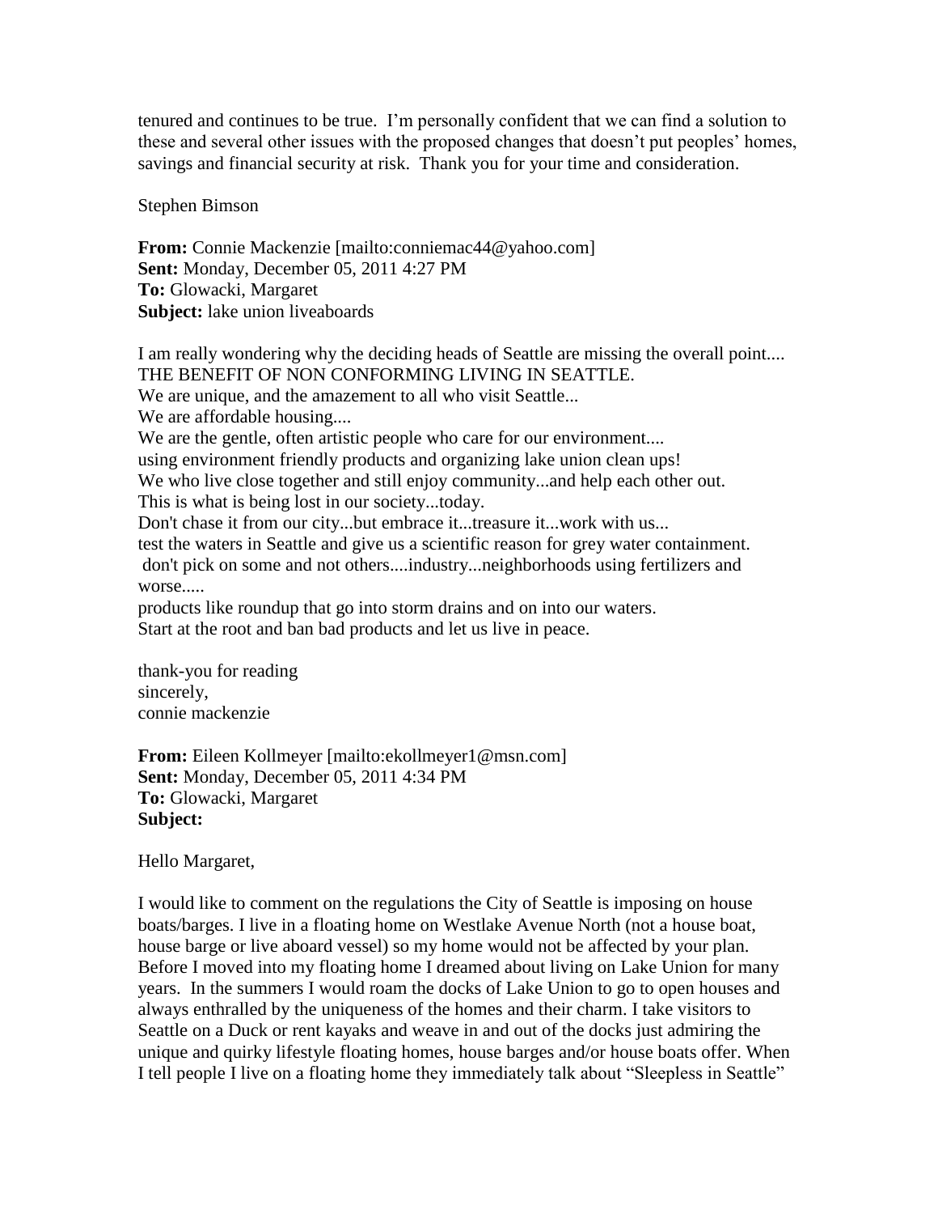tenured and continues to be true. I'm personally confident that we can find a solution to these and several other issues with the proposed changes that doesn't put peoples' homes, savings and financial security at risk. Thank you for your time and consideration.

Stephen Bimson

**From:** Connie Mackenzie [mailto:conniemac44@yahoo.com]
**Sent:** Monday, December 05, 2011 4:27 PM
**To:** Glowacki, Margaret
**Subject:** lake union liveaboards

I am really wondering why the deciding heads of Seattle are missing the overall point....
THE BENEFIT OF NON CONFORMING LIVING IN SEATTLE.
We are unique, and the amazement to all who visit Seattle...
We are affordable housing....
We are the gentle, often artistic people who care for our environment....
using environment friendly products and organizing lake union clean ups!
We who live close together and still enjoy community...and help each other out.
This is what is being lost in our society...today.
Don't chase it from our city...but embrace it...treasure it...work with us...
test the waters in Seattle and give us a scientific reason for grey water containment.
don't pick on some and not others....industry...neighborhoods using fertilizers and worse.....
products like roundup that go into storm drains and on into our waters.
Start at the root and ban bad products and let us live in peace.

thank-you for reading
sincerely,
connie mackenzie

**From:** Eileen Kollmeyer [mailto:ekollmeyer1@msn.com]
**Sent:** Monday, December 05, 2011 4:34 PM
**To:** Glowacki, Margaret
**Subject:**

Hello Margaret,

I would like to comment on the regulations the City of Seattle is imposing on house boats/barges. I live in a floating home on Westlake Avenue North (not a house boat, house barge or live aboard vessel) so my home would not be affected by your plan. Before I moved into my floating home I dreamed about living on Lake Union for many years. In the summers I would roam the docks of Lake Union to go to open houses and always enthralled by the uniqueness of the homes and their charm. I take visitors to Seattle on a Duck or rent kayaks and weave in and out of the docks just admiring the unique and quirky lifestyle floating homes, house barges and/or house boats offer. When I tell people I live on a floating home they immediately talk about "Sleepless in Seattle"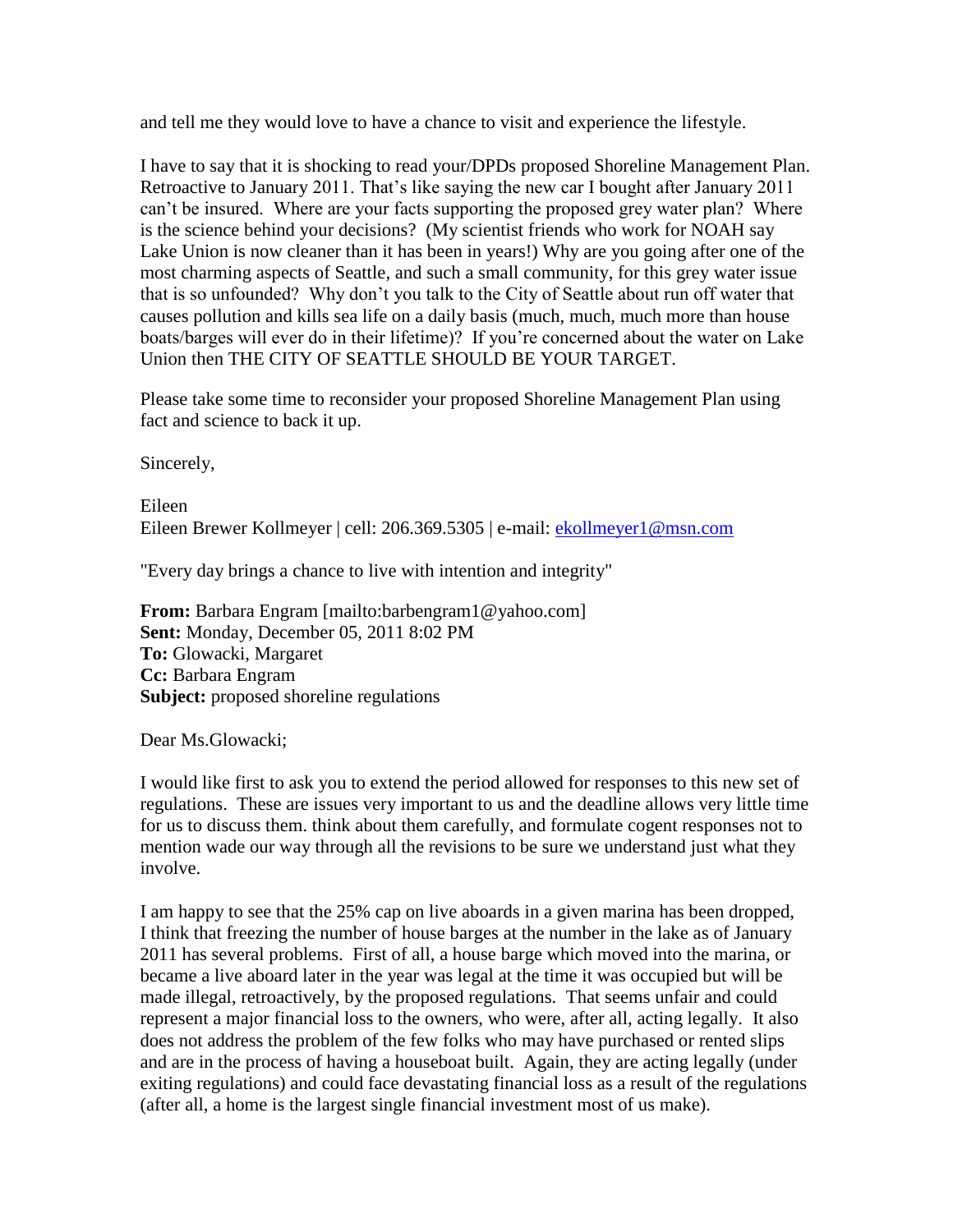and tell me they would love to have a chance to visit and experience the lifestyle.

I have to say that it is shocking to read your/DPDs proposed Shoreline Management Plan. Retroactive to January 2011. That's like saying the new car I bought after January 2011 can't be insured. Where are your facts supporting the proposed grey water plan? Where is the science behind your decisions? (My scientist friends who work for NOAH say Lake Union is now cleaner than it has been in years!) Why are you going after one of the most charming aspects of Seattle, and such a small community, for this grey water issue that is so unfounded? Why don't you talk to the City of Seattle about run off water that causes pollution and kills sea life on a daily basis (much, much, much more than house boats/barges will ever do in their lifetime)? If you're concerned about the water on Lake Union then THE CITY OF SEATTLE SHOULD BE YOUR TARGET.

Please take some time to reconsider your proposed Shoreline Management Plan using fact and science to back it up.

Sincerely,

Eileen
Eileen Brewer Kollmeyer | cell: 206.369.5305 | e-mail: ekollmeyer1@msn.com

"Every day brings a chance to live with intention and integrity"

**From:** Barbara Engram [mailto:barbengram1@yahoo.com]
**Sent:** Monday, December 05, 2011 8:02 PM
**To:** Glowacki, Margaret
**Cc:** Barbara Engram
**Subject:** proposed shoreline regulations

Dear Ms.Glowacki;

I would like first to ask you to extend the period allowed for responses to this new set of regulations. These are issues very important to us and the deadline allows very little time for us to discuss them. think about them carefully, and formulate cogent responses not to mention wade our way through all the revisions to be sure we understand just what they involve.

I am happy to see that the 25% cap on live aboards in a given marina has been dropped, I think that freezing the number of house barges at the number in the lake as of January 2011 has several problems. First of all, a house barge which moved into the marina, or became a live aboard later in the year was legal at the time it was occupied but will be made illegal, retroactively, by the proposed regulations. That seems unfair and could represent a major financial loss to the owners, who were, after all, acting legally. It also does not address the problem of the few folks who may have purchased or rented slips and are in the process of having a houseboat built. Again, they are acting legally (under exiting regulations) and could face devastating financial loss as a result of the regulations (after all, a home is the largest single financial investment most of us make).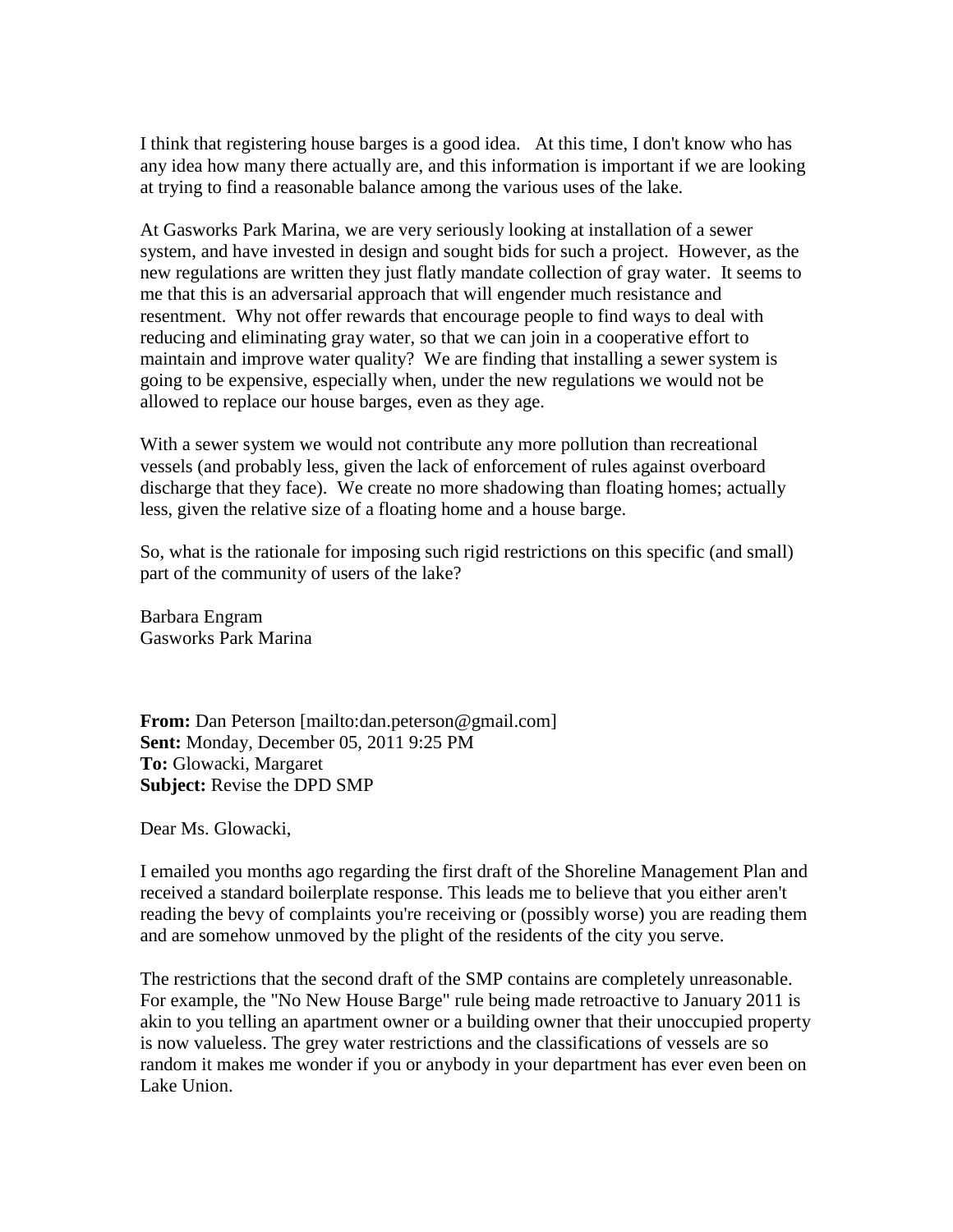I think that registering house barges is a good idea. At this time, I don't know who has any idea how many there actually are, and this information is important if we are looking at trying to find a reasonable balance among the various uses of the lake.

At Gasworks Park Marina, we are very seriously looking at installation of a sewer system, and have invested in design and sought bids for such a project. However, as the new regulations are written they just flatly mandate collection of gray water. It seems to me that this is an adversarial approach that will engender much resistance and resentment. Why not offer rewards that encourage people to find ways to deal with reducing and eliminating gray water, so that we can join in a cooperative effort to maintain and improve water quality? We are finding that installing a sewer system is going to be expensive, especially when, under the new regulations we would not be allowed to replace our house barges, even as they age.

With a sewer system we would not contribute any more pollution than recreational vessels (and probably less, given the lack of enforcement of rules against overboard discharge that they face). We create no more shadowing than floating homes; actually less, given the relative size of a floating home and a house barge.

So, what is the rationale for imposing such rigid restrictions on this specific (and small) part of the community of users of the lake?

Barbara Engram
Gasworks Park Marina

**From:** Dan Peterson [mailto:dan.peterson@gmail.com]
**Sent:** Monday, December 05, 2011 9:25 PM
**To:** Glowacki, Margaret
**Subject:** Revise the DPD SMP

Dear Ms. Glowacki,

I emailed you months ago regarding the first draft of the Shoreline Management Plan and received a standard boilerplate response. This leads me to believe that you either aren't reading the bevy of complaints you're receiving or (possibly worse) you are reading them and are somehow unmoved by the plight of the residents of the city you serve.

The restrictions that the second draft of the SMP contains are completely unreasonable. For example, the "No New House Barge" rule being made retroactive to January 2011 is akin to you telling an apartment owner or a building owner that their unoccupied property is now valueless. The grey water restrictions and the classifications of vessels are so random it makes me wonder if you or anybody in your department has ever even been on Lake Union.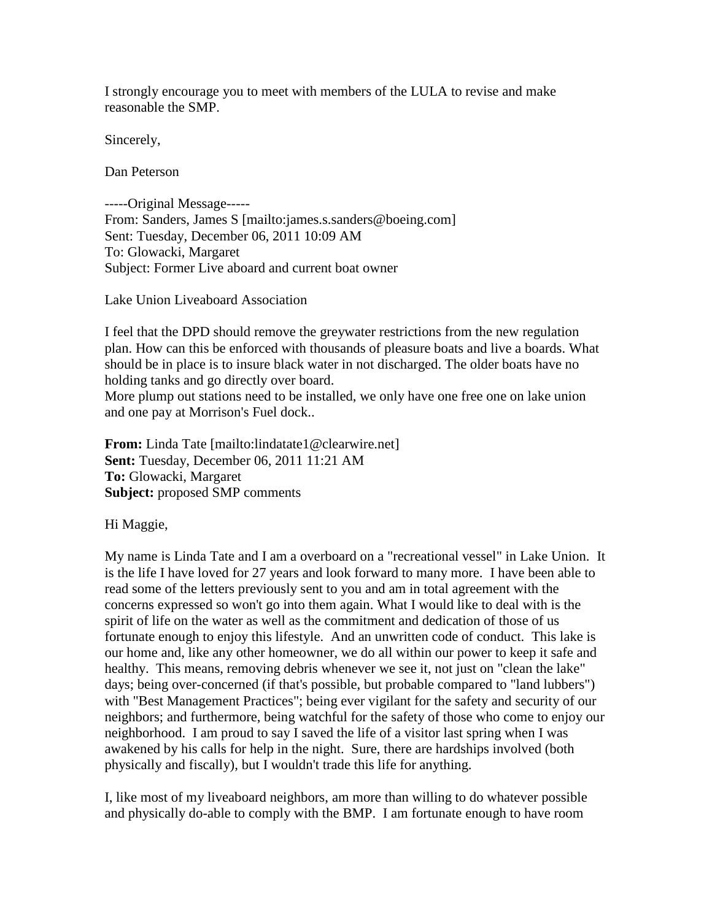I strongly encourage you to meet with members of the LULA to revise and make reasonable the SMP.

Sincerely,

Dan Peterson

-----Original Message-----
From: Sanders, James S [mailto:james.s.sanders@boeing.com]
Sent: Tuesday, December 06, 2011 10:09 AM
To: Glowacki, Margaret
Subject: Former Live aboard and current boat owner

Lake Union Liveaboard Association

I feel that the DPD should remove the greywater restrictions from the new regulation plan. How can this be enforced with thousands of pleasure boats and live a boards. What should be in place is to insure black water in not discharged. The older boats have no holding tanks and go directly over board.
More plump out stations need to be installed, we only have one free one on lake union and one pay at Morrison's Fuel dock..

**From:** Linda Tate [mailto:lindatate1@clearwire.net]
**Sent:** Tuesday, December 06, 2011 11:21 AM
**To:** Glowacki, Margaret
**Subject:** proposed SMP comments

Hi Maggie,

My name is Linda Tate and I am a overboard on a "recreational vessel" in Lake Union. It is the life I have loved for 27 years and look forward to many more. I have been able to read some of the letters previously sent to you and am in total agreement with the concerns expressed so won't go into them again. What I would like to deal with is the spirit of life on the water as well as the commitment and dedication of those of us fortunate enough to enjoy this lifestyle. And an unwritten code of conduct. This lake is our home and, like any other homeowner, we do all within our power to keep it safe and healthy. This means, removing debris whenever we see it, not just on "clean the lake" days; being over-concerned (if that's possible, but probable compared to "land lubbers") with "Best Management Practices"; being ever vigilant for the safety and security of our neighbors; and furthermore, being watchful for the safety of those who come to enjoy our neighborhood. I am proud to say I saved the life of a visitor last spring when I was awakened by his calls for help in the night. Sure, there are hardships involved (both physically and fiscally), but I wouldn't trade this life for anything.

I, like most of my liveaboard neighbors, am more than willing to do whatever possible and physically do-able to comply with the BMP. I am fortunate enough to have room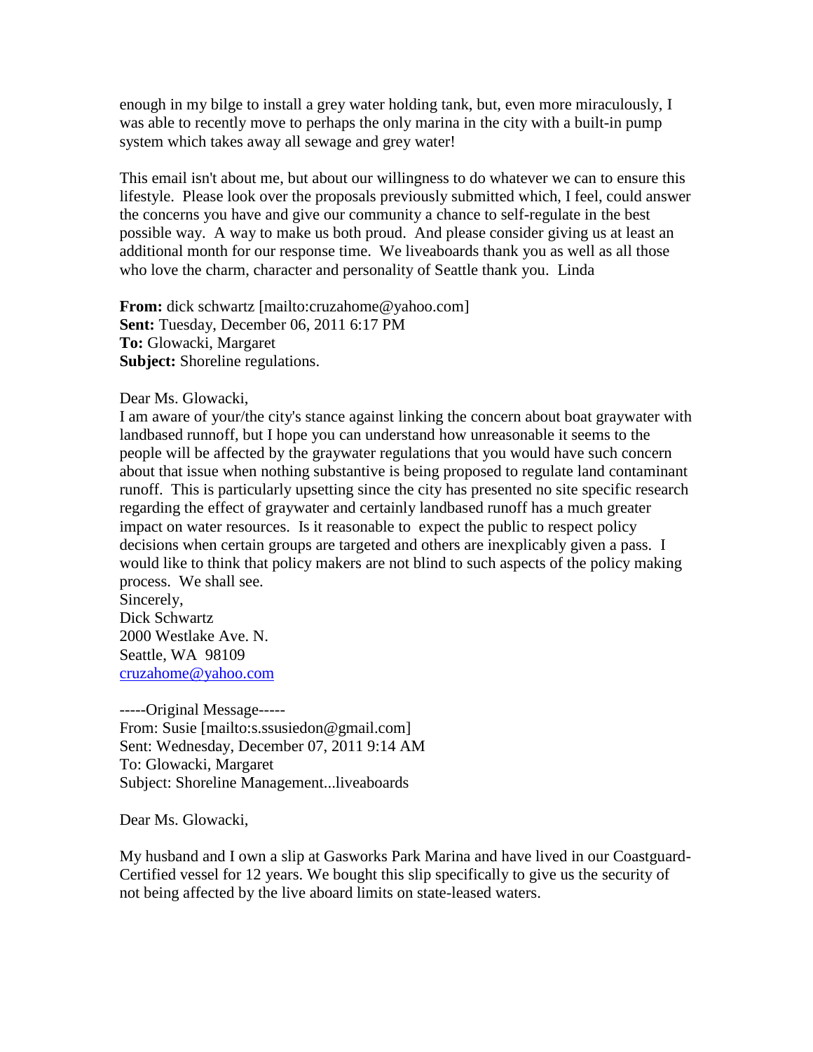enough in my bilge to install a grey water holding tank, but, even more miraculously, I was able to recently move to perhaps the only marina in the city with a built-in pump system which takes away all sewage and grey water!

This email isn't about me, but about our willingness to do whatever we can to ensure this lifestyle. Please look over the proposals previously submitted which, I feel, could answer the concerns you have and give our community a chance to self-regulate in the best possible way. A way to make us both proud. And please consider giving us at least an additional month for our response time. We liveaboards thank you as well as all those who love the charm, character and personality of Seattle thank you. Linda

**From:** dick schwartz [mailto:cruzahome@yahoo.com]
**Sent:** Tuesday, December 06, 2011 6:17 PM
**To:** Glowacki, Margaret
**Subject:** Shoreline regulations.

Dear Ms. Glowacki,
I am aware of your/the city's stance against linking the concern about boat graywater with landbased runnoff, but I hope you can understand how unreasonable it seems to the people will be affected by the graywater regulations that you would have such concern about that issue when nothing substantive is being proposed to regulate land contaminant runoff. This is particularly upsetting since the city has presented no site specific research regarding the effect of graywater and certainly landbased runoff has a much greater impact on water resources. Is it reasonable to expect the public to respect policy decisions when certain groups are targeted and others are inexplicably given a pass. I would like to think that policy makers are not blind to such aspects of the policy making process. We shall see.
Sincerely,
Dick Schwartz
2000 Westlake Ave. N.
Seattle, WA 98109
cruzahome@yahoo.com

-----Original Message-----
From: Susie [mailto:s.ssusiedon@gmail.com]
Sent: Wednesday, December 07, 2011 9:14 AM
To: Glowacki, Margaret
Subject: Shoreline Management...liveaboards

Dear Ms. Glowacki,

My husband and I own a slip at Gasworks Park Marina and have lived in our Coastguard-Certified vessel for 12 years. We bought this slip specifically to give us the security of not being affected by the live aboard limits on state-leased waters.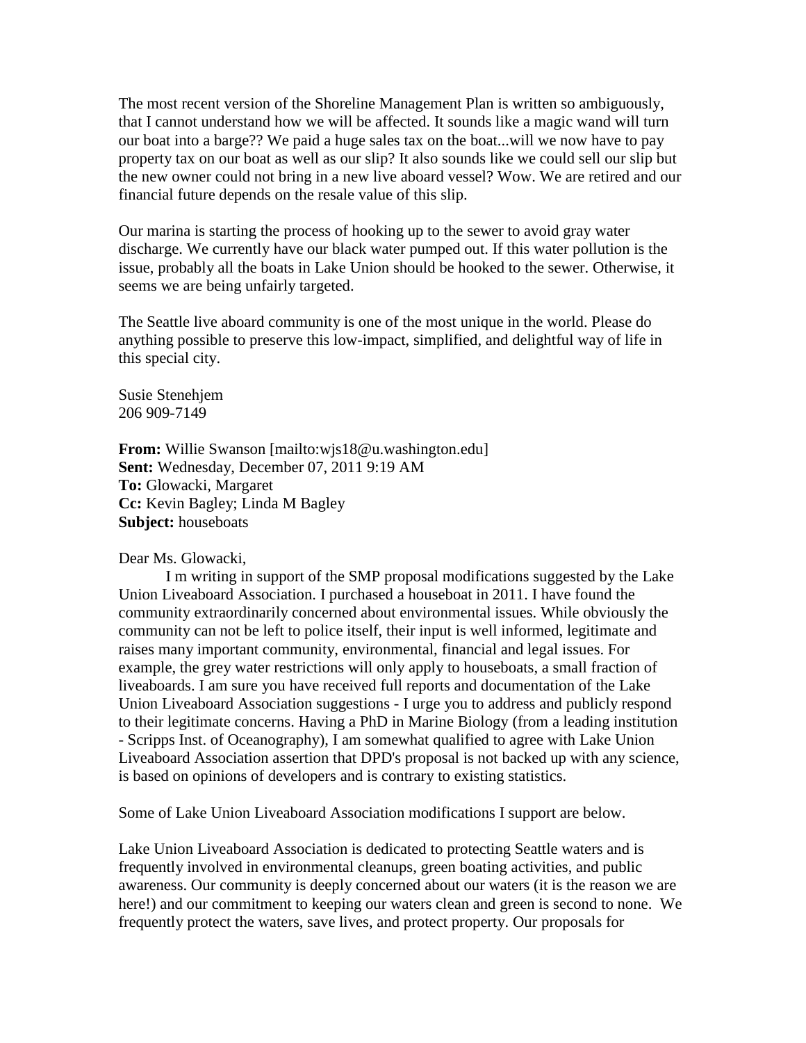The most recent version of the Shoreline Management Plan is written so ambiguously, that I cannot understand how we will be affected. It sounds like a magic wand will turn our boat into a barge?? We paid a huge sales tax on the boat...will we now have to pay property tax on our boat as well as our slip? It also sounds like we could sell our slip but the new owner could not bring in a new live aboard vessel? Wow. We are retired and our financial future depends on the resale value of this slip.

Our marina is starting the process of hooking up to the sewer to avoid gray water discharge. We currently have our black water pumped out. If this water pollution is the issue, probably all the boats in Lake Union should be hooked to the sewer. Otherwise, it seems we are being unfairly targeted.

The Seattle live aboard community is one of the most unique in the world. Please do anything possible to preserve this low-impact, simplified, and delightful way of life in this special city.

Susie Stenehjem
206 909-7149

**From:** Willie Swanson [mailto:wjs18@u.washington.edu]
**Sent:** Wednesday, December 07, 2011 9:19 AM
**To:** Glowacki, Margaret
**Cc:** Kevin Bagley; Linda M Bagley
**Subject:** houseboats

Dear Ms. Glowacki,

I m writing in support of the SMP proposal modifications suggested by the Lake Union Liveaboard Association. I purchased a houseboat in 2011. I have found the community extraordinarily concerned about environmental issues. While obviously the community can not be left to police itself, their input is well informed, legitimate and raises many important community, environmental, financial and legal issues. For example, the grey water restrictions will only apply to houseboats, a small fraction of liveaboards. I am sure you have received full reports and documentation of the Lake Union Liveaboard Association suggestions - I urge you to address and publicly respond to their legitimate concerns. Having a PhD in Marine Biology (from a leading institution - Scripps Inst. of Oceanography), I am somewhat qualified to agree with Lake Union Liveaboard Association assertion that DPD's proposal is not backed up with any science, is based on opinions of developers and is contrary to existing statistics.

Some of Lake Union Liveaboard Association modifications I support are below.

Lake Union Liveaboard Association is dedicated to protecting Seattle waters and is frequently involved in environmental cleanups, green boating activities, and public awareness. Our community is deeply concerned about our waters (it is the reason we are here!) and our commitment to keeping our waters clean and green is second to none. We frequently protect the waters, save lives, and protect property. Our proposals for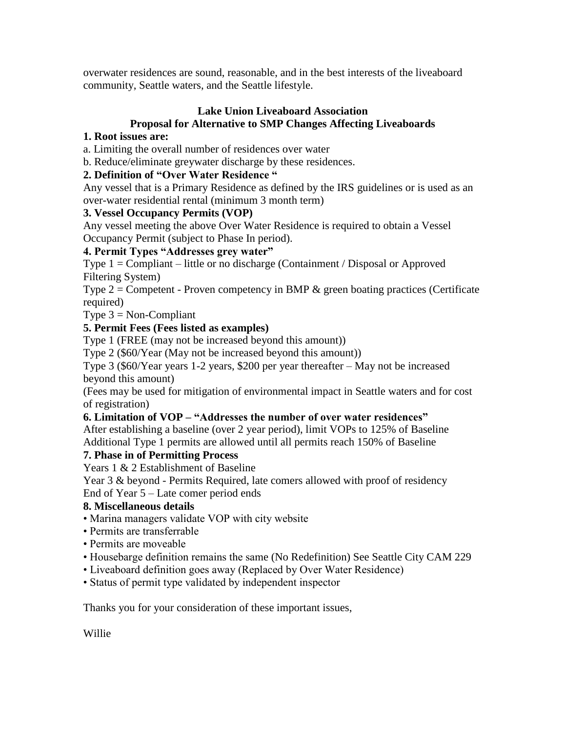overwater residences are sound, reasonable, and in the best interests of the liveaboard community, Seattle waters, and the Seattle lifestyle.

**Lake Union Liveaboard Association**
**Proposal for Alternative to SMP Changes Affecting Liveaboards**

**1. Root issues are:**

a. Limiting the overall number of residences over water

b. Reduce/eliminate greywater discharge by these residences.

**2. Definition of "Over Water Residence "**

Any vessel that is a Primary Residence as defined by the IRS guidelines or is used as an over-water residential rental (minimum 3 month term)

**3. Vessel Occupancy Permits (VOP)**

Any vessel meeting the above Over Water Residence is required to obtain a Vessel Occupancy Permit (subject to Phase In period).

**4. Permit Types "Addresses grey water"**

Type 1 = Compliant – little or no discharge (Containment / Disposal or Approved Filtering System)

Type 2 = Competent - Proven competency in BMP & green boating practices (Certificate required)

Type 3 = Non-Compliant

**5. Permit Fees (Fees listed as examples)**

Type 1 (FREE (may not be increased beyond this amount))

Type 2 ($60/Year (May not be increased beyond this amount))

Type 3 ($60/Year years 1-2 years, $200 per year thereafter – May not be increased beyond this amount)

(Fees may be used for mitigation of environmental impact in Seattle waters and for cost of registration)

**6. Limitation of VOP – "Addresses the number of over water residences"**

After establishing a baseline (over 2 year period), limit VOPs to 125% of Baseline
Additional Type 1 permits are allowed until all permits reach 150% of Baseline

**7. Phase in of Permitting Process**

Years 1 & 2 Establishment of Baseline

Year 3 & beyond - Permits Required, late comers allowed with proof of residency

End of Year 5 – Late comer period ends

**8. Miscellaneous details**

- Marina managers validate VOP with city website
- Permits are transferrable
- Permits are moveable
- Housebarge definition remains the same (No Redefinition) See Seattle City CAM 229
- Liveaboard definition goes away (Replaced by Over Water Residence)
- Status of permit type validated by independent inspector

Thanks you for your consideration of these important issues,

Willie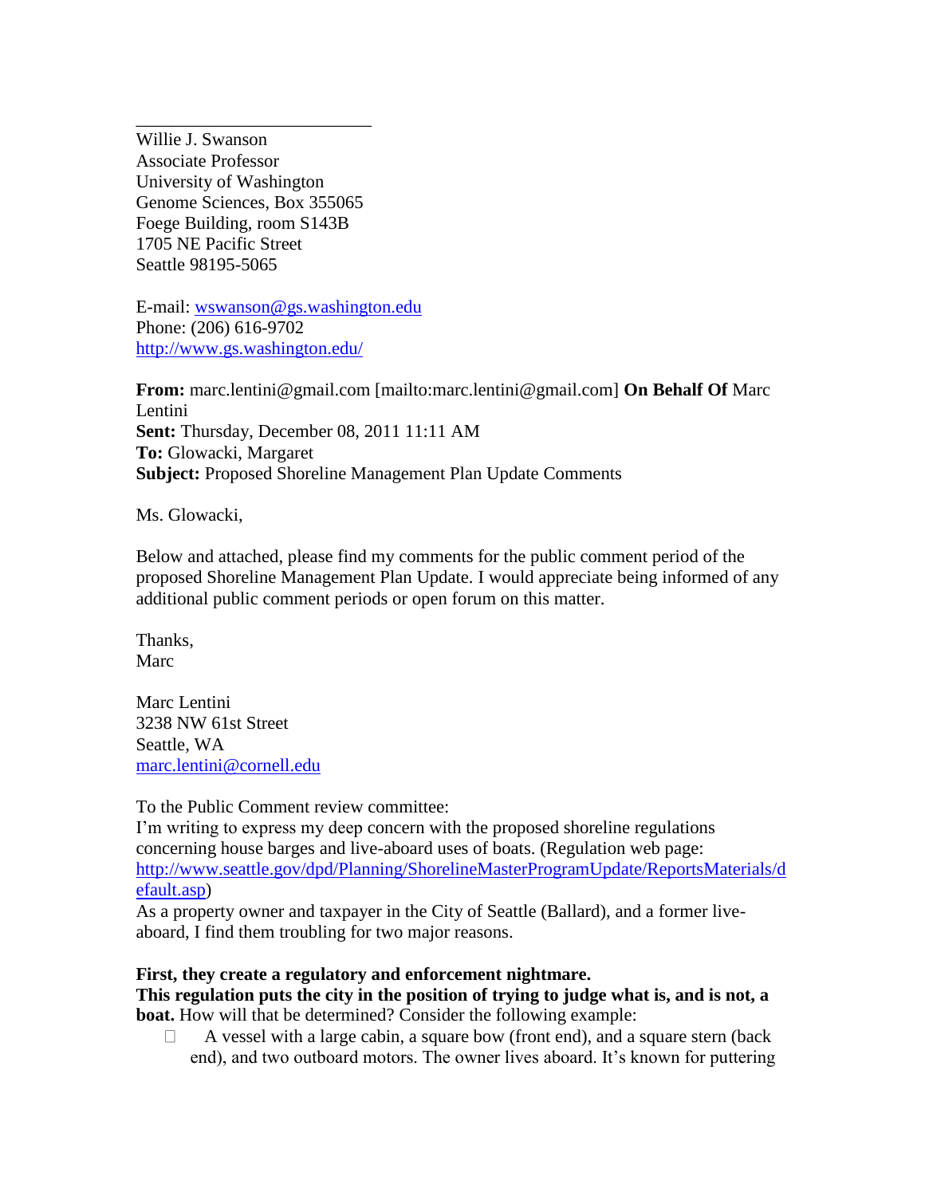\_\_\_\_\_\_\_\_\_\_\_\_\_\_\_\_\_\_\_\_\_\_\_\_\_\_

Willie J. Swanson
Associate Professor
University of Washington
Genome Sciences, Box 355065
Foege Building, room S143B
1705 NE Pacific Street
Seattle 98195-5065

E-mail: wswanson@gs.washington.edu
Phone: (206) 616-9702
http://www.gs.washington.edu/

**From:** marc.lentini@gmail.com [mailto:marc.lentini@gmail.com] **On Behalf Of** Marc Lentini
**Sent:** Thursday, December 08, 2011 11:11 AM
**To:** Glowacki, Margaret
**Subject:** Proposed Shoreline Management Plan Update Comments

Ms. Glowacki,

Below and attached, please find my comments for the public comment period of the proposed Shoreline Management Plan Update. I would appreciate being informed of any additional public comment periods or open forum on this matter.

Thanks,
Marc

Marc Lentini
3238 NW 61st Street
Seattle, WA
marc.lentini@cornell.edu

To the Public Comment review committee:
I'm writing to express my deep concern with the proposed shoreline regulations concerning house barges and live-aboard uses of boats. (Regulation web page: http://www.seattle.gov/dpd/Planning/ShorelineMasterProgramUpdate/ReportsMaterials/default.asp)
As a property owner and taxpayer in the City of Seattle (Ballard), and a former live-aboard, I find them troubling for two major reasons.

**First, they create a regulatory and enforcement nightmare.**
**This regulation puts the city in the position of trying to judge what is, and is not, a boat.** How will that be determined? Consider the following example:

- A vessel with a large cabin, a square bow (front end), and a square stern (back end), and two outboard motors. The owner lives aboard. It's known for puttering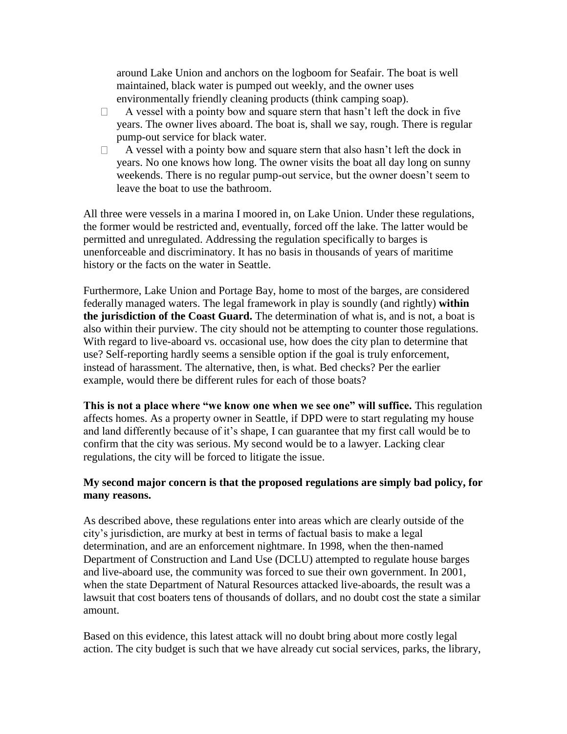around Lake Union and anchors on the logboom for Seafair. The boat is well maintained, black water is pumped out weekly, and the owner uses environmentally friendly cleaning products (think camping soap).

- A vessel with a pointy bow and square stern that hasn't left the dock in five years. The owner lives aboard. The boat is, shall we say, rough. There is regular pump-out service for black water.
- A vessel with a pointy bow and square stern that also hasn't left the dock in years. No one knows how long. The owner visits the boat all day long on sunny weekends. There is no regular pump-out service, but the owner doesn't seem to leave the boat to use the bathroom.

All three were vessels in a marina I moored in, on Lake Union. Under these regulations, the former would be restricted and, eventually, forced off the lake. The latter would be permitted and unregulated. Addressing the regulation specifically to barges is unenforceable and discriminatory. It has no basis in thousands of years of maritime history or the facts on the water in Seattle.

Furthermore, Lake Union and Portage Bay, home to most of the barges, are considered federally managed waters. The legal framework in play is soundly (and rightly) **within the jurisdiction of the Coast Guard.** The determination of what is, and is not, a boat is also within their purview. The city should not be attempting to counter those regulations. With regard to live-aboard vs. occasional use, how does the city plan to determine that use? Self-reporting hardly seems a sensible option if the goal is truly enforcement, instead of harassment. The alternative, then, is what. Bed checks? Per the earlier example, would there be different rules for each of those boats?

**This is not a place where "we know one when we see one" will suffice.** This regulation affects homes. As a property owner in Seattle, if DPD were to start regulating my house and land differently because of it's shape, I can guarantee that my first call would be to confirm that the city was serious. My second would be to a lawyer. Lacking clear regulations, the city will be forced to litigate the issue.

**My second major concern is that the proposed regulations are simply bad policy, for many reasons.**

As described above, these regulations enter into areas which are clearly outside of the city's jurisdiction, are murky at best in terms of factual basis to make a legal determination, and are an enforcement nightmare. In 1998, when the then-named Department of Construction and Land Use (DCLU) attempted to regulate house barges and live-aboard use, the community was forced to sue their own government. In 2001, when the state Department of Natural Resources attacked live-aboards, the result was a lawsuit that cost boaters tens of thousands of dollars, and no doubt cost the state a similar amount.

Based on this evidence, this latest attack will no doubt bring about more costly legal action. The city budget is such that we have already cut social services, parks, the library,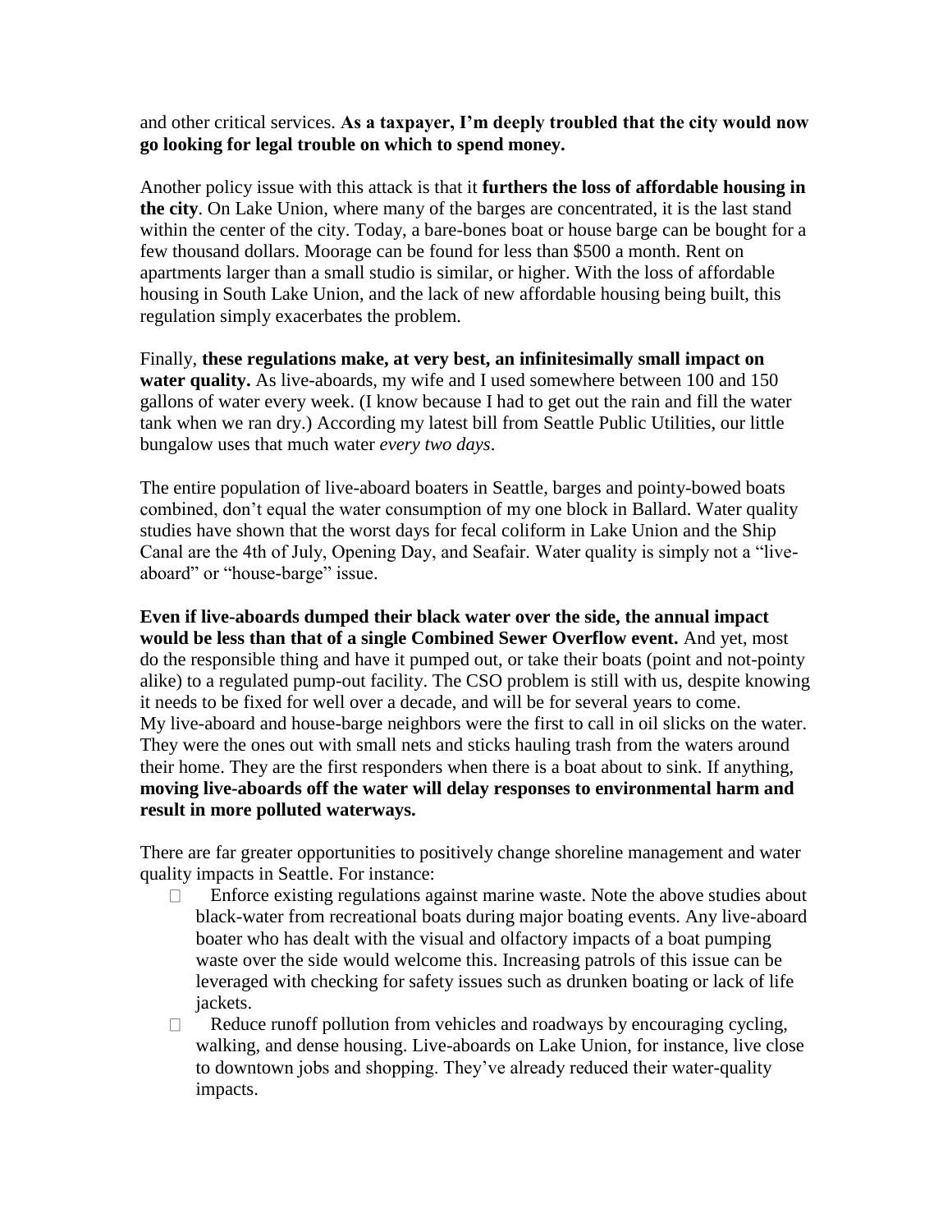and other critical services. **As a taxpayer, I'm deeply troubled that the city would now go looking for legal trouble on which to spend money.**

Another policy issue with this attack is that it **furthers the loss of affordable housing in the city**. On Lake Union, where many of the barges are concentrated, it is the last stand within the center of the city. Today, a bare-bones boat or house barge can be bought for a few thousand dollars. Moorage can be found for less than $500 a month. Rent on apartments larger than a small studio is similar, or higher. With the loss of affordable housing in South Lake Union, and the lack of new affordable housing being built, this regulation simply exacerbates the problem.

Finally, **these regulations make, at very best, an infinitesimally small impact on water quality.** As live-aboards, my wife and I used somewhere between 100 and 150 gallons of water every week. (I know because I had to get out the rain and fill the water tank when we ran dry.) According my latest bill from Seattle Public Utilities, our little bungalow uses that much water *every two days*.

The entire population of live-aboard boaters in Seattle, barges and pointy-bowed boats combined, don't equal the water consumption of my one block in Ballard. Water quality studies have shown that the worst days for fecal coliform in Lake Union and the Ship Canal are the 4th of July, Opening Day, and Seafair. Water quality is simply not a "live-aboard" or "house-barge" issue.

**Even if live-aboards dumped their black water over the side, the annual impact would be less than that of a single Combined Sewer Overflow event.** And yet, most do the responsible thing and have it pumped out, or take their boats (point and not-pointy alike) to a regulated pump-out facility. The CSO problem is still with us, despite knowing it needs to be fixed for well over a decade, and will be for several years to come.
My live-aboard and house-barge neighbors were the first to call in oil slicks on the water. They were the ones out with small nets and sticks hauling trash from the waters around their home. They are the first responders when there is a boat about to sink. If anything, **moving live-aboards off the water will delay responses to environmental harm and result in more polluted waterways.**

There are far greater opportunities to positively change shoreline management and water quality impacts in Seattle. For instance:

- Enforce existing regulations against marine waste. Note the above studies about black-water from recreational boats during major boating events. Any live-aboard boater who has dealt with the visual and olfactory impacts of a boat pumping waste over the side would welcome this. Increasing patrols of this issue can be leveraged with checking for safety issues such as drunken boating or lack of life jackets.
- Reduce runoff pollution from vehicles and roadways by encouraging cycling, walking, and dense housing. Live-aboards on Lake Union, for instance, live close to downtown jobs and shopping. They've already reduced their water-quality impacts.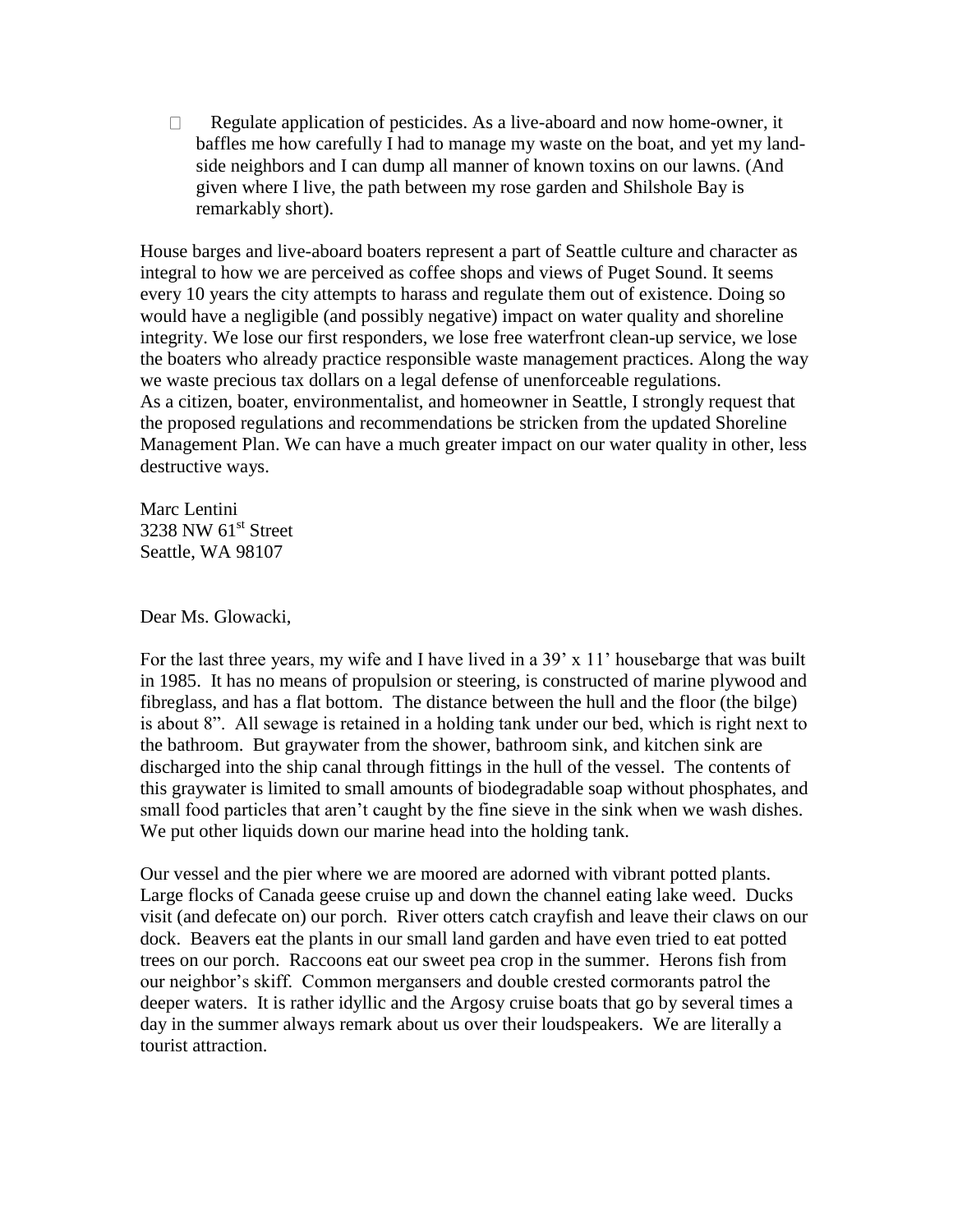- Regulate application of pesticides. As a live-aboard and now home-owner, it baffles me how carefully I had to manage my waste on the boat, and yet my land-side neighbors and I can dump all manner of known toxins on our lawns. (And given where I live, the path between my rose garden and Shilshole Bay is remarkably short).

House barges and live-aboard boaters represent a part of Seattle culture and character as integral to how we are perceived as coffee shops and views of Puget Sound. It seems every 10 years the city attempts to harass and regulate them out of existence. Doing so would have a negligible (and possibly negative) impact on water quality and shoreline integrity. We lose our first responders, we lose free waterfront clean-up service, we lose the boaters who already practice responsible waste management practices. Along the way we waste precious tax dollars on a legal defense of unenforceable regulations.
As a citizen, boater, environmentalist, and homeowner in Seattle, I strongly request that the proposed regulations and recommendations be stricken from the updated Shoreline Management Plan. We can have a much greater impact on our water quality in other, less destructive ways.

Marc Lentini
3238 NW 61st Street
Seattle, WA 98107

Dear Ms. Glowacki,

For the last three years, my wife and I have lived in a 39' x 11' housebarge that was built in 1985. It has no means of propulsion or steering, is constructed of marine plywood and fibreglass, and has a flat bottom. The distance between the hull and the floor (the bilge) is about 8". All sewage is retained in a holding tank under our bed, which is right next to the bathroom. But graywater from the shower, bathroom sink, and kitchen sink are discharged into the ship canal through fittings in the hull of the vessel. The contents of this graywater is limited to small amounts of biodegradable soap without phosphates, and small food particles that aren't caught by the fine sieve in the sink when we wash dishes. We put other liquids down our marine head into the holding tank.

Our vessel and the pier where we are moored are adorned with vibrant potted plants. Large flocks of Canada geese cruise up and down the channel eating lake weed. Ducks visit (and defecate on) our porch. River otters catch crayfish and leave their claws on our dock. Beavers eat the plants in our small land garden and have even tried to eat potted trees on our porch. Raccoons eat our sweet pea crop in the summer. Herons fish from our neighbor's skiff. Common mergansers and double crested cormorants patrol the deeper waters. It is rather idyllic and the Argosy cruise boats that go by several times a day in the summer always remark about us over their loudspeakers. We are literally a tourist attraction.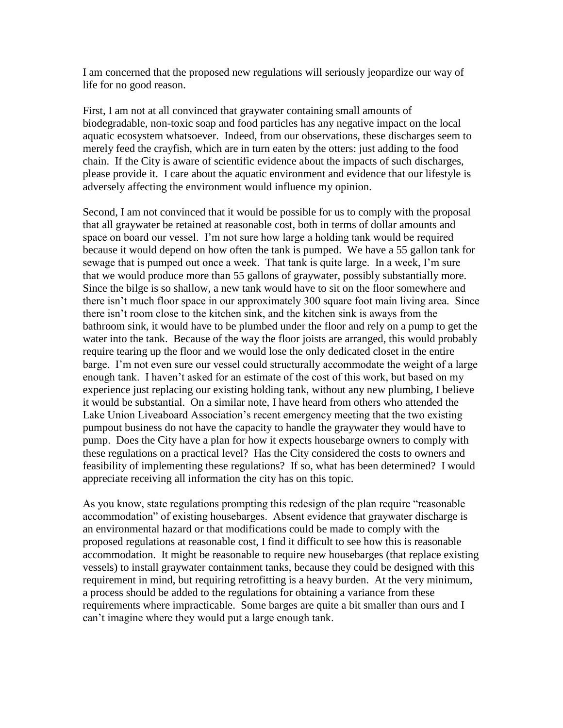I am concerned that the proposed new regulations will seriously jeopardize our way of life for no good reason.

First, I am not at all convinced that graywater containing small amounts of biodegradable, non-toxic soap and food particles has any negative impact on the local aquatic ecosystem whatsoever. Indeed, from our observations, these discharges seem to merely feed the crayfish, which are in turn eaten by the otters: just adding to the food chain. If the City is aware of scientific evidence about the impacts of such discharges, please provide it. I care about the aquatic environment and evidence that our lifestyle is adversely affecting the environment would influence my opinion.

Second, I am not convinced that it would be possible for us to comply with the proposal that all graywater be retained at reasonable cost, both in terms of dollar amounts and space on board our vessel. I'm not sure how large a holding tank would be required because it would depend on how often the tank is pumped. We have a 55 gallon tank for sewage that is pumped out once a week. That tank is quite large. In a week, I'm sure that we would produce more than 55 gallons of graywater, possibly substantially more. Since the bilge is so shallow, a new tank would have to sit on the floor somewhere and there isn't much floor space in our approximately 300 square foot main living area. Since there isn't room close to the kitchen sink, and the kitchen sink is aways from the bathroom sink, it would have to be plumbed under the floor and rely on a pump to get the water into the tank. Because of the way the floor joists are arranged, this would probably require tearing up the floor and we would lose the only dedicated closet in the entire barge. I'm not even sure our vessel could structurally accommodate the weight of a large enough tank. I haven't asked for an estimate of the cost of this work, but based on my experience just replacing our existing holding tank, without any new plumbing, I believe it would be substantial. On a similar note, I have heard from others who attended the Lake Union Liveaboard Association's recent emergency meeting that the two existing pumpout business do not have the capacity to handle the graywater they would have to pump. Does the City have a plan for how it expects housebarge owners to comply with these regulations on a practical level? Has the City considered the costs to owners and feasibility of implementing these regulations? If so, what has been determined? I would appreciate receiving all information the city has on this topic.

As you know, state regulations prompting this redesign of the plan require "reasonable accommodation" of existing housebarges. Absent evidence that graywater discharge is an environmental hazard or that modifications could be made to comply with the proposed regulations at reasonable cost, I find it difficult to see how this is reasonable accommodation. It might be reasonable to require new housebarges (that replace existing vessels) to install graywater containment tanks, because they could be designed with this requirement in mind, but requiring retrofitting is a heavy burden. At the very minimum, a process should be added to the regulations for obtaining a variance from these requirements where impracticable. Some barges are quite a bit smaller than ours and I can't imagine where they would put a large enough tank.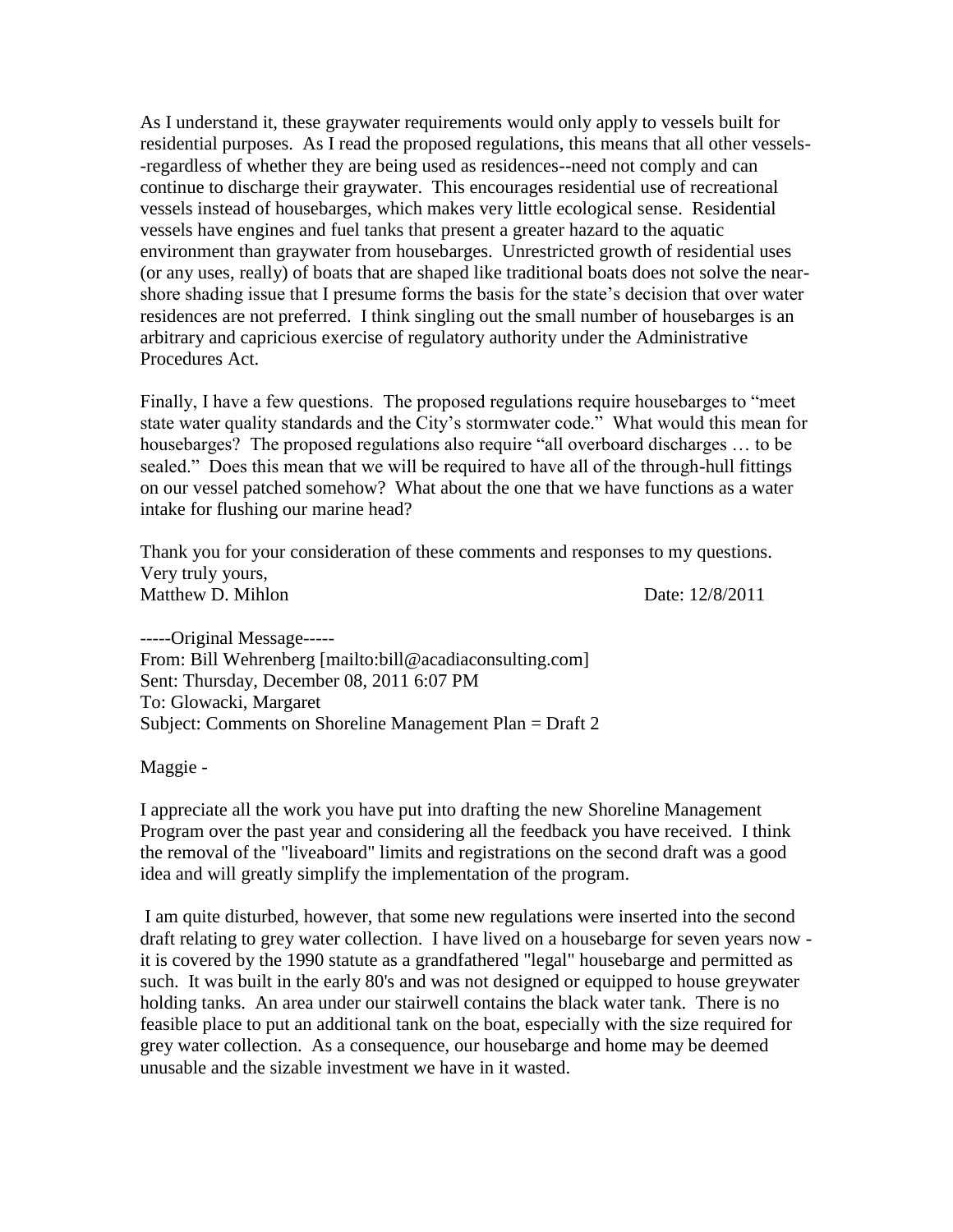As I understand it, these graywater requirements would only apply to vessels built for residential purposes. As I read the proposed regulations, this means that all other vessels--regardless of whether they are being used as residences--need not comply and can continue to discharge their graywater. This encourages residential use of recreational vessels instead of housebarges, which makes very little ecological sense. Residential vessels have engines and fuel tanks that present a greater hazard to the aquatic environment than graywater from housebarges. Unrestricted growth of residential uses (or any uses, really) of boats that are shaped like traditional boats does not solve the near-shore shading issue that I presume forms the basis for the state's decision that over water residences are not preferred. I think singling out the small number of housebarges is an arbitrary and capricious exercise of regulatory authority under the Administrative Procedures Act.

Finally, I have a few questions. The proposed regulations require housebarges to "meet state water quality standards and the City's stormwater code." What would this mean for housebarges? The proposed regulations also require "all overboard discharges … to be sealed." Does this mean that we will be required to have all of the through-hull fittings on our vessel patched somehow? What about the one that we have functions as a water intake for flushing our marine head?

Thank you for your consideration of these comments and responses to my questions.
Very truly yours,
Matthew D. Mihlon Date: 12/8/2011

-----Original Message-----
From: Bill Wehrenberg [mailto:bill@acadiaconsulting.com]
Sent: Thursday, December 08, 2011 6:07 PM
To: Glowacki, Margaret
Subject: Comments on Shoreline Management Plan = Draft 2

Maggie -

I appreciate all the work you have put into drafting the new Shoreline Management Program over the past year and considering all the feedback you have received. I think the removal of the "liveaboard" limits and registrations on the second draft was a good idea and will greatly simplify the implementation of the program.

I am quite disturbed, however, that some new regulations were inserted into the second draft relating to grey water collection. I have lived on a housebarge for seven years now - it is covered by the 1990 statute as a grandfathered "legal" housebarge and permitted as such. It was built in the early 80's and was not designed or equipped to house greywater holding tanks. An area under our stairwell contains the black water tank. There is no feasible place to put an additional tank on the boat, especially with the size required for grey water collection. As a consequence, our housebarge and home may be deemed unusable and the sizable investment we have in it wasted.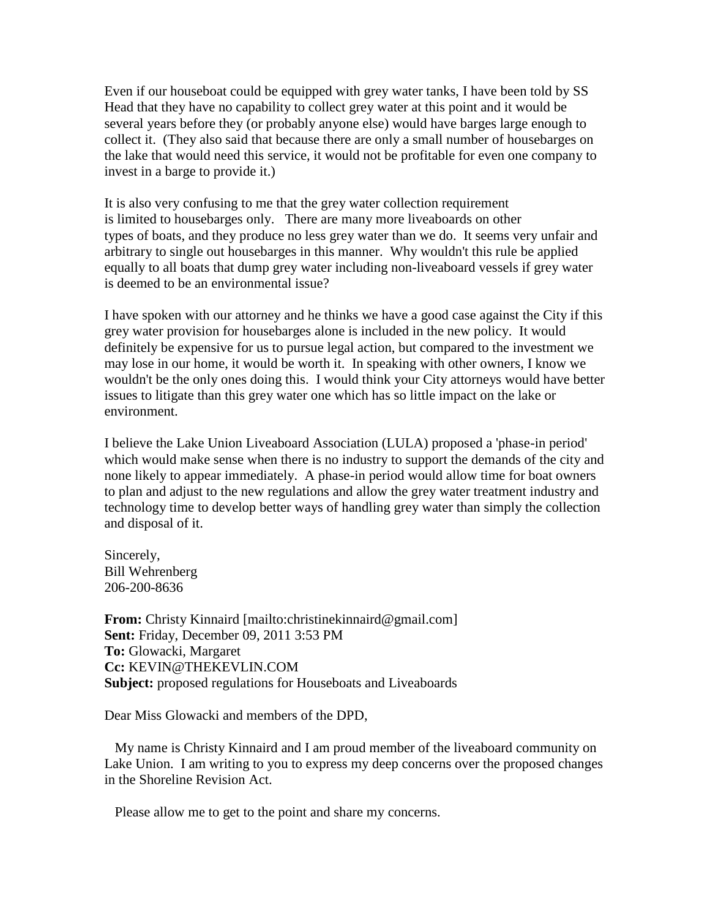Even if our houseboat could be equipped with grey water tanks, I have been told by SS Head that they have no capability to collect grey water at this point and it would be several years before they (or probably anyone else) would have barges large enough to collect it. (They also said that because there are only a small number of housebarges on the lake that would need this service, it would not be profitable for even one company to invest in a barge to provide it.)

It is also very confusing to me that the grey water collection requirement is limited to housebarges only. There are many more liveaboards on other types of boats, and they produce no less grey water than we do. It seems very unfair and arbitrary to single out housebarges in this manner. Why wouldn't this rule be applied equally to all boats that dump grey water including non-liveaboard vessels if grey water is deemed to be an environmental issue?

I have spoken with our attorney and he thinks we have a good case against the City if this grey water provision for housebarges alone is included in the new policy. It would definitely be expensive for us to pursue legal action, but compared to the investment we may lose in our home, it would be worth it. In speaking with other owners, I know we wouldn't be the only ones doing this. I would think your City attorneys would have better issues to litigate than this grey water one which has so little impact on the lake or environment.

I believe the Lake Union Liveaboard Association (LULA) proposed a 'phase-in period' which would make sense when there is no industry to support the demands of the city and none likely to appear immediately. A phase-in period would allow time for boat owners to plan and adjust to the new regulations and allow the grey water treatment industry and technology time to develop better ways of handling grey water than simply the collection and disposal of it.

Sincerely,
Bill Wehrenberg
206-200-8636

**From:** Christy Kinnaird [mailto:christinekinnaird@gmail.com]
**Sent:** Friday, December 09, 2011 3:53 PM
**To:** Glowacki, Margaret
**Cc:** KEVIN@THEKEVLIN.COM
**Subject:** proposed regulations for Houseboats and Liveaboards

Dear Miss Glowacki and members of the DPD,

My name is Christy Kinnaird and I am proud member of the liveaboard community on Lake Union. I am writing to you to express my deep concerns over the proposed changes in the Shoreline Revision Act.

Please allow me to get to the point and share my concerns.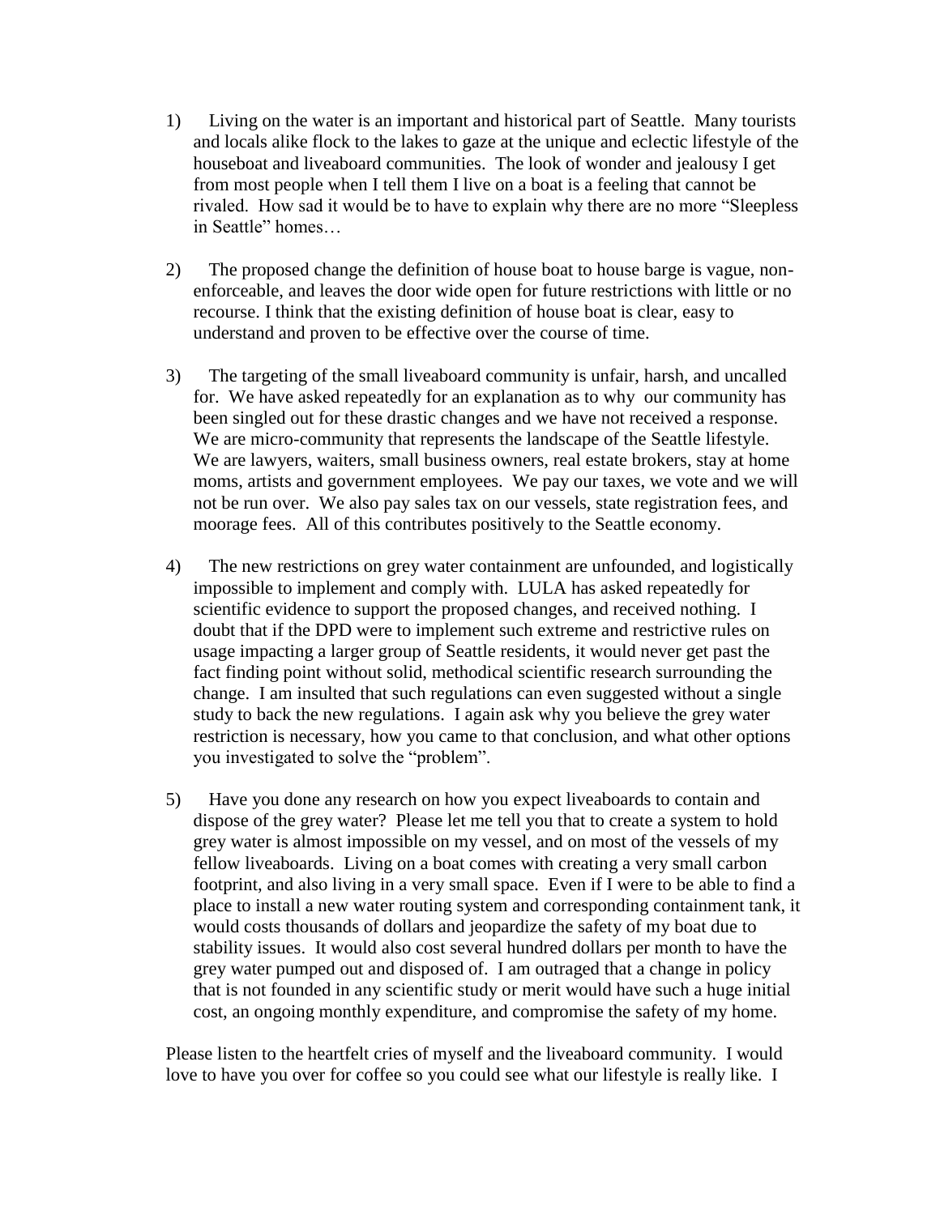1) Living on the water is an important and historical part of Seattle. Many tourists and locals alike flock to the lakes to gaze at the unique and eclectic lifestyle of the houseboat and liveaboard communities. The look of wonder and jealousy I get from most people when I tell them I live on a boat is a feeling that cannot be rivaled. How sad it would be to have to explain why there are no more "Sleepless in Seattle" homes…

2) The proposed change the definition of house boat to house barge is vague, non-enforceable, and leaves the door wide open for future restrictions with little or no recourse. I think that the existing definition of house boat is clear, easy to understand and proven to be effective over the course of time.

3) The targeting of the small liveaboard community is unfair, harsh, and uncalled for. We have asked repeatedly for an explanation as to why our community has been singled out for these drastic changes and we have not received a response. We are micro-community that represents the landscape of the Seattle lifestyle. We are lawyers, waiters, small business owners, real estate brokers, stay at home moms, artists and government employees. We pay our taxes, we vote and we will not be run over. We also pay sales tax on our vessels, state registration fees, and moorage fees. All of this contributes positively to the Seattle economy.

4) The new restrictions on grey water containment are unfounded, and logistically impossible to implement and comply with. LULA has asked repeatedly for scientific evidence to support the proposed changes, and received nothing. I doubt that if the DPD were to implement such extreme and restrictive rules on usage impacting a larger group of Seattle residents, it would never get past the fact finding point without solid, methodical scientific research surrounding the change. I am insulted that such regulations can even suggested without a single study to back the new regulations. I again ask why you believe the grey water restriction is necessary, how you came to that conclusion, and what other options you investigated to solve the "problem".

5) Have you done any research on how you expect liveaboards to contain and dispose of the grey water? Please let me tell you that to create a system to hold grey water is almost impossible on my vessel, and on most of the vessels of my fellow liveaboards. Living on a boat comes with creating a very small carbon footprint, and also living in a very small space. Even if I were to be able to find a place to install a new water routing system and corresponding containment tank, it would costs thousands of dollars and jeopardize the safety of my boat due to stability issues. It would also cost several hundred dollars per month to have the grey water pumped out and disposed of. I am outraged that a change in policy that is not founded in any scientific study or merit would have such a huge initial cost, an ongoing monthly expenditure, and compromise the safety of my home.

Please listen to the heartfelt cries of myself and the liveaboard community. I would love to have you over for coffee so you could see what our lifestyle is really like. I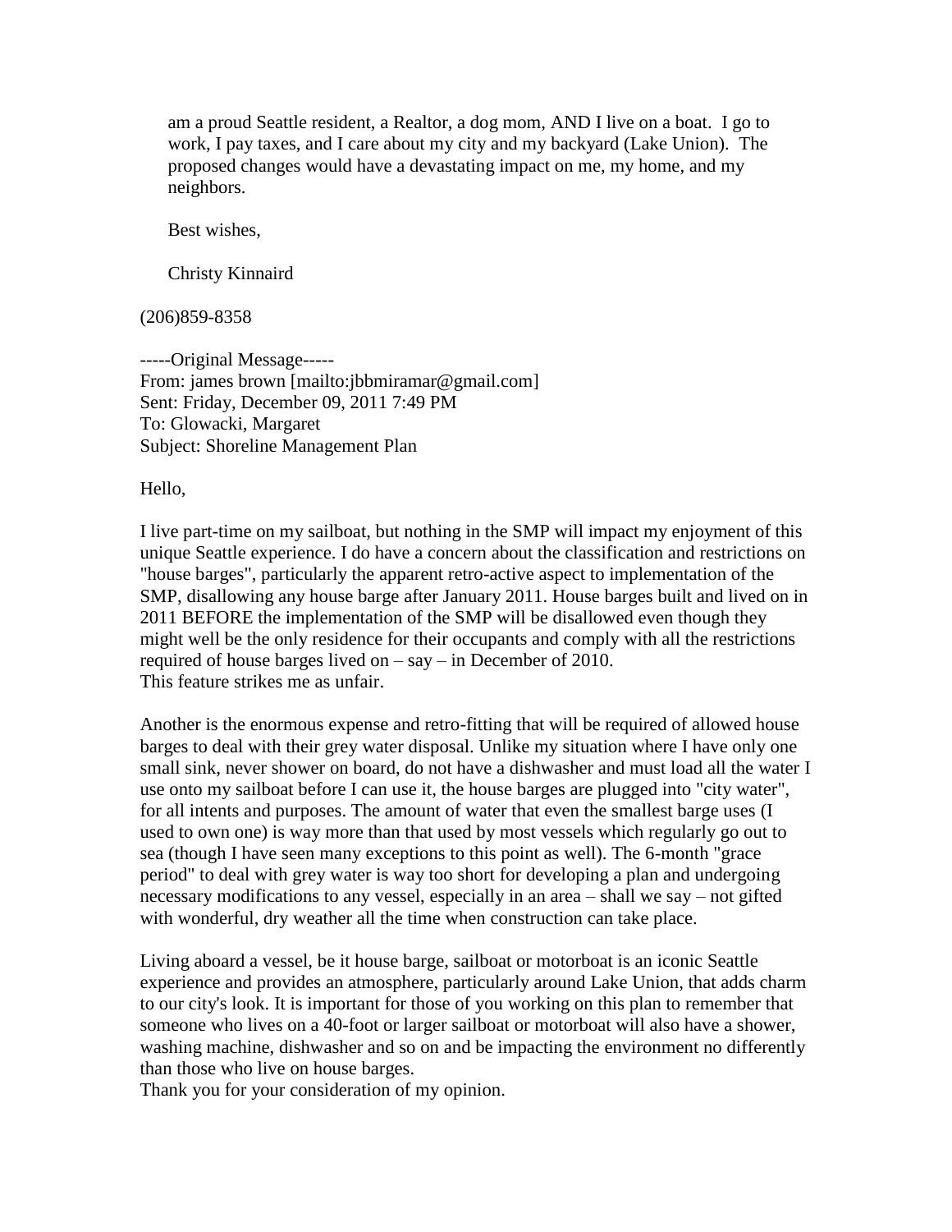am a proud Seattle resident, a Realtor, a dog mom, AND I live on a boat. I go to work, I pay taxes, and I care about my city and my backyard (Lake Union). The proposed changes would have a devastating impact on me, my home, and my neighbors.

Best wishes,

Christy Kinnaird

(206)859-8358

-----Original Message-----
From: james brown [mailto:jbbmiramar@gmail.com]
Sent: Friday, December 09, 2011 7:49 PM
To: Glowacki, Margaret
Subject: Shoreline Management Plan

Hello,

I live part-time on my sailboat, but nothing in the SMP will impact my enjoyment of this unique Seattle experience. I do have a concern about the classification and restrictions on "house barges", particularly the apparent retro-active aspect to implementation of the SMP, disallowing any house barge after January 2011. House barges built and lived on in 2011 BEFORE the implementation of the SMP will be disallowed even though they might well be the only residence for their occupants and comply with all the restrictions required of house barges lived on – say – in December of 2010.
This feature strikes me as unfair.

Another is the enormous expense and retro-fitting that will be required of allowed house barges to deal with their grey water disposal. Unlike my situation where I have only one small sink, never shower on board, do not have a dishwasher and must load all the water I use onto my sailboat before I can use it, the house barges are plugged into "city water", for all intents and purposes. The amount of water that even the smallest barge uses (I used to own one) is way more than that used by most vessels which regularly go out to sea (though I have seen many exceptions to this point as well). The 6-month "grace period" to deal with grey water is way too short for developing a plan and undergoing necessary modifications to any vessel, especially in an area – shall we say – not gifted with wonderful, dry weather all the time when construction can take place.

Living aboard a vessel, be it house barge, sailboat or motorboat is an iconic Seattle experience and provides an atmosphere, particularly around Lake Union, that adds charm to our city's look. It is important for those of you working on this plan to remember that someone who lives on a 40-foot or larger sailboat or motorboat will also have a shower, washing machine, dishwasher and so on and be impacting the environment no differently than those who live on house barges.
Thank you for your consideration of my opinion.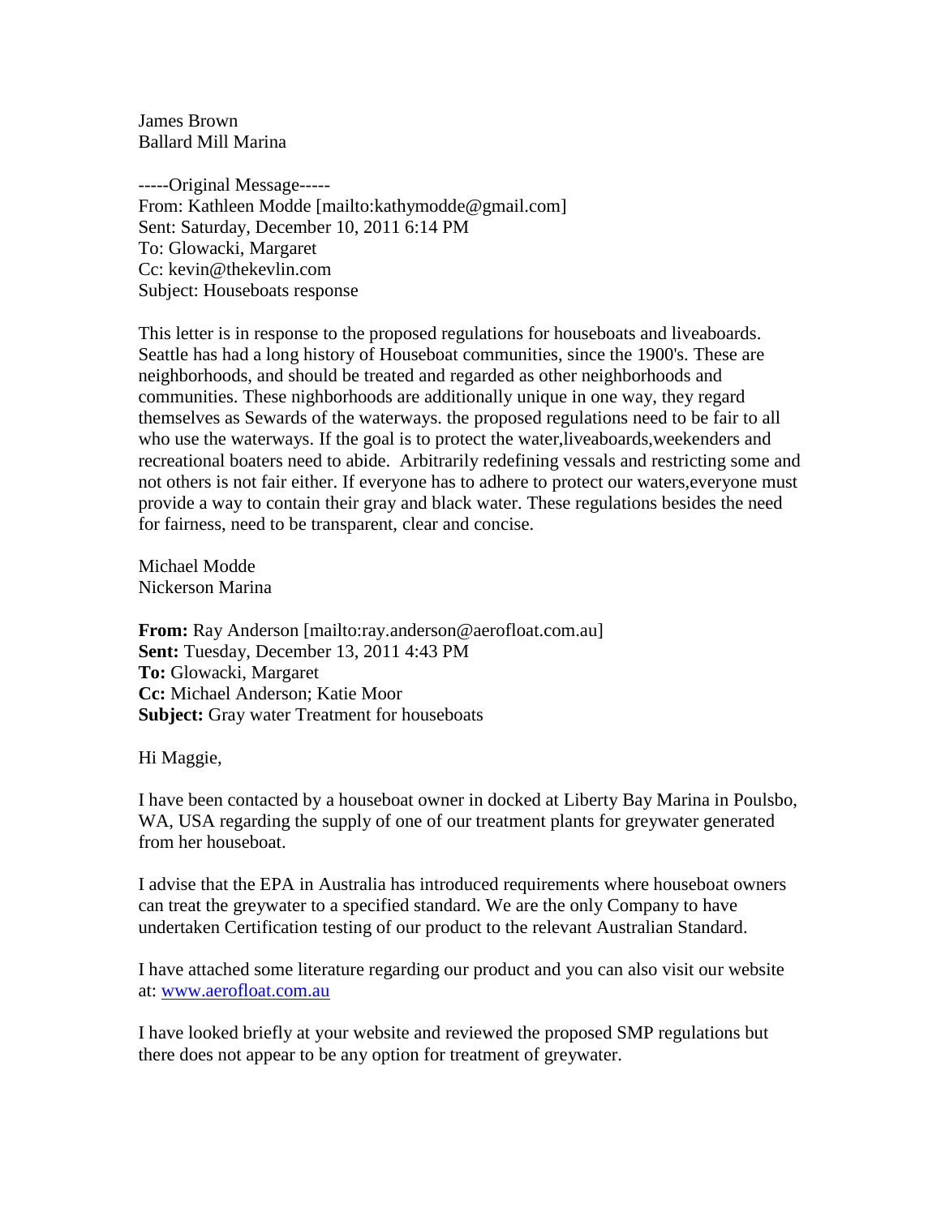James Brown
Ballard Mill Marina

-----Original Message-----
From: Kathleen Modde [mailto:kathymodde@gmail.com]
Sent: Saturday, December 10, 2011 6:14 PM
To: Glowacki, Margaret
Cc: kevin@thekevlin.com
Subject: Houseboats response

This letter is in response to the proposed regulations for houseboats and liveaboards. Seattle has had a long history of Houseboat communities, since the 1900's. These are neighborhoods, and should be treated and regarded as other neighborhoods and communities. These nighborhoods are additionally unique in one way, they regard themselves as Sewards of the waterways. the proposed regulations need to be fair to all who use the waterways. If the goal is to protect the water,liveaboards,weekenders and recreational boaters need to abide. Arbitrarily redefining vessals and restricting some and not others is not fair either. If everyone has to adhere to protect our waters,everyone must provide a way to contain their gray and black water. These regulations besides the need for fairness, need to be transparent, clear and concise.

Michael Modde
Nickerson Marina

**From:** Ray Anderson [mailto:ray.anderson@aerofloat.com.au]
**Sent:** Tuesday, December 13, 2011 4:43 PM
**To:** Glowacki, Margaret
**Cc:** Michael Anderson; Katie Moor
**Subject:** Gray water Treatment for houseboats

Hi Maggie,

I have been contacted by a houseboat owner in docked at Liberty Bay Marina in Poulsbo, WA, USA regarding the supply of one of our treatment plants for greywater generated from her houseboat.

I advise that the EPA in Australia has introduced requirements where houseboat owners can treat the greywater to a specified standard. We are the only Company to have undertaken Certification testing of our product to the relevant Australian Standard.

I have attached some literature regarding our product and you can also visit our website at: www.aerofloat.com.au

I have looked briefly at your website and reviewed the proposed SMP regulations but there does not appear to be any option for treatment of greywater.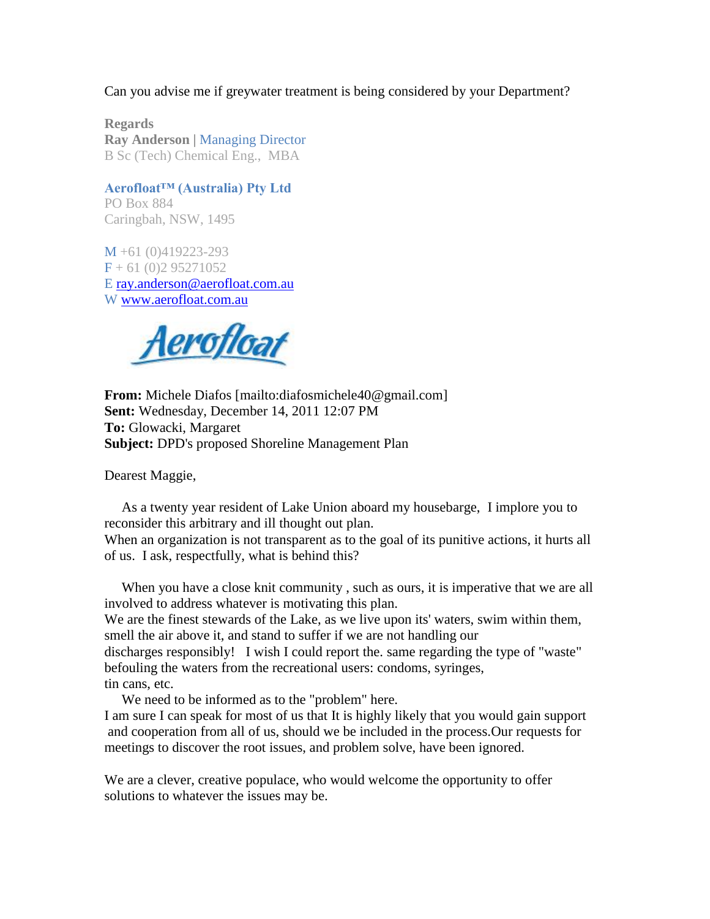Can you advise me if greywater treatment is being considered by your Department?

Regards
**Ray Anderson** | Managing Director
B Sc (Tech) Chemical Eng., MBA

**Aerofloat™ (Australia) Pty Ltd**
PO Box 884
Caringbah, NSW, 1495

M +61 (0)419223-293
F + 61 (0)2 95271052
E ray.anderson@aerofloat.com.au
W www.aerofloat.com.au

Aerofloat

**From:** Michele Diafos [mailto:diafosmichele40@gmail.com]
**Sent:** Wednesday, December 14, 2011 12:07 PM
**To:** Glowacki, Margaret
**Subject:** DPD's proposed Shoreline Management Plan

Dearest Maggie,

As a twenty year resident of Lake Union aboard my housebarge, I implore you to reconsider this arbitrary and ill thought out plan.
When an organization is not transparent as to the goal of its punitive actions, it hurts all of us. I ask, respectfully, what is behind this?

When you have a close knit community , such as ours, it is imperative that we are all involved to address whatever is motivating this plan.
We are the finest stewards of the Lake, as we live upon its' waters, swim within them, smell the air above it, and stand to suffer if we are not handling our discharges responsibly! I wish I could report the. same regarding the type of "waste" befouling the waters from the recreational users: condoms, syringes, tin cans, etc.

We need to be informed as to the "problem" here.
I am sure I can speak for most of us that It is highly likely that you would gain support and cooperation from all of us, should we be included in the process.Our requests for meetings to discover the root issues, and problem solve, have been ignored.

We are a clever, creative populace, who would welcome the opportunity to offer solutions to whatever the issues may be.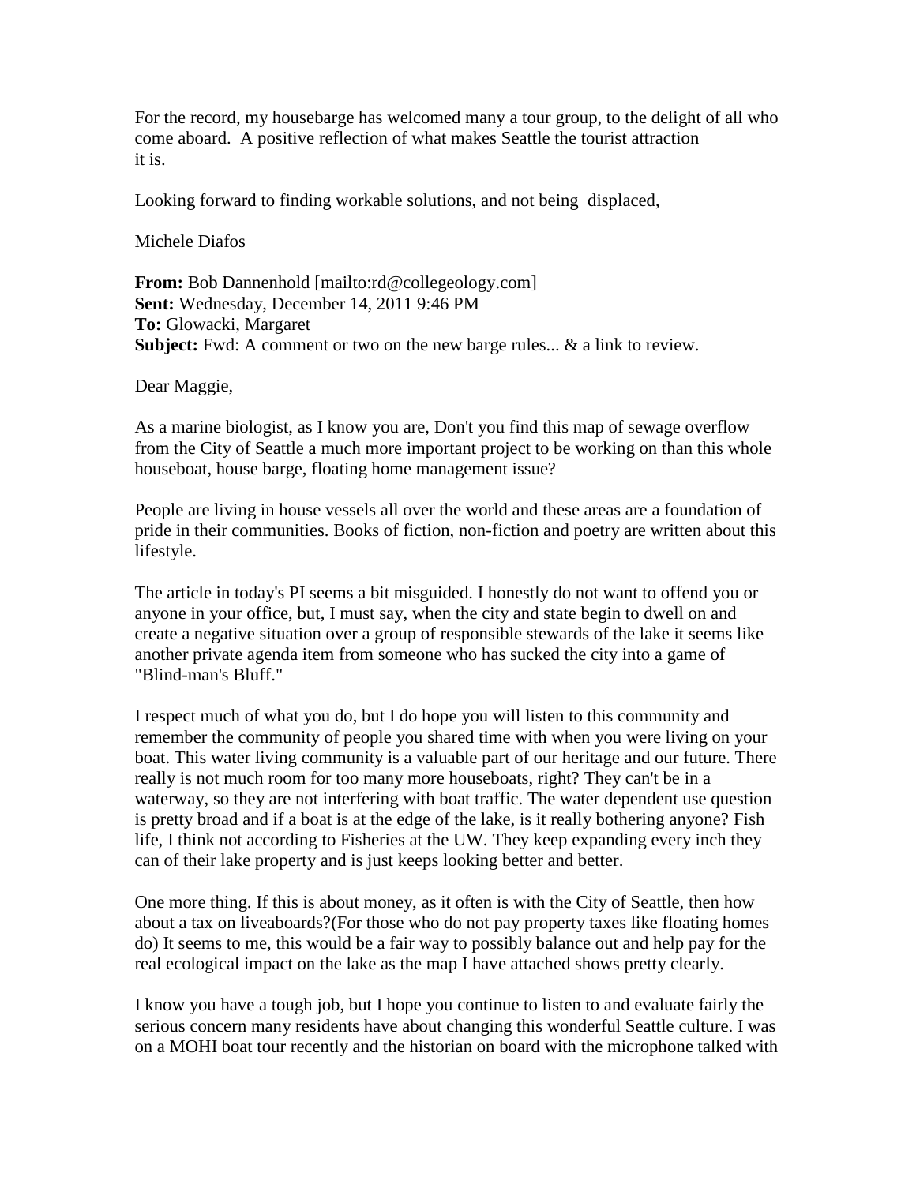For the record, my housebarge has welcomed many a tour group, to the delight of all who come aboard. A positive reflection of what makes Seattle the tourist attraction it is.

Looking forward to finding workable solutions, and not being displaced,

Michele Diafos

**From:** Bob Dannenhold [mailto:rd@collegeology.com]
**Sent:** Wednesday, December 14, 2011 9:46 PM
**To:** Glowacki, Margaret
**Subject:** Fwd: A comment or two on the new barge rules... & a link to review.

Dear Maggie,

As a marine biologist, as I know you are, Don't you find this map of sewage overflow from the City of Seattle a much more important project to be working on than this whole houseboat, house barge, floating home management issue?

People are living in house vessels all over the world and these areas are a foundation of pride in their communities. Books of fiction, non-fiction and poetry are written about this lifestyle.

The article in today's PI seems a bit misguided. I honestly do not want to offend you or anyone in your office, but, I must say, when the city and state begin to dwell on and create a negative situation over a group of responsible stewards of the lake it seems like another private agenda item from someone who has sucked the city into a game of "Blind-man's Bluff."

I respect much of what you do, but I do hope you will listen to this community and remember the community of people you shared time with when you were living on your boat. This water living community is a valuable part of our heritage and our future. There really is not much room for too many more houseboats, right? They can't be in a waterway, so they are not interfering with boat traffic. The water dependent use question is pretty broad and if a boat is at the edge of the lake, is it really bothering anyone? Fish life, I think not according to Fisheries at the UW. They keep expanding every inch they can of their lake property and is just keeps looking better and better.

One more thing. If this is about money, as it often is with the City of Seattle, then how about a tax on liveaboards?(For those who do not pay property taxes like floating homes do) It seems to me, this would be a fair way to possibly balance out and help pay for the real ecological impact on the lake as the map I have attached shows pretty clearly.

I know you have a tough job, but I hope you continue to listen to and evaluate fairly the serious concern many residents have about changing this wonderful Seattle culture. I was on a MOHI boat tour recently and the historian on board with the microphone talked with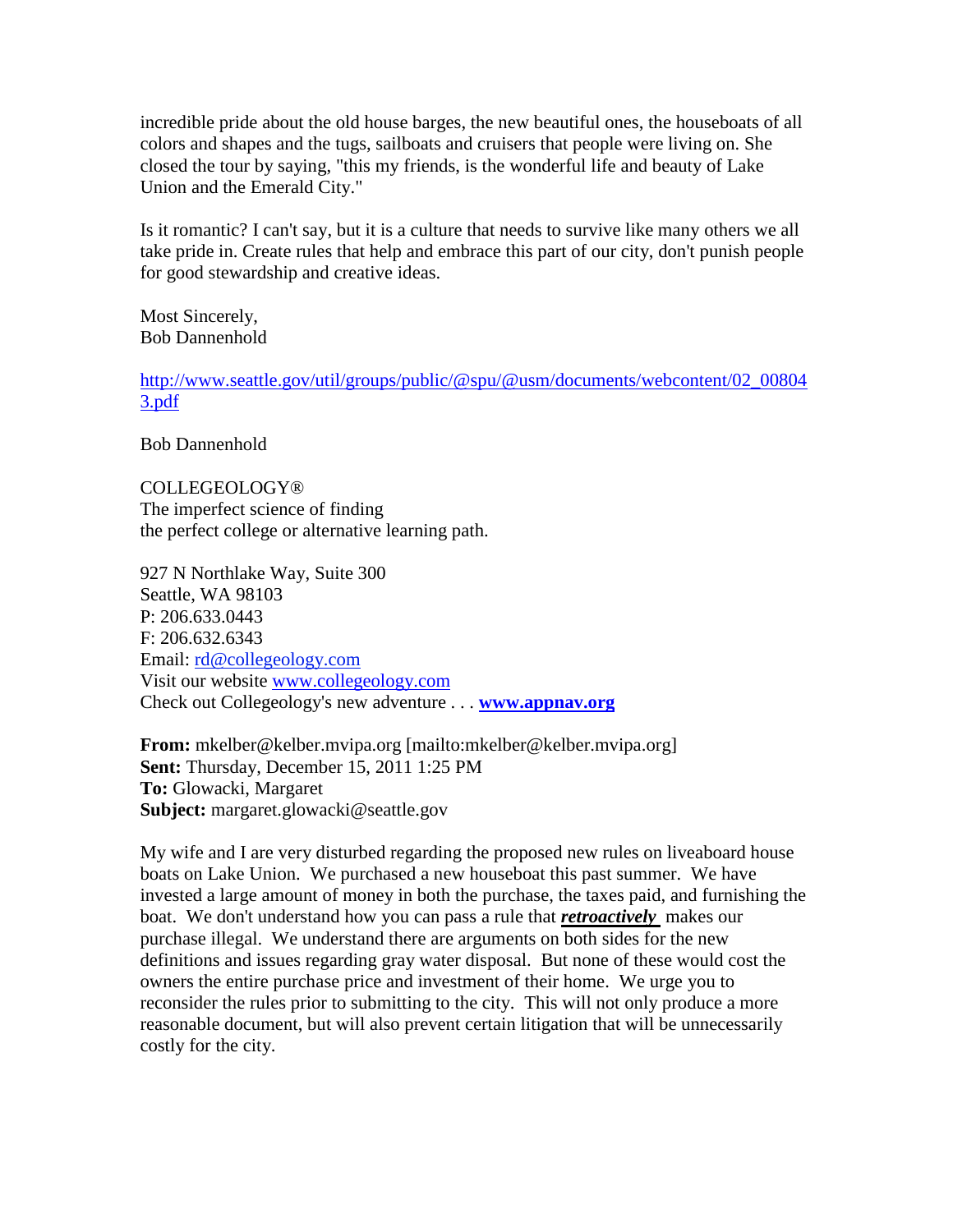incredible pride about the old house barges, the new beautiful ones, the houseboats of all colors and shapes and the tugs, sailboats and cruisers that people were living on. She closed the tour by saying, "this my friends, is the wonderful life and beauty of Lake Union and the Emerald City."

Is it romantic? I can't say, but it is a culture that needs to survive like many others we all take pride in. Create rules that help and embrace this part of our city, don't punish people for good stewardship and creative ideas.

Most Sincerely,
Bob Dannenhold

http://www.seattle.gov/util/groups/public/@spu/@usm/documents/webcontent/02_008043.pdf

Bob Dannenhold

COLLEGEOLOGY®
The imperfect science of finding
the perfect college or alternative learning path.

927 N Northlake Way, Suite 300
Seattle, WA 98103
P: 206.633.0443
F: 206.632.6343
Email: rd@collegeology.com
Visit our website www.collegeology.com
Check out Collegeology's new adventure . . . **www.appnav.org**

**From:** mkelber@kelber.mvipa.org [mailto:mkelber@kelber.mvipa.org]
**Sent:** Thursday, December 15, 2011 1:25 PM
**To:** Glowacki, Margaret
**Subject:** margaret.glowacki@seattle.gov

My wife and I are very disturbed regarding the proposed new rules on liveaboard house boats on Lake Union. We purchased a new houseboat this past summer. We have invested a large amount of money in both the purchase, the taxes paid, and furnishing the boat. We don't understand how you can pass a rule that ***retroactively*** makes our purchase illegal. We understand there are arguments on both sides for the new definitions and issues regarding gray water disposal. But none of these would cost the owners the entire purchase price and investment of their home. We urge you to reconsider the rules prior to submitting to the city. This will not only produce a more reasonable document, but will also prevent certain litigation that will be unnecessarily costly for the city.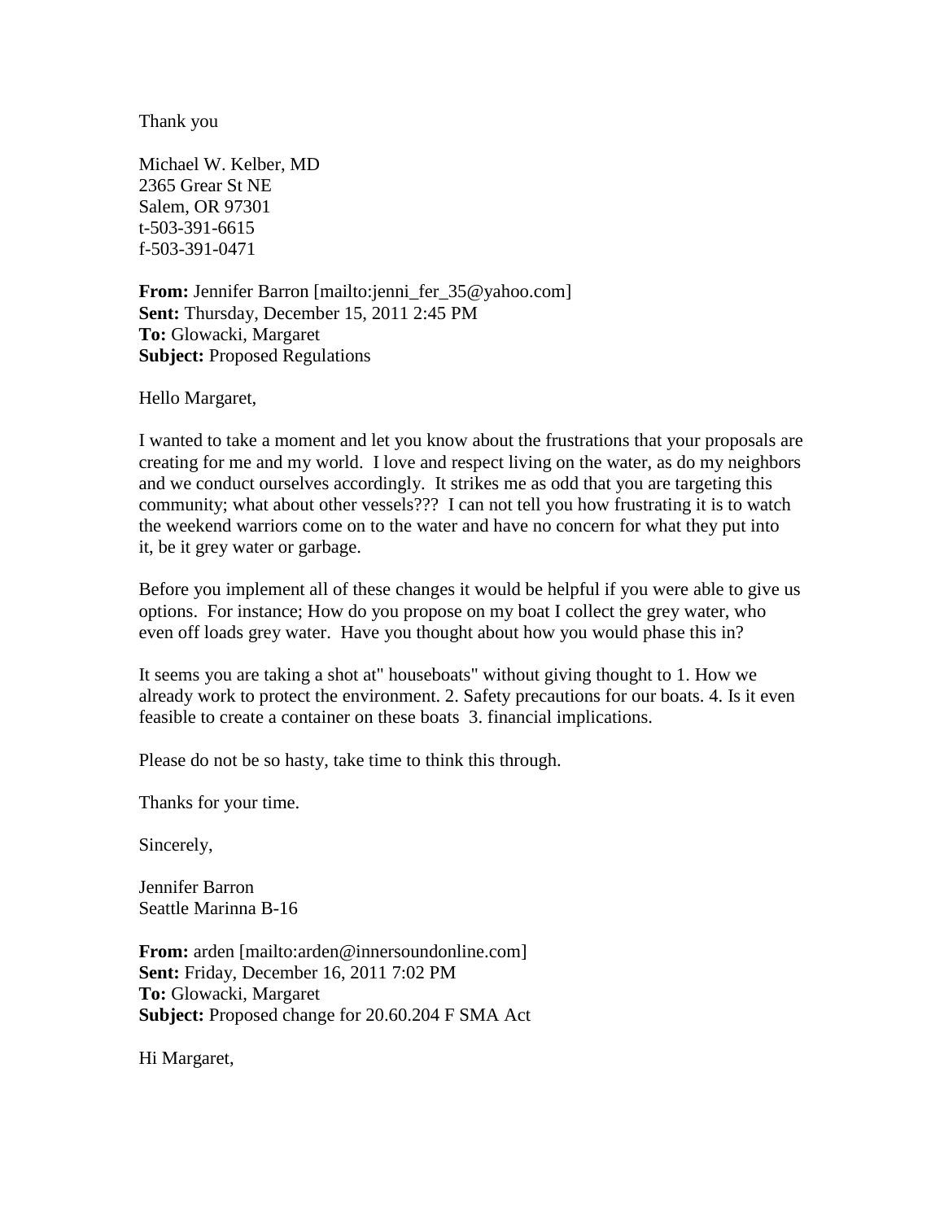Thank you

Michael W. Kelber, MD
2365 Grear St NE
Salem, OR 97301
t-503-391-6615
f-503-391-0471

**From:** Jennifer Barron [mailto:jenni_fer_35@yahoo.com]
**Sent:** Thursday, December 15, 2011 2:45 PM
**To:** Glowacki, Margaret
**Subject:** Proposed Regulations

Hello Margaret,

I wanted to take a moment and let you know about the frustrations that your proposals are creating for me and my world. I love and respect living on the water, as do my neighbors and we conduct ourselves accordingly. It strikes me as odd that you are targeting this community; what about other vessels??? I can not tell you how frustrating it is to watch the weekend warriors come on to the water and have no concern for what they put into it, be it grey water or garbage.

Before you implement all of these changes it would be helpful if you were able to give us options. For instance; How do you propose on my boat I collect the grey water, who even off loads grey water. Have you thought about how you would phase this in?

It seems you are taking a shot at" houseboats" without giving thought to 1. How we already work to protect the environment. 2. Safety precautions for our boats. 4. Is it even feasible to create a container on these boats 3. financial implications.

Please do not be so hasty, take time to think this through.

Thanks for your time.

Sincerely,

Jennifer Barron
Seattle Marinna B-16

**From:** arden [mailto:arden@innersoundonline.com]
**Sent:** Friday, December 16, 2011 7:02 PM
**To:** Glowacki, Margaret
**Subject:** Proposed change for 20.60.204 F SMA Act

Hi Margaret,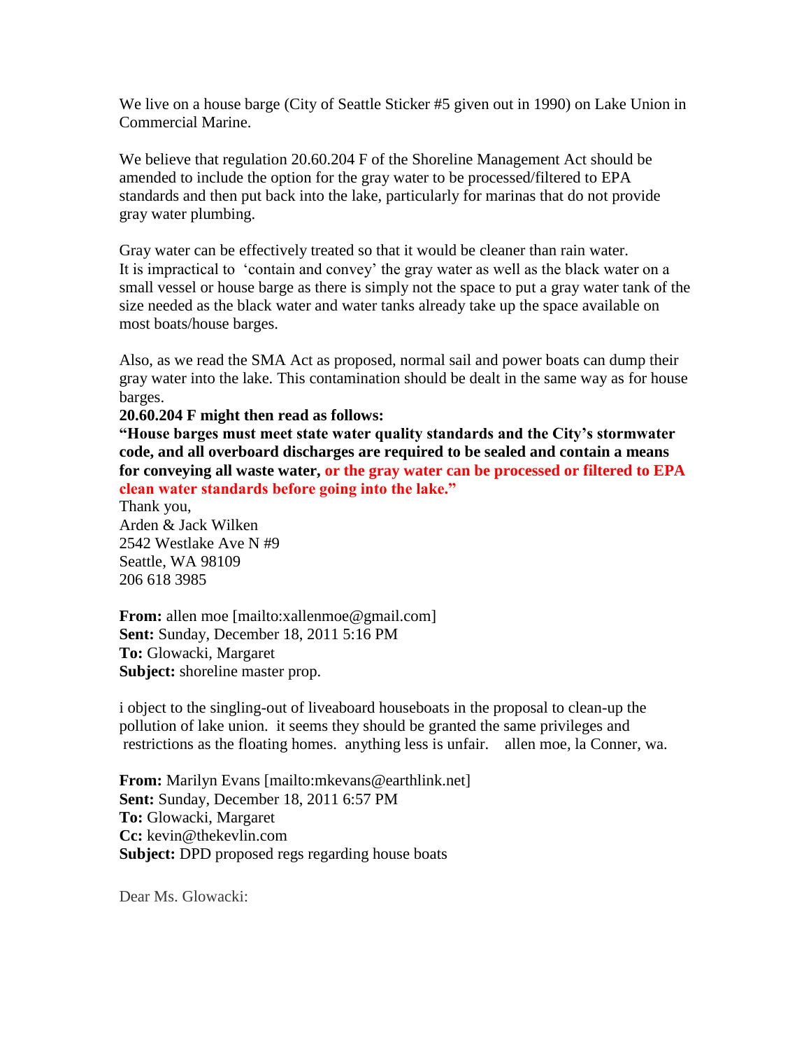We live on a house barge (City of Seattle Sticker #5 given out in 1990) on Lake Union in Commercial Marine.

We believe that regulation 20.60.204 F of the Shoreline Management Act should be amended to include the option for the gray water to be processed/filtered to EPA standards and then put back into the lake, particularly for marinas that do not provide gray water plumbing.

Gray water can be effectively treated so that it would be cleaner than rain water. It is impractical to 'contain and convey' the gray water as well as the black water on a small vessel or house barge as there is simply not the space to put a gray water tank of the size needed as the black water and water tanks already take up the space available on most boats/house barges.

Also, as we read the SMA Act as proposed, normal sail and power boats can dump their gray water into the lake. This contamination should be dealt in the same way as for house barges.

**20.60.204 F might then read as follows:**

**"House barges must meet state water quality standards and the City's stormwater code, and all overboard discharges are required to be sealed and contain a means for conveying all waste water, or the gray water can be processed or filtered to EPA clean water standards before going into the lake."**

Thank you,
Arden & Jack Wilken
2542 Westlake Ave N #9
Seattle, WA 98109
206 618 3985

**From:** allen moe [mailto:xallenmoe@gmail.com]
**Sent:** Sunday, December 18, 2011 5:16 PM
**To:** Glowacki, Margaret
**Subject:** shoreline master prop.

i object to the singling-out of liveaboard houseboats in the proposal to clean-up the pollution of lake union. it seems they should be granted the same privileges and restrictions as the floating homes. anything less is unfair. allen moe, la Conner, wa.

**From:** Marilyn Evans [mailto:mkevans@earthlink.net]
**Sent:** Sunday, December 18, 2011 6:57 PM
**To:** Glowacki, Margaret
**Cc:** kevin@thekevlin.com
**Subject:** DPD proposed regs regarding house boats

Dear Ms. Glowacki: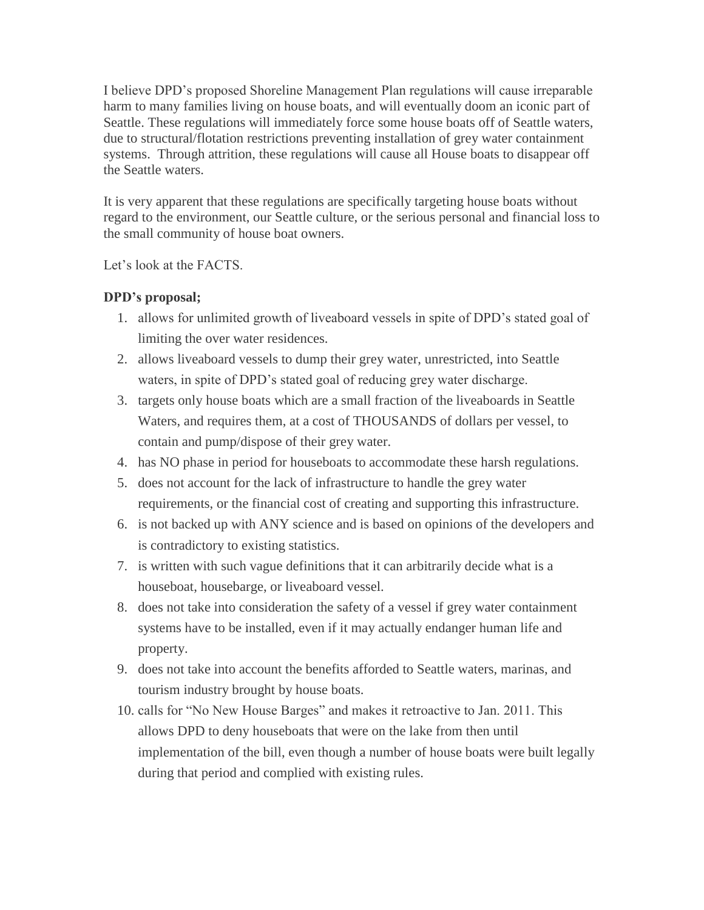I believe DPD's proposed Shoreline Management Plan regulations will cause irreparable harm to many families living on house boats, and will eventually doom an iconic part of Seattle. These regulations will immediately force some house boats off of Seattle waters, due to structural/flotation restrictions preventing installation of grey water containment systems. Through attrition, these regulations will cause all House boats to disappear off the Seattle waters.

It is very apparent that these regulations are specifically targeting house boats without regard to the environment, our Seattle culture, or the serious personal and financial loss to the small community of house boat owners.

Let's look at the FACTS.

**DPD's proposal;**

1. allows for unlimited growth of liveaboard vessels in spite of DPD's stated goal of limiting the over water residences.
2. allows liveaboard vessels to dump their grey water, unrestricted, into Seattle waters, in spite of DPD's stated goal of reducing grey water discharge.
3. targets only house boats which are a small fraction of the liveaboards in Seattle Waters, and requires them, at a cost of THOUSANDS of dollars per vessel, to contain and pump/dispose of their grey water.
4. has NO phase in period for houseboats to accommodate these harsh regulations.
5. does not account for the lack of infrastructure to handle the grey water requirements, or the financial cost of creating and supporting this infrastructure.
6. is not backed up with ANY science and is based on opinions of the developers and is contradictory to existing statistics.
7. is written with such vague definitions that it can arbitrarily decide what is a houseboat, housebarge, or liveaboard vessel.
8. does not take into consideration the safety of a vessel if grey water containment systems have to be installed, even if it may actually endanger human life and property.
9. does not take into account the benefits afforded to Seattle waters, marinas, and tourism industry brought by house boats.
10. calls for "No New House Barges" and makes it retroactive to Jan. 2011. This allows DPD to deny houseboats that were on the lake from then until implementation of the bill, even though a number of house boats were built legally during that period and complied with existing rules.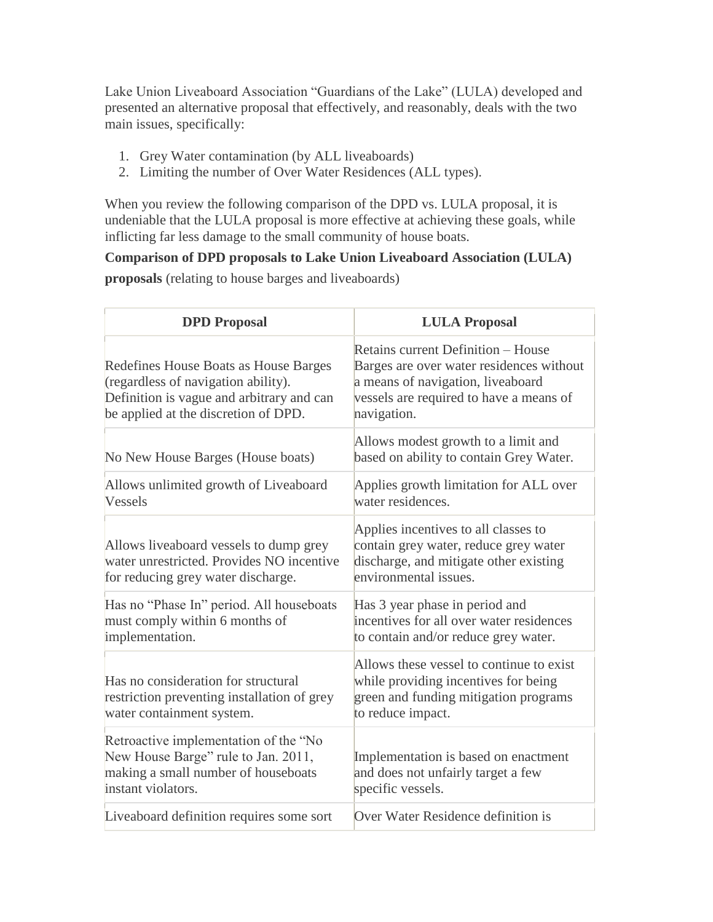Lake Union Liveaboard Association "Guardians of the Lake" (LULA) developed and presented an alternative proposal that effectively, and reasonably, deals with the two main issues, specifically:

1. Grey Water contamination (by ALL liveaboards)
2. Limiting the number of Over Water Residences (ALL types).

When you review the following comparison of the DPD vs. LULA proposal, it is undeniable that the LULA proposal is more effective at achieving these goals, while inflicting far less damage to the small community of house boats.

**Comparison of DPD proposals to Lake Union Liveaboard Association (LULA) proposals** (relating to house barges and liveaboards)

| DPD Proposal | LULA Proposal |
| --- | --- |
| Redefines House Boats as House Barges (regardless of navigation ability). Definition is vague and arbitrary and can be applied at the discretion of DPD. | Retains current Definition – House Barges are over water residences without a means of navigation, liveaboard vessels are required to have a means of navigation. |
| No New House Barges (House boats) | Allows modest growth to a limit and based on ability to contain Grey Water. |
| Allows unlimited growth of Liveaboard Vessels | Applies growth limitation for ALL over water residences. |
| Allows liveaboard vessels to dump grey water unrestricted. Provides NO incentive for reducing grey water discharge. | Applies incentives to all classes to contain grey water, reduce grey water discharge, and mitigate other existing environmental issues. |
| Has no "Phase In" period. All houseboats must comply within 6 months of implementation. | Has 3 year phase in period and incentives for all over water residences to contain and/or reduce grey water. |
| Has no consideration for structural restriction preventing installation of grey water containment system. | Allows these vessel to continue to exist while providing incentives for being green and funding mitigation programs to reduce impact. |
| Retroactive implementation of the "No New House Barge" rule to Jan. 2011, making a small number of houseboats instant violators. | Implementation is based on enactment and does not unfairly target a few specific vessels. |
| Liveaboard definition requires some sort | Over Water Residence definition is |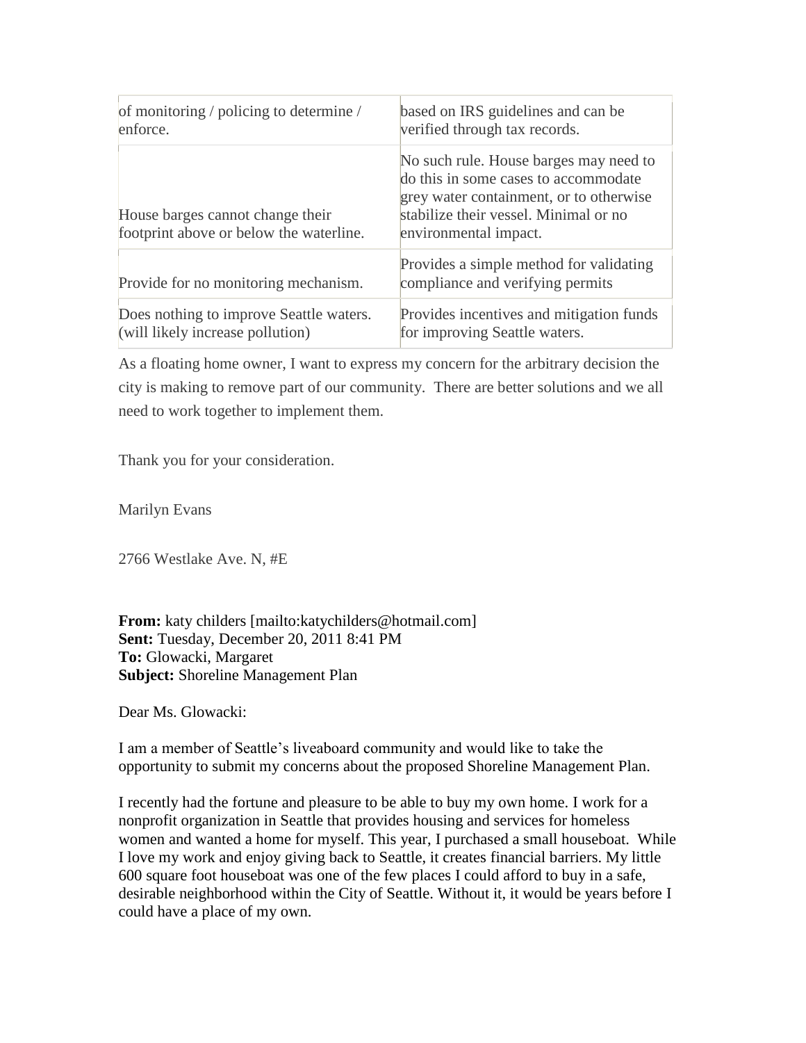| | |
|---|---|
| of monitoring / policing to determine / enforce. | based on IRS guidelines and can be verified through tax records. |
| House barges cannot change their footprint above or below the waterline. | No such rule. House barges may need to do this in some cases to accommodate grey water containment, or to otherwise stabilize their vessel. Minimal or no environmental impact. |
| Provide for no monitoring mechanism. | Provides a simple method for validating compliance and verifying permits |
| Does nothing to improve Seattle waters. (will likely increase pollution) | Provides incentives and mitigation funds for improving Seattle waters. |

As a floating home owner, I want to express my concern for the arbitrary decision the city is making to remove part of our community. There are better solutions and we all need to work together to implement them.

Thank you for your consideration.

Marilyn Evans

2766 Westlake Ave. N, #E

**From:** katy childers [mailto:katychilders@hotmail.com]
**Sent:** Tuesday, December 20, 2011 8:41 PM
**To:** Glowacki, Margaret
**Subject:** Shoreline Management Plan

Dear Ms. Glowacki:

I am a member of Seattle's liveaboard community and would like to take the opportunity to submit my concerns about the proposed Shoreline Management Plan.

I recently had the fortune and pleasure to be able to buy my own home. I work for a nonprofit organization in Seattle that provides housing and services for homeless women and wanted a home for myself. This year, I purchased a small houseboat. While I love my work and enjoy giving back to Seattle, it creates financial barriers. My little 600 square foot houseboat was one of the few places I could afford to buy in a safe, desirable neighborhood within the City of Seattle. Without it, it would be years before I could have a place of my own.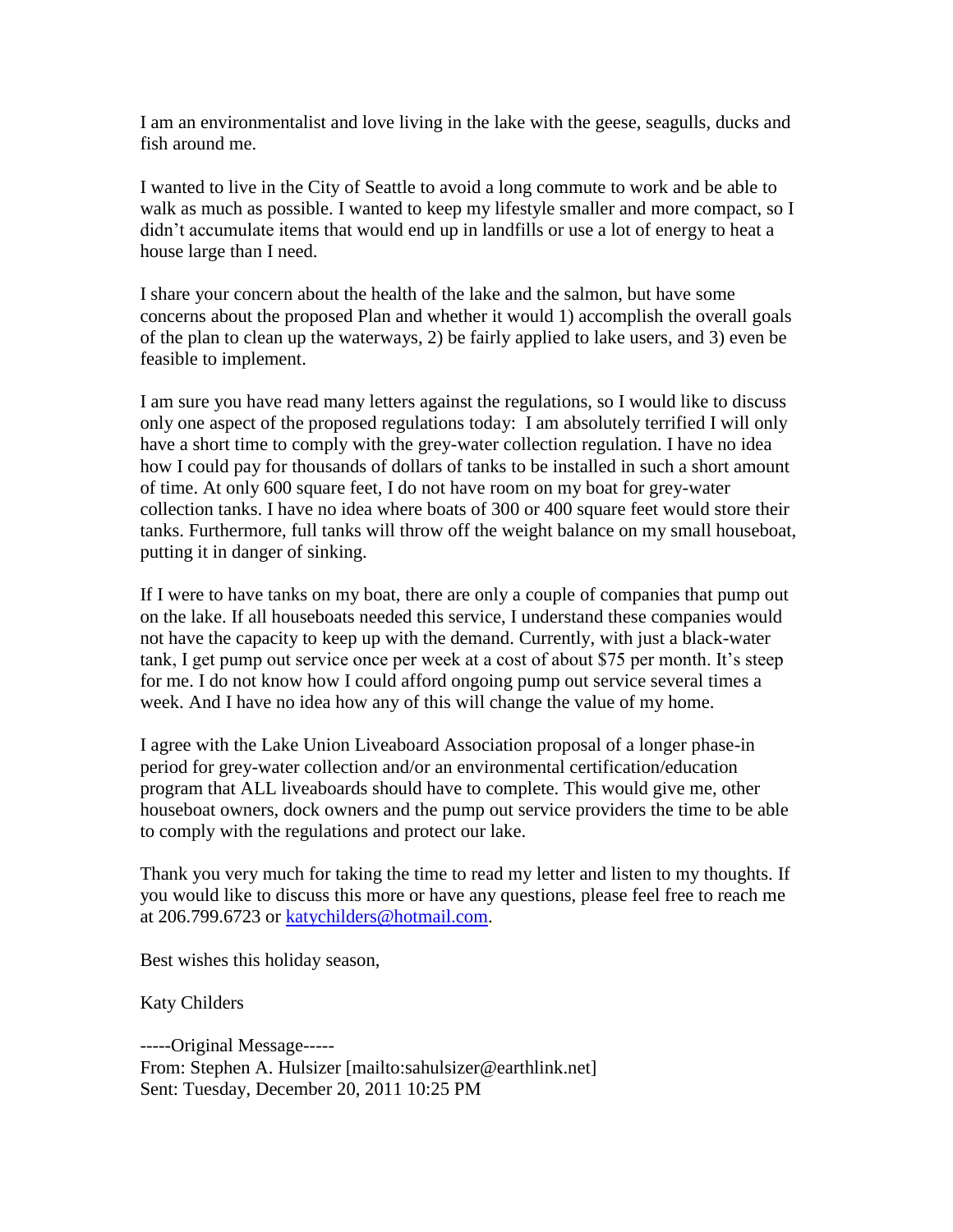I am an environmentalist and love living in the lake with the geese, seagulls, ducks and fish around me.

I wanted to live in the City of Seattle to avoid a long commute to work and be able to walk as much as possible. I wanted to keep my lifestyle smaller and more compact, so I didn't accumulate items that would end up in landfills or use a lot of energy to heat a house large than I need.

I share your concern about the health of the lake and the salmon, but have some concerns about the proposed Plan and whether it would 1) accomplish the overall goals of the plan to clean up the waterways, 2) be fairly applied to lake users, and 3) even be feasible to implement.

I am sure you have read many letters against the regulations, so I would like to discuss only one aspect of the proposed regulations today: I am absolutely terrified I will only have a short time to comply with the grey-water collection regulation. I have no idea how I could pay for thousands of dollars of tanks to be installed in such a short amount of time. At only 600 square feet, I do not have room on my boat for grey-water collection tanks. I have no idea where boats of 300 or 400 square feet would store their tanks. Furthermore, full tanks will throw off the weight balance on my small houseboat, putting it in danger of sinking.

If I were to have tanks on my boat, there are only a couple of companies that pump out on the lake. If all houseboats needed this service, I understand these companies would not have the capacity to keep up with the demand. Currently, with just a black-water tank, I get pump out service once per week at a cost of about $75 per month. It's steep for me. I do not know how I could afford ongoing pump out service several times a week. And I have no idea how any of this will change the value of my home.

I agree with the Lake Union Liveaboard Association proposal of a longer phase-in period for grey-water collection and/or an environmental certification/education program that ALL liveaboards should have to complete. This would give me, other houseboat owners, dock owners and the pump out service providers the time to be able to comply with the regulations and protect our lake.

Thank you very much for taking the time to read my letter and listen to my thoughts. If you would like to discuss this more or have any questions, please feel free to reach me at 206.799.6723 or katychilders@hotmail.com.

Best wishes this holiday season,

Katy Childers

-----Original Message-----
From: Stephen A. Hulsizer [mailto:sahulsizer@earthlink.net]
Sent: Tuesday, December 20, 2011 10:25 PM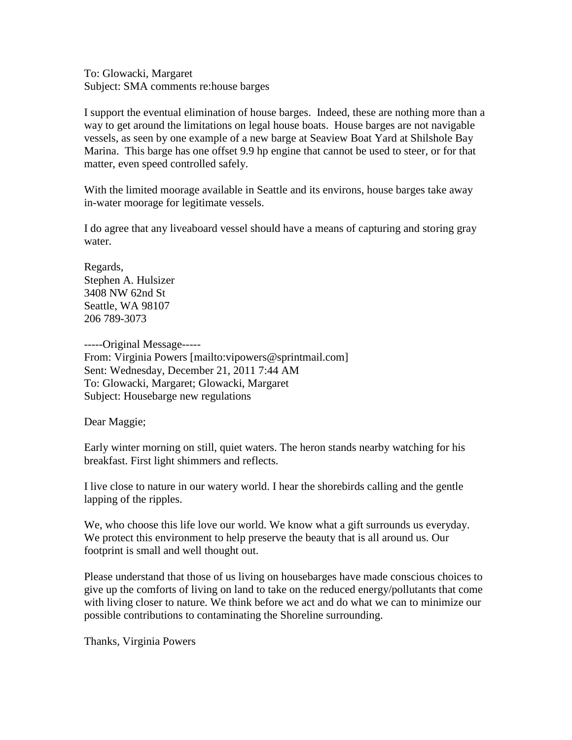To: Glowacki, Margaret
Subject: SMA comments re:house barges

I support the eventual elimination of house barges. Indeed, these are nothing more than a way to get around the limitations on legal house boats. House barges are not navigable vessels, as seen by one example of a new barge at Seaview Boat Yard at Shilshole Bay Marina. This barge has one offset 9.9 hp engine that cannot be used to steer, or for that matter, even speed controlled safely.

With the limited moorage available in Seattle and its environs, house barges take away in-water moorage for legitimate vessels.

I do agree that any liveaboard vessel should have a means of capturing and storing gray water.

Regards,
Stephen A. Hulsizer
3408 NW 62nd St
Seattle, WA 98107
206 789-3073

-----Original Message-----
From: Virginia Powers [mailto:vipowers@sprintmail.com]
Sent: Wednesday, December 21, 2011 7:44 AM
To: Glowacki, Margaret; Glowacki, Margaret
Subject: Housebarge new regulations

Dear Maggie;

Early winter morning on still, quiet waters. The heron stands nearby watching for his breakfast. First light shimmers and reflects.

I live close to nature in our watery world. I hear the shorebirds calling and the gentle lapping of the ripples.

We, who choose this life love our world. We know what a gift surrounds us everyday. We protect this environment to help preserve the beauty that is all around us. Our footprint is small and well thought out.

Please understand that those of us living on housebarges have made conscious choices to give up the comforts of living on land to take on the reduced energy/pollutants that come with living closer to nature. We think before we act and do what we can to minimize our possible contributions to contaminating the Shoreline surrounding.

Thanks, Virginia Powers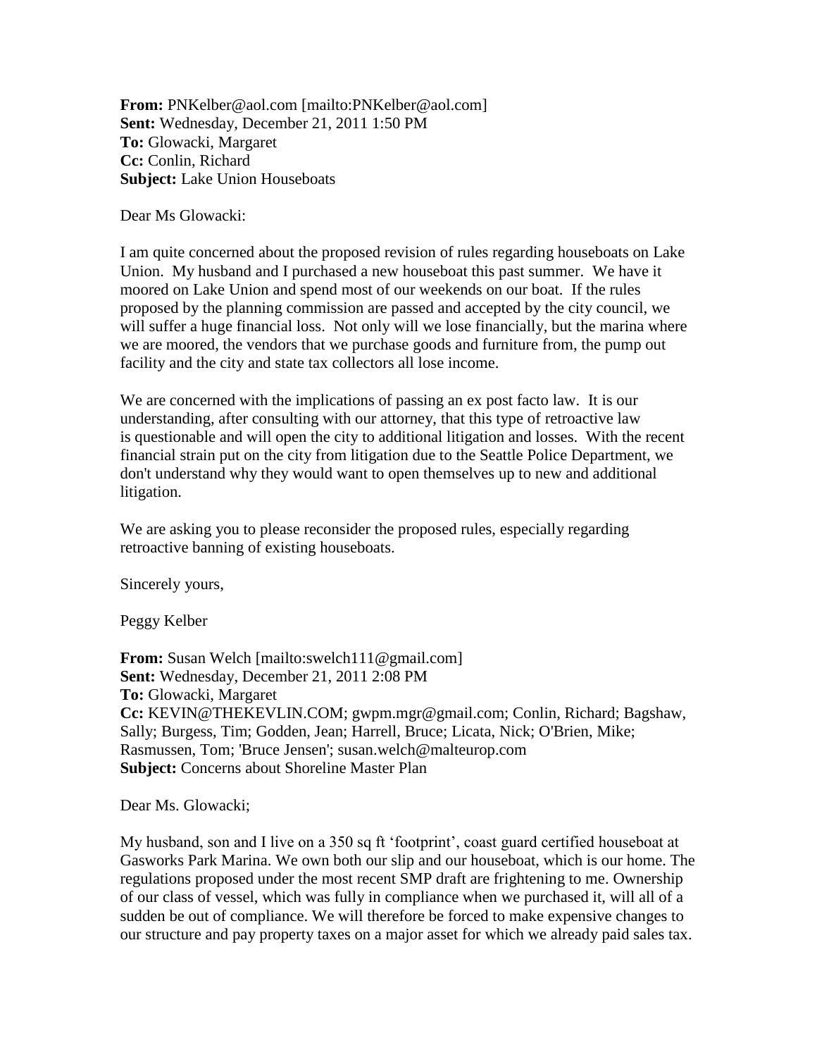**From:** PNKelber@aol.com [mailto:PNKelber@aol.com]
**Sent:** Wednesday, December 21, 2011 1:50 PM
**To:** Glowacki, Margaret
**Cc:** Conlin, Richard
**Subject:** Lake Union Houseboats

Dear Ms Glowacki:

I am quite concerned about the proposed revision of rules regarding houseboats on Lake Union. My husband and I purchased a new houseboat this past summer. We have it moored on Lake Union and spend most of our weekends on our boat. If the rules proposed by the planning commission are passed and accepted by the city council, we will suffer a huge financial loss. Not only will we lose financially, but the marina where we are moored, the vendors that we purchase goods and furniture from, the pump out facility and the city and state tax collectors all lose income.

We are concerned with the implications of passing an ex post facto law. It is our understanding, after consulting with our attorney, that this type of retroactive law is questionable and will open the city to additional litigation and losses. With the recent financial strain put on the city from litigation due to the Seattle Police Department, we don't understand why they would want to open themselves up to new and additional litigation.

We are asking you to please reconsider the proposed rules, especially regarding retroactive banning of existing houseboats.

Sincerely yours,

Peggy Kelber

**From:** Susan Welch [mailto:swelch111@gmail.com]
**Sent:** Wednesday, December 21, 2011 2:08 PM
**To:** Glowacki, Margaret
**Cc:** KEVIN@THEKEVLIN.COM; gwpm.mgr@gmail.com; Conlin, Richard; Bagshaw, Sally; Burgess, Tim; Godden, Jean; Harrell, Bruce; Licata, Nick; O'Brien, Mike; Rasmussen, Tom; 'Bruce Jensen'; susan.welch@malteurop.com
**Subject:** Concerns about Shoreline Master Plan

Dear Ms. Glowacki;

My husband, son and I live on a 350 sq ft 'footprint', coast guard certified houseboat at Gasworks Park Marina. We own both our slip and our houseboat, which is our home. The regulations proposed under the most recent SMP draft are frightening to me. Ownership of our class of vessel, which was fully in compliance when we purchased it, will all of a sudden be out of compliance. We will therefore be forced to make expensive changes to our structure and pay property taxes on a major asset for which we already paid sales tax.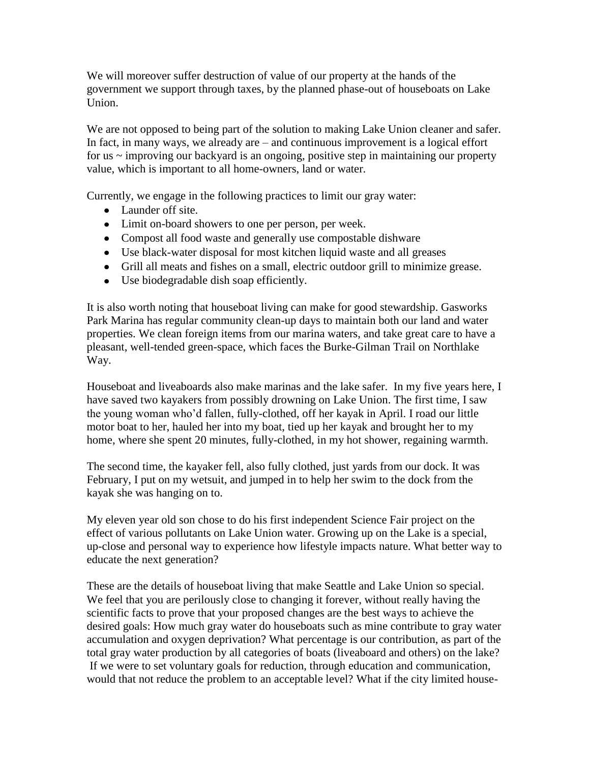We will moreover suffer destruction of value of our property at the hands of the government we support through taxes, by the planned phase-out of houseboats on Lake Union.

We are not opposed to being part of the solution to making Lake Union cleaner and safer. In fact, in many ways, we already are – and continuous improvement is a logical effort for us ~ improving our backyard is an ongoing, positive step in maintaining our property value, which is important to all home-owners, land or water.

Currently, we engage in the following practices to limit our gray water:

- Launder off site.
- Limit on-board showers to one per person, per week.
- Compost all food waste and generally use compostable dishware
- Use black-water disposal for most kitchen liquid waste and all greases
- Grill all meats and fishes on a small, electric outdoor grill to minimize grease.
- Use biodegradable dish soap efficiently.

It is also worth noting that houseboat living can make for good stewardship. Gasworks Park Marina has regular community clean-up days to maintain both our land and water properties. We clean foreign items from our marina waters, and take great care to have a pleasant, well-tended green-space, which faces the Burke-Gilman Trail on Northlake Way.

Houseboat and liveaboards also make marinas and the lake safer. In my five years here, I have saved two kayakers from possibly drowning on Lake Union. The first time, I saw the young woman who'd fallen, fully-clothed, off her kayak in April. I road our little motor boat to her, hauled her into my boat, tied up her kayak and brought her to my home, where she spent 20 minutes, fully-clothed, in my hot shower, regaining warmth.

The second time, the kayaker fell, also fully clothed, just yards from our dock. It was February, I put on my wetsuit, and jumped in to help her swim to the dock from the kayak she was hanging on to.

My eleven year old son chose to do his first independent Science Fair project on the effect of various pollutants on Lake Union water. Growing up on the Lake is a special, up-close and personal way to experience how lifestyle impacts nature. What better way to educate the next generation?

These are the details of houseboat living that make Seattle and Lake Union so special. We feel that you are perilously close to changing it forever, without really having the scientific facts to prove that your proposed changes are the best ways to achieve the desired goals: How much gray water do houseboats such as mine contribute to gray water accumulation and oxygen deprivation? What percentage is our contribution, as part of the total gray water production by all categories of boats (liveaboard and others) on the lake? If we were to set voluntary goals for reduction, through education and communication, would that not reduce the problem to an acceptable level? What if the city limited house-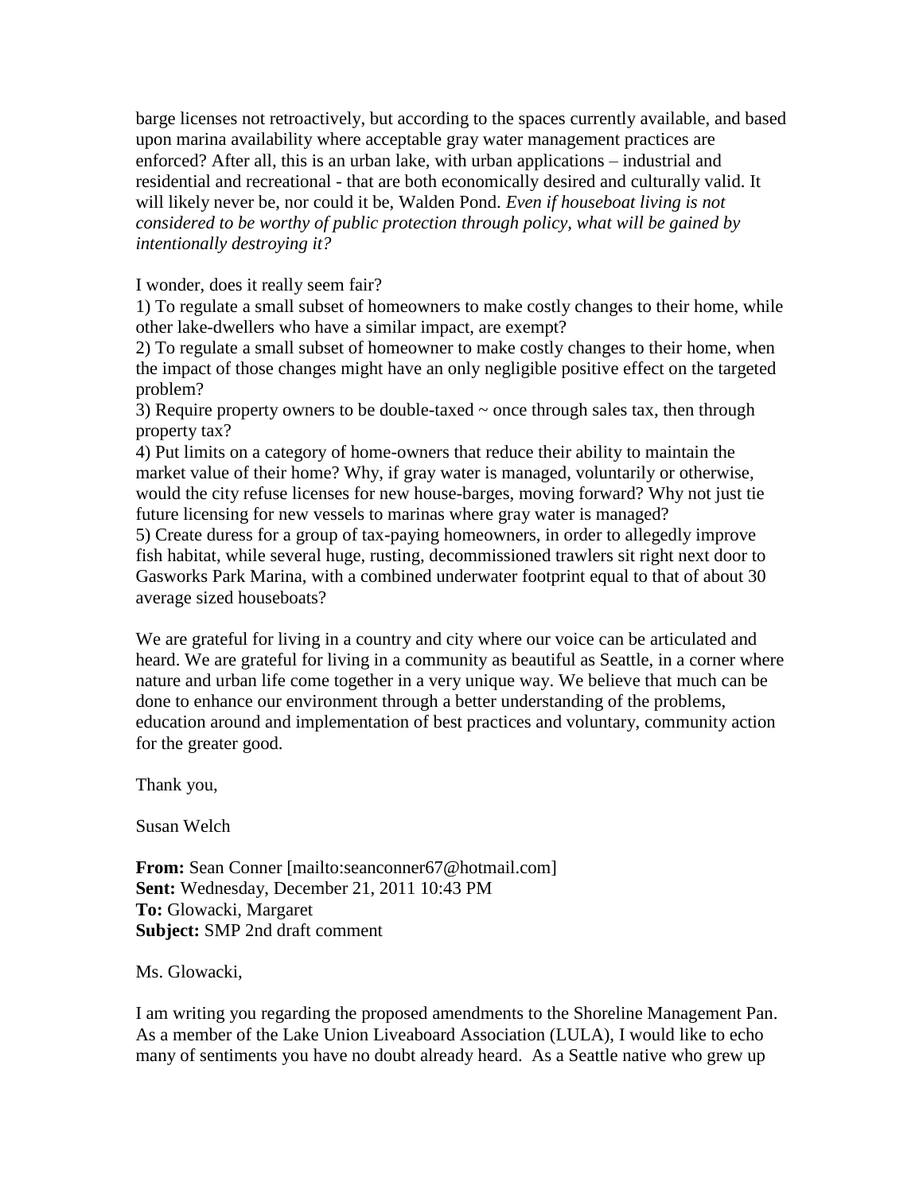barge licenses not retroactively, but according to the spaces currently available, and based upon marina availability where acceptable gray water management practices are enforced? After all, this is an urban lake, with urban applications – industrial and residential and recreational - that are both economically desired and culturally valid. It will likely never be, nor could it be, Walden Pond. *Even if houseboat living is not considered to be worthy of public protection through policy, what will be gained by intentionally destroying it?*

I wonder, does it really seem fair?

1) To regulate a small subset of homeowners to make costly changes to their home, while other lake-dwellers who have a similar impact, are exempt?
2) To regulate a small subset of homeowner to make costly changes to their home, when the impact of those changes might have an only negligible positive effect on the targeted problem?
3) Require property owners to be double-taxed ~ once through sales tax, then through property tax?
4) Put limits on a category of home-owners that reduce their ability to maintain the market value of their home? Why, if gray water is managed, voluntarily or otherwise, would the city refuse licenses for new house-barges, moving forward? Why not just tie future licensing for new vessels to marinas where gray water is managed?
5) Create duress for a group of tax-paying homeowners, in order to allegedly improve fish habitat, while several huge, rusting, decommissioned trawlers sit right next door to Gasworks Park Marina, with a combined underwater footprint equal to that of about 30 average sized houseboats?

We are grateful for living in a country and city where our voice can be articulated and heard. We are grateful for living in a community as beautiful as Seattle, in a corner where nature and urban life come together in a very unique way. We believe that much can be done to enhance our environment through a better understanding of the problems, education around and implementation of best practices and voluntary, community action for the greater good.

Thank you,

Susan Welch

**From:** Sean Conner [mailto:seanconner67@hotmail.com]
**Sent:** Wednesday, December 21, 2011 10:43 PM
**To:** Glowacki, Margaret
**Subject:** SMP 2nd draft comment

Ms. Glowacki,

I am writing you regarding the proposed amendments to the Shoreline Management Pan. As a member of the Lake Union Liveaboard Association (LULA), I would like to echo many of sentiments you have no doubt already heard. As a Seattle native who grew up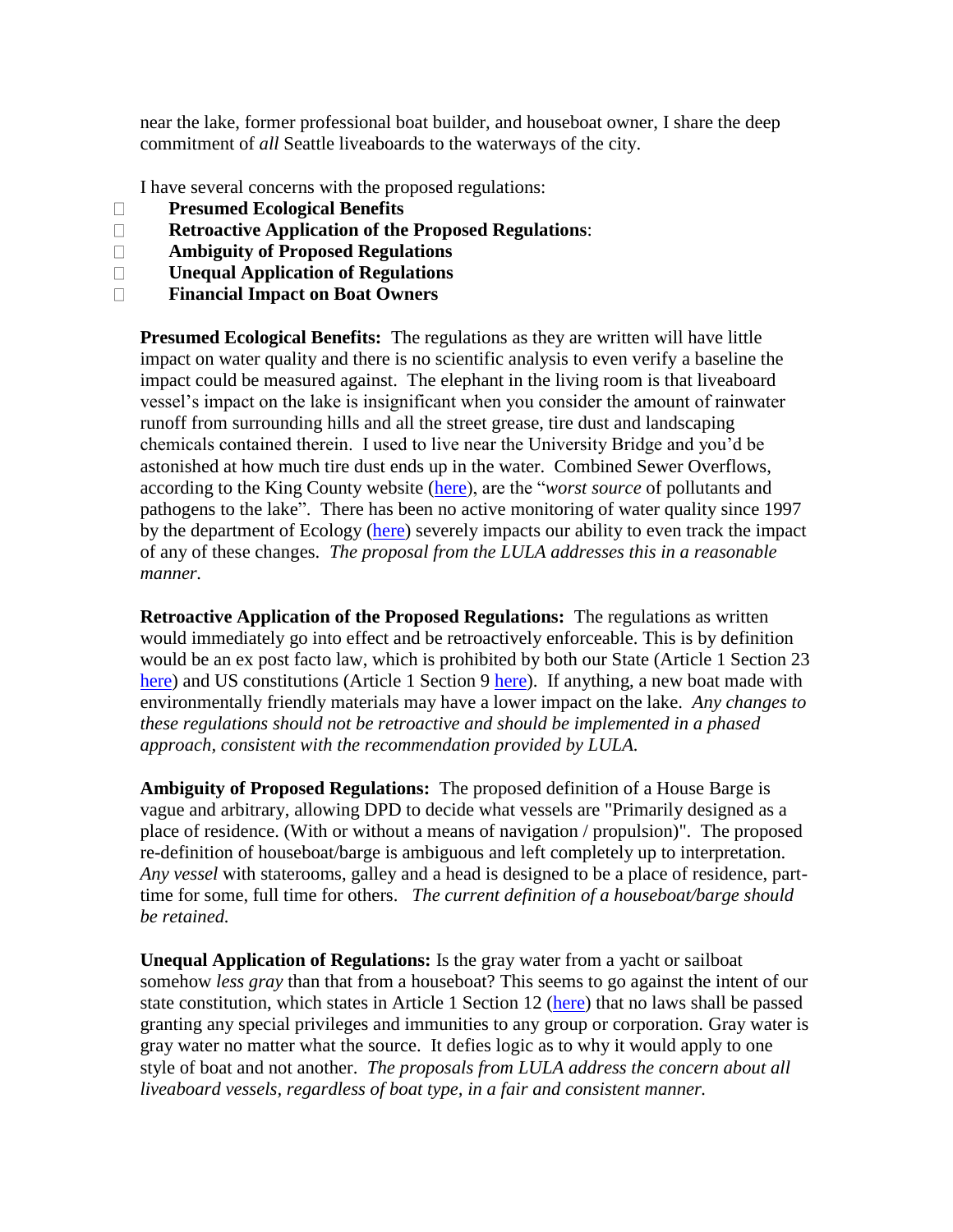near the lake, former professional boat builder, and houseboat owner, I share the deep commitment of *all* Seattle liveaboards to the waterways of the city.

I have several concerns with the proposed regulations:

- **Presumed Ecological Benefits**
- **Retroactive Application of the Proposed Regulations**:
- **Ambiguity of Proposed Regulations**
- **Unequal Application of Regulations**
- **Financial Impact on Boat Owners**

**Presumed Ecological Benefits:** The regulations as they are written will have little impact on water quality and there is no scientific analysis to even verify a baseline the impact could be measured against. The elephant in the living room is that liveaboard vessel's impact on the lake is insignificant when you consider the amount of rainwater runoff from surrounding hills and all the street grease, tire dust and landscaping chemicals contained therein. I used to live near the University Bridge and you'd be astonished at how much tire dust ends up in the water. Combined Sewer Overflows, according to the King County website (here), are the "*worst source* of pollutants and pathogens to the lake". There has been no active monitoring of water quality since 1997 by the department of Ecology (here) severely impacts our ability to even track the impact of any of these changes. *The proposal from the LULA addresses this in a reasonable manner.*

**Retroactive Application of the Proposed Regulations:** The regulations as written would immediately go into effect and be retroactively enforceable. This is by definition would be an ex post facto law, which is prohibited by both our State (Article 1 Section 23 here) and US constitutions (Article 1 Section 9 here). If anything, a new boat made with environmentally friendly materials may have a lower impact on the lake. *Any changes to these regulations should not be retroactive and should be implemented in a phased approach, consistent with the recommendation provided by LULA.*

**Ambiguity of Proposed Regulations:** The proposed definition of a House Barge is vague and arbitrary, allowing DPD to decide what vessels are "Primarily designed as a place of residence. (With or without a means of navigation / propulsion)". The proposed re-definition of houseboat/barge is ambiguous and left completely up to interpretation. *Any vessel* with staterooms, galley and a head is designed to be a place of residence, part-time for some, full time for others. *The current definition of a houseboat/barge should be retained.*

**Unequal Application of Regulations:** Is the gray water from a yacht or sailboat somehow *less gray* than that from a houseboat? This seems to go against the intent of our state constitution, which states in Article 1 Section 12 (here) that no laws shall be passed granting any special privileges and immunities to any group or corporation. Gray water is gray water no matter what the source. It defies logic as to why it would apply to one style of boat and not another. *The proposals from LULA address the concern about all liveaboard vessels, regardless of boat type, in a fair and consistent manner.*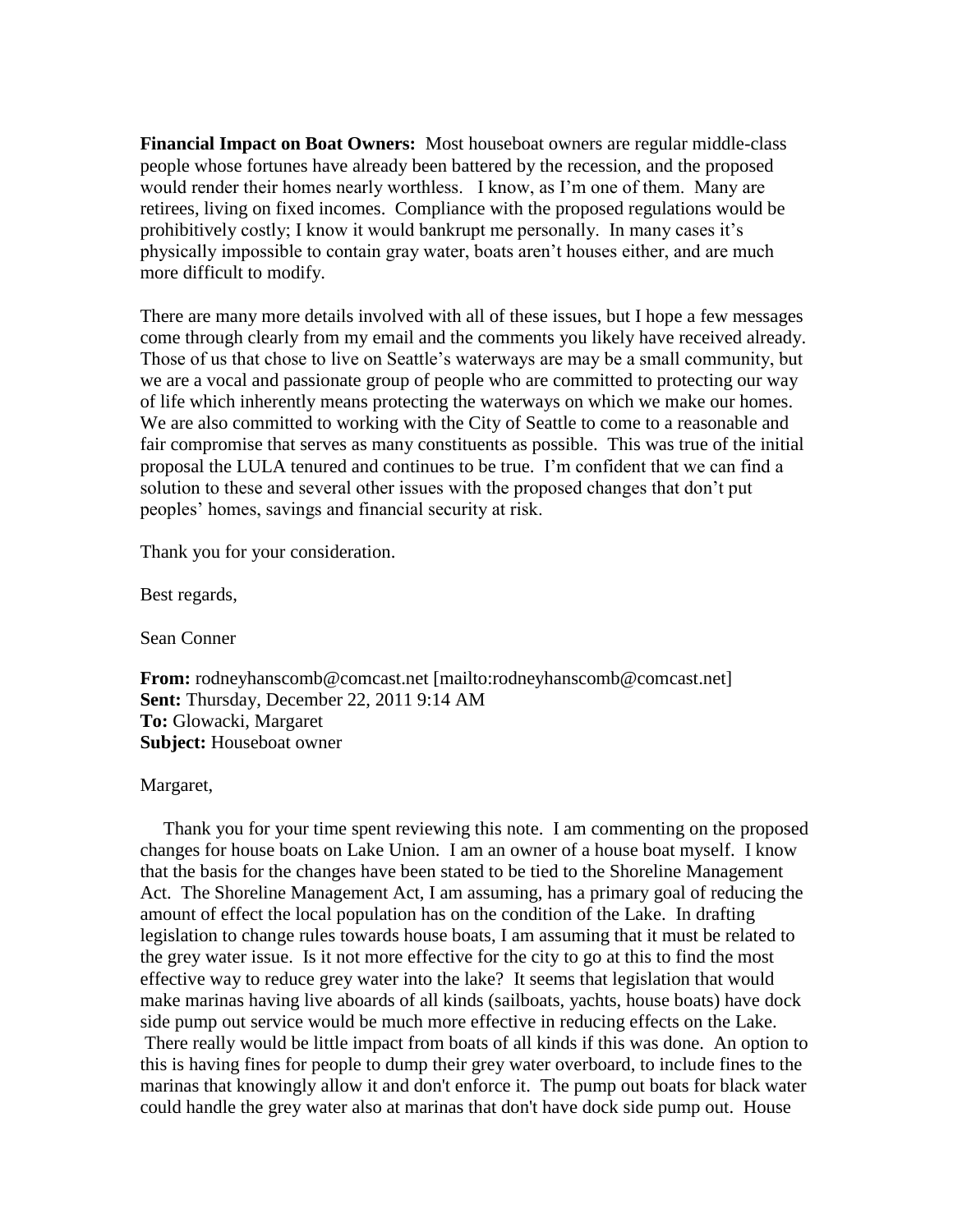**Financial Impact on Boat Owners:** Most houseboat owners are regular middle-class people whose fortunes have already been battered by the recession, and the proposed would render their homes nearly worthless. I know, as I'm one of them. Many are retirees, living on fixed incomes. Compliance with the proposed regulations would be prohibitively costly; I know it would bankrupt me personally. In many cases it's physically impossible to contain gray water, boats aren't houses either, and are much more difficult to modify.

There are many more details involved with all of these issues, but I hope a few messages come through clearly from my email and the comments you likely have received already. Those of us that chose to live on Seattle's waterways are may be a small community, but we are a vocal and passionate group of people who are committed to protecting our way of life which inherently means protecting the waterways on which we make our homes. We are also committed to working with the City of Seattle to come to a reasonable and fair compromise that serves as many constituents as possible. This was true of the initial proposal the LULA tenured and continues to be true. I'm confident that we can find a solution to these and several other issues with the proposed changes that don't put peoples' homes, savings and financial security at risk.

Thank you for your consideration.

Best regards,

Sean Conner

**From:** rodneyhanscomb@comcast.net [mailto:rodneyhanscomb@comcast.net]
**Sent:** Thursday, December 22, 2011 9:14 AM
**To:** Glowacki, Margaret
**Subject:** Houseboat owner

Margaret,

Thank you for your time spent reviewing this note. I am commenting on the proposed changes for house boats on Lake Union. I am an owner of a house boat myself. I know that the basis for the changes have been stated to be tied to the Shoreline Management Act. The Shoreline Management Act, I am assuming, has a primary goal of reducing the amount of effect the local population has on the condition of the Lake. In drafting legislation to change rules towards house boats, I am assuming that it must be related to the grey water issue. Is it not more effective for the city to go at this to find the most effective way to reduce grey water into the lake? It seems that legislation that would make marinas having live aboards of all kinds (sailboats, yachts, house boats) have dock side pump out service would be much more effective in reducing effects on the Lake. There really would be little impact from boats of all kinds if this was done. An option to this is having fines for people to dump their grey water overboard, to include fines to the marinas that knowingly allow it and don't enforce it. The pump out boats for black water could handle the grey water also at marinas that don't have dock side pump out. House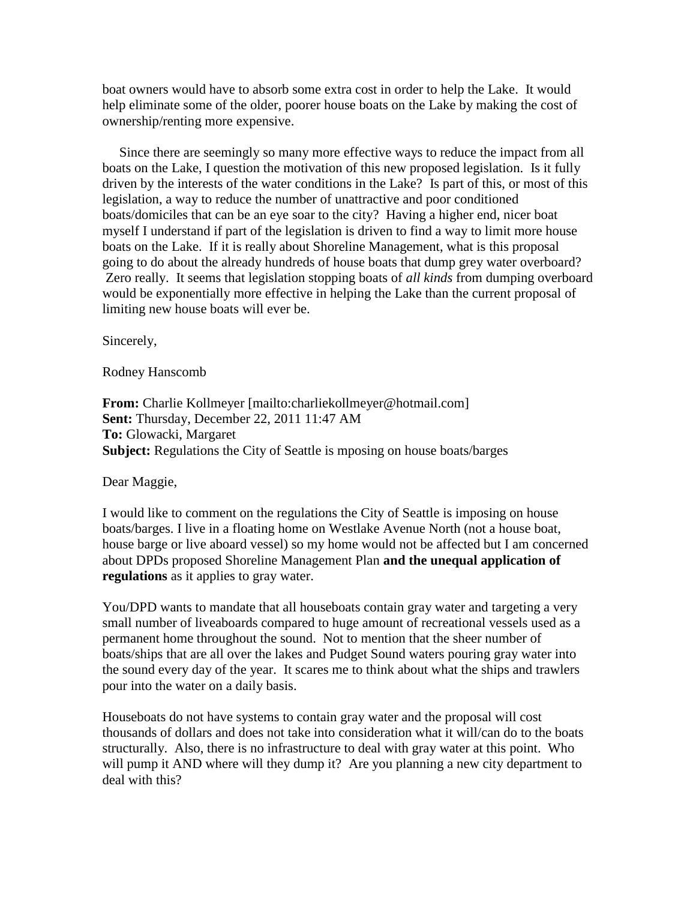boat owners would have to absorb some extra cost in order to help the Lake. It would help eliminate some of the older, poorer house boats on the Lake by making the cost of ownership/renting more expensive.

Since there are seemingly so many more effective ways to reduce the impact from all boats on the Lake, I question the motivation of this new proposed legislation. Is it fully driven by the interests of the water conditions in the Lake? Is part of this, or most of this legislation, a way to reduce the number of unattractive and poor conditioned boats/domiciles that can be an eye soar to the city? Having a higher end, nicer boat myself I understand if part of the legislation is driven to find a way to limit more house boats on the Lake. If it is really about Shoreline Management, what is this proposal going to do about the already hundreds of house boats that dump grey water overboard? Zero really. It seems that legislation stopping boats of *all kinds* from dumping overboard would be exponentially more effective in helping the Lake than the current proposal of limiting new house boats will ever be.

Sincerely,

Rodney Hanscomb

**From:** Charlie Kollmeyer [mailto:charliekollmeyer@hotmail.com]
**Sent:** Thursday, December 22, 2011 11:47 AM
**To:** Glowacki, Margaret
**Subject:** Regulations the City of Seattle is mposing on house boats/barges

Dear Maggie,

I would like to comment on the regulations the City of Seattle is imposing on house boats/barges. I live in a floating home on Westlake Avenue North (not a house boat, house barge or live aboard vessel) so my home would not be affected but I am concerned about DPDs proposed Shoreline Management Plan **and the unequal application of regulations** as it applies to gray water.

You/DPD wants to mandate that all houseboats contain gray water and targeting a very small number of liveaboards compared to huge amount of recreational vessels used as a permanent home throughout the sound. Not to mention that the sheer number of boats/ships that are all over the lakes and Pudget Sound waters pouring gray water into the sound every day of the year. It scares me to think about what the ships and trawlers pour into the water on a daily basis.

Houseboats do not have systems to contain gray water and the proposal will cost thousands of dollars and does not take into consideration what it will/can do to the boats structurally. Also, there is no infrastructure to deal with gray water at this point. Who will pump it AND where will they dump it? Are you planning a new city department to deal with this?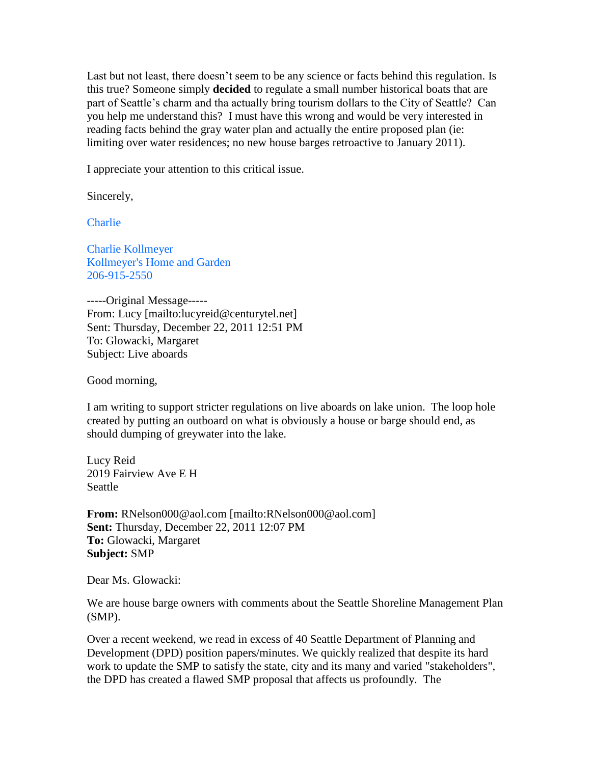Last but not least, there doesn't seem to be any science or facts behind this regulation. Is this true? Someone simply **decided** to regulate a small number historical boats that are part of Seattle's charm and tha actually bring tourism dollars to the City of Seattle? Can you help me understand this? I must have this wrong and would be very interested in reading facts behind the gray water plan and actually the entire proposed plan (ie: limiting over water residences; no new house barges retroactive to January 2011).

I appreciate your attention to this critical issue.

Sincerely,

Charlie

Charlie Kollmeyer
Kollmeyer's Home and Garden
206-915-2550

-----Original Message-----
From: Lucy [mailto:lucyreid@centurytel.net]
Sent: Thursday, December 22, 2011 12:51 PM
To: Glowacki, Margaret
Subject: Live aboards

Good morning,

I am writing to support stricter regulations on live aboards on lake union. The loop hole created by putting an outboard on what is obviously a house or barge should end, as should dumping of greywater into the lake.

Lucy Reid
2019 Fairview Ave E H
Seattle

**From:** RNelson000@aol.com [mailto:RNelson000@aol.com]
**Sent:** Thursday, December 22, 2011 12:07 PM
**To:** Glowacki, Margaret
**Subject:** SMP

Dear Ms. Glowacki:

We are house barge owners with comments about the Seattle Shoreline Management Plan (SMP).

Over a recent weekend, we read in excess of 40 Seattle Department of Planning and Development (DPD) position papers/minutes. We quickly realized that despite its hard work to update the SMP to satisfy the state, city and its many and varied "stakeholders", the DPD has created a flawed SMP proposal that affects us profoundly. The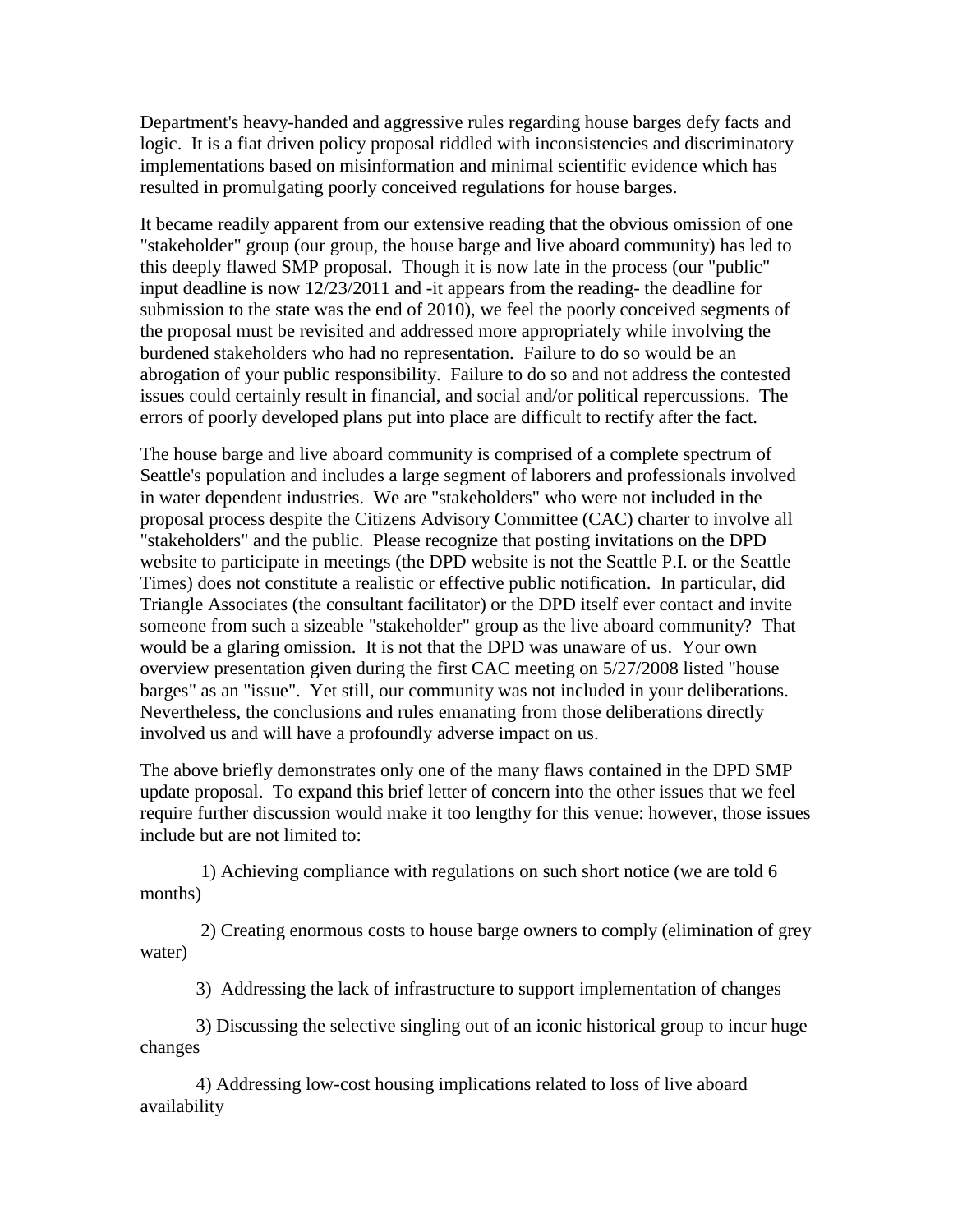Department's heavy-handed and aggressive rules regarding house barges defy facts and logic. It is a fiat driven policy proposal riddled with inconsistencies and discriminatory implementations based on misinformation and minimal scientific evidence which has resulted in promulgating poorly conceived regulations for house barges.

It became readily apparent from our extensive reading that the obvious omission of one "stakeholder" group (our group, the house barge and live aboard community) has led to this deeply flawed SMP proposal. Though it is now late in the process (our "public" input deadline is now 12/23/2011 and -it appears from the reading- the deadline for submission to the state was the end of 2010), we feel the poorly conceived segments of the proposal must be revisited and addressed more appropriately while involving the burdened stakeholders who had no representation. Failure to do so would be an abrogation of your public responsibility. Failure to do so and not address the contested issues could certainly result in financial, and social and/or political repercussions. The errors of poorly developed plans put into place are difficult to rectify after the fact.

The house barge and live aboard community is comprised of a complete spectrum of Seattle's population and includes a large segment of laborers and professionals involved in water dependent industries. We are "stakeholders" who were not included in the proposal process despite the Citizens Advisory Committee (CAC) charter to involve all "stakeholders" and the public. Please recognize that posting invitations on the DPD website to participate in meetings (the DPD website is not the Seattle P.I. or the Seattle Times) does not constitute a realistic or effective public notification. In particular, did Triangle Associates (the consultant facilitator) or the DPD itself ever contact and invite someone from such a sizeable "stakeholder" group as the live aboard community? That would be a glaring omission. It is not that the DPD was unaware of us. Your own overview presentation given during the first CAC meeting on 5/27/2008 listed "house barges" as an "issue". Yet still, our community was not included in your deliberations. Nevertheless, the conclusions and rules emanating from those deliberations directly involved us and will have a profoundly adverse impact on us.

The above briefly demonstrates only one of the many flaws contained in the DPD SMP update proposal. To expand this brief letter of concern into the other issues that we feel require further discussion would make it too lengthy for this venue: however, those issues include but are not limited to:

1) Achieving compliance with regulations on such short notice (we are told 6 months)

2) Creating enormous costs to house barge owners to comply (elimination of grey water)

3) Addressing the lack of infrastructure to support implementation of changes

3) Discussing the selective singling out of an iconic historical group to incur huge changes

4) Addressing low-cost housing implications related to loss of live aboard availability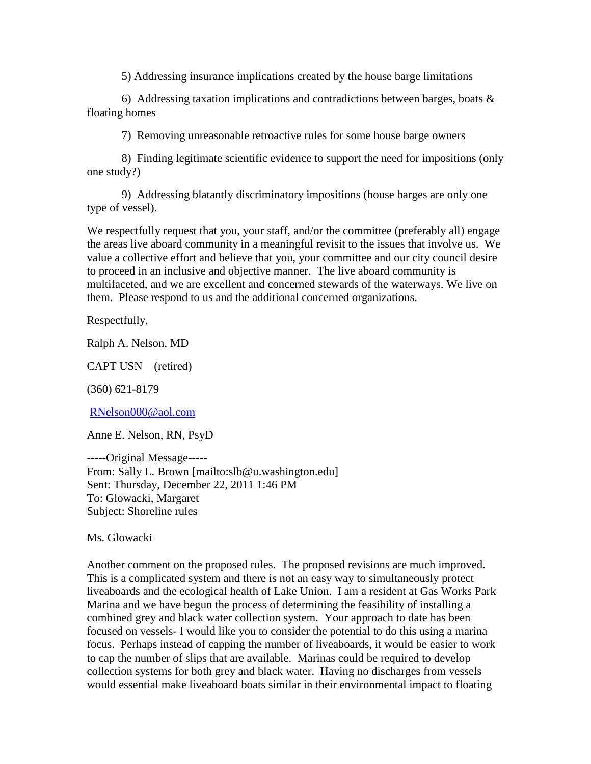5) Addressing insurance implications created by the house barge limitations

6) Addressing taxation implications and contradictions between barges, boats & floating homes

7) Removing unreasonable retroactive rules for some house barge owners

8) Finding legitimate scientific evidence to support the need for impositions (only one study?)

9) Addressing blatantly discriminatory impositions (house barges are only one type of vessel).

We respectfully request that you, your staff, and/or the committee (preferably all) engage the areas live aboard community in a meaningful revisit to the issues that involve us. We value a collective effort and believe that you, your committee and our city council desire to proceed in an inclusive and objective manner. The live aboard community is multifaceted, and we are excellent and concerned stewards of the waterways. We live on them. Please respond to us and the additional concerned organizations.

Respectfully,

Ralph A. Nelson, MD

CAPT USN (retired)

(360) 621-8179

RNelson000@aol.com

Anne E. Nelson, RN, PsyD

-----Original Message-----
From: Sally L. Brown [mailto:slb@u.washington.edu]
Sent: Thursday, December 22, 2011 1:46 PM
To: Glowacki, Margaret
Subject: Shoreline rules

Ms. Glowacki

Another comment on the proposed rules. The proposed revisions are much improved. This is a complicated system and there is not an easy way to simultaneously protect liveaboards and the ecological health of Lake Union. I am a resident at Gas Works Park Marina and we have begun the process of determining the feasibility of installing a combined grey and black water collection system. Your approach to date has been focused on vessels- I would like you to consider the potential to do this using a marina focus. Perhaps instead of capping the number of liveaboards, it would be easier to work to cap the number of slips that are available. Marinas could be required to develop collection systems for both grey and black water. Having no discharges from vessels would essential make liveaboard boats similar in their environmental impact to floating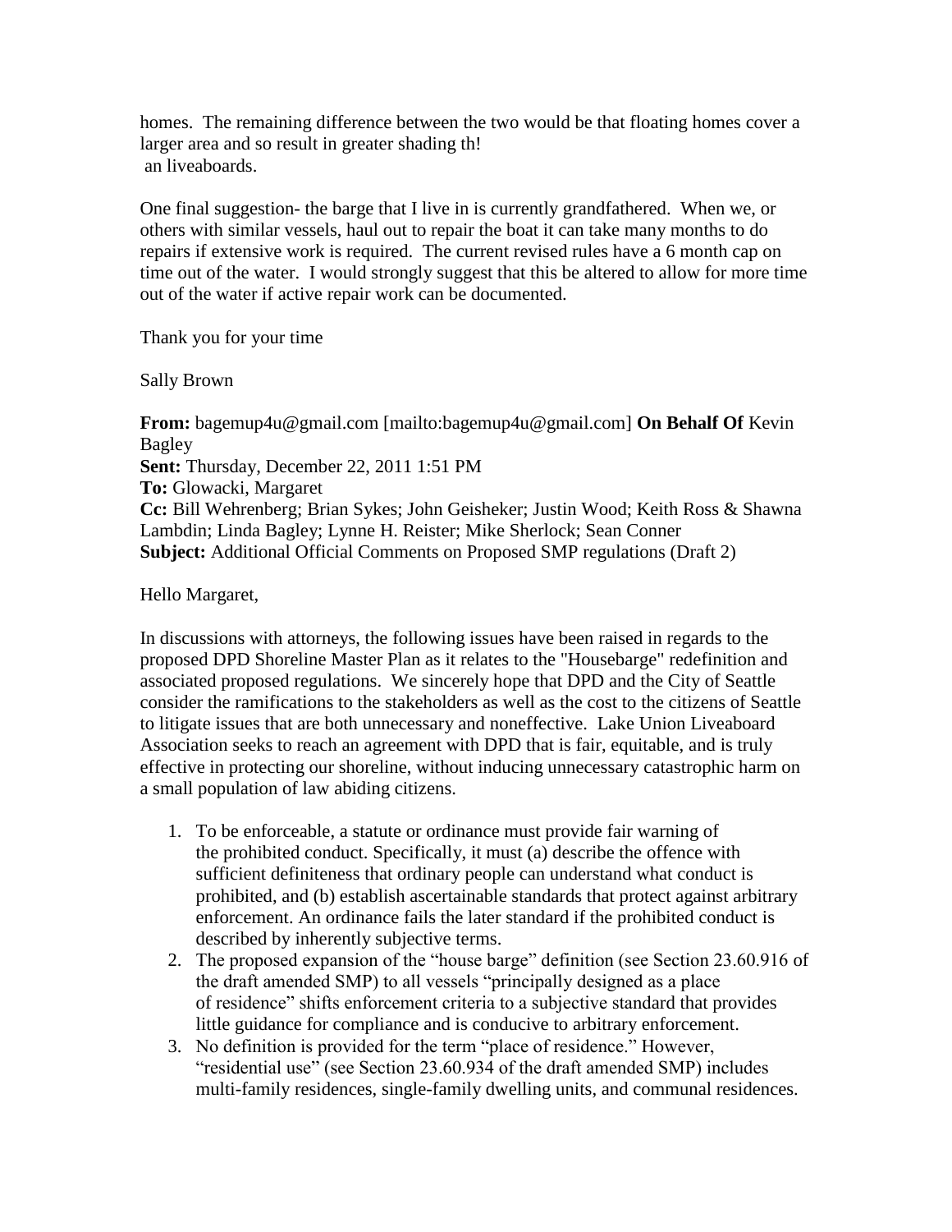homes. The remaining difference between the two would be that floating homes cover a larger area and so result in greater shading th!
an liveaboards.

One final suggestion- the barge that I live in is currently grandfathered. When we, or others with similar vessels, haul out to repair the boat it can take many months to do repairs if extensive work is required. The current revised rules have a 6 month cap on time out of the water. I would strongly suggest that this be altered to allow for more time out of the water if active repair work can be documented.

Thank you for your time

Sally Brown

**From:** bagemup4u@gmail.com [mailto:bagemup4u@gmail.com] **On Behalf Of** Kevin Bagley
**Sent:** Thursday, December 22, 2011 1:51 PM
**To:** Glowacki, Margaret
**Cc:** Bill Wehrenberg; Brian Sykes; John Geisheker; Justin Wood; Keith Ross & Shawna Lambdin; Linda Bagley; Lynne H. Reister; Mike Sherlock; Sean Conner
**Subject:** Additional Official Comments on Proposed SMP regulations (Draft 2)

Hello Margaret,

In discussions with attorneys, the following issues have been raised in regards to the proposed DPD Shoreline Master Plan as it relates to the "Housebarge" redefinition and associated proposed regulations. We sincerely hope that DPD and the City of Seattle consider the ramifications to the stakeholders as well as the cost to the citizens of Seattle to litigate issues that are both unnecessary and noneffective. Lake Union Liveaboard Association seeks to reach an agreement with DPD that is fair, equitable, and is truly effective in protecting our shoreline, without inducing unnecessary catastrophic harm on a small population of law abiding citizens.

1. To be enforceable, a statute or ordinance must provide fair warning of the prohibited conduct. Specifically, it must (a) describe the offence with sufficient definiteness that ordinary people can understand what conduct is prohibited, and (b) establish ascertainable standards that protect against arbitrary enforcement. An ordinance fails the later standard if the prohibited conduct is described by inherently subjective terms.
2. The proposed expansion of the "house barge" definition (see Section 23.60.916 of the draft amended SMP) to all vessels "principally designed as a place of residence" shifts enforcement criteria to a subjective standard that provides little guidance for compliance and is conducive to arbitrary enforcement.
3. No definition is provided for the term "place of residence." However, "residential use" (see Section 23.60.934 of the draft amended SMP) includes multi-family residences, single-family dwelling units, and communal residences.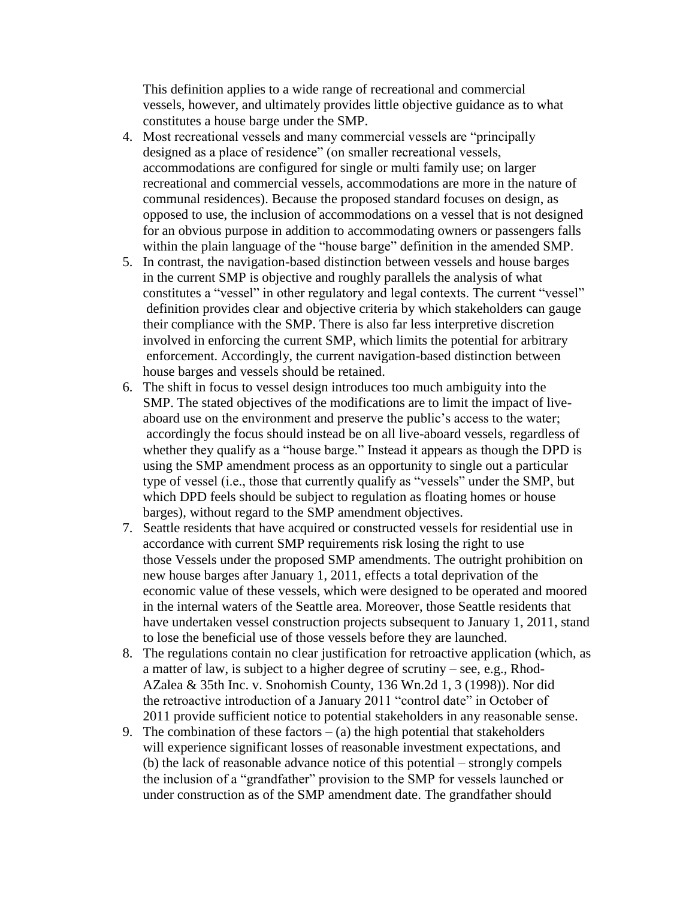This definition applies to a wide range of recreational and commercial vessels, however, and ultimately provides little objective guidance as to what constitutes a house barge under the SMP.

4. Most recreational vessels and many commercial vessels are "principally designed as a place of residence" (on smaller recreational vessels, accommodations are configured for single or multi family use; on larger recreational and commercial vessels, accommodations are more in the nature of communal residences). Because the proposed standard focuses on design, as opposed to use, the inclusion of accommodations on a vessel that is not designed for an obvious purpose in addition to accommodating owners or passengers falls within the plain language of the "house barge" definition in the amended SMP.
5. In contrast, the navigation-based distinction between vessels and house barges in the current SMP is objective and roughly parallels the analysis of what constitutes a "vessel" in other regulatory and legal contexts. The current "vessel" definition provides clear and objective criteria by which stakeholders can gauge their compliance with the SMP. There is also far less interpretive discretion involved in enforcing the current SMP, which limits the potential for arbitrary enforcement. Accordingly, the current navigation-based distinction between house barges and vessels should be retained.
6. The shift in focus to vessel design introduces too much ambiguity into the SMP. The stated objectives of the modifications are to limit the impact of live-aboard use on the environment and preserve the public's access to the water; accordingly the focus should instead be on all live-aboard vessels, regardless of whether they qualify as a "house barge." Instead it appears as though the DPD is using the SMP amendment process as an opportunity to single out a particular type of vessel (i.e., those that currently qualify as "vessels" under the SMP, but which DPD feels should be subject to regulation as floating homes or house barges), without regard to the SMP amendment objectives.
7. Seattle residents that have acquired or constructed vessels for residential use in accordance with current SMP requirements risk losing the right to use those Vessels under the proposed SMP amendments. The outright prohibition on new house barges after January 1, 2011, effects a total deprivation of the economic value of these vessels, which were designed to be operated and moored in the internal waters of the Seattle area. Moreover, those Seattle residents that have undertaken vessel construction projects subsequent to January 1, 2011, stand to lose the beneficial use of those vessels before they are launched.
8. The regulations contain no clear justification for retroactive application (which, as a matter of law, is subject to a higher degree of scrutiny – see, e.g., Rhod-AZalea & 35th Inc. v. Snohomish County, 136 Wn.2d 1, 3 (1998)). Nor did the retroactive introduction of a January 2011 "control date" in October of 2011 provide sufficient notice to potential stakeholders in any reasonable sense.
9. The combination of these factors – (a) the high potential that stakeholders will experience significant losses of reasonable investment expectations, and (b) the lack of reasonable advance notice of this potential – strongly compels the inclusion of a "grandfather" provision to the SMP for vessels launched or under construction as of the SMP amendment date. The grandfather should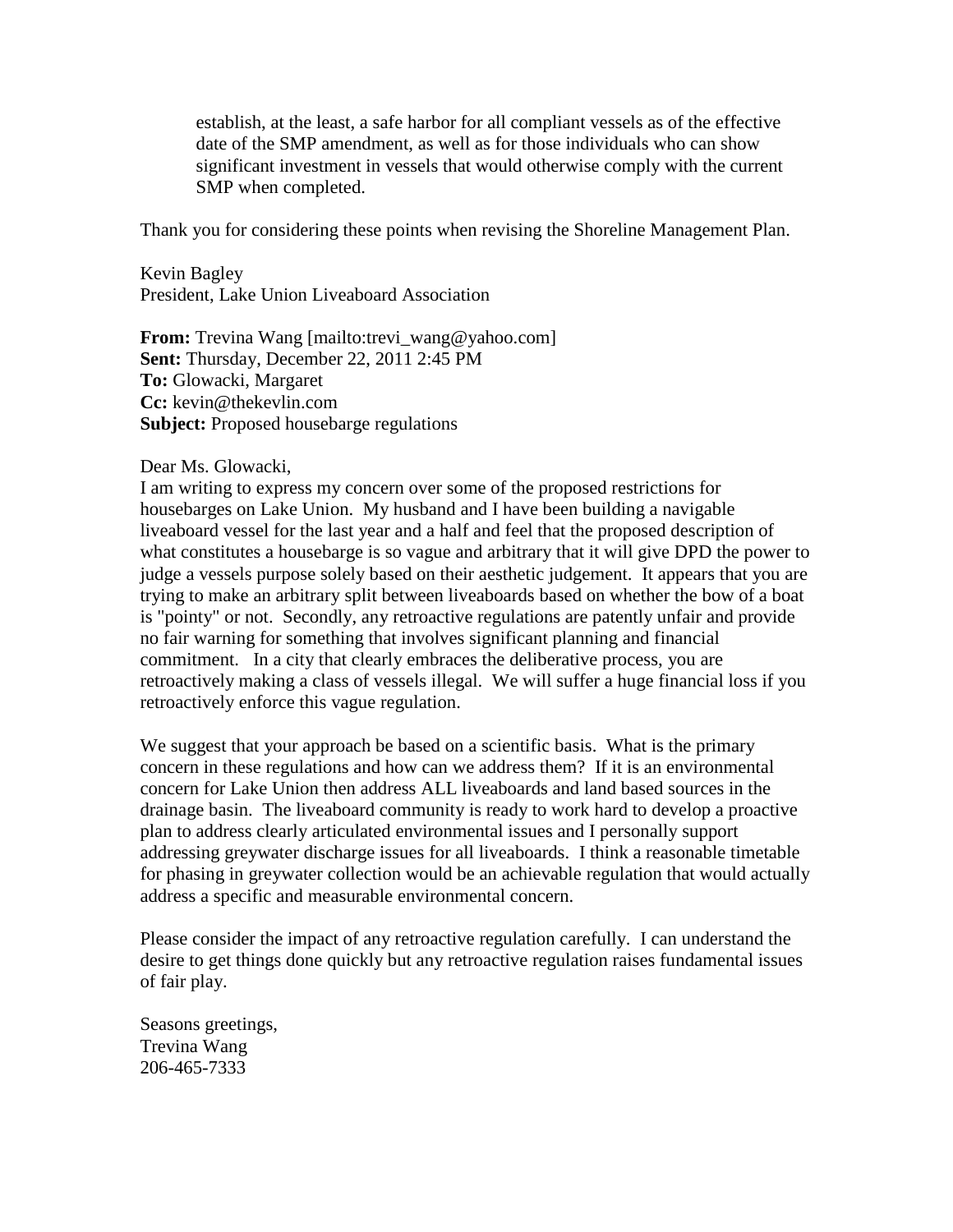establish, at the least, a safe harbor for all compliant vessels as of the effective date of the SMP amendment, as well as for those individuals who can show significant investment in vessels that would otherwise comply with the current SMP when completed.

Thank you for considering these points when revising the Shoreline Management Plan.

Kevin Bagley
President, Lake Union Liveaboard Association

**From:** Trevina Wang [mailto:trevi_wang@yahoo.com]
**Sent:** Thursday, December 22, 2011 2:45 PM
**To:** Glowacki, Margaret
**Cc:** kevin@thekevlin.com
**Subject:** Proposed housebarge regulations

Dear Ms. Glowacki,
I am writing to express my concern over some of the proposed restrictions for housebarges on Lake Union. My husband and I have been building a navigable liveaboard vessel for the last year and a half and feel that the proposed description of what constitutes a housebarge is so vague and arbitrary that it will give DPD the power to judge a vessels purpose solely based on their aesthetic judgement. It appears that you are trying to make an arbitrary split between liveaboards based on whether the bow of a boat is "pointy" or not. Secondly, any retroactive regulations are patently unfair and provide no fair warning for something that involves significant planning and financial commitment. In a city that clearly embraces the deliberative process, you are retroactively making a class of vessels illegal. We will suffer a huge financial loss if you retroactively enforce this vague regulation.

We suggest that your approach be based on a scientific basis. What is the primary concern in these regulations and how can we address them? If it is an environmental concern for Lake Union then address ALL liveaboards and land based sources in the drainage basin. The liveaboard community is ready to work hard to develop a proactive plan to address clearly articulated environmental issues and I personally support addressing greywater discharge issues for all liveaboards. I think a reasonable timetable for phasing in greywater collection would be an achievable regulation that would actually address a specific and measurable environmental concern.

Please consider the impact of any retroactive regulation carefully. I can understand the desire to get things done quickly but any retroactive regulation raises fundamental issues of fair play.

Seasons greetings,
Trevina Wang
206-465-7333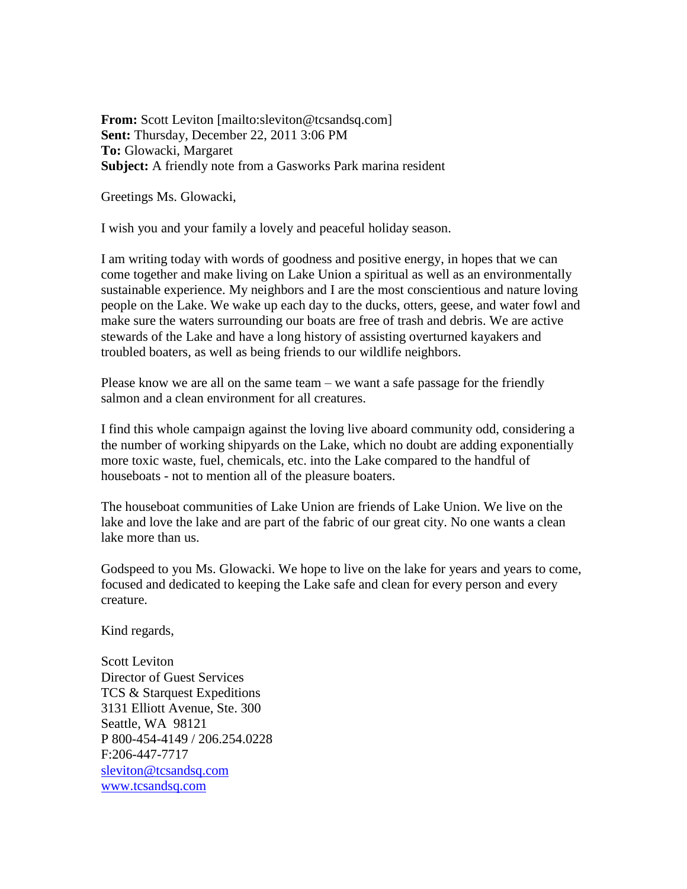**From:** Scott Leviton [mailto:sleviton@tcsandsq.com]
**Sent:** Thursday, December 22, 2011 3:06 PM
**To:** Glowacki, Margaret
**Subject:** A friendly note from a Gasworks Park marina resident

Greetings Ms. Glowacki,

I wish you and your family a lovely and peaceful holiday season.

I am writing today with words of goodness and positive energy, in hopes that we can come together and make living on Lake Union a spiritual as well as an environmentally sustainable experience. My neighbors and I are the most conscientious and nature loving people on the Lake. We wake up each day to the ducks, otters, geese, and water fowl and make sure the waters surrounding our boats are free of trash and debris. We are active stewards of the Lake and have a long history of assisting overturned kayakers and troubled boaters, as well as being friends to our wildlife neighbors.

Please know we are all on the same team – we want a safe passage for the friendly salmon and a clean environment for all creatures.

I find this whole campaign against the loving live aboard community odd, considering a the number of working shipyards on the Lake, which no doubt are adding exponentially more toxic waste, fuel, chemicals, etc. into the Lake compared to the handful of houseboats - not to mention all of the pleasure boaters.

The houseboat communities of Lake Union are friends of Lake Union. We live on the lake and love the lake and are part of the fabric of our great city. No one wants a clean lake more than us.

Godspeed to you Ms. Glowacki. We hope to live on the lake for years and years to come, focused and dedicated to keeping the Lake safe and clean for every person and every creature.

Kind regards,

Scott Leviton
Director of Guest Services
TCS & Starquest Expeditions
3131 Elliott Avenue, Ste. 300
Seattle, WA 98121
P 800-454-4149 / 206.254.0228
F:206-447-7717
sleviton@tcsandsq.com
www.tcsandsq.com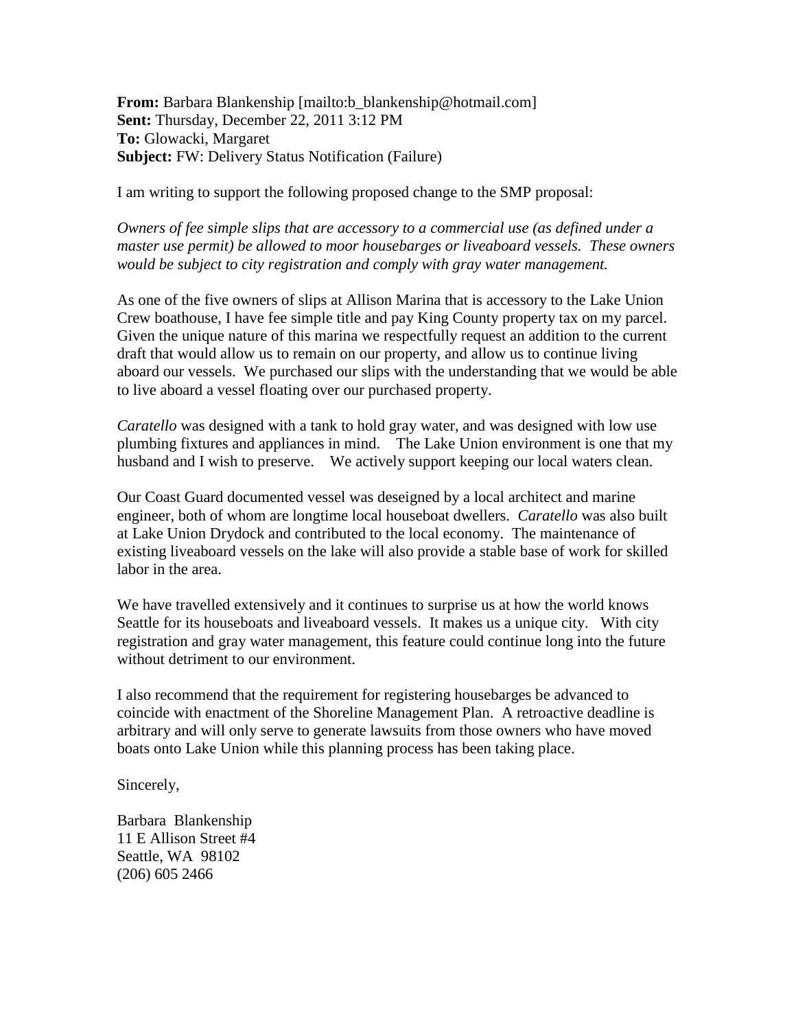**From:** Barbara Blankenship [mailto:b_blankenship@hotmail.com]
**Sent:** Thursday, December 22, 2011 3:12 PM
**To:** Glowacki, Margaret
**Subject:** FW: Delivery Status Notification (Failure)

I am writing to support the following proposed change to the SMP proposal:

*Owners of fee simple slips that are accessory to a commercial use (as defined under a master use permit) be allowed to moor housebarges or liveaboard vessels. These owners would be subject to city registration and comply with gray water management.*

As one of the five owners of slips at Allison Marina that is accessory to the Lake Union Crew boathouse, I have fee simple title and pay King County property tax on my parcel. Given the unique nature of this marina we respectfully request an addition to the current draft that would allow us to remain on our property, and allow us to continue living aboard our vessels. We purchased our slips with the understanding that we would be able to live aboard a vessel floating over our purchased property.

*Caratello* was designed with a tank to hold gray water, and was designed with low use plumbing fixtures and appliances in mind. The Lake Union environment is one that my husband and I wish to preserve. We actively support keeping our local waters clean.

Our Coast Guard documented vessel was deseigned by a local architect and marine engineer, both of whom are longtime local houseboat dwellers. *Caratello* was also built at Lake Union Drydock and contributed to the local economy. The maintenance of existing liveaboard vessels on the lake will also provide a stable base of work for skilled labor in the area.

We have travelled extensively and it continues to surprise us at how the world knows Seattle for its houseboats and liveaboard vessels. It makes us a unique city. With city registration and gray water management, this feature could continue long into the future without detriment to our environment.

I also recommend that the requirement for registering housebarges be advanced to coincide with enactment of the Shoreline Management Plan. A retroactive deadline is arbitrary and will only serve to generate lawsuits from those owners who have moved boats onto Lake Union while this planning process has been taking place.

Sincerely,

Barbara Blankenship
11 E Allison Street #4
Seattle, WA 98102
(206) 605 2466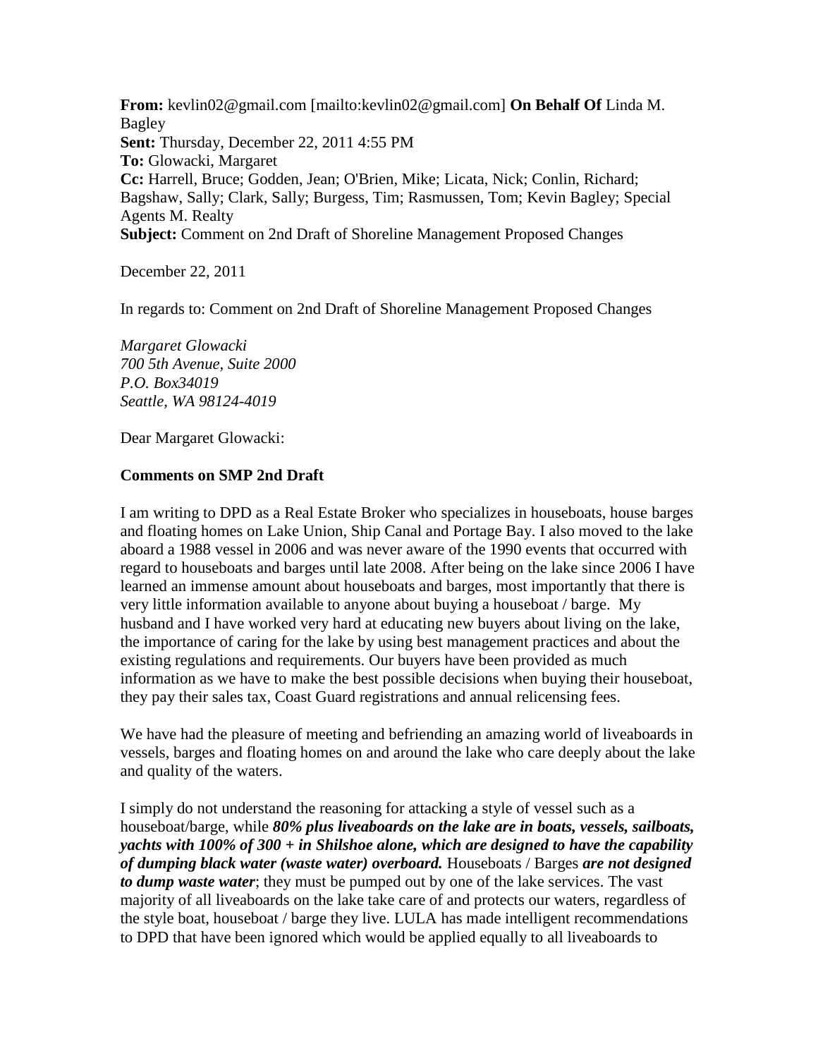**From:** kevlin02@gmail.com [mailto:kevlin02@gmail.com] **On Behalf Of** Linda M. Bagley
**Sent:** Thursday, December 22, 2011 4:55 PM
**To:** Glowacki, Margaret
**Cc:** Harrell, Bruce; Godden, Jean; O'Brien, Mike; Licata, Nick; Conlin, Richard; Bagshaw, Sally; Clark, Sally; Burgess, Tim; Rasmussen, Tom; Kevin Bagley; Special Agents M. Realty
**Subject:** Comment on 2nd Draft of Shoreline Management Proposed Changes

December 22, 2011

In regards to: Comment on 2nd Draft of Shoreline Management Proposed Changes

*Margaret Glowacki*
*700 5th Avenue, Suite 2000*
*P.O. Box34019*
*Seattle, WA 98124-4019*

Dear Margaret Glowacki:

**Comments on SMP 2nd Draft**

I am writing to DPD as a Real Estate Broker who specializes in houseboats, house barges and floating homes on Lake Union, Ship Canal and Portage Bay. I also moved to the lake aboard a 1988 vessel in 2006 and was never aware of the 1990 events that occurred with regard to houseboats and barges until late 2008. After being on the lake since 2006 I have learned an immense amount about houseboats and barges, most importantly that there is very little information available to anyone about buying a houseboat / barge. My husband and I have worked very hard at educating new buyers about living on the lake, the importance of caring for the lake by using best management practices and about the existing regulations and requirements. Our buyers have been provided as much information as we have to make the best possible decisions when buying their houseboat, they pay their sales tax, Coast Guard registrations and annual relicensing fees.

We have had the pleasure of meeting and befriending an amazing world of liveaboards in vessels, barges and floating homes on and around the lake who care deeply about the lake and quality of the waters.

I simply do not understand the reasoning for attacking a style of vessel such as a houseboat/barge, while ***80% plus liveaboards on the lake are in boats, vessels, sailboats, yachts with 100% of 300 + in Shilshoe alone, which are designed to have the capability of dumping black water (waste water) overboard.*** Houseboats / Barges ***are not designed to dump waste water***; they must be pumped out by one of the lake services. The vast majority of all liveaboards on the lake take care of and protects our waters, regardless of the style boat, houseboat / barge they live. LULA has made intelligent recommendations to DPD that have been ignored which would be applied equally to all liveaboards to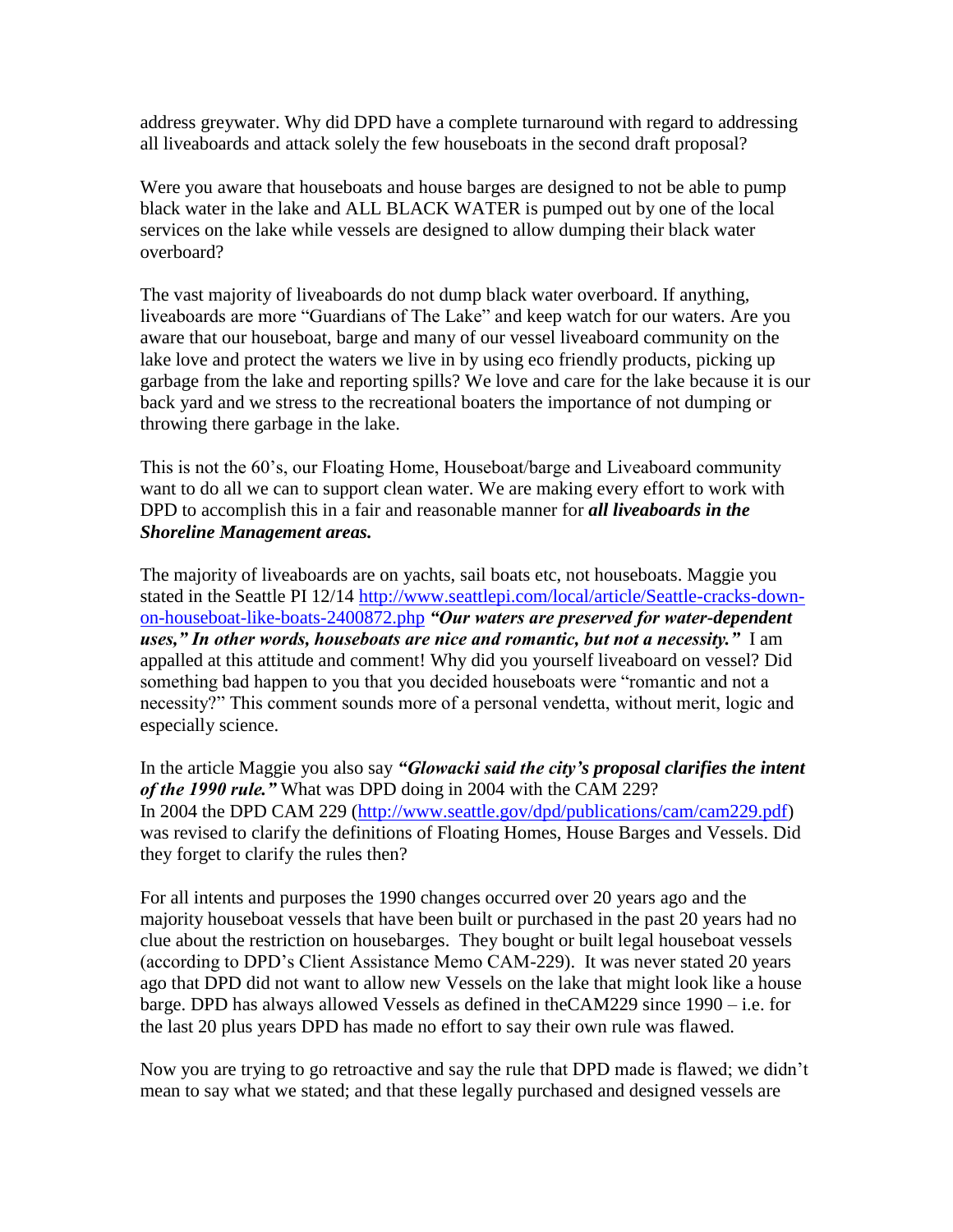address greywater. Why did DPD have a complete turnaround with regard to addressing all liveaboards and attack solely the few houseboats in the second draft proposal?

Were you aware that houseboats and house barges are designed to not be able to pump black water in the lake and ALL BLACK WATER is pumped out by one of the local services on the lake while vessels are designed to allow dumping their black water overboard?

The vast majority of liveaboards do not dump black water overboard. If anything, liveaboards are more "Guardians of The Lake" and keep watch for our waters. Are you aware that our houseboat, barge and many of our vessel liveaboard community on the lake love and protect the waters we live in by using eco friendly products, picking up garbage from the lake and reporting spills? We love and care for the lake because it is our back yard and we stress to the recreational boaters the importance of not dumping or throwing there garbage in the lake.

This is not the 60's, our Floating Home, Houseboat/barge and Liveaboard community want to do all we can to support clean water. We are making every effort to work with DPD to accomplish this in a fair and reasonable manner for ***all liveaboards in the Shoreline Management areas.***

The majority of liveaboards are on yachts, sail boats etc, not houseboats. Maggie you stated in the Seattle PI 12/14 [http://www.seattlepi.com/local/article/Seattle-cracks-down-on-houseboat-like-boats-2400872.php](http://www.seattlepi.com/local/article/Seattle-cracks-down-on-houseboat-like-boats-2400872.php) ***"Our waters are preserved for water-dependent uses," In other words, houseboats are nice and romantic, but not a necessity."*** I am appalled at this attitude and comment! Why did you yourself liveaboard on vessel? Did something bad happen to you that you decided houseboats were "romantic and not a necessity?" This comment sounds more of a personal vendetta, without merit, logic and especially science.

In the article Maggie you also say ***"Glowacki said the city's proposal clarifies the intent of the 1990 rule."*** What was DPD doing in 2004 with the CAM 229?
In 2004 the DPD CAM 229 ([http://www.seattle.gov/dpd/publications/cam/cam229.pdf](http://www.seattle.gov/dpd/publications/cam/cam229.pdf)) was revised to clarify the definitions of Floating Homes, House Barges and Vessels. Did they forget to clarify the rules then?

For all intents and purposes the 1990 changes occurred over 20 years ago and the majority houseboat vessels that have been built or purchased in the past 20 years had no clue about the restriction on housebarges. They bought or built legal houseboat vessels (according to DPD's Client Assistance Memo CAM-229). It was never stated 20 years ago that DPD did not want to allow new Vessels on the lake that might look like a house barge. DPD has always allowed Vessels as defined in theCAM229 since 1990 – i.e. for the last 20 plus years DPD has made no effort to say their own rule was flawed.

Now you are trying to go retroactive and say the rule that DPD made is flawed; we didn't mean to say what we stated; and that these legally purchased and designed vessels are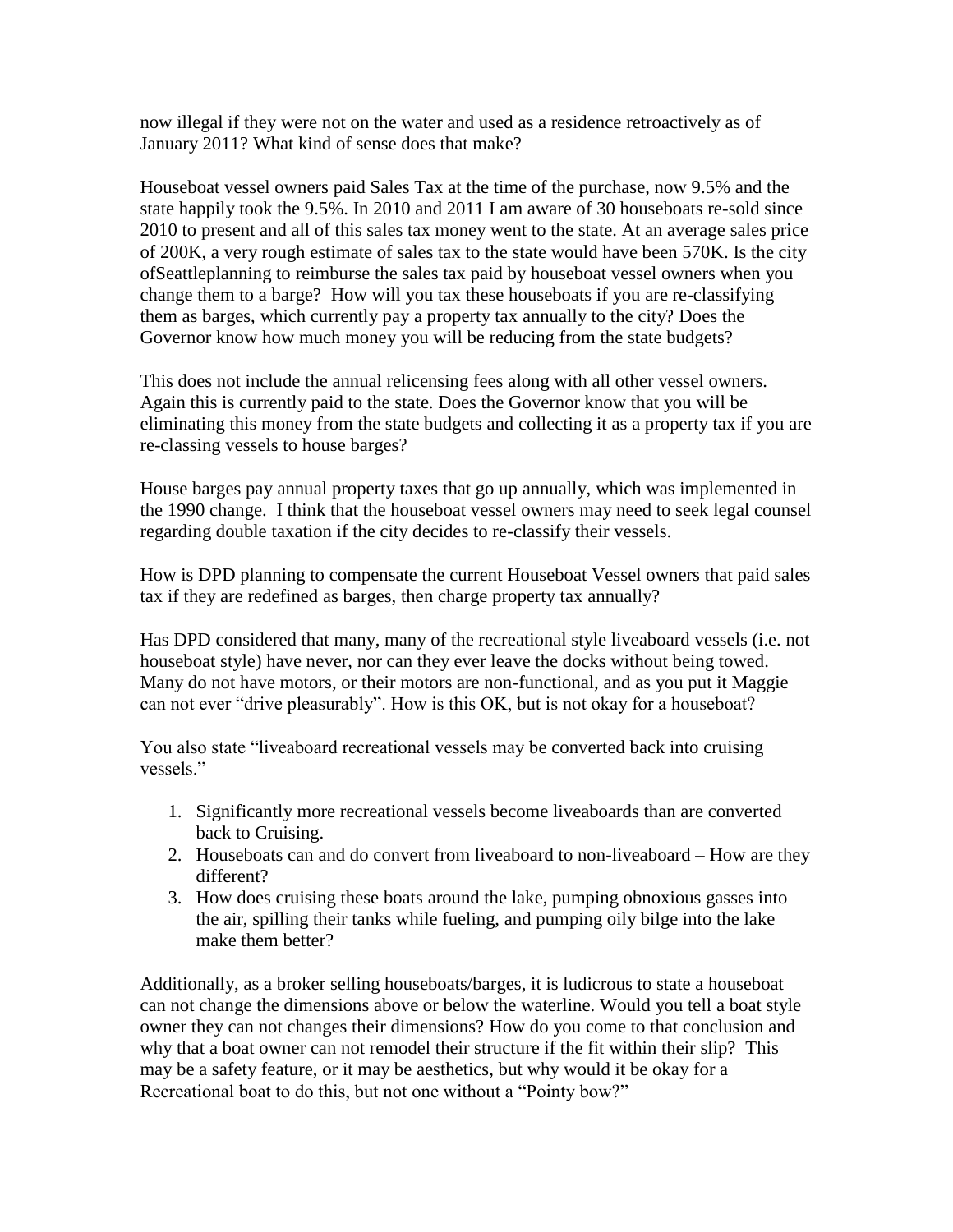now illegal if they were not on the water and used as a residence retroactively as of January 2011? What kind of sense does that make?

Houseboat vessel owners paid Sales Tax at the time of the purchase, now 9.5% and the state happily took the 9.5%. In 2010 and 2011 I am aware of 30 houseboats re-sold since 2010 to present and all of this sales tax money went to the state. At an average sales price of 200K, a very rough estimate of sales tax to the state would have been 570K. Is the city ofSeattleplanning to reimburse the sales tax paid by houseboat vessel owners when you change them to a barge? How will you tax these houseboats if you are re-classifying them as barges, which currently pay a property tax annually to the city? Does the Governor know how much money you will be reducing from the state budgets?

This does not include the annual relicensing fees along with all other vessel owners. Again this is currently paid to the state. Does the Governor know that you will be eliminating this money from the state budgets and collecting it as a property tax if you are re-classing vessels to house barges?

House barges pay annual property taxes that go up annually, which was implemented in the 1990 change. I think that the houseboat vessel owners may need to seek legal counsel regarding double taxation if the city decides to re-classify their vessels.

How is DPD planning to compensate the current Houseboat Vessel owners that paid sales tax if they are redefined as barges, then charge property tax annually?

Has DPD considered that many, many of the recreational style liveaboard vessels (i.e. not houseboat style) have never, nor can they ever leave the docks without being towed. Many do not have motors, or their motors are non-functional, and as you put it Maggie can not ever "drive pleasurably". How is this OK, but is not okay for a houseboat?

You also state "liveaboard recreational vessels may be converted back into cruising vessels."

1. Significantly more recreational vessels become liveaboards than are converted back to Cruising.
2. Houseboats can and do convert from liveaboard to non-liveaboard – How are they different?
3. How does cruising these boats around the lake, pumping obnoxious gasses into the air, spilling their tanks while fueling, and pumping oily bilge into the lake make them better?

Additionally, as a broker selling houseboats/barges, it is ludicrous to state a houseboat can not change the dimensions above or below the waterline. Would you tell a boat style owner they can not changes their dimensions? How do you come to that conclusion and why that a boat owner can not remodel their structure if the fit within their slip? This may be a safety feature, or it may be aesthetics, but why would it be okay for a Recreational boat to do this, but not one without a "Pointy bow?"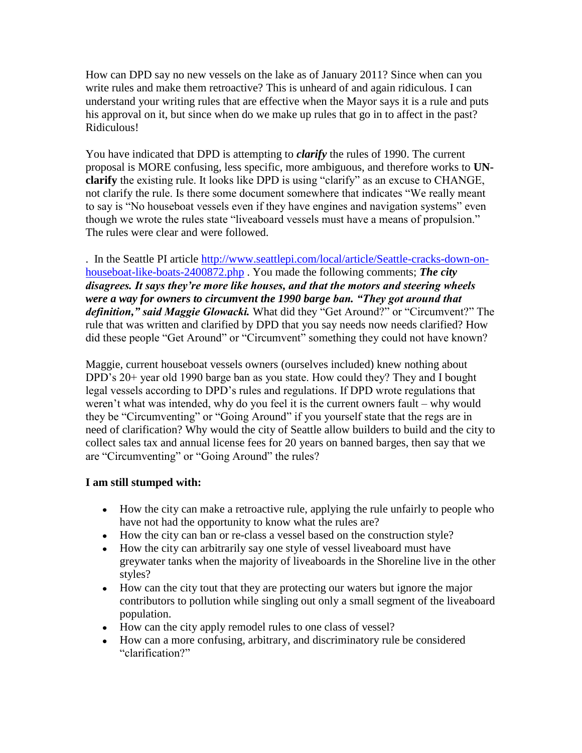How can DPD say no new vessels on the lake as of January 2011? Since when can you write rules and make them retroactive? This is unheard of and again ridiculous. I can understand your writing rules that are effective when the Mayor says it is a rule and puts his approval on it, but since when do we make up rules that go in to affect in the past? Ridiculous!

You have indicated that DPD is attempting to ***clarify*** the rules of 1990. The current proposal is MORE confusing, less specific, more ambiguous, and therefore works to **UN-clarify** the existing rule. It looks like DPD is using "clarify" as an excuse to CHANGE, not clarify the rule. Is there some document somewhere that indicates "We really meant to say is "No houseboat vessels even if they have engines and navigation systems" even though we wrote the rules state "liveaboard vessels must have a means of propulsion." The rules were clear and were followed.

. In the Seattle PI article [http://www.seattlepi.com/local/article/Seattle-cracks-down-on-houseboat-like-boats-2400872.php](http://www.seattlepi.com/local/article/Seattle-cracks-down-on-houseboat-like-boats-2400872.php) . You made the following comments; ***The city disagrees. It says they're more like houses, and that the motors and steering wheels were a way for owners to circumvent the 1990 barge ban. "They got around that definition," said Maggie Glowacki.*** What did they "Get Around?" or "Circumvent?" The rule that was written and clarified by DPD that you say needs now needs clarified? How did these people "Get Around" or "Circumvent" something they could not have known?

Maggie, current houseboat vessels owners (ourselves included) knew nothing about DPD's 20+ year old 1990 barge ban as you state. How could they? They and I bought legal vessels according to DPD's rules and regulations. If DPD wrote regulations that weren't what was intended, why do you feel it is the current owners fault – why would they be "Circumventing" or "Going Around" if you yourself state that the regs are in need of clarification? Why would the city of Seattle allow builders to build and the city to collect sales tax and annual license fees for 20 years on banned barges, then say that we are "Circumventing" or "Going Around" the rules?

**I am still stumped with:**

- How the city can make a retroactive rule, applying the rule unfairly to people who have not had the opportunity to know what the rules are?
- How the city can ban or re-class a vessel based on the construction style?
- How the city can arbitrarily say one style of vessel liveaboard must have greywater tanks when the majority of liveaboards in the Shoreline live in the other styles?
- How can the city tout that they are protecting our waters but ignore the major contributors to pollution while singling out only a small segment of the liveaboard population.
- How can the city apply remodel rules to one class of vessel?
- How can a more confusing, arbitrary, and discriminatory rule be considered "clarification?"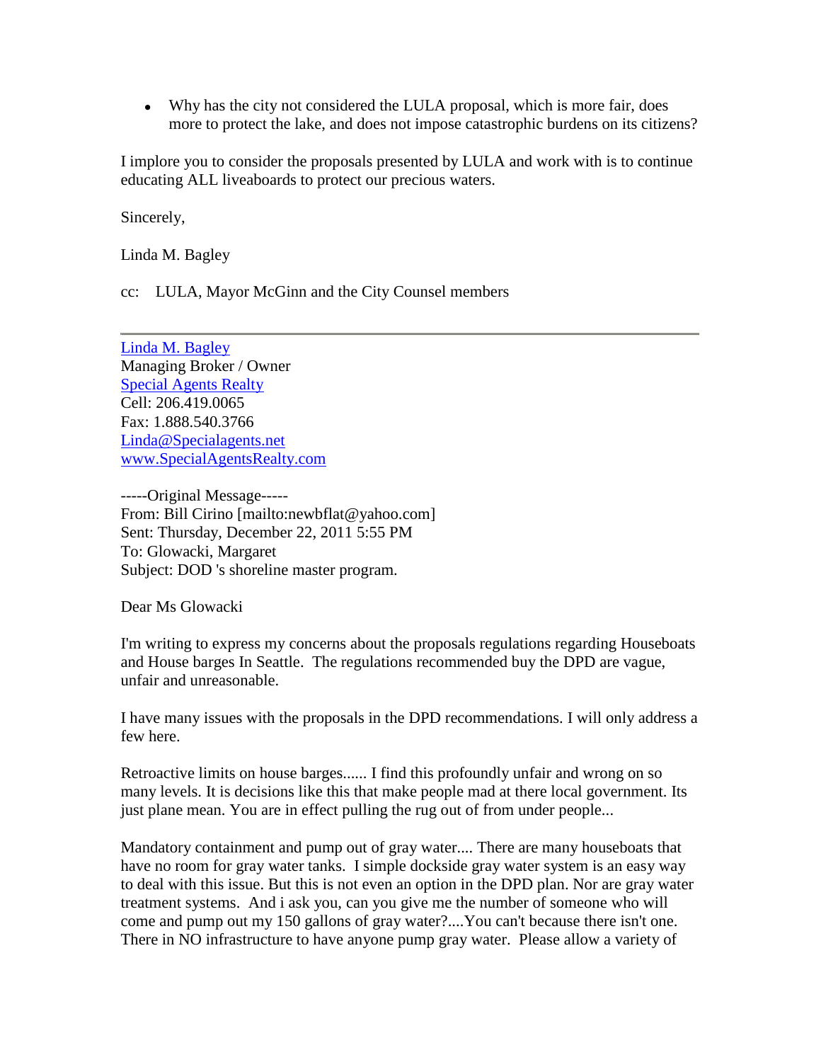- Why has the city not considered the LULA proposal, which is more fair, does more to protect the lake, and does not impose catastrophic burdens on its citizens?

I implore you to consider the proposals presented by LULA and work with is to continue educating ALL liveaboards to protect our precious waters.

Sincerely,

Linda M. Bagley

cc: LULA, Mayor McGinn and the City Counsel members

---

Linda M. Bagley
Managing Broker / Owner
Special Agents Realty
Cell: 206.419.0065
Fax: 1.888.540.3766
Linda@Specialagents.net
www.SpecialAgentsRealty.com

-----Original Message-----
From: Bill Cirino [mailto:newbflat@yahoo.com]
Sent: Thursday, December 22, 2011 5:55 PM
To: Glowacki, Margaret
Subject: DOD 's shoreline master program.

Dear Ms Glowacki

I'm writing to express my concerns about the proposals regulations regarding Houseboats and House barges In Seattle. The regulations recommended buy the DPD are vague, unfair and unreasonable.

I have many issues with the proposals in the DPD recommendations. I will only address a few here.

Retroactive limits on house barges...... I find this profoundly unfair and wrong on so many levels. It is decisions like this that make people mad at there local government. Its just plane mean. You are in effect pulling the rug out of from under people...

Mandatory containment and pump out of gray water.... There are many houseboats that have no room for gray water tanks. I simple dockside gray water system is an easy way to deal with this issue. But this is not even an option in the DPD plan. Nor are gray water treatment systems. And i ask you, can you give me the number of someone who will come and pump out my 150 gallons of gray water?....You can't because there isn't one. There in NO infrastructure to have anyone pump gray water. Please allow a variety of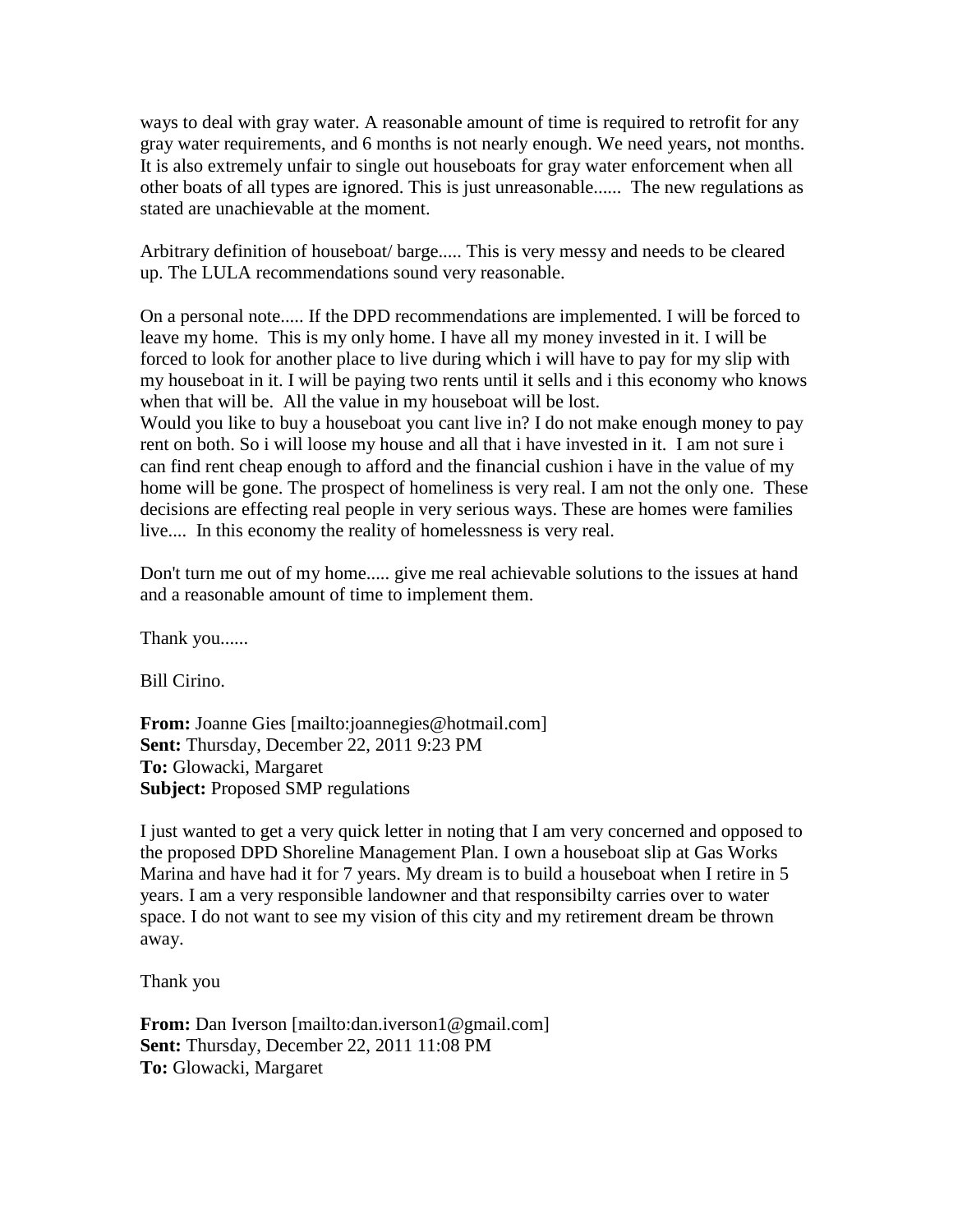ways to deal with gray water. A reasonable amount of time is required to retrofit for any gray water requirements, and 6 months is not nearly enough. We need years, not months. It is also extremely unfair to single out houseboats for gray water enforcement when all other boats of all types are ignored. This is just unreasonable...... The new regulations as stated are unachievable at the moment.

Arbitrary definition of houseboat/ barge..... This is very messy and needs to be cleared up. The LULA recommendations sound very reasonable.

On a personal note..... If the DPD recommendations are implemented. I will be forced to leave my home. This is my only home. I have all my money invested in it. I will be forced to look for another place to live during which i will have to pay for my slip with my houseboat in it. I will be paying two rents until it sells and i this economy who knows when that will be. All the value in my houseboat will be lost.
Would you like to buy a houseboat you cant live in? I do not make enough money to pay rent on both. So i will loose my house and all that i have invested in it. I am not sure i can find rent cheap enough to afford and the financial cushion i have in the value of my home will be gone. The prospect of homeliness is very real. I am not the only one. These decisions are effecting real people in very serious ways. These are homes were families live.... In this economy the reality of homelessness is very real.

Don't turn me out of my home..... give me real achievable solutions to the issues at hand and a reasonable amount of time to implement them.

Thank you......

Bill Cirino.

**From:** Joanne Gies [mailto:joannegies@hotmail.com]
**Sent:** Thursday, December 22, 2011 9:23 PM
**To:** Glowacki, Margaret
**Subject:** Proposed SMP regulations

I just wanted to get a very quick letter in noting that I am very concerned and opposed to the proposed DPD Shoreline Management Plan. I own a houseboat slip at Gas Works Marina and have had it for 7 years. My dream is to build a houseboat when I retire in 5 years. I am a very responsible landowner and that responsibilty carries over to water space. I do not want to see my vision of this city and my retirement dream be thrown away.

Thank you

**From:** Dan Iverson [mailto:dan.iverson1@gmail.com]
**Sent:** Thursday, December 22, 2011 11:08 PM
**To:** Glowacki, Margaret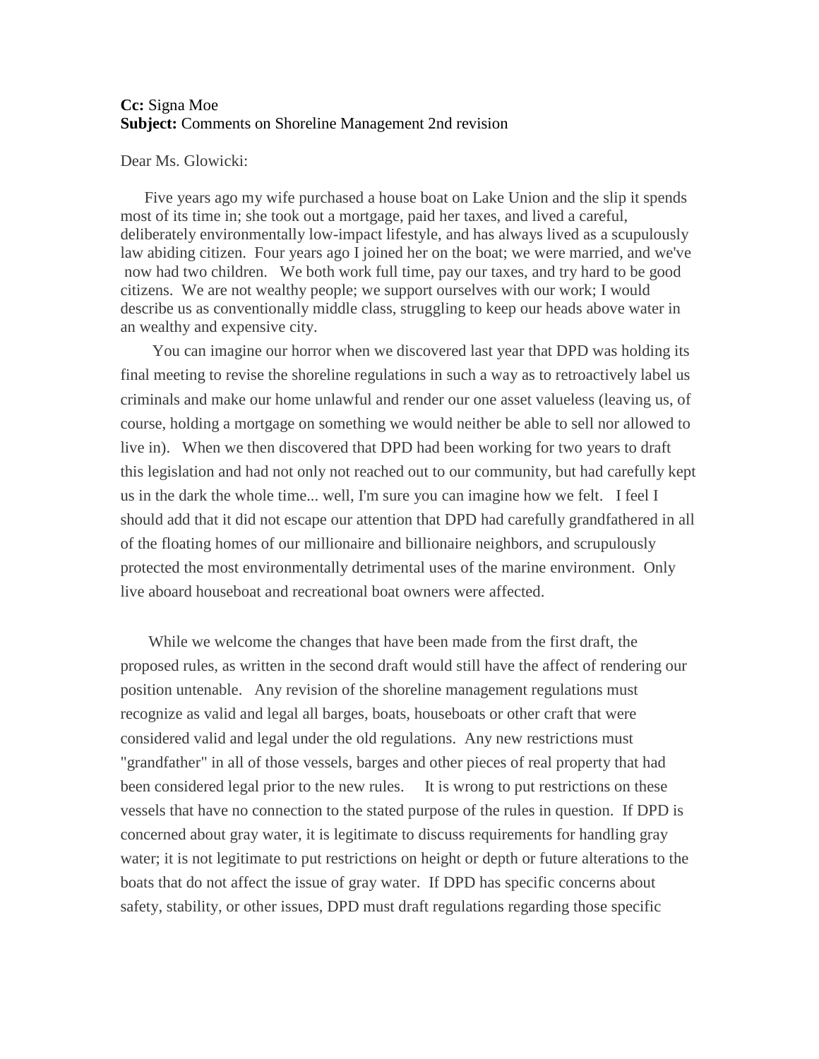**Cc:** Signa Moe
**Subject:** Comments on Shoreline Management 2nd revision

Dear Ms. Glowicki:

Five years ago my wife purchased a house boat on Lake Union and the slip it spends most of its time in; she took out a mortgage, paid her taxes, and lived a careful, deliberately environmentally low-impact lifestyle, and has always lived as a scupulously law abiding citizen. Four years ago I joined her on the boat; we were married, and we've now had two children. We both work full time, pay our taxes, and try hard to be good citizens. We are not wealthy people; we support ourselves with our work; I would describe us as conventionally middle class, struggling to keep our heads above water in an wealthy and expensive city.

You can imagine our horror when we discovered last year that DPD was holding its final meeting to revise the shoreline regulations in such a way as to retroactively label us criminals and make our home unlawful and render our one asset valueless (leaving us, of course, holding a mortgage on something we would neither be able to sell nor allowed to live in). When we then discovered that DPD had been working for two years to draft this legislation and had not only not reached out to our community, but had carefully kept us in the dark the whole time... well, I'm sure you can imagine how we felt. I feel I should add that it did not escape our attention that DPD had carefully grandfathered in all of the floating homes of our millionaire and billionaire neighbors, and scrupulously protected the most environmentally detrimental uses of the marine environment. Only live aboard houseboat and recreational boat owners were affected.

While we welcome the changes that have been made from the first draft, the proposed rules, as written in the second draft would still have the affect of rendering our position untenable. Any revision of the shoreline management regulations must recognize as valid and legal all barges, boats, houseboats or other craft that were considered valid and legal under the old regulations. Any new restrictions must "grandfather" in all of those vessels, barges and other pieces of real property that had been considered legal prior to the new rules. It is wrong to put restrictions on these vessels that have no connection to the stated purpose of the rules in question. If DPD is concerned about gray water, it is legitimate to discuss requirements for handling gray water; it is not legitimate to put restrictions on height or depth or future alterations to the boats that do not affect the issue of gray water. If DPD has specific concerns about safety, stability, or other issues, DPD must draft regulations regarding those specific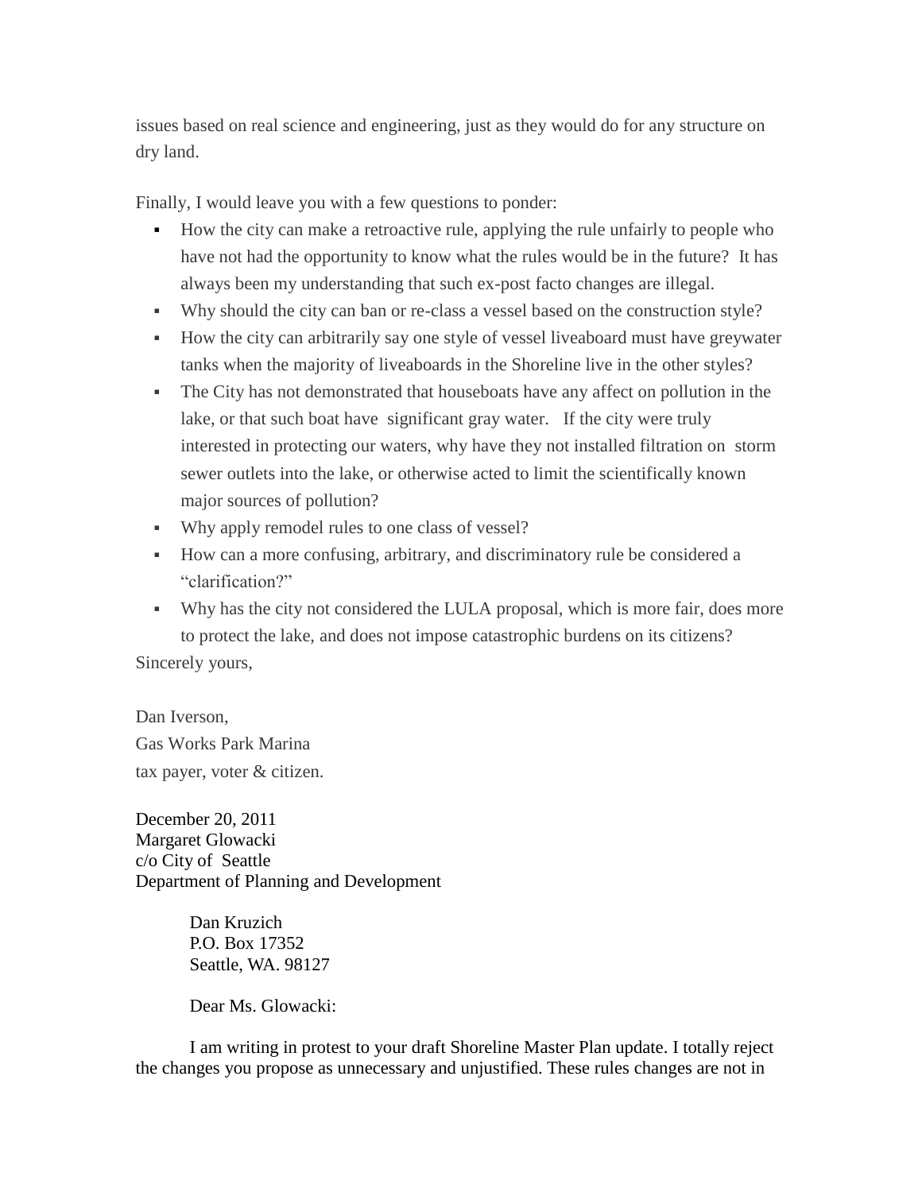issues based on real science and engineering, just as they would do for any structure on dry land.

Finally, I would leave you with a few questions to ponder:

- How the city can make a retroactive rule, applying the rule unfairly to people who have not had the opportunity to know what the rules would be in the future? It has always been my understanding that such ex-post facto changes are illegal.
- Why should the city can ban or re-class a vessel based on the construction style?
- How the city can arbitrarily say one style of vessel liveaboard must have greywater tanks when the majority of liveaboards in the Shoreline live in the other styles?
- The City has not demonstrated that houseboats have any affect on pollution in the lake, or that such boat have significant gray water. If the city were truly interested in protecting our waters, why have they not installed filtration on storm sewer outlets into the lake, or otherwise acted to limit the scientifically known major sources of pollution?
- Why apply remodel rules to one class of vessel?
- How can a more confusing, arbitrary, and discriminatory rule be considered a "clarification?"
- Why has the city not considered the LULA proposal, which is more fair, does more to protect the lake, and does not impose catastrophic burdens on its citizens?

Sincerely yours,

Dan Iverson,
Gas Works Park Marina
tax payer, voter & citizen.

December 20, 2011
Margaret Glowacki
c/o City of Seattle
Department of Planning and Development

Dan Kruzich
P.O. Box 17352
Seattle, WA. 98127

Dear Ms. Glowacki:

I am writing in protest to your draft Shoreline Master Plan update. I totally reject the changes you propose as unnecessary and unjustified. These rules changes are not in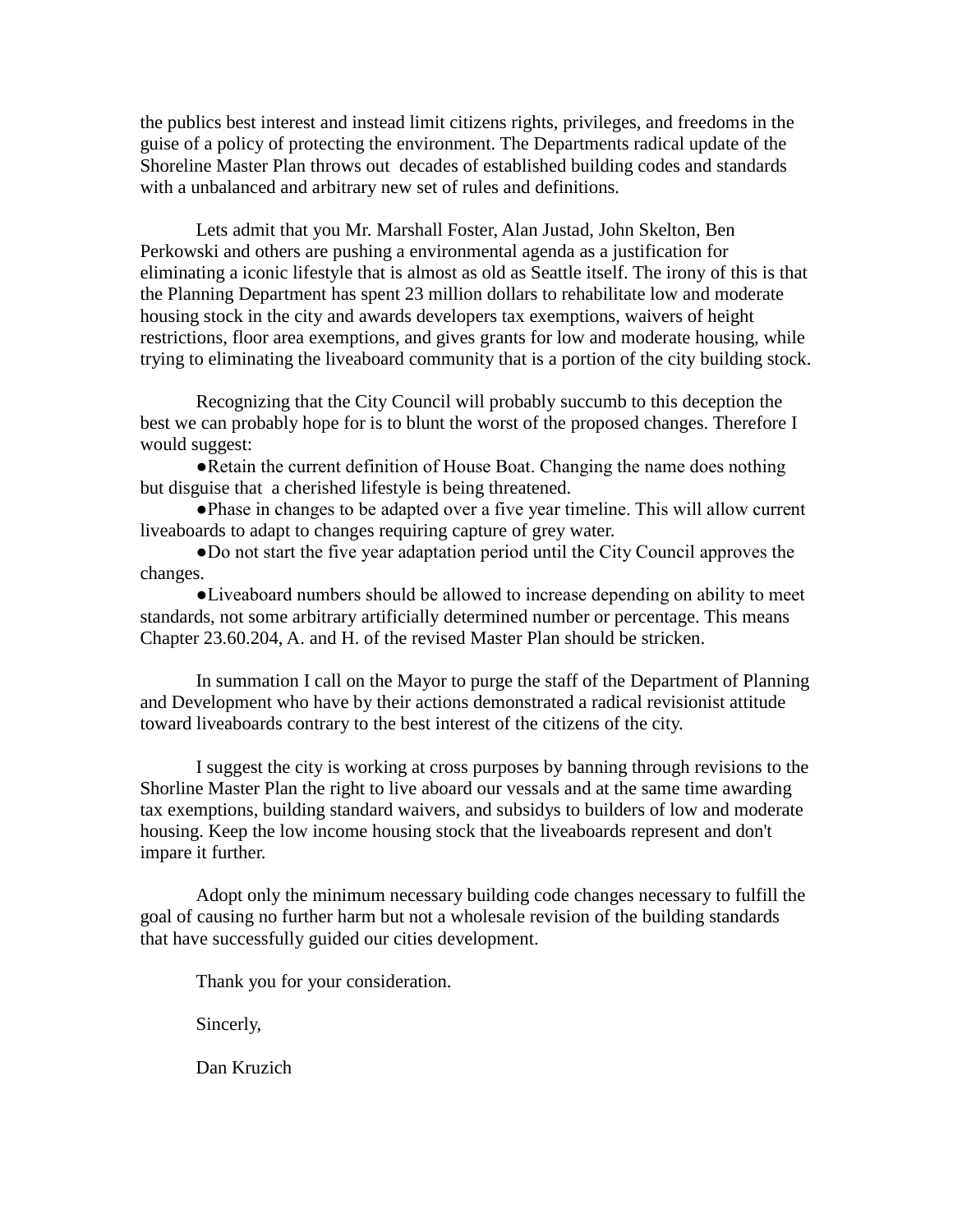the publics best interest and instead limit citizens rights, privileges, and freedoms in the guise of a policy of protecting the environment. The Departments radical update of the Shoreline Master Plan throws out decades of established building codes and standards with a unbalanced and arbitrary new set of rules and definitions.

Lets admit that you Mr. Marshall Foster, Alan Justad, John Skelton, Ben Perkowski and others are pushing a environmental agenda as a justification for eliminating a iconic lifestyle that is almost as old as Seattle itself. The irony of this is that the Planning Department has spent 23 million dollars to rehabilitate low and moderate housing stock in the city and awards developers tax exemptions, waivers of height restrictions, floor area exemptions, and gives grants for low and moderate housing, while trying to eliminating the liveaboard community that is a portion of the city building stock.

Recognizing that the City Council will probably succumb to this deception the best we can probably hope for is to blunt the worst of the proposed changes. Therefore I would suggest:

- Retain the current definition of House Boat. Changing the name does nothing but disguise that a cherished lifestyle is being threatened.
- Phase in changes to be adapted over a five year timeline. This will allow current liveaboards to adapt to changes requiring capture of grey water.
- Do not start the five year adaptation period until the City Council approves the changes.
- Liveaboard numbers should be allowed to increase depending on ability to meet standards, not some arbitrary artificially determined number or percentage. This means Chapter 23.60.204, A. and H. of the revised Master Plan should be stricken.

In summation I call on the Mayor to purge the staff of the Department of Planning and Development who have by their actions demonstrated a radical revisionist attitude toward liveaboards contrary to the best interest of the citizens of the city.

I suggest the city is working at cross purposes by banning through revisions to the Shorline Master Plan the right to live aboard our vessals and at the same time awarding tax exemptions, building standard waivers, and subsidys to builders of low and moderate housing. Keep the low income housing stock that the liveaboards represent and don't impare it further.

Adopt only the minimum necessary building code changes necessary to fulfill the goal of causing no further harm but not a wholesale revision of the building standards that have successfully guided our cities development.

Thank you for your consideration.

Sincerly,

Dan Kruzich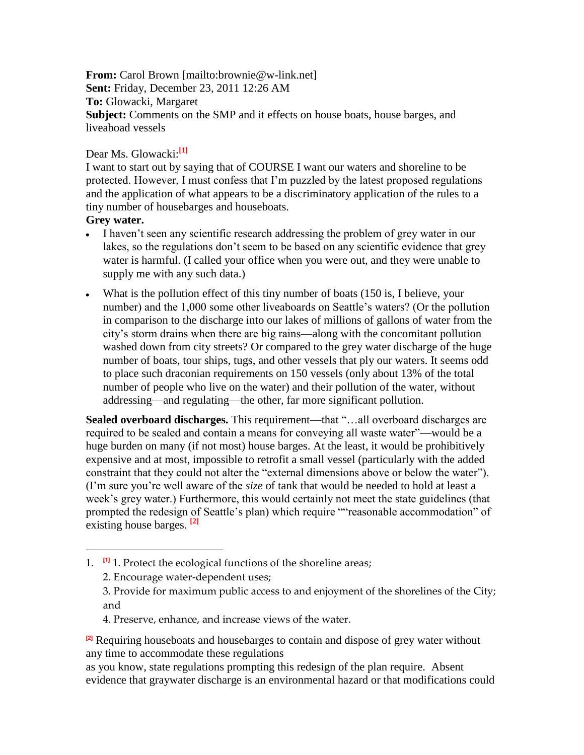**From:** Carol Brown [mailto:brownie@w-link.net]
**Sent:** Friday, December 23, 2011 12:26 AM
**To:** Glowacki, Margaret
**Subject:** Comments on the SMP and it effects on house boats, house barges, and liveaboad vessels

Dear Ms. Glowacki:[1]

I want to start out by saying that of COURSE I want our waters and shoreline to be protected. However, I must confess that I'm puzzled by the latest proposed regulations and the application of what appears to be a discriminatory application of the rules to a tiny number of housebarges and houseboats.

**Grey water.**

- I haven't seen any scientific research addressing the problem of grey water in our lakes, so the regulations don't seem to be based on any scientific evidence that grey water is harmful. (I called your office when you were out, and they were unable to supply me with any such data.)
- What is the pollution effect of this tiny number of boats (150 is, I believe, your number) and the 1,000 some other liveaboards on Seattle's waters? (Or the pollution in comparison to the discharge into our lakes of millions of gallons of water from the city's storm drains when there are big rains—along with the concomitant pollution washed down from city streets? Or compared to the grey water discharge of the huge number of boats, tour ships, tugs, and other vessels that ply our waters. It seems odd to place such draconian requirements on 150 vessels (only about 13% of the total number of people who live on the water) and their pollution of the water, without addressing—and regulating—the other, far more significant pollution.

**Sealed overboard discharges.** This requirement—that "…all overboard discharges are required to be sealed and contain a means for conveying all waste water"—would be a huge burden on many (if not most) house barges. At the least, it would be prohibitively expensive and at most, impossible to retrofit a small vessel (particularly with the added constraint that they could not alter the "external dimensions above or below the water"). (I'm sure you're well aware of the *size* of tank that would be needed to hold at least a week's grey water.) Furthermore, this would certainly not meet the state guidelines (that prompted the redesign of Seattle's plan) which require ""reasonable accommodation" of existing house barges. [2]

---

1. [1] 1. Protect the ecological functions of the shoreline areas;
   2. Encourage water-dependent uses;
   3. Provide for maximum public access to and enjoyment of the shorelines of the City; and
   4. Preserve, enhance, and increase views of the water.

[2] Requiring houseboats and housebarges to contain and dispose of grey water without any time to accommodate these regulations
as you know, state regulations prompting this redesign of the plan require. Absent evidence that graywater discharge is an environmental hazard or that modifications could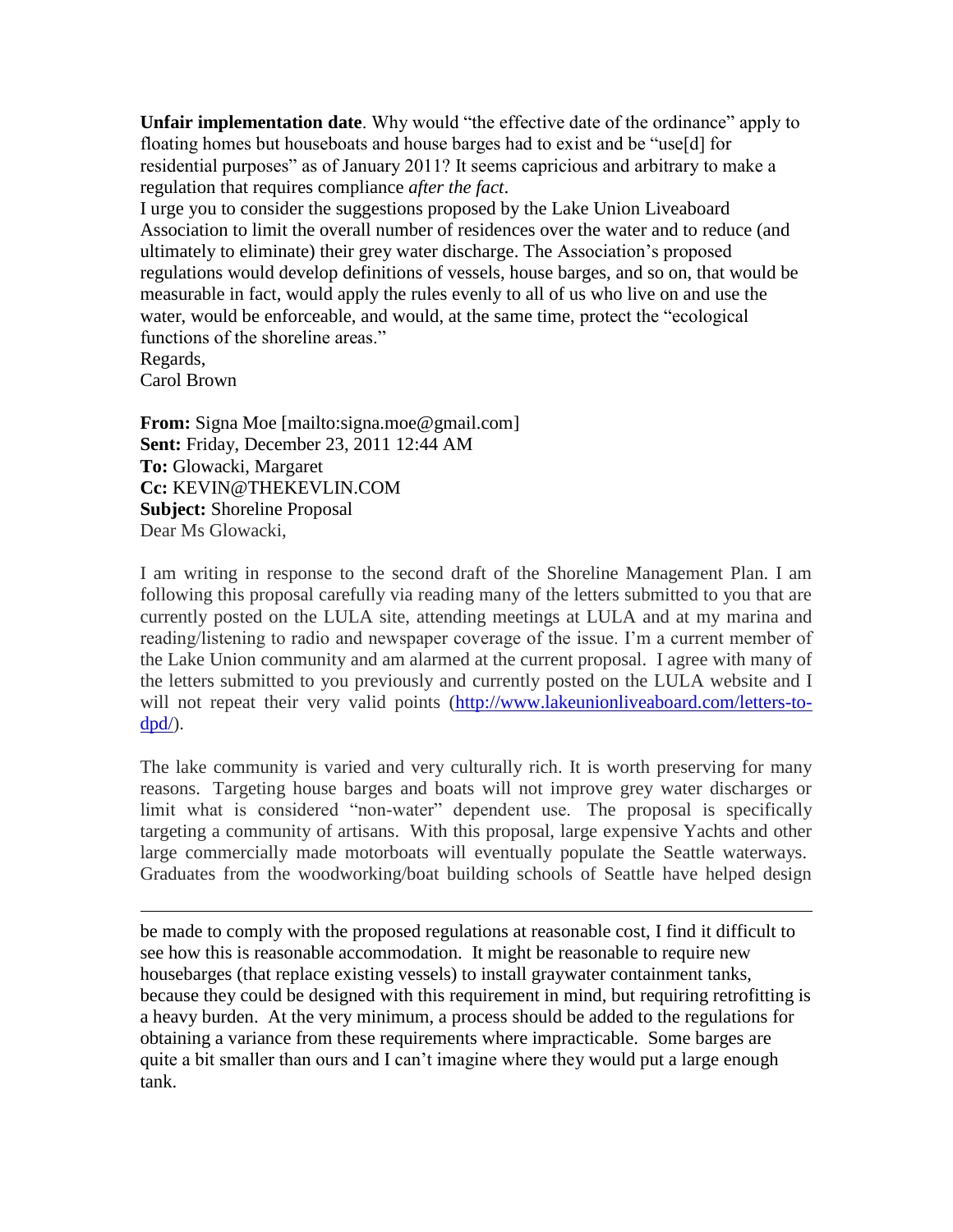**Unfair implementation date**. Why would "the effective date of the ordinance" apply to floating homes but houseboats and house barges had to exist and be "use[d] for residential purposes" as of January 2011? It seems capricious and arbitrary to make a regulation that requires compliance *after the fact*.
I urge you to consider the suggestions proposed by the Lake Union Liveaboard Association to limit the overall number of residences over the water and to reduce (and ultimately to eliminate) their grey water discharge. The Association's proposed regulations would develop definitions of vessels, house barges, and so on, that would be measurable in fact, would apply the rules evenly to all of us who live on and use the water, would be enforceable, and would, at the same time, protect the "ecological functions of the shoreline areas."
Regards,
Carol Brown

**From:** Signa Moe [mailto:signa.moe@gmail.com]
**Sent:** Friday, December 23, 2011 12:44 AM
**To:** Glowacki, Margaret
**Cc:** KEVIN@THEKEVLIN.COM
**Subject:** Shoreline Proposal
Dear Ms Glowacki,

I am writing in response to the second draft of the Shoreline Management Plan. I am following this proposal carefully via reading many of the letters submitted to you that are currently posted on the LULA site, attending meetings at LULA and at my marina and reading/listening to radio and newspaper coverage of the issue. I'm a current member of the Lake Union community and am alarmed at the current proposal. I agree with many of the letters submitted to you previously and currently posted on the LULA website and I will not repeat their very valid points (http://www.lakeunionliveaboard.com/letters-to-dpd/).

The lake community is varied and very culturally rich. It is worth preserving for many reasons. Targeting house barges and boats will not improve grey water discharges or limit what is considered "non-water" dependent use. The proposal is specifically targeting a community of artisans. With this proposal, large expensive Yachts and other large commercially made motorboats will eventually populate the Seattle waterways. Graduates from the woodworking/boat building schools of Seattle have helped design

---

be made to comply with the proposed regulations at reasonable cost, I find it difficult to see how this is reasonable accommodation. It might be reasonable to require new housebarges (that replace existing vessels) to install graywater containment tanks, because they could be designed with this requirement in mind, but requiring retrofitting is a heavy burden. At the very minimum, a process should be added to the regulations for obtaining a variance from these requirements where impracticable. Some barges are quite a bit smaller than ours and I can't imagine where they would put a large enough tank.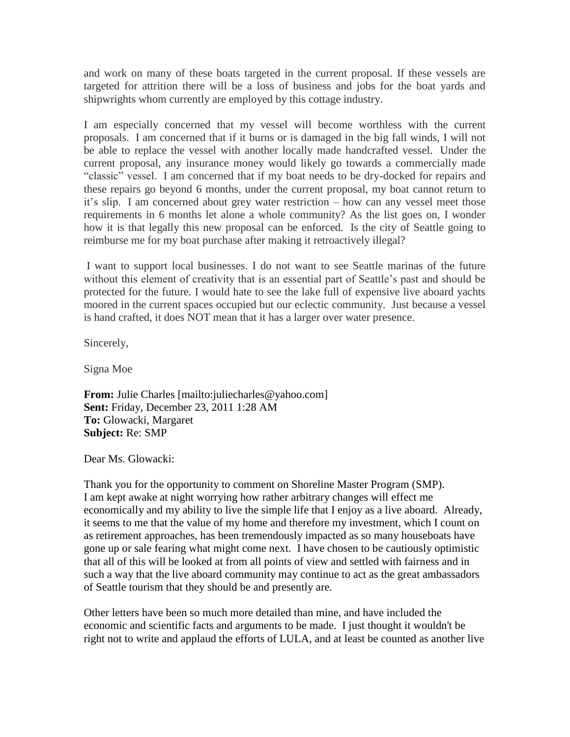and work on many of these boats targeted in the current proposal. If these vessels are targeted for attrition there will be a loss of business and jobs for the boat yards and shipwrights whom currently are employed by this cottage industry.

I am especially concerned that my vessel will become worthless with the current proposals. I am concerned that if it burns or is damaged in the big fall winds, I will not be able to replace the vessel with another locally made handcrafted vessel. Under the current proposal, any insurance money would likely go towards a commercially made "classic" vessel. I am concerned that if my boat needs to be dry-docked for repairs and these repairs go beyond 6 months, under the current proposal, my boat cannot return to it's slip. I am concerned about grey water restriction – how can any vessel meet those requirements in 6 months let alone a whole community? As the list goes on, I wonder how it is that legally this new proposal can be enforced. Is the city of Seattle going to reimburse me for my boat purchase after making it retroactively illegal?

I want to support local businesses. I do not want to see Seattle marinas of the future without this element of creativity that is an essential part of Seattle's past and should be protected for the future. I would hate to see the lake full of expensive live aboard yachts moored in the current spaces occupied but our eclectic community. Just because a vessel is hand crafted, it does NOT mean that it has a larger over water presence.

Sincerely,

Signa Moe

**From:** Julie Charles [mailto:juliecharles@yahoo.com]
**Sent:** Friday, December 23, 2011 1:28 AM
**To:** Glowacki, Margaret
**Subject:** Re: SMP

Dear Ms. Glowacki:

Thank you for the opportunity to comment on Shoreline Master Program (SMP).
I am kept awake at night worrying how rather arbitrary changes will effect me economically and my ability to live the simple life that I enjoy as a live aboard. Already, it seems to me that the value of my home and therefore my investment, which I count on as retirement approaches, has been tremendously impacted as so many houseboats have gone up or sale fearing what might come next. I have chosen to be cautiously optimistic that all of this will be looked at from all points of view and settled with fairness and in such a way that the live aboard community may continue to act as the great ambassadors of Seattle tourism that they should be and presently are.

Other letters have been so much more detailed than mine, and have included the economic and scientific facts and arguments to be made. I just thought it wouldn't be right not to write and applaud the efforts of LULA, and at least be counted as another live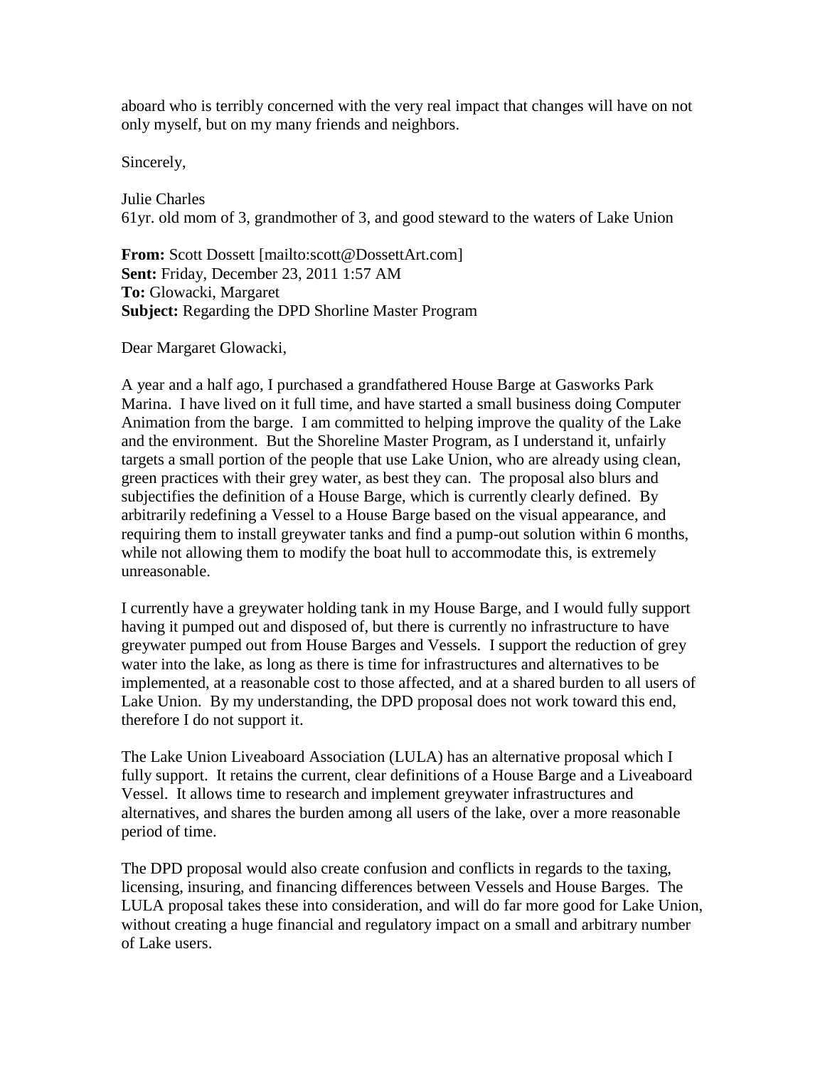aboard who is terribly concerned with the very real impact that changes will have on not only myself, but on my many friends and neighbors.

Sincerely,

Julie Charles
61yr. old mom of 3, grandmother of 3, and good steward to the waters of Lake Union

**From:** Scott Dossett [mailto:scott@DossettArt.com]
**Sent:** Friday, December 23, 2011 1:57 AM
**To:** Glowacki, Margaret
**Subject:** Regarding the DPD Shorline Master Program

Dear Margaret Glowacki,

A year and a half ago, I purchased a grandfathered House Barge at Gasworks Park Marina. I have lived on it full time, and have started a small business doing Computer Animation from the barge. I am committed to helping improve the quality of the Lake and the environment. But the Shoreline Master Program, as I understand it, unfairly targets a small portion of the people that use Lake Union, who are already using clean, green practices with their grey water, as best they can. The proposal also blurs and subjectifies the definition of a House Barge, which is currently clearly defined. By arbitrarily redefining a Vessel to a House Barge based on the visual appearance, and requiring them to install greywater tanks and find a pump-out solution within 6 months, while not allowing them to modify the boat hull to accommodate this, is extremely unreasonable.

I currently have a greywater holding tank in my House Barge, and I would fully support having it pumped out and disposed of, but there is currently no infrastructure to have greywater pumped out from House Barges and Vessels. I support the reduction of grey water into the lake, as long as there is time for infrastructures and alternatives to be implemented, at a reasonable cost to those affected, and at a shared burden to all users of Lake Union. By my understanding, the DPD proposal does not work toward this end, therefore I do not support it.

The Lake Union Liveaboard Association (LULA) has an alternative proposal which I fully support. It retains the current, clear definitions of a House Barge and a Liveaboard Vessel. It allows time to research and implement greywater infrastructures and alternatives, and shares the burden among all users of the lake, over a more reasonable period of time.

The DPD proposal would also create confusion and conflicts in regards to the taxing, licensing, insuring, and financing differences between Vessels and House Barges. The LULA proposal takes these into consideration, and will do far more good for Lake Union, without creating a huge financial and regulatory impact on a small and arbitrary number of Lake users.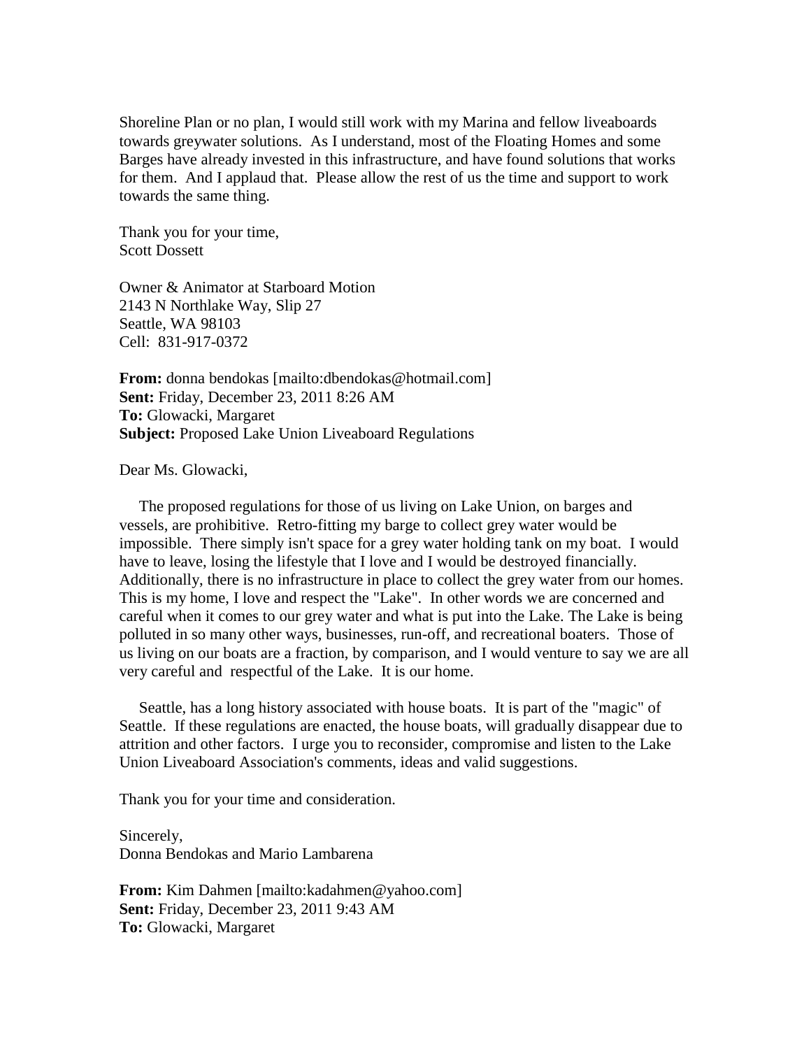Shoreline Plan or no plan, I would still work with my Marina and fellow liveaboards towards greywater solutions. As I understand, most of the Floating Homes and some Barges have already invested in this infrastructure, and have found solutions that works for them. And I applaud that. Please allow the rest of us the time and support to work towards the same thing.

Thank you for your time,
Scott Dossett

Owner & Animator at Starboard Motion
2143 N Northlake Way, Slip 27
Seattle, WA 98103
Cell: 831-917-0372

**From:** donna bendokas [mailto:dbendokas@hotmail.com]
**Sent:** Friday, December 23, 2011 8:26 AM
**To:** Glowacki, Margaret
**Subject:** Proposed Lake Union Liveaboard Regulations

Dear Ms. Glowacki,

The proposed regulations for those of us living on Lake Union, on barges and vessels, are prohibitive. Retro-fitting my barge to collect grey water would be impossible. There simply isn't space for a grey water holding tank on my boat. I would have to leave, losing the lifestyle that I love and I would be destroyed financially. Additionally, there is no infrastructure in place to collect the grey water from our homes. This is my home, I love and respect the "Lake". In other words we are concerned and careful when it comes to our grey water and what is put into the Lake. The Lake is being polluted in so many other ways, businesses, run-off, and recreational boaters. Those of us living on our boats are a fraction, by comparison, and I would venture to say we are all very careful and respectful of the Lake. It is our home.

Seattle, has a long history associated with house boats. It is part of the "magic" of Seattle. If these regulations are enacted, the house boats, will gradually disappear due to attrition and other factors. I urge you to reconsider, compromise and listen to the Lake Union Liveaboard Association's comments, ideas and valid suggestions.

Thank you for your time and consideration.

Sincerely,
Donna Bendokas and Mario Lambarena

**From:** Kim Dahmen [mailto:kadahmen@yahoo.com]
**Sent:** Friday, December 23, 2011 9:43 AM
**To:** Glowacki, Margaret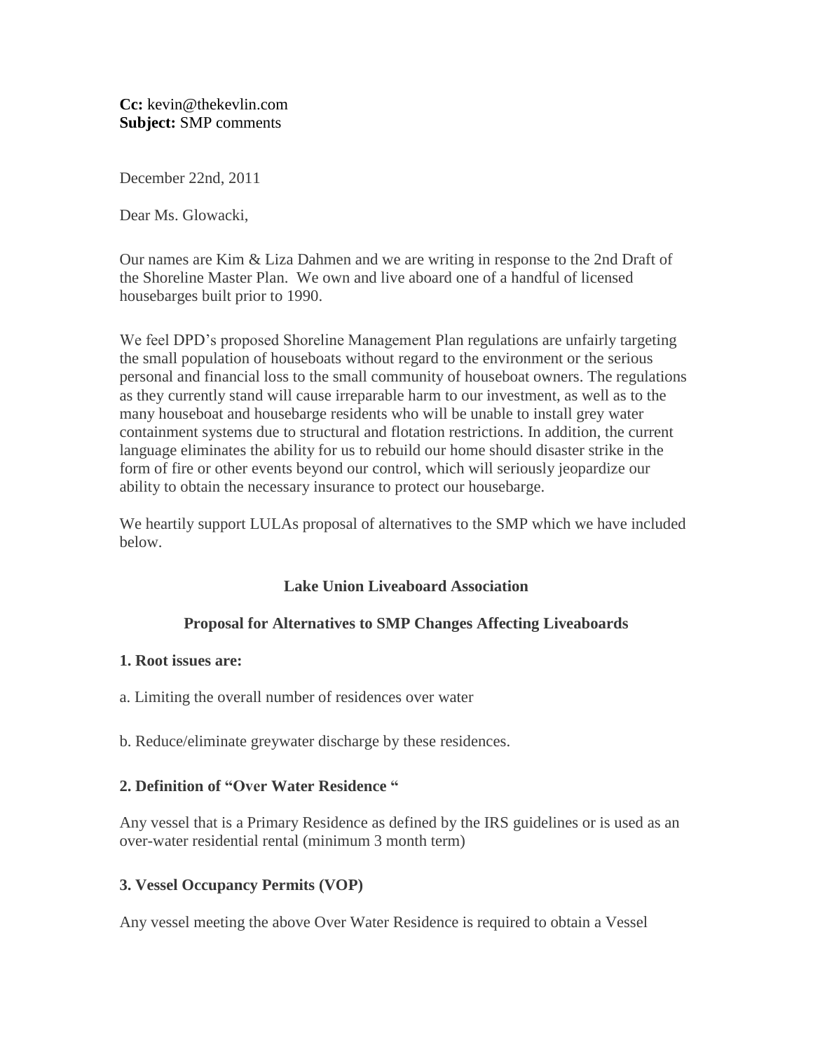**Cc:** kevin@thekevlin.com
**Subject:** SMP comments

December 22nd, 2011

Dear Ms. Glowacki,

Our names are Kim & Liza Dahmen and we are writing in response to the 2nd Draft of the Shoreline Master Plan. We own and live aboard one of a handful of licensed housebarges built prior to 1990.

We feel DPD's proposed Shoreline Management Plan regulations are unfairly targeting the small population of houseboats without regard to the environment or the serious personal and financial loss to the small community of houseboat owners. The regulations as they currently stand will cause irreparable harm to our investment, as well as to the many houseboat and housebarge residents who will be unable to install grey water containment systems due to structural and flotation restrictions. In addition, the current language eliminates the ability for us to rebuild our home should disaster strike in the form of fire or other events beyond our control, which will seriously jeopardize our ability to obtain the necessary insurance to protect our housebarge.

We heartily support LULAs proposal of alternatives to the SMP which we have included below.

**Lake Union Liveaboard Association**

**Proposal for Alternatives to SMP Changes Affecting Liveaboards**

**1. Root issues are:**

a. Limiting the overall number of residences over water

b. Reduce/eliminate greywater discharge by these residences.

**2. Definition of "Over Water Residence "**

Any vessel that is a Primary Residence as defined by the IRS guidelines or is used as an over-water residential rental (minimum 3 month term)

**3. Vessel Occupancy Permits (VOP)**

Any vessel meeting the above Over Water Residence is required to obtain a Vessel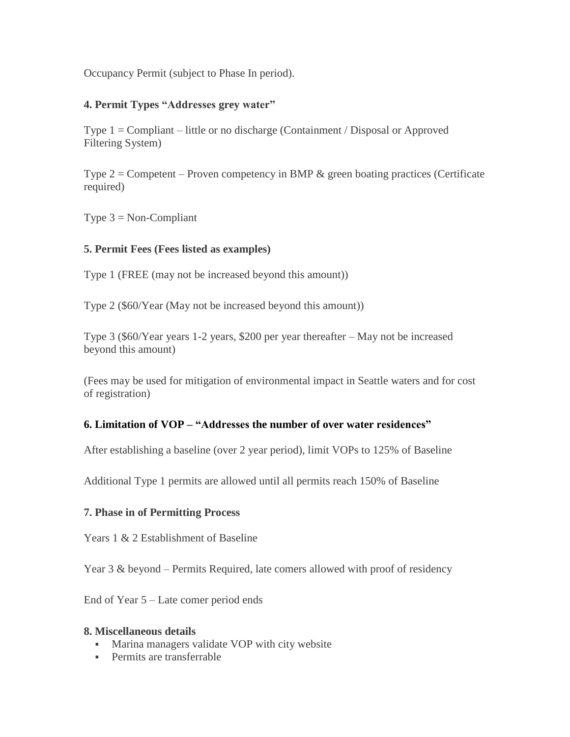Occupancy Permit (subject to Phase In period).

**4. Permit Types "Addresses grey water"**

Type 1 = Compliant – little or no discharge (Containment / Disposal or Approved Filtering System)

Type 2 = Competent – Proven competency in BMP & green boating practices (Certificate required)

Type 3 = Non-Compliant

**5. Permit Fees (Fees listed as examples)**

Type 1 (FREE (may not be increased beyond this amount))

Type 2 ($60/Year (May not be increased beyond this amount))

Type 3 ($60/Year years 1-2 years, $200 per year thereafter – May not be increased beyond this amount)

(Fees may be used for mitigation of environmental impact in Seattle waters and for cost of registration)

**6. Limitation of VOP – "Addresses the number of over water residences"**

After establishing a baseline (over 2 year period), limit VOPs to 125% of Baseline

Additional Type 1 permits are allowed until all permits reach 150% of Baseline

**7. Phase in of Permitting Process**

Years 1 & 2 Establishment of Baseline

Year 3 & beyond – Permits Required, late comers allowed with proof of residency

End of Year 5 – Late comer period ends

**8. Miscellaneous details**

- Marina managers validate VOP with city website
- Permits are transferrable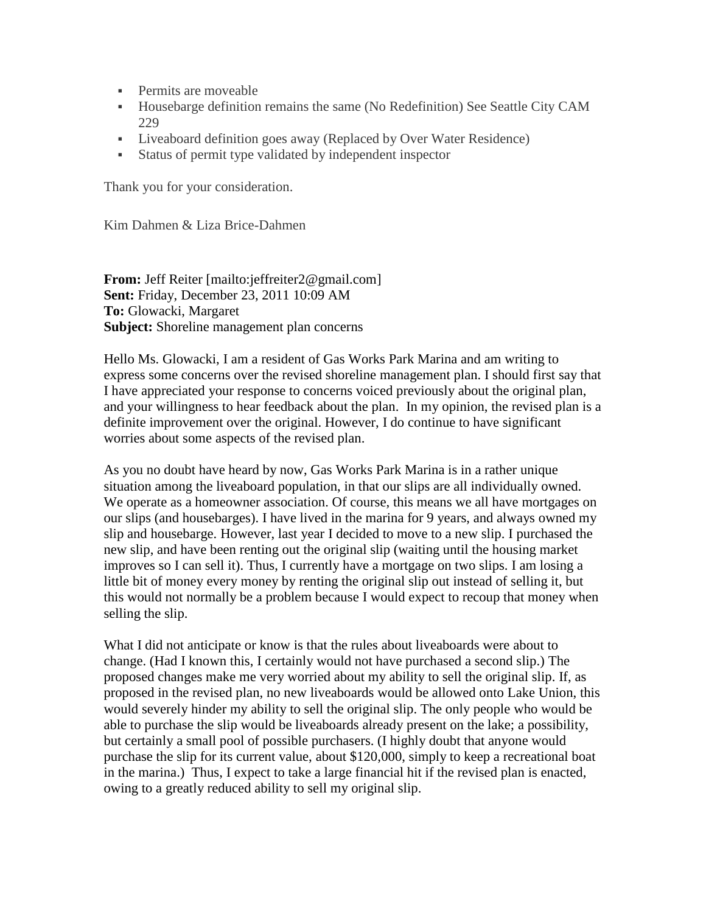- Permits are moveable
- Housebarge definition remains the same (No Redefinition) See Seattle City CAM 229
- Liveaboard definition goes away (Replaced by Over Water Residence)
- Status of permit type validated by independent inspector

Thank you for your consideration.

Kim Dahmen & Liza Brice-Dahmen

**From:** Jeff Reiter [mailto:jeffreiter2@gmail.com]
**Sent:** Friday, December 23, 2011 10:09 AM
**To:** Glowacki, Margaret
**Subject:** Shoreline management plan concerns

Hello Ms. Glowacki, I am a resident of Gas Works Park Marina and am writing to express some concerns over the revised shoreline management plan. I should first say that I have appreciated your response to concerns voiced previously about the original plan, and your willingness to hear feedback about the plan. In my opinion, the revised plan is a definite improvement over the original. However, I do continue to have significant worries about some aspects of the revised plan.

As you no doubt have heard by now, Gas Works Park Marina is in a rather unique situation among the liveaboard population, in that our slips are all individually owned. We operate as a homeowner association. Of course, this means we all have mortgages on our slips (and housebarges). I have lived in the marina for 9 years, and always owned my slip and housebarge. However, last year I decided to move to a new slip. I purchased the new slip, and have been renting out the original slip (waiting until the housing market improves so I can sell it). Thus, I currently have a mortgage on two slips. I am losing a little bit of money every money by renting the original slip out instead of selling it, but this would not normally be a problem because I would expect to recoup that money when selling the slip.

What I did not anticipate or know is that the rules about liveaboards were about to change. (Had I known this, I certainly would not have purchased a second slip.) The proposed changes make me very worried about my ability to sell the original slip. If, as proposed in the revised plan, no new liveaboards would be allowed onto Lake Union, this would severely hinder my ability to sell the original slip. The only people who would be able to purchase the slip would be liveaboards already present on the lake; a possibility, but certainly a small pool of possible purchasers. (I highly doubt that anyone would purchase the slip for its current value, about $120,000, simply to keep a recreational boat in the marina.) Thus, I expect to take a large financial hit if the revised plan is enacted, owing to a greatly reduced ability to sell my original slip.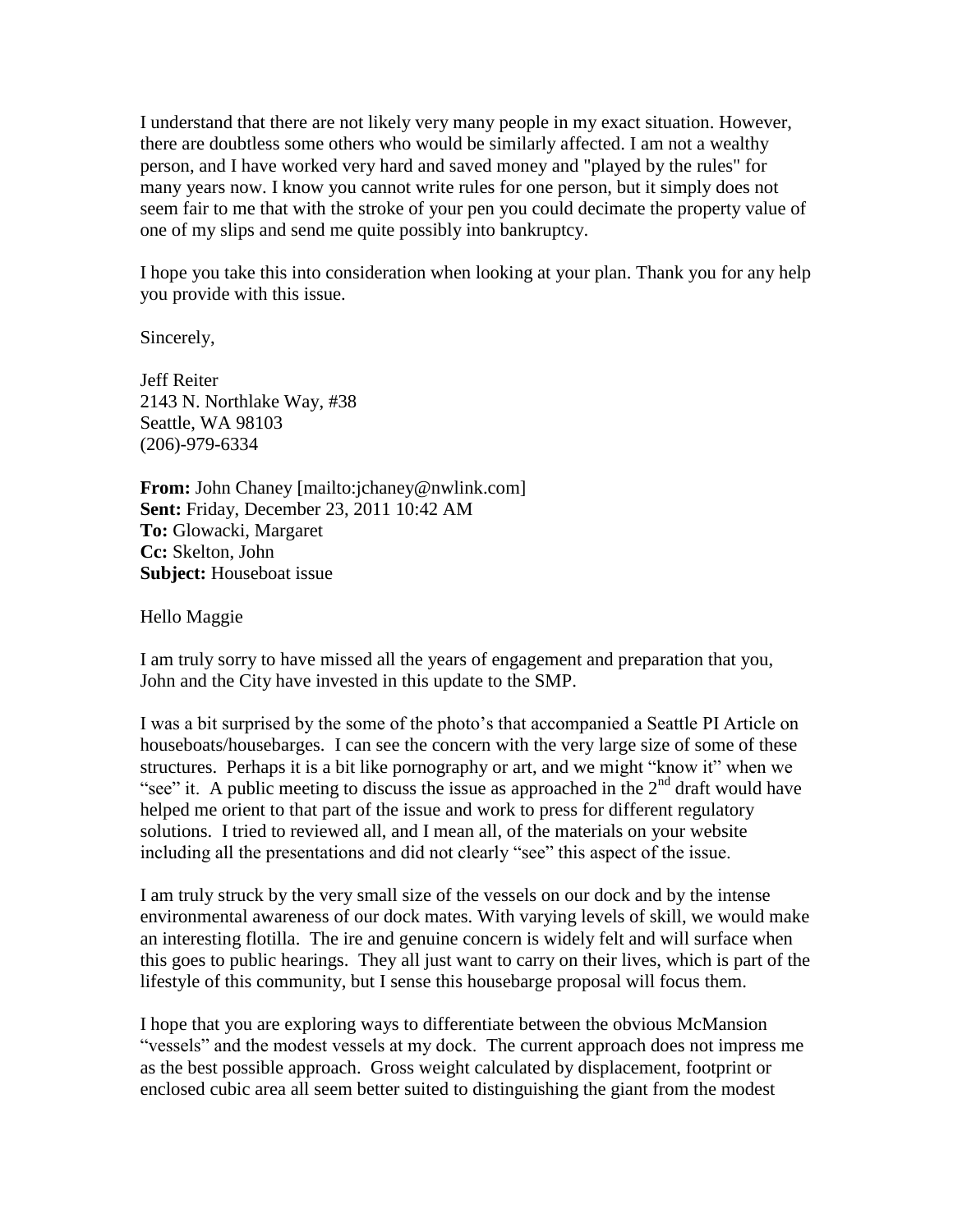I understand that there are not likely very many people in my exact situation. However, there are doubtless some others who would be similarly affected. I am not a wealthy person, and I have worked very hard and saved money and "played by the rules" for many years now. I know you cannot write rules for one person, but it simply does not seem fair to me that with the stroke of your pen you could decimate the property value of one of my slips and send me quite possibly into bankruptcy.

I hope you take this into consideration when looking at your plan. Thank you for any help you provide with this issue.

Sincerely,

Jeff Reiter
2143 N. Northlake Way, #38
Seattle, WA 98103
(206)-979-6334

**From:** John Chaney [mailto:jchaney@nwlink.com]
**Sent:** Friday, December 23, 2011 10:42 AM
**To:** Glowacki, Margaret
**Cc:** Skelton, John
**Subject:** Houseboat issue

Hello Maggie

I am truly sorry to have missed all the years of engagement and preparation that you, John and the City have invested in this update to the SMP.

I was a bit surprised by the some of the photo's that accompanied a Seattle PI Article on houseboats/housebarges. I can see the concern with the very large size of some of these structures. Perhaps it is a bit like pornography or art, and we might "know it" when we "see" it. A public meeting to discuss the issue as approached in the 2nd draft would have helped me orient to that part of the issue and work to press for different regulatory solutions. I tried to reviewed all, and I mean all, of the materials on your website including all the presentations and did not clearly "see" this aspect of the issue.

I am truly struck by the very small size of the vessels on our dock and by the intense environmental awareness of our dock mates. With varying levels of skill, we would make an interesting flotilla. The ire and genuine concern is widely felt and will surface when this goes to public hearings. They all just want to carry on their lives, which is part of the lifestyle of this community, but I sense this housebarge proposal will focus them.

I hope that you are exploring ways to differentiate between the obvious McMansion "vessels" and the modest vessels at my dock. The current approach does not impress me as the best possible approach. Gross weight calculated by displacement, footprint or enclosed cubic area all seem better suited to distinguishing the giant from the modest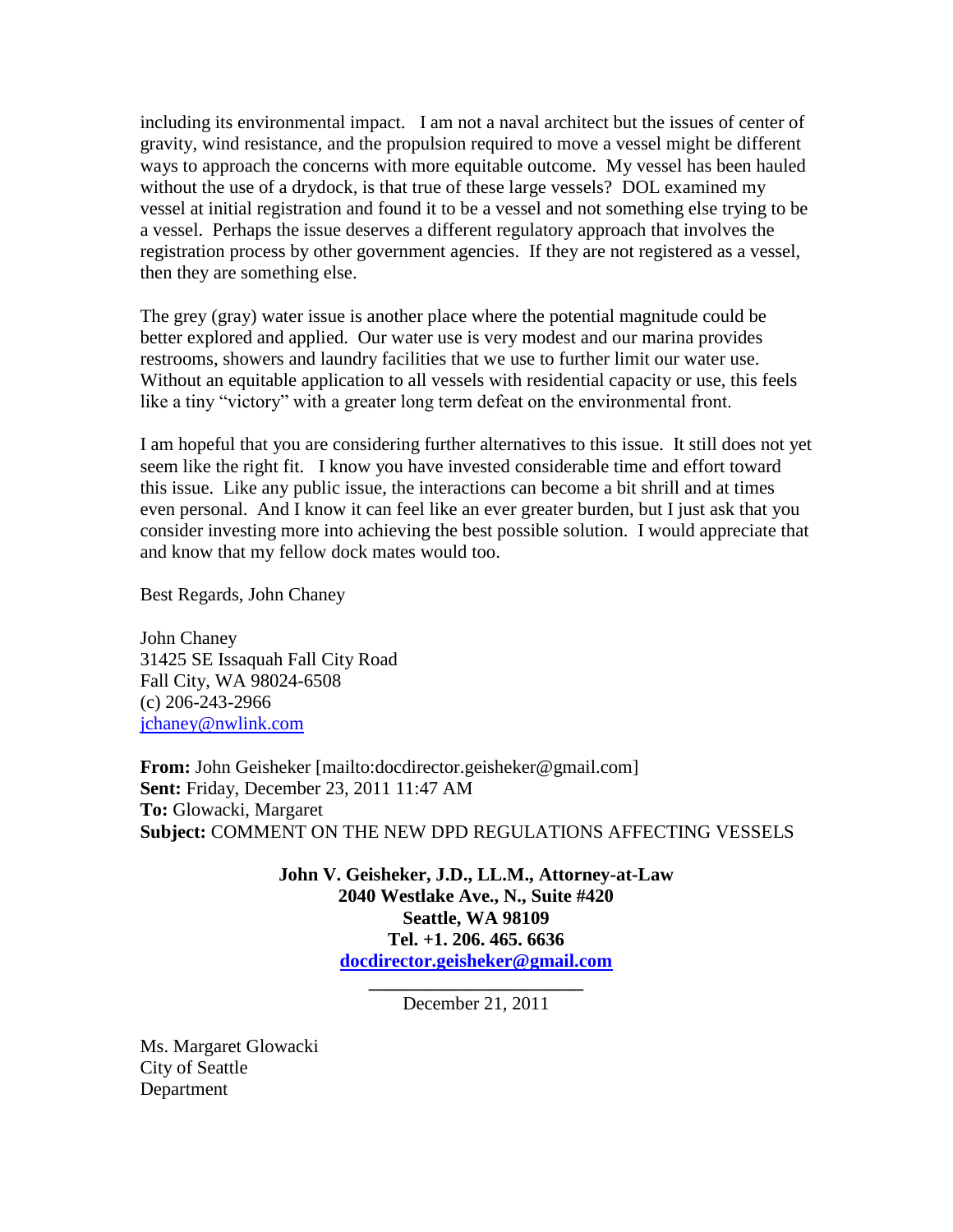including its environmental impact. I am not a naval architect but the issues of center of gravity, wind resistance, and the propulsion required to move a vessel might be different ways to approach the concerns with more equitable outcome. My vessel has been hauled without the use of a drydock, is that true of these large vessels? DOL examined my vessel at initial registration and found it to be a vessel and not something else trying to be a vessel. Perhaps the issue deserves a different regulatory approach that involves the registration process by other government agencies. If they are not registered as a vessel, then they are something else.

The grey (gray) water issue is another place where the potential magnitude could be better explored and applied. Our water use is very modest and our marina provides restrooms, showers and laundry facilities that we use to further limit our water use. Without an equitable application to all vessels with residential capacity or use, this feels like a tiny "victory" with a greater long term defeat on the environmental front.

I am hopeful that you are considering further alternatives to this issue. It still does not yet seem like the right fit. I know you have invested considerable time and effort toward this issue. Like any public issue, the interactions can become a bit shrill and at times even personal. And I know it can feel like an ever greater burden, but I just ask that you consider investing more into achieving the best possible solution. I would appreciate that and know that my fellow dock mates would too.

Best Regards, John Chaney

John Chaney
31425 SE Issaquah Fall City Road
Fall City, WA 98024-6508
(c) 206-243-2966
jchaney@nwlink.com

**From:** John Geisheker [mailto:docdirector.geisheker@gmail.com]
**Sent:** Friday, December 23, 2011 11:47 AM
**To:** Glowacki, Margaret
**Subject:** COMMENT ON THE NEW DPD REGULATIONS AFFECTING VESSELS

**John V. Geisheker, J.D., LL.M., Attorney-at-Law**
**2040 Westlake Ave., N., Suite #420**
**Seattle, WA 98109**
**Tel. +1. 206. 465. 6636**
**docdirector.geisheker@gmail.com**

December 21, 2011

Ms. Margaret Glowacki
City of Seattle
Department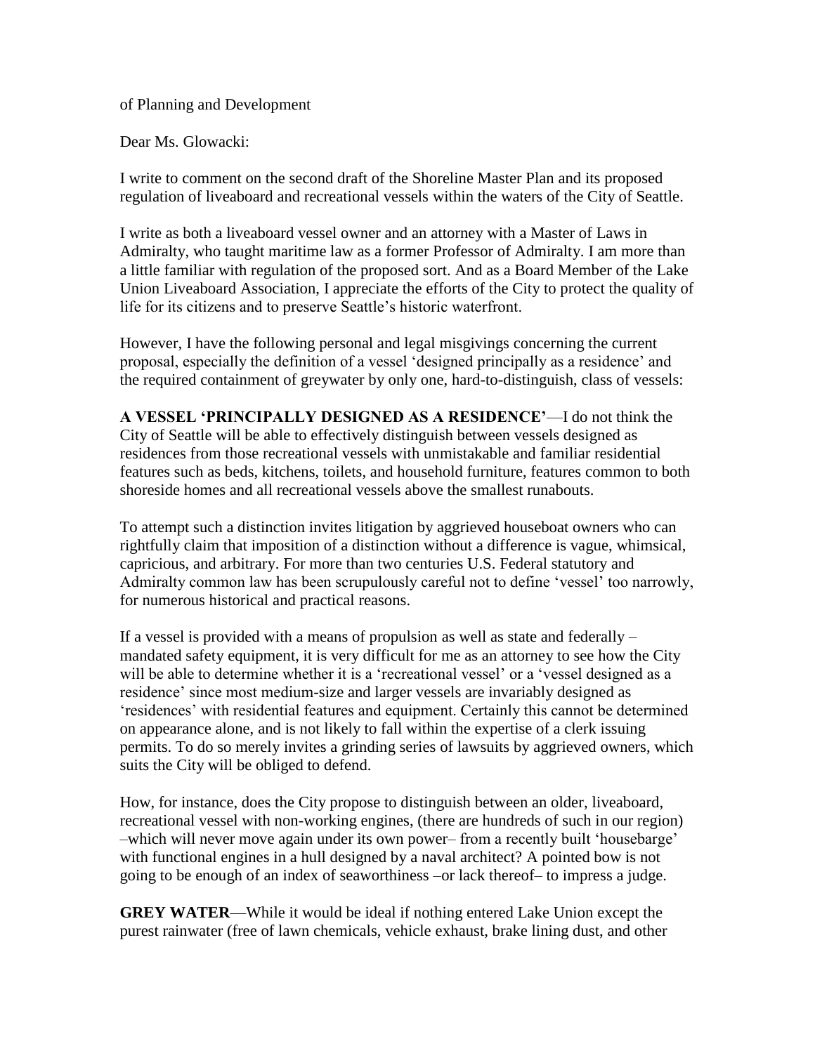of Planning and Development

Dear Ms. Glowacki:

I write to comment on the second draft of the Shoreline Master Plan and its proposed regulation of liveaboard and recreational vessels within the waters of the City of Seattle.

I write as both a liveaboard vessel owner and an attorney with a Master of Laws in Admiralty, who taught maritime law as a former Professor of Admiralty. I am more than a little familiar with regulation of the proposed sort. And as a Board Member of the Lake Union Liveaboard Association, I appreciate the efforts of the City to protect the quality of life for its citizens and to preserve Seattle's historic waterfront.

However, I have the following personal and legal misgivings concerning the current proposal, especially the definition of a vessel 'designed principally as a residence' and the required containment of greywater by only one, hard-to-distinguish, class of vessels:

**A VESSEL 'PRINCIPALLY DESIGNED AS A RESIDENCE'**—I do not think the City of Seattle will be able to effectively distinguish between vessels designed as residences from those recreational vessels with unmistakable and familiar residential features such as beds, kitchens, toilets, and household furniture, features common to both shoreside homes and all recreational vessels above the smallest runabouts.

To attempt such a distinction invites litigation by aggrieved houseboat owners who can rightfully claim that imposition of a distinction without a difference is vague, whimsical, capricious, and arbitrary. For more than two centuries U.S. Federal statutory and Admiralty common law has been scrupulously careful not to define 'vessel' too narrowly, for numerous historical and practical reasons.

If a vessel is provided with a means of propulsion as well as state and federally – mandated safety equipment, it is very difficult for me as an attorney to see how the City will be able to determine whether it is a 'recreational vessel' or a 'vessel designed as a residence' since most medium-size and larger vessels are invariably designed as 'residences' with residential features and equipment. Certainly this cannot be determined on appearance alone, and is not likely to fall within the expertise of a clerk issuing permits. To do so merely invites a grinding series of lawsuits by aggrieved owners, which suits the City will be obliged to defend.

How, for instance, does the City propose to distinguish between an older, liveaboard, recreational vessel with non-working engines, (there are hundreds of such in our region) –which will never move again under its own power– from a recently built 'housebarge' with functional engines in a hull designed by a naval architect? A pointed bow is not going to be enough of an index of seaworthiness –or lack thereof– to impress a judge.

**GREY WATER**—While it would be ideal if nothing entered Lake Union except the purest rainwater (free of lawn chemicals, vehicle exhaust, brake lining dust, and other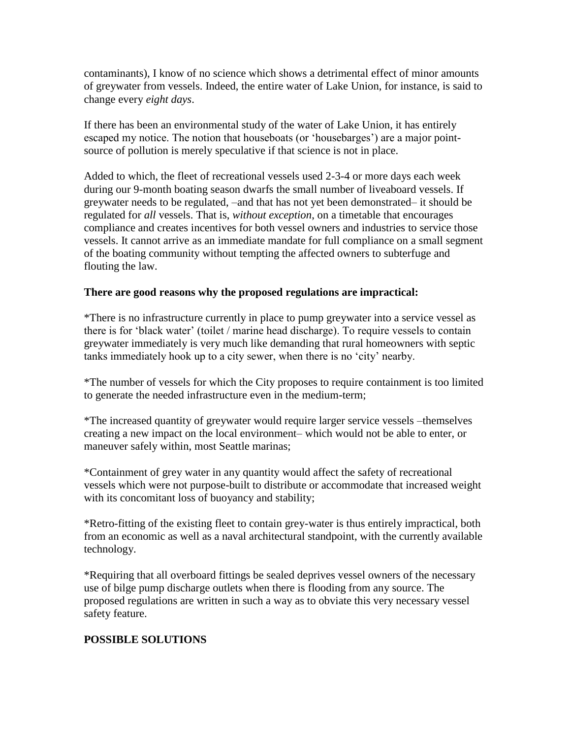contaminants), I know of no science which shows a detrimental effect of minor amounts of greywater from vessels. Indeed, the entire water of Lake Union, for instance, is said to change every *eight days*.

If there has been an environmental study of the water of Lake Union, it has entirely escaped my notice. The notion that houseboats (or 'housebarges') are a major point-source of pollution is merely speculative if that science is not in place.

Added to which, the fleet of recreational vessels used 2-3-4 or more days each week during our 9-month boating season dwarfs the small number of liveaboard vessels. If greywater needs to be regulated, –and that has not yet been demonstrated– it should be regulated for *all* vessels. That is, *without exception*, on a timetable that encourages compliance and creates incentives for both vessel owners and industries to service those vessels. It cannot arrive as an immediate mandate for full compliance on a small segment of the boating community without tempting the affected owners to subterfuge and flouting the law.

**There are good reasons why the proposed regulations are impractical:**

*There is no infrastructure currently in place to pump greywater into a service vessel as there is for 'black water' (toilet / marine head discharge). To require vessels to contain greywater immediately is very much like demanding that rural homeowners with septic tanks immediately hook up to a city sewer, when there is no 'city' nearby.

*The number of vessels for which the City proposes to require containment is too limited to generate the needed infrastructure even in the medium-term;

*The increased quantity of greywater would require larger service vessels –themselves creating a new impact on the local environment– which would not be able to enter, or maneuver safely within, most Seattle marinas;

*Containment of grey water in any quantity would affect the safety of recreational vessels which were not purpose-built to distribute or accommodate that increased weight with its concomitant loss of buoyancy and stability;

*Retro-fitting of the existing fleet to contain grey-water is thus entirely impractical, both from an economic as well as a naval architectural standpoint, with the currently available technology.

*Requiring that all overboard fittings be sealed deprives vessel owners of the necessary use of bilge pump discharge outlets when there is flooding from any source. The proposed regulations are written in such a way as to obviate this very necessary vessel safety feature.

**POSSIBLE SOLUTIONS**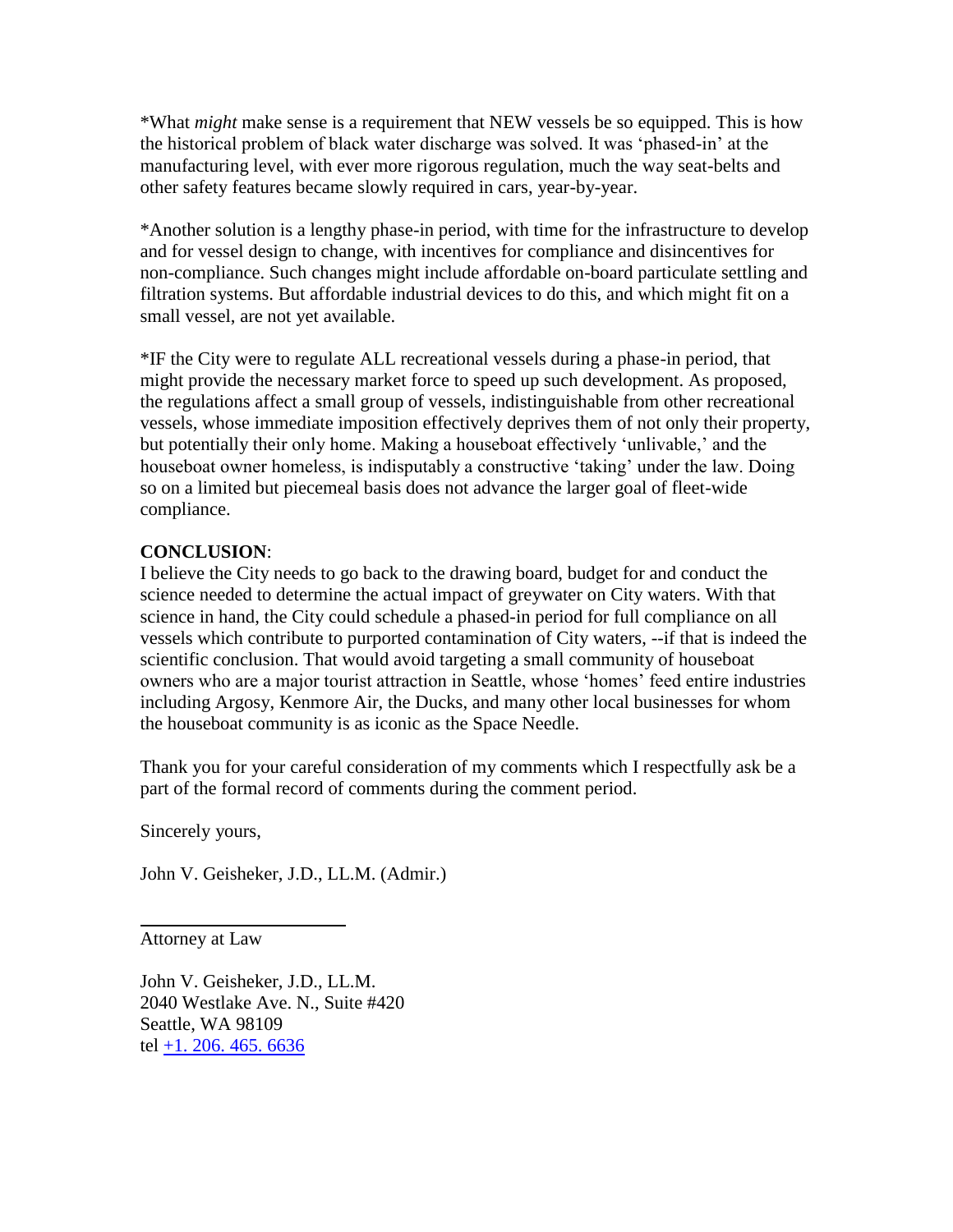*What *might* make sense is a requirement that NEW vessels be so equipped. This is how the historical problem of black water discharge was solved. It was 'phased-in' at the manufacturing level, with ever more rigorous regulation, much the way seat-belts and other safety features became slowly required in cars, year-by-year.

*Another solution is a lengthy phase-in period, with time for the infrastructure to develop and for vessel design to change, with incentives for compliance and disincentives for non-compliance. Such changes might include affordable on-board particulate settling and filtration systems. But affordable industrial devices to do this, and which might fit on a small vessel, are not yet available.

*IF the City were to regulate ALL recreational vessels during a phase-in period, that might provide the necessary market force to speed up such development. As proposed, the regulations affect a small group of vessels, indistinguishable from other recreational vessels, whose immediate imposition effectively deprives them of not only their property, but potentially their only home. Making a houseboat effectively 'unlivable,' and the houseboat owner homeless, is indisputably a constructive 'taking' under the law. Doing so on a limited but piecemeal basis does not advance the larger goal of fleet-wide compliance.

**CONCLUSION**:
I believe the City needs to go back to the drawing board, budget for and conduct the science needed to determine the actual impact of greywater on City waters. With that science in hand, the City could schedule a phased-in period for full compliance on all vessels which contribute to purported contamination of City waters, --if that is indeed the scientific conclusion. That would avoid targeting a small community of houseboat owners who are a major tourist attraction in Seattle, whose 'homes' feed entire industries including Argosy, Kenmore Air, the Ducks, and many other local businesses for whom the houseboat community is as iconic as the Space Needle.

Thank you for your careful consideration of my comments which I respectfully ask be a part of the formal record of comments during the comment period.

Sincerely yours,

John V. Geisheker, J.D., LL.M. (Admir.)

---

Attorney at Law

John V. Geisheker, J.D., LL.M.
2040 Westlake Ave. N., Suite #420
Seattle, WA 98109
tel +1. 206. 465. 6636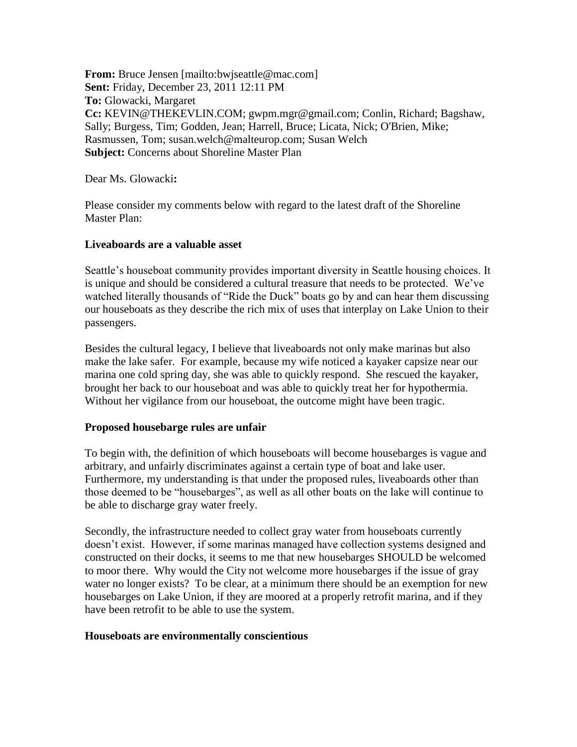**From:** Bruce Jensen [mailto:bwjseattle@mac.com]
**Sent:** Friday, December 23, 2011 12:11 PM
**To:** Glowacki, Margaret
**Cc:** KEVIN@THEKEVLIN.COM; gwpm.mgr@gmail.com; Conlin, Richard; Bagshaw, Sally; Burgess, Tim; Godden, Jean; Harrell, Bruce; Licata, Nick; O'Brien, Mike; Rasmussen, Tom; susan.welch@malteurop.com; Susan Welch
**Subject:** Concerns about Shoreline Master Plan

Dear Ms. Glowacki**:**

Please consider my comments below with regard to the latest draft of the Shoreline Master Plan:

**Liveaboards are a valuable asset**

Seattle's houseboat community provides important diversity in Seattle housing choices. It is unique and should be considered a cultural treasure that needs to be protected. We've watched literally thousands of "Ride the Duck" boats go by and can hear them discussing our houseboats as they describe the rich mix of uses that interplay on Lake Union to their passengers.

Besides the cultural legacy, I believe that liveaboards not only make marinas but also make the lake safer. For example, because my wife noticed a kayaker capsize near our marina one cold spring day, she was able to quickly respond. She rescued the kayaker, brought her back to our houseboat and was able to quickly treat her for hypothermia. Without her vigilance from our houseboat, the outcome might have been tragic.

**Proposed housebarge rules are unfair**

To begin with, the definition of which houseboats will become housebarges is vague and arbitrary, and unfairly discriminates against a certain type of boat and lake user. Furthermore, my understanding is that under the proposed rules, liveaboards other than those deemed to be "housebarges", as well as all other boats on the lake will continue to be able to discharge gray water freely.

Secondly, the infrastructure needed to collect gray water from houseboats currently doesn't exist. However, if some marinas managed have collection systems designed and constructed on their docks, it seems to me that new housebarges SHOULD be welcomed to moor there. Why would the City not welcome more housebarges if the issue of gray water no longer exists? To be clear, at a minimum there should be an exemption for new housebarges on Lake Union, if they are moored at a properly retrofit marina, and if they have been retrofit to be able to use the system.

**Houseboats are environmentally conscientious**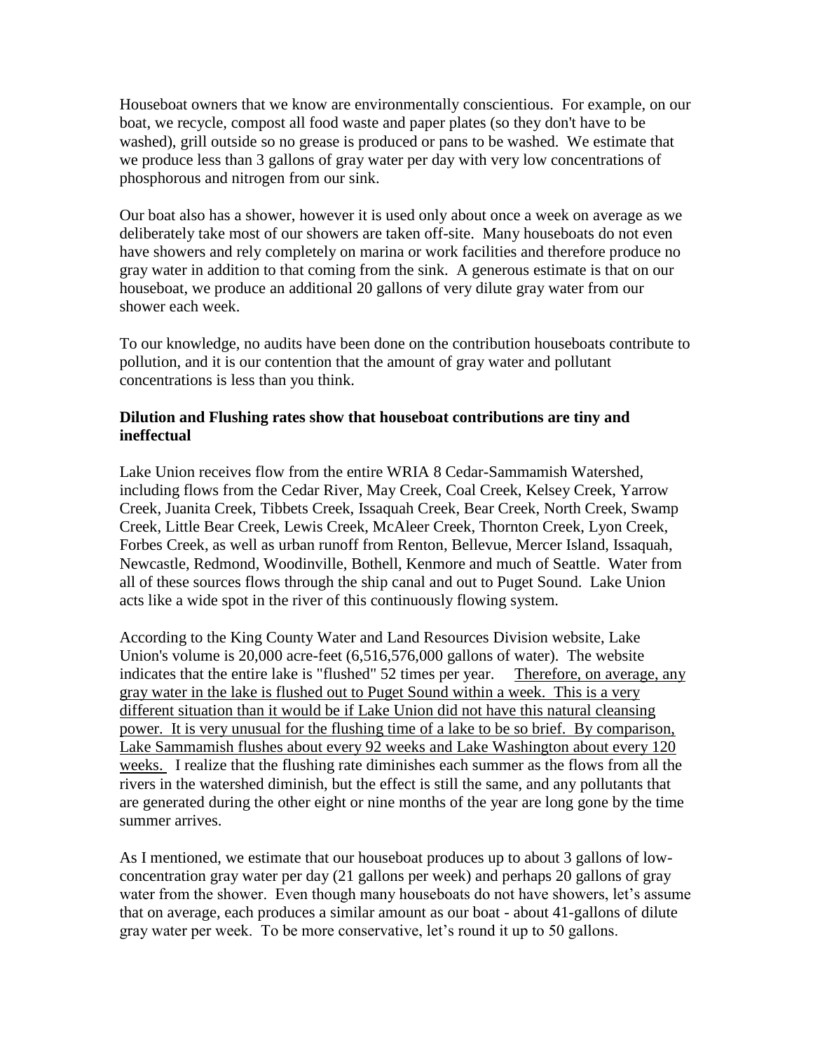Houseboat owners that we know are environmentally conscientious. For example, on our boat, we recycle, compost all food waste and paper plates (so they don't have to be washed), grill outside so no grease is produced or pans to be washed. We estimate that we produce less than 3 gallons of gray water per day with very low concentrations of phosphorous and nitrogen from our sink.

Our boat also has a shower, however it is used only about once a week on average as we deliberately take most of our showers are taken off-site. Many houseboats do not even have showers and rely completely on marina or work facilities and therefore produce no gray water in addition to that coming from the sink. A generous estimate is that on our houseboat, we produce an additional 20 gallons of very dilute gray water from our shower each week.

To our knowledge, no audits have been done on the contribution houseboats contribute to pollution, and it is our contention that the amount of gray water and pollutant concentrations is less than you think.

**Dilution and Flushing rates show that houseboat contributions are tiny and ineffectual**

Lake Union receives flow from the entire WRIA 8 Cedar-Sammamish Watershed, including flows from the Cedar River, May Creek, Coal Creek, Kelsey Creek, Yarrow Creek, Juanita Creek, Tibbets Creek, Issaquah Creek, Bear Creek, North Creek, Swamp Creek, Little Bear Creek, Lewis Creek, McAleer Creek, Thornton Creek, Lyon Creek, Forbes Creek, as well as urban runoff from Renton, Bellevue, Mercer Island, Issaquah, Newcastle, Redmond, Woodinville, Bothell, Kenmore and much of Seattle. Water from all of these sources flows through the ship canal and out to Puget Sound. Lake Union acts like a wide spot in the river of this continuously flowing system.

According to the King County Water and Land Resources Division website, Lake Union's volume is 20,000 acre-feet (6,516,576,000 gallons of water). The website indicates that the entire lake is "flushed" 52 times per year. <u>Therefore, on average, any gray water in the lake is flushed out to Puget Sound within a week. This is a very different situation than it would be if Lake Union did not have this natural cleansing power. It is very unusual for the flushing time of a lake to be so brief. By comparison, Lake Sammamish flushes about every 92 weeks and Lake Washington about every 120 weeks.</u> I realize that the flushing rate diminishes each summer as the flows from all the rivers in the watershed diminish, but the effect is still the same, and any pollutants that are generated during the other eight or nine months of the year are long gone by the time summer arrives.

As I mentioned, we estimate that our houseboat produces up to about 3 gallons of low-concentration gray water per day (21 gallons per week) and perhaps 20 gallons of gray water from the shower. Even though many houseboats do not have showers, let's assume that on average, each produces a similar amount as our boat - about 41-gallons of dilute gray water per week. To be more conservative, let's round it up to 50 gallons.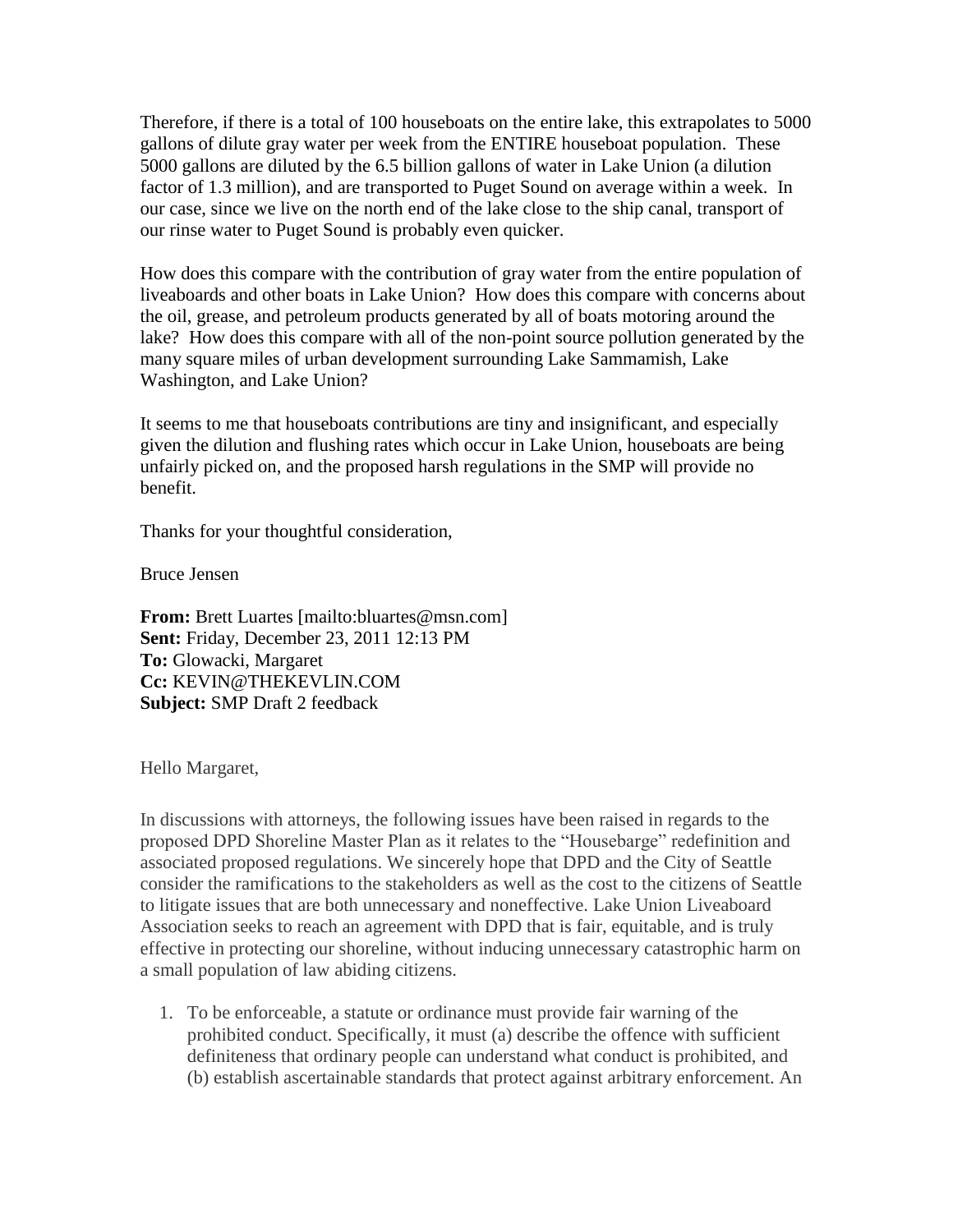Therefore, if there is a total of 100 houseboats on the entire lake, this extrapolates to 5000 gallons of dilute gray water per week from the ENTIRE houseboat population. These 5000 gallons are diluted by the 6.5 billion gallons of water in Lake Union (a dilution factor of 1.3 million), and are transported to Puget Sound on average within a week. In our case, since we live on the north end of the lake close to the ship canal, transport of our rinse water to Puget Sound is probably even quicker.

How does this compare with the contribution of gray water from the entire population of liveaboards and other boats in Lake Union? How does this compare with concerns about the oil, grease, and petroleum products generated by all of boats motoring around the lake? How does this compare with all of the non-point source pollution generated by the many square miles of urban development surrounding Lake Sammamish, Lake Washington, and Lake Union?

It seems to me that houseboats contributions are tiny and insignificant, and especially given the dilution and flushing rates which occur in Lake Union, houseboats are being unfairly picked on, and the proposed harsh regulations in the SMP will provide no benefit.

Thanks for your thoughtful consideration,

Bruce Jensen

**From:** Brett Luartes [mailto:bluartes@msn.com]
**Sent:** Friday, December 23, 2011 12:13 PM
**To:** Glowacki, Margaret
**Cc:** KEVIN@THEKEVLIN.COM
**Subject:** SMP Draft 2 feedback

Hello Margaret,

In discussions with attorneys, the following issues have been raised in regards to the proposed DPD Shoreline Master Plan as it relates to the "Housebarge" redefinition and associated proposed regulations. We sincerely hope that DPD and the City of Seattle consider the ramifications to the stakeholders as well as the cost to the citizens of Seattle to litigate issues that are both unnecessary and noneffective. Lake Union Liveaboard Association seeks to reach an agreement with DPD that is fair, equitable, and is truly effective in protecting our shoreline, without inducing unnecessary catastrophic harm on a small population of law abiding citizens.

1. To be enforceable, a statute or ordinance must provide fair warning of the prohibited conduct. Specifically, it must (a) describe the offence with sufficient definiteness that ordinary people can understand what conduct is prohibited, and (b) establish ascertainable standards that protect against arbitrary enforcement. An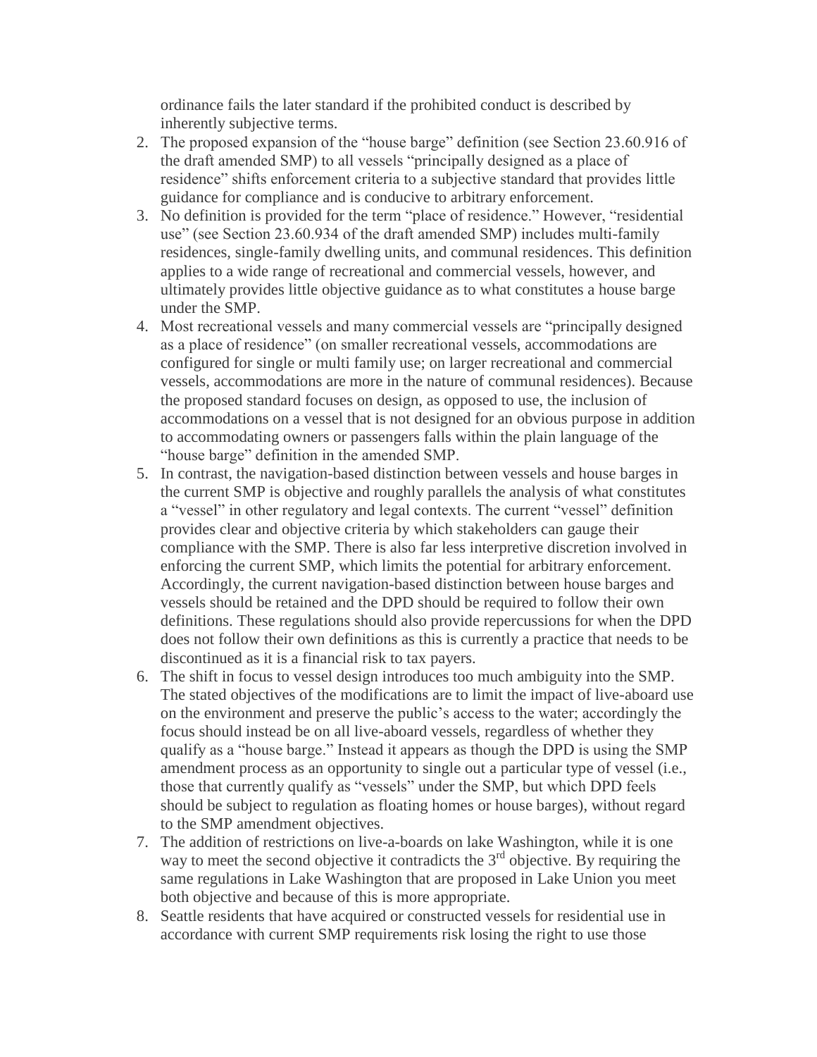ordinance fails the later standard if the prohibited conduct is described by inherently subjective terms.

2. The proposed expansion of the "house barge" definition (see Section 23.60.916 of the draft amended SMP) to all vessels "principally designed as a place of residence" shifts enforcement criteria to a subjective standard that provides little guidance for compliance and is conducive to arbitrary enforcement.
3. No definition is provided for the term "place of residence." However, "residential use" (see Section 23.60.934 of the draft amended SMP) includes multi-family residences, single-family dwelling units, and communal residences. This definition applies to a wide range of recreational and commercial vessels, however, and ultimately provides little objective guidance as to what constitutes a house barge under the SMP.
4. Most recreational vessels and many commercial vessels are "principally designed as a place of residence" (on smaller recreational vessels, accommodations are configured for single or multi family use; on larger recreational and commercial vessels, accommodations are more in the nature of communal residences). Because the proposed standard focuses on design, as opposed to use, the inclusion of accommodations on a vessel that is not designed for an obvious purpose in addition to accommodating owners or passengers falls within the plain language of the "house barge" definition in the amended SMP.
5. In contrast, the navigation-based distinction between vessels and house barges in the current SMP is objective and roughly parallels the analysis of what constitutes a "vessel" in other regulatory and legal contexts. The current "vessel" definition provides clear and objective criteria by which stakeholders can gauge their compliance with the SMP. There is also far less interpretive discretion involved in enforcing the current SMP, which limits the potential for arbitrary enforcement. Accordingly, the current navigation-based distinction between house barges and vessels should be retained and the DPD should be required to follow their own definitions. These regulations should also provide repercussions for when the DPD does not follow their own definitions as this is currently a practice that needs to be discontinued as it is a financial risk to tax payers.
6. The shift in focus to vessel design introduces too much ambiguity into the SMP. The stated objectives of the modifications are to limit the impact of live-aboard use on the environment and preserve the public's access to the water; accordingly the focus should instead be on all live-aboard vessels, regardless of whether they qualify as a "house barge." Instead it appears as though the DPD is using the SMP amendment process as an opportunity to single out a particular type of vessel (i.e., those that currently qualify as "vessels" under the SMP, but which DPD feels should be subject to regulation as floating homes or house barges), without regard to the SMP amendment objectives.
7. The addition of restrictions on live-a-boards on lake Washington, while it is one way to meet the second objective it contradicts the 3rd objective. By requiring the same regulations in Lake Washington that are proposed in Lake Union you meet both objective and because of this is more appropriate.
8. Seattle residents that have acquired or constructed vessels for residential use in accordance with current SMP requirements risk losing the right to use those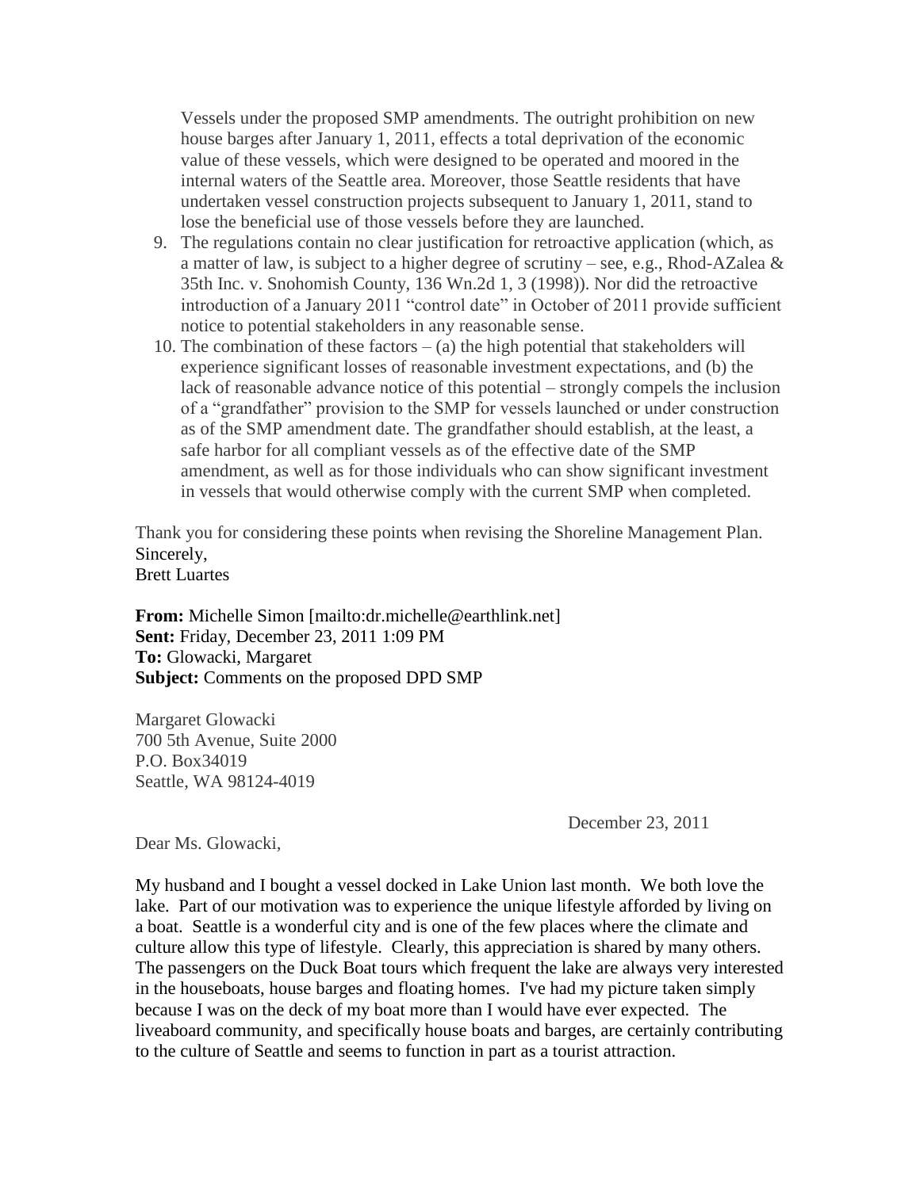Vessels under the proposed SMP amendments. The outright prohibition on new house barges after January 1, 2011, effects a total deprivation of the economic value of these vessels, which were designed to be operated and moored in the internal waters of the Seattle area. Moreover, those Seattle residents that have undertaken vessel construction projects subsequent to January 1, 2011, stand to lose the beneficial use of those vessels before they are launched.

9. The regulations contain no clear justification for retroactive application (which, as a matter of law, is subject to a higher degree of scrutiny – see, e.g., Rhod-AZalea & 35th Inc. v. Snohomish County, 136 Wn.2d 1, 3 (1998)). Nor did the retroactive introduction of a January 2011 "control date" in October of 2011 provide sufficient notice to potential stakeholders in any reasonable sense.
10. The combination of these factors – (a) the high potential that stakeholders will experience significant losses of reasonable investment expectations, and (b) the lack of reasonable advance notice of this potential – strongly compels the inclusion of a "grandfather" provision to the SMP for vessels launched or under construction as of the SMP amendment date. The grandfather should establish, at the least, a safe harbor for all compliant vessels as of the effective date of the SMP amendment, as well as for those individuals who can show significant investment in vessels that would otherwise comply with the current SMP when completed.

Thank you for considering these points when revising the Shoreline Management Plan.
Sincerely,
Brett Luartes

**From:** Michelle Simon [mailto:dr.michelle@earthlink.net]
**Sent:** Friday, December 23, 2011 1:09 PM
**To:** Glowacki, Margaret
**Subject:** Comments on the proposed DPD SMP

Margaret Glowacki
700 5th Avenue, Suite 2000
P.O. Box34019
Seattle, WA 98124-4019

December 23, 2011

Dear Ms. Glowacki,

My husband and I bought a vessel docked in Lake Union last month. We both love the lake. Part of our motivation was to experience the unique lifestyle afforded by living on a boat. Seattle is a wonderful city and is one of the few places where the climate and culture allow this type of lifestyle. Clearly, this appreciation is shared by many others. The passengers on the Duck Boat tours which frequent the lake are always very interested in the houseboats, house barges and floating homes. I've had my picture taken simply because I was on the deck of my boat more than I would have ever expected. The liveaboard community, and specifically house boats and barges, are certainly contributing to the culture of Seattle and seems to function in part as a tourist attraction.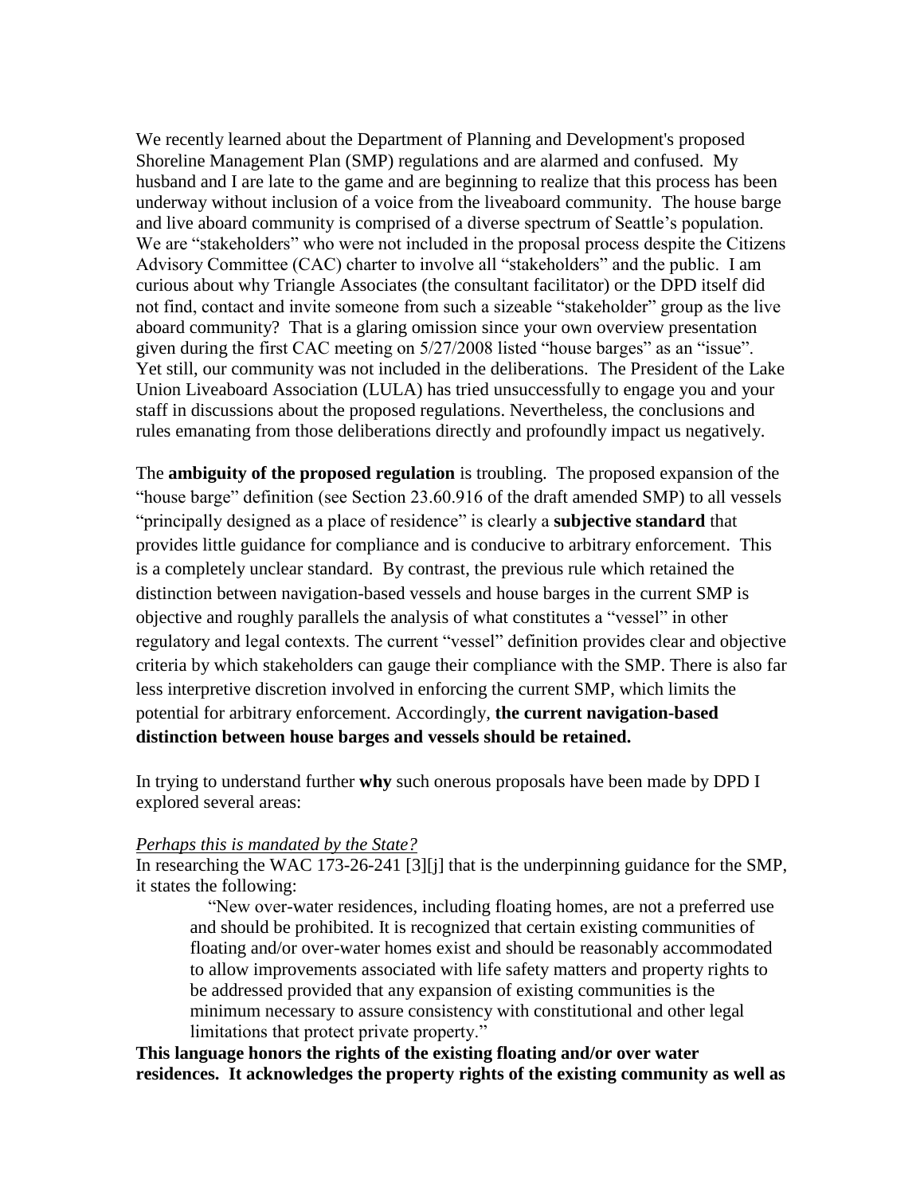We recently learned about the Department of Planning and Development's proposed Shoreline Management Plan (SMP) regulations and are alarmed and confused. My husband and I are late to the game and are beginning to realize that this process has been underway without inclusion of a voice from the liveaboard community. The house barge and live aboard community is comprised of a diverse spectrum of Seattle's population. We are "stakeholders" who were not included in the proposal process despite the Citizens Advisory Committee (CAC) charter to involve all "stakeholders" and the public. I am curious about why Triangle Associates (the consultant facilitator) or the DPD itself did not find, contact and invite someone from such a sizeable "stakeholder" group as the live aboard community? That is a glaring omission since your own overview presentation given during the first CAC meeting on 5/27/2008 listed "house barges" as an "issue". Yet still, our community was not included in the deliberations. The President of the Lake Union Liveaboard Association (LULA) has tried unsuccessfully to engage you and your staff in discussions about the proposed regulations. Nevertheless, the conclusions and rules emanating from those deliberations directly and profoundly impact us negatively.

The **ambiguity of the proposed regulation** is troubling. The proposed expansion of the "house barge" definition (see Section 23.60.916 of the draft amended SMP) to all vessels "principally designed as a place of residence" is clearly a **subjective standard** that provides little guidance for compliance and is conducive to arbitrary enforcement. This is a completely unclear standard. By contrast, the previous rule which retained the distinction between navigation-based vessels and house barges in the current SMP is objective and roughly parallels the analysis of what constitutes a "vessel" in other regulatory and legal contexts. The current "vessel" definition provides clear and objective criteria by which stakeholders can gauge their compliance with the SMP. There is also far less interpretive discretion involved in enforcing the current SMP, which limits the potential for arbitrary enforcement. Accordingly, **the current navigation-based distinction between house barges and vessels should be retained.**

In trying to understand further **why** such onerous proposals have been made by DPD I explored several areas:

*Perhaps this is mandated by the State?*

In researching the WAC 173-26-241 [3][j] that is the underpinning guidance for the SMP, it states the following:

> "New over-water residences, including floating homes, are not a preferred use and should be prohibited. It is recognized that certain existing communities of floating and/or over-water homes exist and should be reasonably accommodated to allow improvements associated with life safety matters and property rights to be addressed provided that any expansion of existing communities is the minimum necessary to assure consistency with constitutional and other legal limitations that protect private property."

**This language honors the rights of the existing floating and/or over water residences. It acknowledges the property rights of the existing community as well as**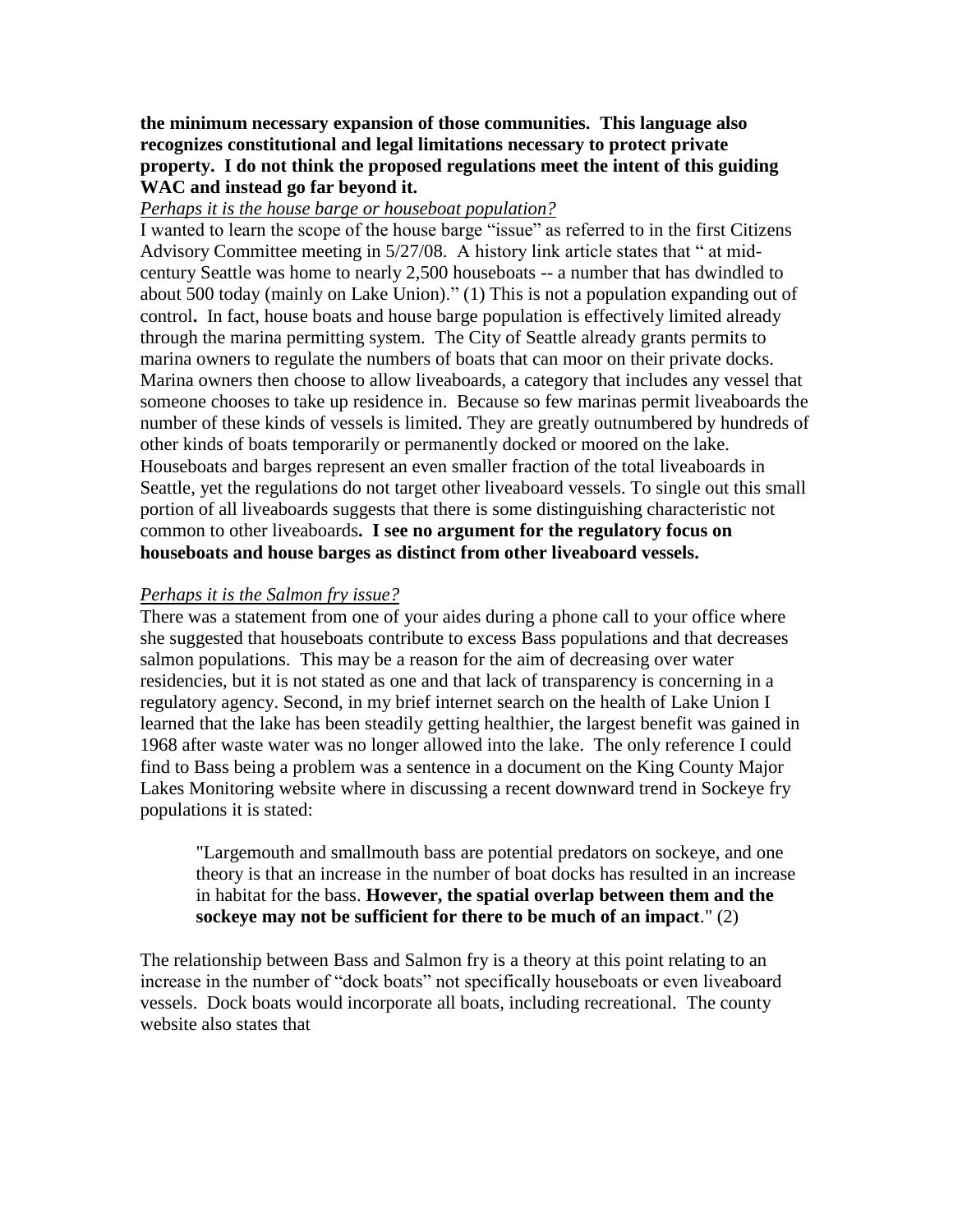**the minimum necessary expansion of those communities. This language also recognizes constitutional and legal limitations necessary to protect private property. I do not think the proposed regulations meet the intent of this guiding WAC and instead go far beyond it.**

*Perhaps it is the house barge or houseboat population?*

I wanted to learn the scope of the house barge "issue" as referred to in the first Citizens Advisory Committee meeting in 5/27/08. A history link article states that " at mid-century Seattle was home to nearly 2,500 houseboats -- a number that has dwindled to about 500 today (mainly on Lake Union)." (1) This is not a population expanding out of control**.** In fact, house boats and house barge population is effectively limited already through the marina permitting system. The City of Seattle already grants permits to marina owners to regulate the numbers of boats that can moor on their private docks. Marina owners then choose to allow liveaboards, a category that includes any vessel that someone chooses to take up residence in. Because so few marinas permit liveaboards the number of these kinds of vessels is limited. They are greatly outnumbered by hundreds of other kinds of boats temporarily or permanently docked or moored on the lake. Houseboats and barges represent an even smaller fraction of the total liveaboards in Seattle, yet the regulations do not target other liveaboard vessels. To single out this small portion of all liveaboards suggests that there is some distinguishing characteristic not common to other liveaboards**. I see no argument for the regulatory focus on houseboats and house barges as distinct from other liveaboard vessels.**

*Perhaps it is the Salmon fry issue?*

There was a statement from one of your aides during a phone call to your office where she suggested that houseboats contribute to excess Bass populations and that decreases salmon populations. This may be a reason for the aim of decreasing over water residencies, but it is not stated as one and that lack of transparency is concerning in a regulatory agency. Second, in my brief internet search on the health of Lake Union I learned that the lake has been steadily getting healthier, the largest benefit was gained in 1968 after waste water was no longer allowed into the lake. The only reference I could find to Bass being a problem was a sentence in a document on the King County Major Lakes Monitoring website where in discussing a recent downward trend in Sockeye fry populations it is stated:

> "Largemouth and smallmouth bass are potential predators on sockeye, and one theory is that an increase in the number of boat docks has resulted in an increase in habitat for the bass. **However, the spatial overlap between them and the sockeye may not be sufficient for there to be much of an impact**." (2)

The relationship between Bass and Salmon fry is a theory at this point relating to an increase in the number of "dock boats" not specifically houseboats or even liveaboard vessels. Dock boats would incorporate all boats, including recreational. The county website also states that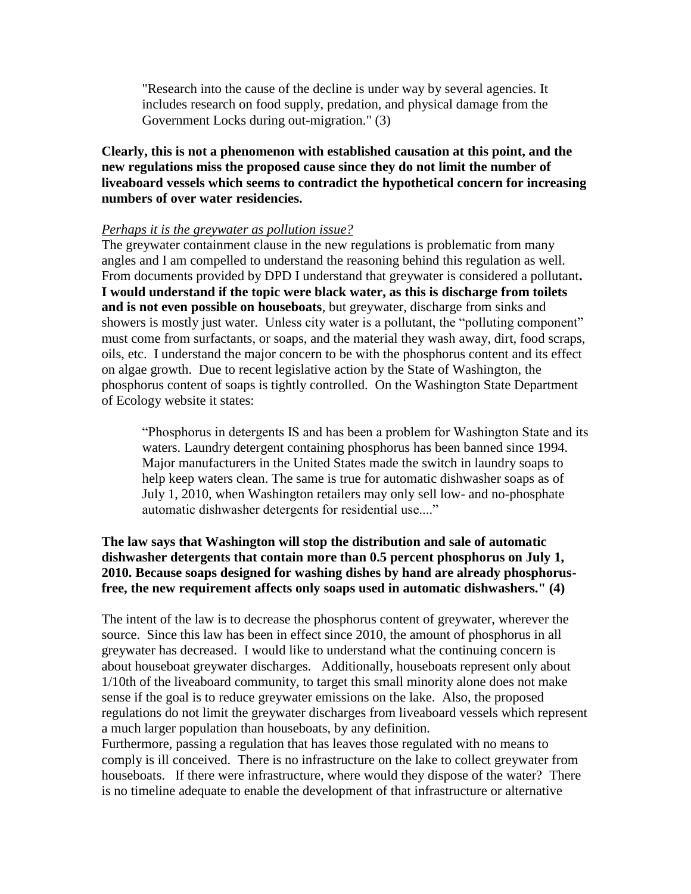> "Research into the cause of the decline is under way by several agencies. It includes research on food supply, predation, and physical damage from the Government Locks during out-migration." (3)

**Clearly, this is not a phenomenon with established causation at this point, and the new regulations miss the proposed cause since they do not limit the number of liveaboard vessels which seems to contradict the hypothetical concern for increasing numbers of over water residencies.**

*Perhaps it is the greywater as pollution issue?*

The greywater containment clause in the new regulations is problematic from many angles and I am compelled to understand the reasoning behind this regulation as well. From documents provided by DPD I understand that greywater is considered a pollutant**.** **I would understand if the topic were black water, as this is discharge from toilets and is not even possible on houseboats**, but greywater, discharge from sinks and showers is mostly just water. Unless city water is a pollutant, the "polluting component" must come from surfactants, or soaps, and the material they wash away, dirt, food scraps, oils, etc. I understand the major concern to be with the phosphorus content and its effect on algae growth. Due to recent legislative action by the State of Washington, the phosphorus content of soaps is tightly controlled. On the Washington State Department of Ecology website it states:

> "Phosphorus in detergents IS and has been a problem for Washington State and its waters. Laundry detergent containing phosphorus has been banned since 1994. Major manufacturers in the United States made the switch in laundry soaps to help keep waters clean. The same is true for automatic dishwasher soaps as of July 1, 2010, when Washington retailers may only sell low- and no-phosphate automatic dishwasher detergents for residential use...."

**The law says that Washington will stop the distribution and sale of automatic dishwasher detergents that contain more than 0.5 percent phosphorus on July 1, 2010. Because soaps designed for washing dishes by hand are already phosphorus-free, the new requirement affects only soaps used in automatic dishwashers." (4)**

The intent of the law is to decrease the phosphorus content of greywater, wherever the source. Since this law has been in effect since 2010, the amount of phosphorus in all greywater has decreased. I would like to understand what the continuing concern is about houseboat greywater discharges. Additionally, houseboats represent only about 1/10th of the liveaboard community, to target this small minority alone does not make sense if the goal is to reduce greywater emissions on the lake. Also, the proposed regulations do not limit the greywater discharges from liveaboard vessels which represent a much larger population than houseboats, by any definition.

Furthermore, passing a regulation that has leaves those regulated with no means to comply is ill conceived. There is no infrastructure on the lake to collect greywater from houseboats. If there were infrastructure, where would they dispose of the water? There is no timeline adequate to enable the development of that infrastructure or alternative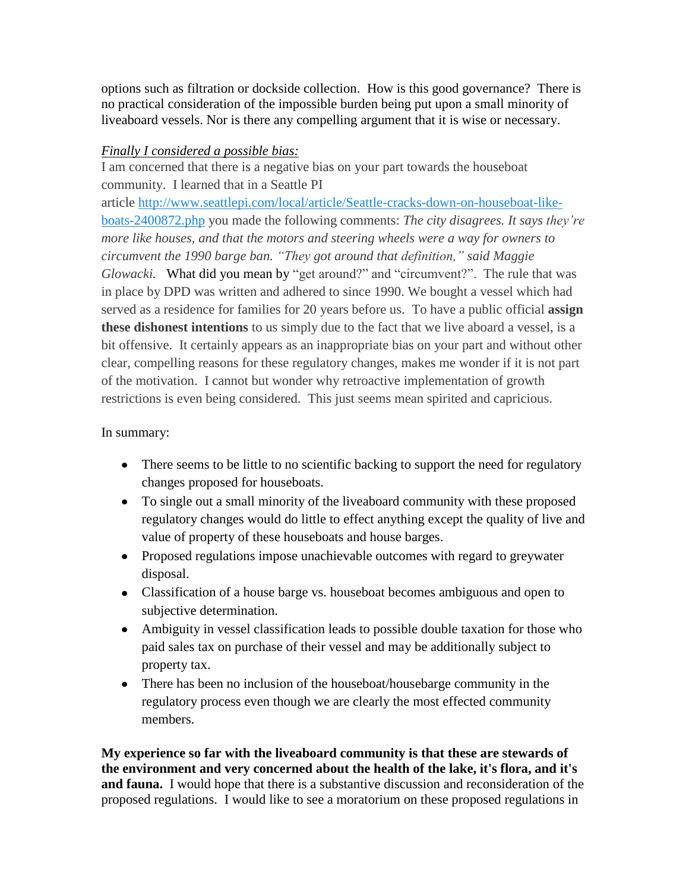options such as filtration or dockside collection. How is this good governance? There is no practical consideration of the impossible burden being put upon a small minority of liveaboard vessels. Nor is there any compelling argument that it is wise or necessary.

*Finally I considered a possible bias:*

I am concerned that there is a negative bias on your part towards the houseboat community. I learned that in a Seattle PI article [http://www.seattlepi.com/local/article/Seattle-cracks-down-on-houseboat-like-boats-2400872.php](http://www.seattlepi.com/local/article/Seattle-cracks-down-on-houseboat-like-boats-2400872.php) you made the following comments: *The city disagrees. It says they're more like houses, and that the motors and steering wheels were a way for owners to circumvent the 1990 barge ban. "They got around that definition," said Maggie Glowacki.* What did you mean by "get around?" and "circumvent?". The rule that was in place by DPD was written and adhered to since 1990. We bought a vessel which had served as a residence for families for 20 years before us. To have a public official **assign these dishonest intentions** to us simply due to the fact that we live aboard a vessel, is a bit offensive. It certainly appears as an inappropriate bias on your part and without other clear, compelling reasons for these regulatory changes, makes me wonder if it is not part of the motivation. I cannot but wonder why retroactive implementation of growth restrictions is even being considered. This just seems mean spirited and capricious.

In summary:

- There seems to be little to no scientific backing to support the need for regulatory changes proposed for houseboats.
- To single out a small minority of the liveaboard community with these proposed regulatory changes would do little to effect anything except the quality of live and value of property of these houseboats and house barges.
- Proposed regulations impose unachievable outcomes with regard to greywater disposal.
- Classification of a house barge vs. houseboat becomes ambiguous and open to subjective determination.
- Ambiguity in vessel classification leads to possible double taxation for those who paid sales tax on purchase of their vessel and may be additionally subject to property tax.
- There has been no inclusion of the houseboat/housebarge community in the regulatory process even though we are clearly the most effected community members.

**My experience so far with the liveaboard community is that these are stewards of the environment and very concerned about the health of the lake, it's flora, and it's and fauna.** I would hope that there is a substantive discussion and reconsideration of the proposed regulations. I would like to see a moratorium on these proposed regulations in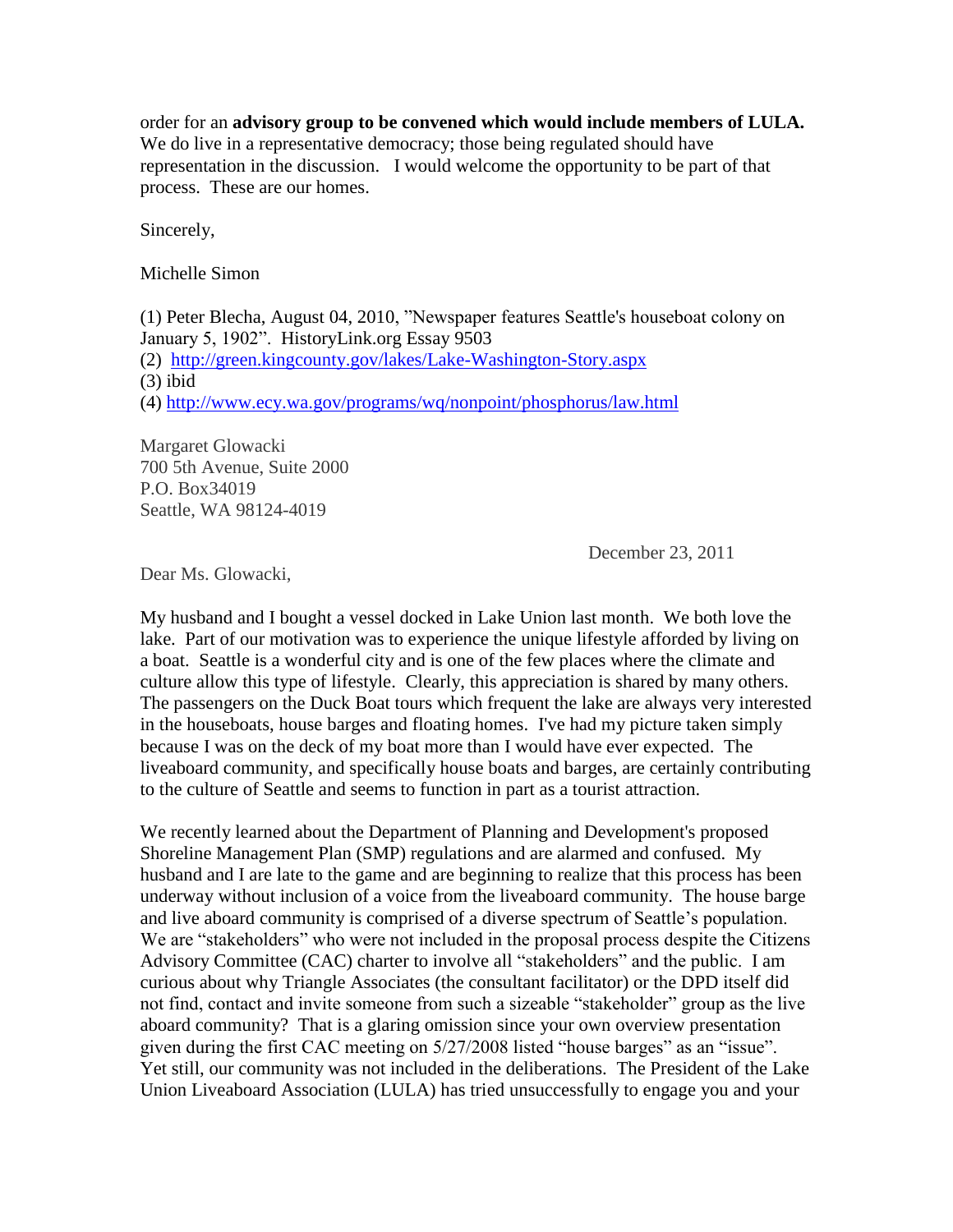order for an **advisory group to be convened which would include members of LULA.** We do live in a representative democracy; those being regulated should have representation in the discussion. I would welcome the opportunity to be part of that process. These are our homes.

Sincerely,

Michelle Simon

(1) Peter Blecha, August 04, 2010, "Newspaper features Seattle's houseboat colony on January 5, 1902". HistoryLink.org Essay 9503
(2) http://green.kingcounty.gov/lakes/Lake-Washington-Story.aspx
(3) ibid
(4) http://www.ecy.wa.gov/programs/wq/nonpoint/phosphorus/law.html

Margaret Glowacki
700 5th Avenue, Suite 2000
P.O. Box34019
Seattle, WA 98124-4019

December 23, 2011

Dear Ms. Glowacki,

My husband and I bought a vessel docked in Lake Union last month. We both love the lake. Part of our motivation was to experience the unique lifestyle afforded by living on a boat. Seattle is a wonderful city and is one of the few places where the climate and culture allow this type of lifestyle. Clearly, this appreciation is shared by many others. The passengers on the Duck Boat tours which frequent the lake are always very interested in the houseboats, house barges and floating homes. I've had my picture taken simply because I was on the deck of my boat more than I would have ever expected. The liveaboard community, and specifically house boats and barges, are certainly contributing to the culture of Seattle and seems to function in part as a tourist attraction.

We recently learned about the Department of Planning and Development's proposed Shoreline Management Plan (SMP) regulations and are alarmed and confused. My husband and I are late to the game and are beginning to realize that this process has been underway without inclusion of a voice from the liveaboard community. The house barge and live aboard community is comprised of a diverse spectrum of Seattle's population. We are "stakeholders" who were not included in the proposal process despite the Citizens Advisory Committee (CAC) charter to involve all "stakeholders" and the public. I am curious about why Triangle Associates (the consultant facilitator) or the DPD itself did not find, contact and invite someone from such a sizeable "stakeholder" group as the live aboard community? That is a glaring omission since your own overview presentation given during the first CAC meeting on 5/27/2008 listed "house barges" as an "issue". Yet still, our community was not included in the deliberations. The President of the Lake Union Liveaboard Association (LULA) has tried unsuccessfully to engage you and your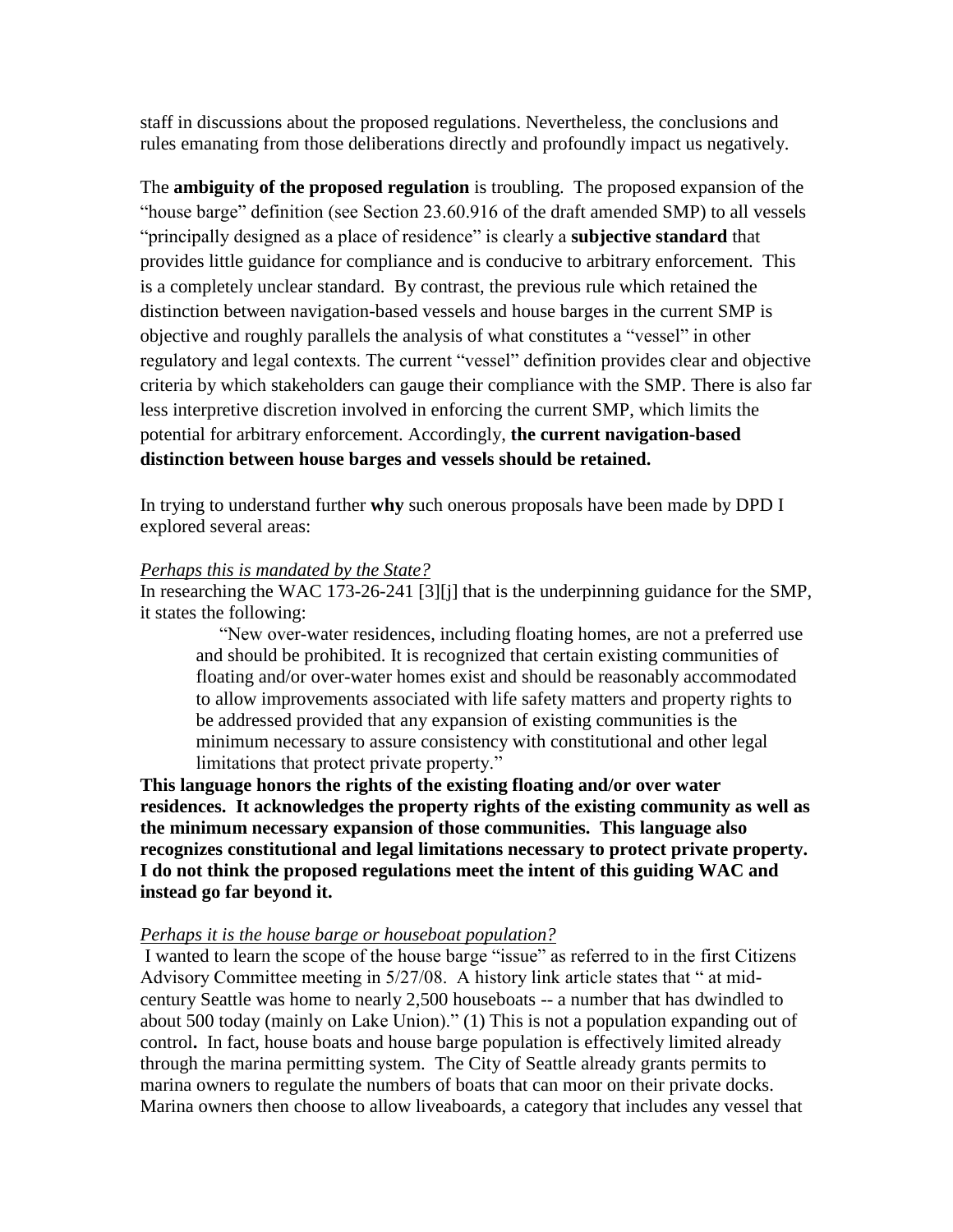staff in discussions about the proposed regulations. Nevertheless, the conclusions and rules emanating from those deliberations directly and profoundly impact us negatively.

The **ambiguity of the proposed regulation** is troubling. The proposed expansion of the "house barge" definition (see Section 23.60.916 of the draft amended SMP) to all vessels "principally designed as a place of residence" is clearly a **subjective standard** that provides little guidance for compliance and is conducive to arbitrary enforcement. This is a completely unclear standard. By contrast, the previous rule which retained the distinction between navigation-based vessels and house barges in the current SMP is objective and roughly parallels the analysis of what constitutes a "vessel" in other regulatory and legal contexts. The current "vessel" definition provides clear and objective criteria by which stakeholders can gauge their compliance with the SMP. There is also far less interpretive discretion involved in enforcing the current SMP, which limits the potential for arbitrary enforcement. Accordingly, **the current navigation-based distinction between house barges and vessels should be retained.**

In trying to understand further **why** such onerous proposals have been made by DPD I explored several areas:

*Perhaps this is mandated by the State?*

In researching the WAC 173-26-241 [3][j] that is the underpinning guidance for the SMP, it states the following:

> "New over-water residences, including floating homes, are not a preferred use and should be prohibited. It is recognized that certain existing communities of floating and/or over-water homes exist and should be reasonably accommodated to allow improvements associated with life safety matters and property rights to be addressed provided that any expansion of existing communities is the minimum necessary to assure consistency with constitutional and other legal limitations that protect private property."

**This language honors the rights of the existing floating and/or over water residences. It acknowledges the property rights of the existing community as well as the minimum necessary expansion of those communities. This language also recognizes constitutional and legal limitations necessary to protect private property. I do not think the proposed regulations meet the intent of this guiding WAC and instead go far beyond it.**

*Perhaps it is the house barge or houseboat population?*

I wanted to learn the scope of the house barge "issue" as referred to in the first Citizens Advisory Committee meeting in 5/27/08. A history link article states that " at mid-century Seattle was home to nearly 2,500 houseboats -- a number that has dwindled to about 500 today (mainly on Lake Union)." (1) This is not a population expanding out of control**.** In fact, house boats and house barge population is effectively limited already through the marina permitting system. The City of Seattle already grants permits to marina owners to regulate the numbers of boats that can moor on their private docks. Marina owners then choose to allow liveaboards, a category that includes any vessel that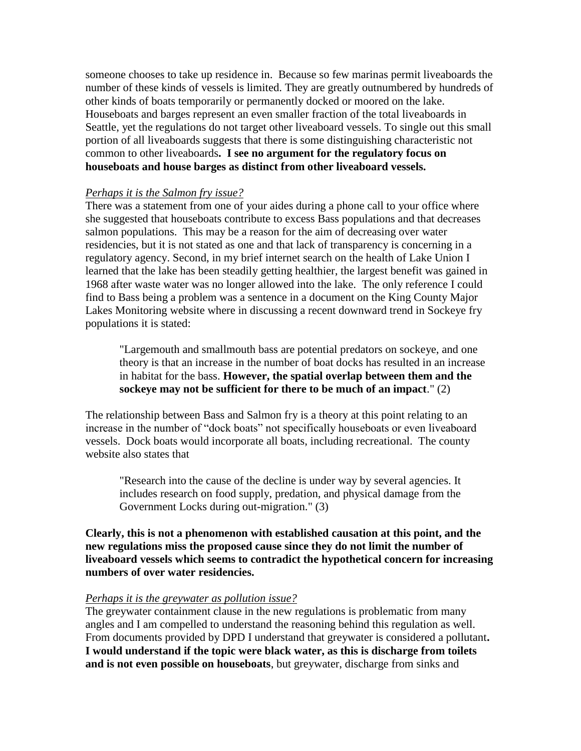someone chooses to take up residence in. Because so few marinas permit liveaboards the number of these kinds of vessels is limited. They are greatly outnumbered by hundreds of other kinds of boats temporarily or permanently docked or moored on the lake. Houseboats and barges represent an even smaller fraction of the total liveaboards in Seattle, yet the regulations do not target other liveaboard vessels. To single out this small portion of all liveaboards suggests that there is some distinguishing characteristic not common to other liveaboards**. I see no argument for the regulatory focus on houseboats and house barges as distinct from other liveaboard vessels.**

*Perhaps it is the Salmon fry issue?*

There was a statement from one of your aides during a phone call to your office where she suggested that houseboats contribute to excess Bass populations and that decreases salmon populations. This may be a reason for the aim of decreasing over water residencies, but it is not stated as one and that lack of transparency is concerning in a regulatory agency. Second, in my brief internet search on the health of Lake Union I learned that the lake has been steadily getting healthier, the largest benefit was gained in 1968 after waste water was no longer allowed into the lake. The only reference I could find to Bass being a problem was a sentence in a document on the King County Major Lakes Monitoring website where in discussing a recent downward trend in Sockeye fry populations it is stated:

> "Largemouth and smallmouth bass are potential predators on sockeye, and one theory is that an increase in the number of boat docks has resulted in an increase in habitat for the bass. **However, the spatial overlap between them and the sockeye may not be sufficient for there to be much of an impact**." (2)

The relationship between Bass and Salmon fry is a theory at this point relating to an increase in the number of "dock boats" not specifically houseboats or even liveaboard vessels. Dock boats would incorporate all boats, including recreational. The county website also states that

> "Research into the cause of the decline is under way by several agencies. It includes research on food supply, predation, and physical damage from the Government Locks during out-migration." (3)

**Clearly, this is not a phenomenon with established causation at this point, and the new regulations miss the proposed cause since they do not limit the number of liveaboard vessels which seems to contradict the hypothetical concern for increasing numbers of over water residencies.**

*Perhaps it is the greywater as pollution issue?*

The greywater containment clause in the new regulations is problematic from many angles and I am compelled to understand the reasoning behind this regulation as well. From documents provided by DPD I understand that greywater is considered a pollutant**. I would understand if the topic were black water, as this is discharge from toilets and is not even possible on houseboats**, but greywater, discharge from sinks and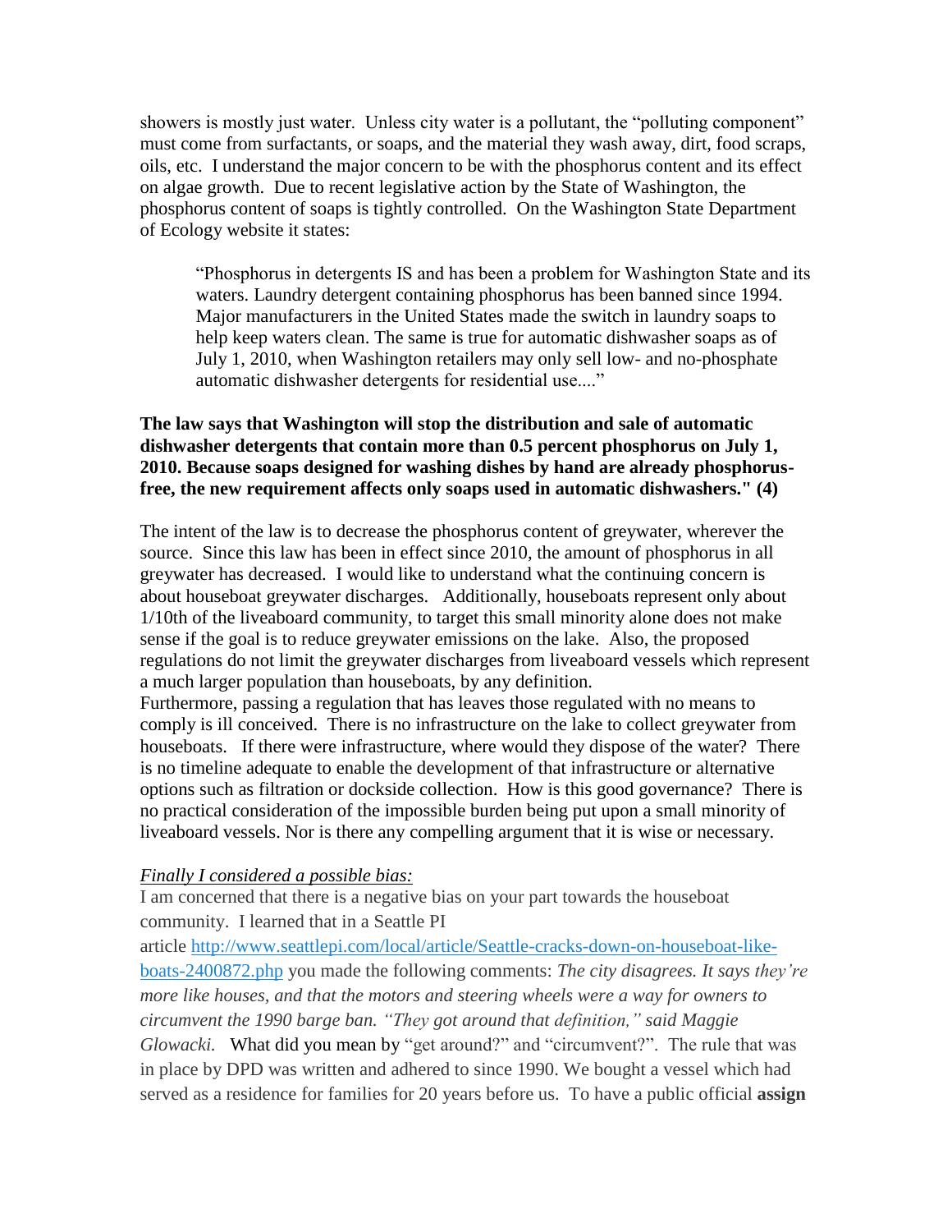showers is mostly just water. Unless city water is a pollutant, the "polluting component" must come from surfactants, or soaps, and the material they wash away, dirt, food scraps, oils, etc. I understand the major concern to be with the phosphorus content and its effect on algae growth. Due to recent legislative action by the State of Washington, the phosphorus content of soaps is tightly controlled. On the Washington State Department of Ecology website it states:

> "Phosphorus in detergents IS and has been a problem for Washington State and its waters. Laundry detergent containing phosphorus has been banned since 1994. Major manufacturers in the United States made the switch in laundry soaps to help keep waters clean. The same is true for automatic dishwasher soaps as of July 1, 2010, when Washington retailers may only sell low- and no-phosphate automatic dishwasher detergents for residential use...."

**The law says that Washington will stop the distribution and sale of automatic dishwasher detergents that contain more than 0.5 percent phosphorus on July 1, 2010. Because soaps designed for washing dishes by hand are already phosphorus-free, the new requirement affects only soaps used in automatic dishwashers." (4)**

The intent of the law is to decrease the phosphorus content of greywater, wherever the source. Since this law has been in effect since 2010, the amount of phosphorus in all greywater has decreased. I would like to understand what the continuing concern is about houseboat greywater discharges. Additionally, houseboats represent only about 1/10th of the liveaboard community, to target this small minority alone does not make sense if the goal is to reduce greywater emissions on the lake. Also, the proposed regulations do not limit the greywater discharges from liveaboard vessels which represent a much larger population than houseboats, by any definition.
Furthermore, passing a regulation that has leaves those regulated with no means to comply is ill conceived. There is no infrastructure on the lake to collect greywater from houseboats. If there were infrastructure, where would they dispose of the water? There is no timeline adequate to enable the development of that infrastructure or alternative options such as filtration or dockside collection. How is this good governance? There is no practical consideration of the impossible burden being put upon a small minority of liveaboard vessels. Nor is there any compelling argument that it is wise or necessary.

*Finally I considered a possible bias:*

I am concerned that there is a negative bias on your part towards the houseboat community. I learned that in a Seattle PI article http://www.seattlepi.com/local/article/Seattle-cracks-down-on-houseboat-like-boats-2400872.php you made the following comments: *The city disagrees. It says they're more like houses, and that the motors and steering wheels were a way for owners to circumvent the 1990 barge ban. "They got around that definition," said Maggie Glowacki.* What did you mean by "get around?" and "circumvent?". The rule that was in place by DPD was written and adhered to since 1990. We bought a vessel which had served as a residence for families for 20 years before us. To have a public official **assign**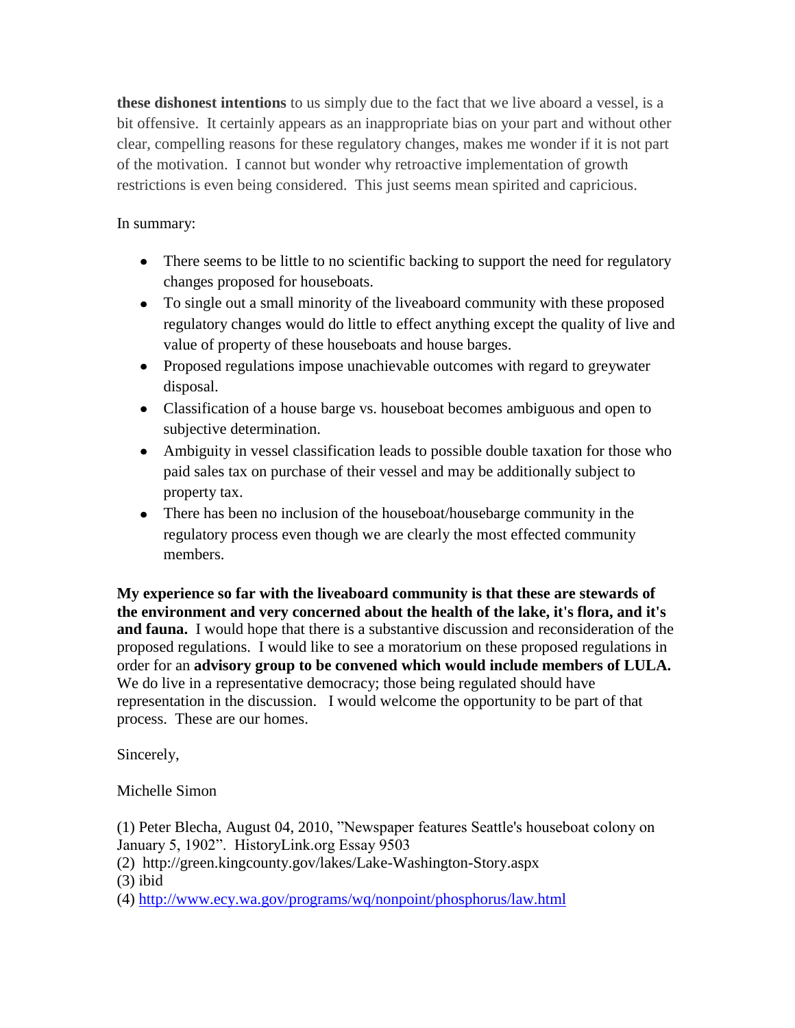**these dishonest intentions** to us simply due to the fact that we live aboard a vessel, is a bit offensive. It certainly appears as an inappropriate bias on your part and without other clear, compelling reasons for these regulatory changes, makes me wonder if it is not part of the motivation. I cannot but wonder why retroactive implementation of growth restrictions is even being considered. This just seems mean spirited and capricious.

In summary:

- There seems to be little to no scientific backing to support the need for regulatory changes proposed for houseboats.
- To single out a small minority of the liveaboard community with these proposed regulatory changes would do little to effect anything except the quality of live and value of property of these houseboats and house barges.
- Proposed regulations impose unachievable outcomes with regard to greywater disposal.
- Classification of a house barge vs. houseboat becomes ambiguous and open to subjective determination.
- Ambiguity in vessel classification leads to possible double taxation for those who paid sales tax on purchase of their vessel and may be additionally subject to property tax.
- There has been no inclusion of the houseboat/housebarge community in the regulatory process even though we are clearly the most effected community members.

**My experience so far with the liveaboard community is that these are stewards of the environment and very concerned about the health of the lake, it's flora, and it's and fauna.** I would hope that there is a substantive discussion and reconsideration of the proposed regulations. I would like to see a moratorium on these proposed regulations in order for an **advisory group to be convened which would include members of LULA.** We do live in a representative democracy; those being regulated should have representation in the discussion. I would welcome the opportunity to be part of that process. These are our homes.

Sincerely,

Michelle Simon

(1) Peter Blecha, August 04, 2010, "Newspaper features Seattle's houseboat colony on January 5, 1902". HistoryLink.org Essay 9503
(2) http://green.kingcounty.gov/lakes/Lake-Washington-Story.aspx
(3) ibid
(4) http://www.ecy.wa.gov/programs/wq/nonpoint/phosphorus/law.html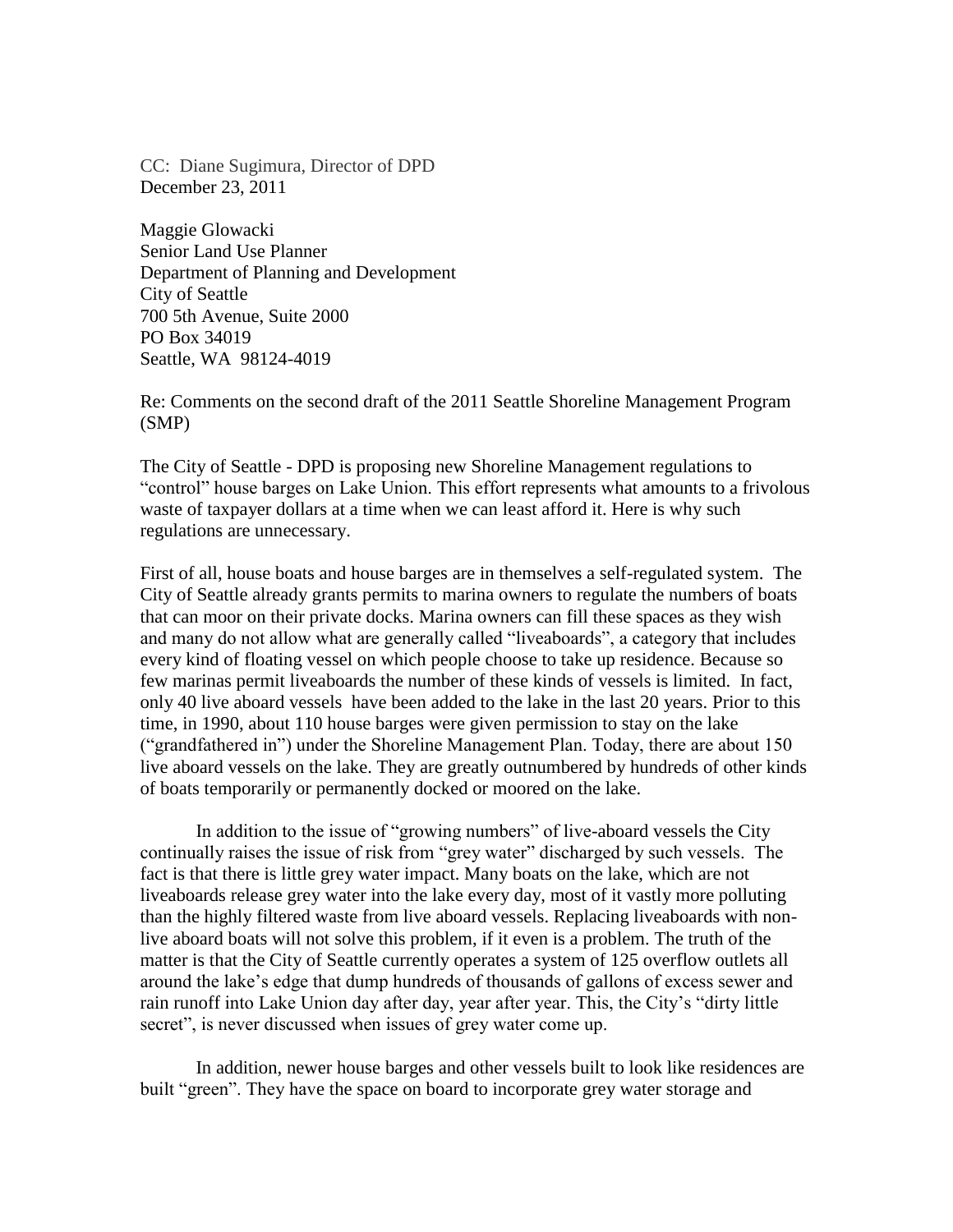CC: Diane Sugimura, Director of DPD
December 23, 2011

Maggie Glowacki
Senior Land Use Planner
Department of Planning and Development
City of Seattle
700 5th Avenue, Suite 2000
PO Box 34019
Seattle, WA 98124-4019

Re: Comments on the second draft of the 2011 Seattle Shoreline Management Program (SMP)

The City of Seattle - DPD is proposing new Shoreline Management regulations to "control" house barges on Lake Union. This effort represents what amounts to a frivolous waste of taxpayer dollars at a time when we can least afford it. Here is why such regulations are unnecessary.

First of all, house boats and house barges are in themselves a self-regulated system. The City of Seattle already grants permits to marina owners to regulate the numbers of boats that can moor on their private docks. Marina owners can fill these spaces as they wish and many do not allow what are generally called "liveaboards", a category that includes every kind of floating vessel on which people choose to take up residence. Because so few marinas permit liveaboards the number of these kinds of vessels is limited. In fact, only 40 live aboard vessels have been added to the lake in the last 20 years. Prior to this time, in 1990, about 110 house barges were given permission to stay on the lake ("grandfathered in") under the Shoreline Management Plan. Today, there are about 150 live aboard vessels on the lake. They are greatly outnumbered by hundreds of other kinds of boats temporarily or permanently docked or moored on the lake.

In addition to the issue of "growing numbers" of live-aboard vessels the City continually raises the issue of risk from "grey water" discharged by such vessels. The fact is that there is little grey water impact. Many boats on the lake, which are not liveaboards release grey water into the lake every day, most of it vastly more polluting than the highly filtered waste from live aboard vessels. Replacing liveaboards with non-live aboard boats will not solve this problem, if it even is a problem. The truth of the matter is that the City of Seattle currently operates a system of 125 overflow outlets all around the lake's edge that dump hundreds of thousands of gallons of excess sewer and rain runoff into Lake Union day after day, year after year. This, the City's "dirty little secret", is never discussed when issues of grey water come up.

In addition, newer house barges and other vessels built to look like residences are built "green". They have the space on board to incorporate grey water storage and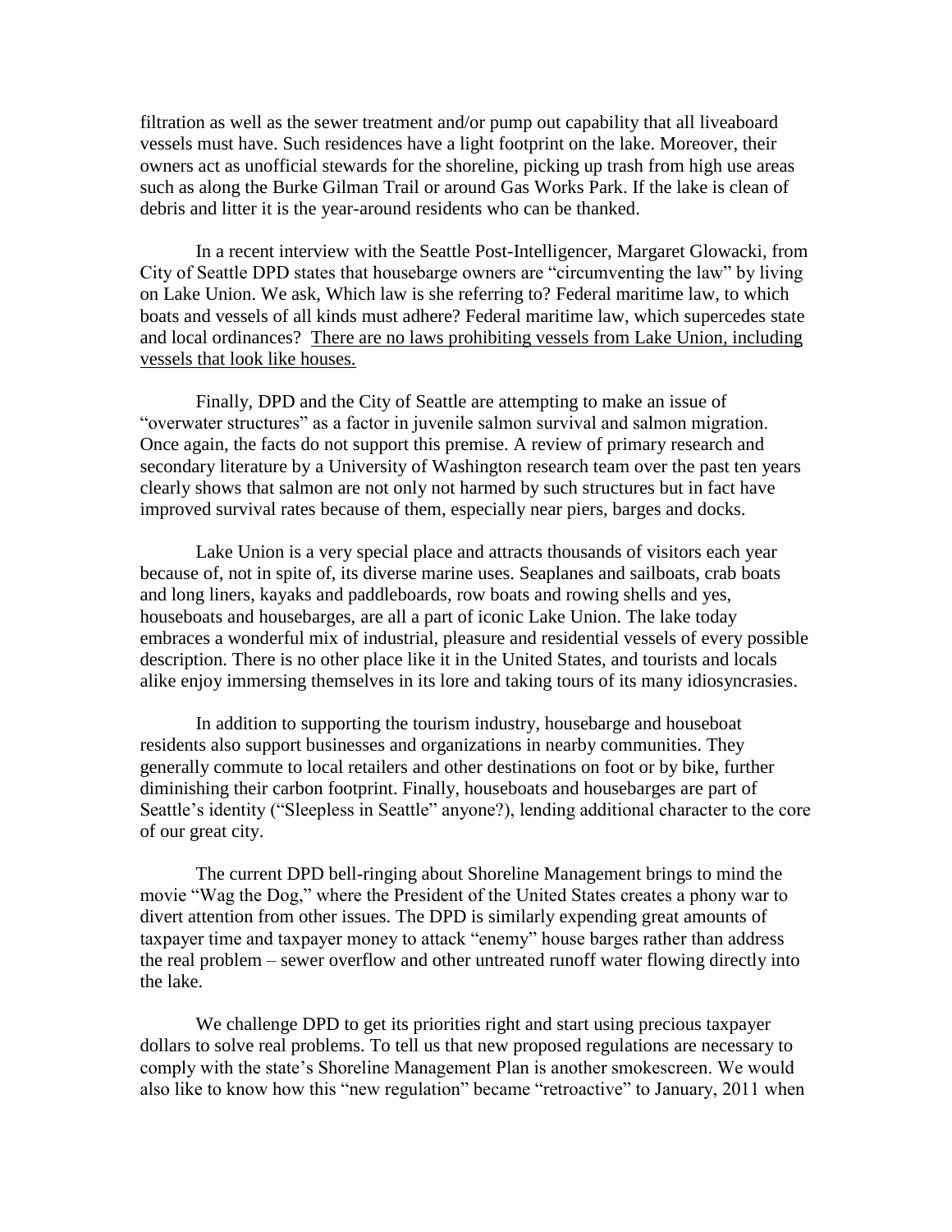filtration as well as the sewer treatment and/or pump out capability that all liveaboard vessels must have. Such residences have a light footprint on the lake. Moreover, their owners act as unofficial stewards for the shoreline, picking up trash from high use areas such as along the Burke Gilman Trail or around Gas Works Park. If the lake is clean of debris and litter it is the year-around residents who can be thanked.

In a recent interview with the Seattle Post-Intelligencer, Margaret Glowacki, from City of Seattle DPD states that housebarge owners are "circumventing the law" by living on Lake Union. We ask, Which law is she referring to? Federal maritime law, to which boats and vessels of all kinds must adhere? Federal maritime law, which supercedes state and local ordinances? <u>There are no laws prohibiting vessels from Lake Union, including vessels that look like houses.</u>

Finally, DPD and the City of Seattle are attempting to make an issue of "overwater structures" as a factor in juvenile salmon survival and salmon migration. Once again, the facts do not support this premise. A review of primary research and secondary literature by a University of Washington research team over the past ten years clearly shows that salmon are not only not harmed by such structures but in fact have improved survival rates because of them, especially near piers, barges and docks.

Lake Union is a very special place and attracts thousands of visitors each year because of, not in spite of, its diverse marine uses. Seaplanes and sailboats, crab boats and long liners, kayaks and paddleboards, row boats and rowing shells and yes, houseboats and housebarges, are all a part of iconic Lake Union. The lake today embraces a wonderful mix of industrial, pleasure and residential vessels of every possible description. There is no other place like it in the United States, and tourists and locals alike enjoy immersing themselves in its lore and taking tours of its many idiosyncrasies.

In addition to supporting the tourism industry, housebarge and houseboat residents also support businesses and organizations in nearby communities. They generally commute to local retailers and other destinations on foot or by bike, further diminishing their carbon footprint. Finally, houseboats and housebarges are part of Seattle's identity ("Sleepless in Seattle" anyone?), lending additional character to the core of our great city.

The current DPD bell-ringing about Shoreline Management brings to mind the movie "Wag the Dog," where the President of the United States creates a phony war to divert attention from other issues. The DPD is similarly expending great amounts of taxpayer time and taxpayer money to attack "enemy" house barges rather than address the real problem – sewer overflow and other untreated runoff water flowing directly into the lake.

We challenge DPD to get its priorities right and start using precious taxpayer dollars to solve real problems. To tell us that new proposed regulations are necessary to comply with the state's Shoreline Management Plan is another smokescreen. We would also like to know how this "new regulation" became "retroactive" to January, 2011 when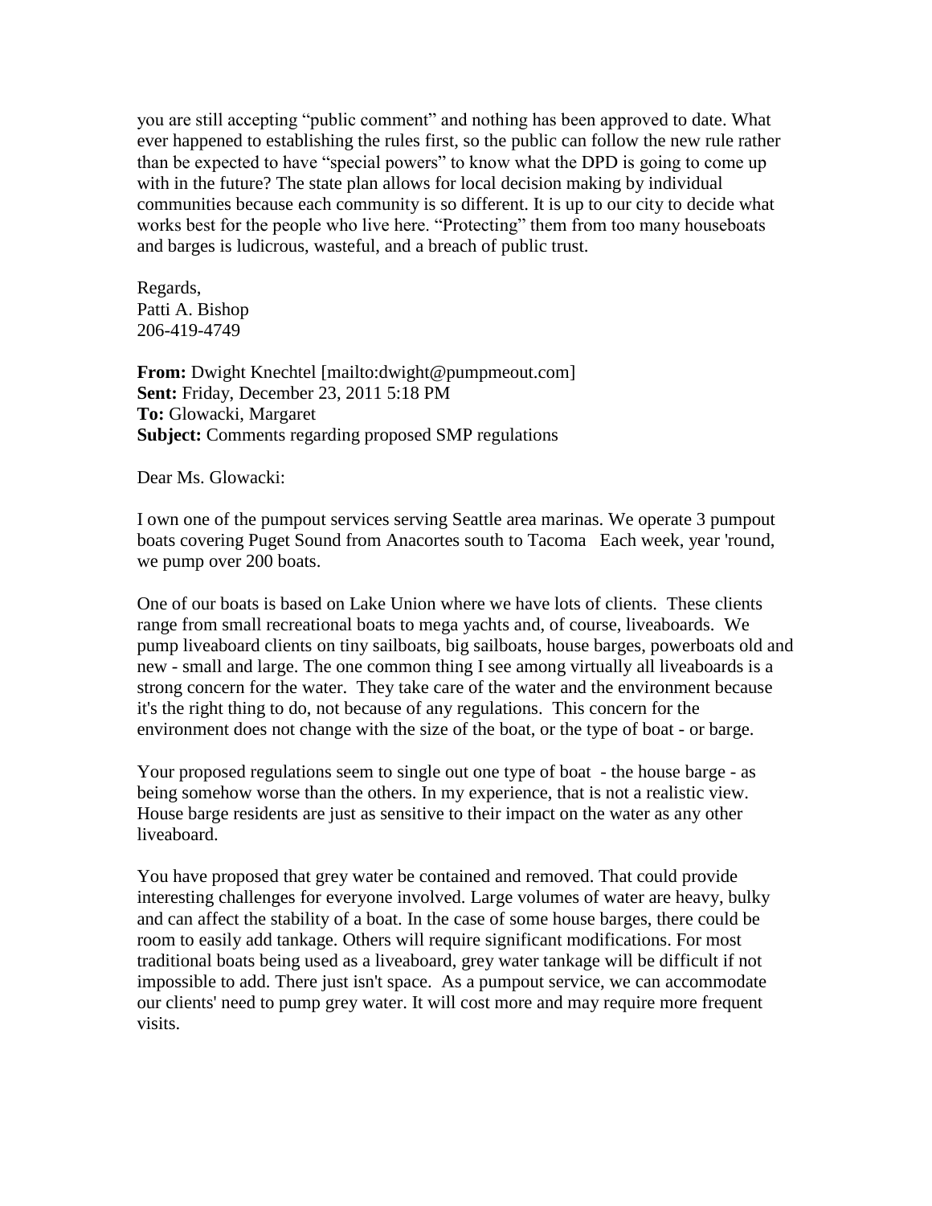you are still accepting "public comment" and nothing has been approved to date. What ever happened to establishing the rules first, so the public can follow the new rule rather than be expected to have "special powers" to know what the DPD is going to come up with in the future? The state plan allows for local decision making by individual communities because each community is so different. It is up to our city to decide what works best for the people who live here. "Protecting" them from too many houseboats and barges is ludicrous, wasteful, and a breach of public trust.

Regards,
Patti A. Bishop
206-419-4749

**From:** Dwight Knechtel [mailto:dwight@pumpmeout.com]
**Sent:** Friday, December 23, 2011 5:18 PM
**To:** Glowacki, Margaret
**Subject:** Comments regarding proposed SMP regulations

Dear Ms. Glowacki:

I own one of the pumpout services serving Seattle area marinas. We operate 3 pumpout boats covering Puget Sound from Anacortes south to Tacoma Each week, year 'round, we pump over 200 boats.

One of our boats is based on Lake Union where we have lots of clients. These clients range from small recreational boats to mega yachts and, of course, liveaboards. We pump liveaboard clients on tiny sailboats, big sailboats, house barges, powerboats old and new - small and large. The one common thing I see among virtually all liveaboards is a strong concern for the water. They take care of the water and the environment because it's the right thing to do, not because of any regulations. This concern for the environment does not change with the size of the boat, or the type of boat - or barge.

Your proposed regulations seem to single out one type of boat - the house barge - as being somehow worse than the others. In my experience, that is not a realistic view. House barge residents are just as sensitive to their impact on the water as any other liveaboard.

You have proposed that grey water be contained and removed. That could provide interesting challenges for everyone involved. Large volumes of water are heavy, bulky and can affect the stability of a boat. In the case of some house barges, there could be room to easily add tankage. Others will require significant modifications. For most traditional boats being used as a liveaboard, grey water tankage will be difficult if not impossible to add. There just isn't space. As a pumpout service, we can accommodate our clients' need to pump grey water. It will cost more and may require more frequent visits.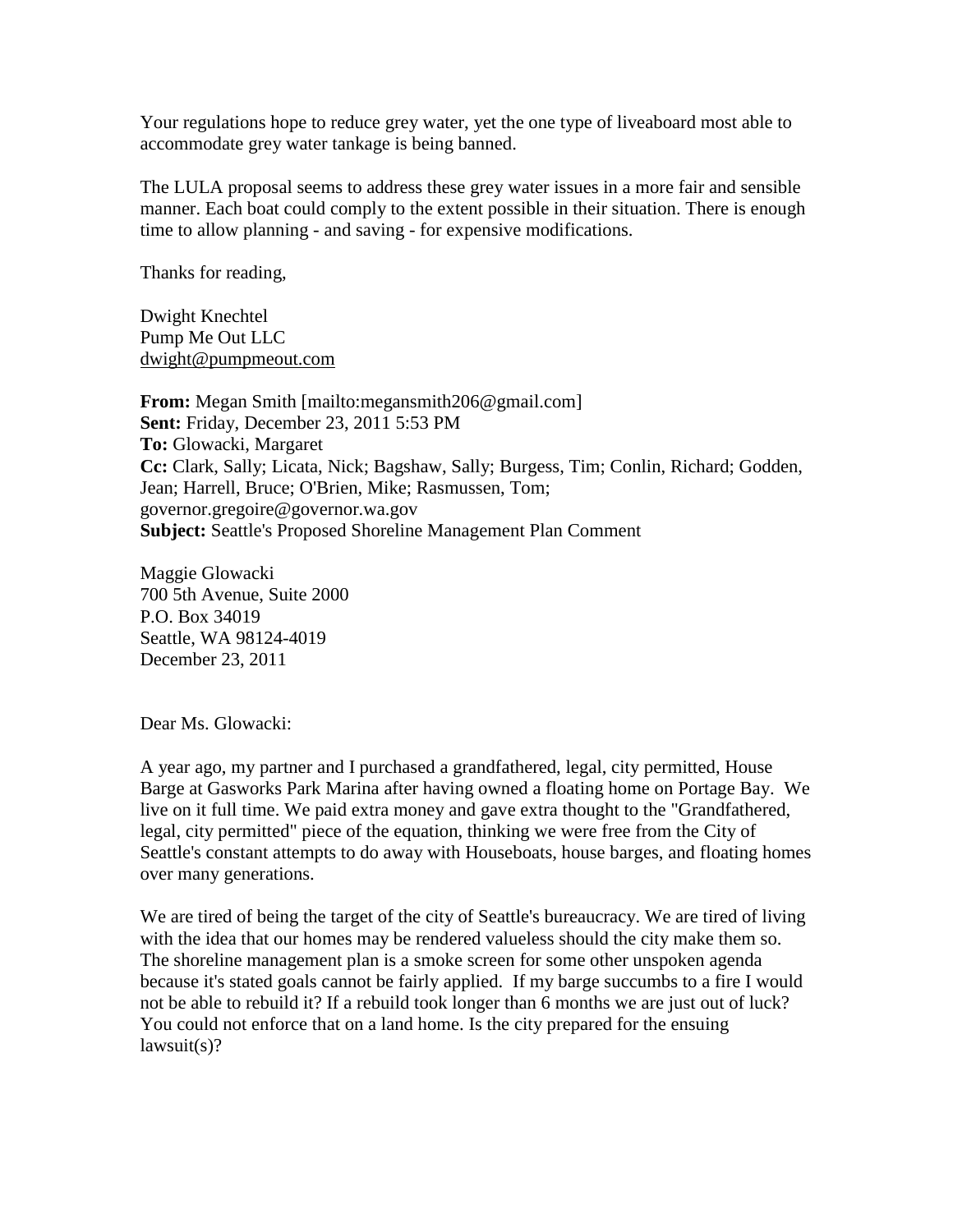Your regulations hope to reduce grey water, yet the one type of liveaboard most able to accommodate grey water tankage is being banned.

The LULA proposal seems to address these grey water issues in a more fair and sensible manner. Each boat could comply to the extent possible in their situation. There is enough time to allow planning - and saving - for expensive modifications.

Thanks for reading,

Dwight Knechtel
Pump Me Out LLC
dwight@pumpmeout.com

**From:** Megan Smith [mailto:megansmith206@gmail.com]
**Sent:** Friday, December 23, 2011 5:53 PM
**To:** Glowacki, Margaret
**Cc:** Clark, Sally; Licata, Nick; Bagshaw, Sally; Burgess, Tim; Conlin, Richard; Godden, Jean; Harrell, Bruce; O'Brien, Mike; Rasmussen, Tom; governor.gregoire@governor.wa.gov
**Subject:** Seattle's Proposed Shoreline Management Plan Comment

Maggie Glowacki
700 5th Avenue, Suite 2000
P.O. Box 34019
Seattle, WA 98124-4019
December 23, 2011

Dear Ms. Glowacki:

A year ago, my partner and I purchased a grandfathered, legal, city permitted, House Barge at Gasworks Park Marina after having owned a floating home on Portage Bay. We live on it full time. We paid extra money and gave extra thought to the "Grandfathered, legal, city permitted" piece of the equation, thinking we were free from the City of Seattle's constant attempts to do away with Houseboats, house barges, and floating homes over many generations.

We are tired of being the target of the city of Seattle's bureaucracy. We are tired of living with the idea that our homes may be rendered valueless should the city make them so. The shoreline management plan is a smoke screen for some other unspoken agenda because it's stated goals cannot be fairly applied. If my barge succumbs to a fire I would not be able to rebuild it? If a rebuild took longer than 6 months we are just out of luck? You could not enforce that on a land home. Is the city prepared for the ensuing lawsuit(s)?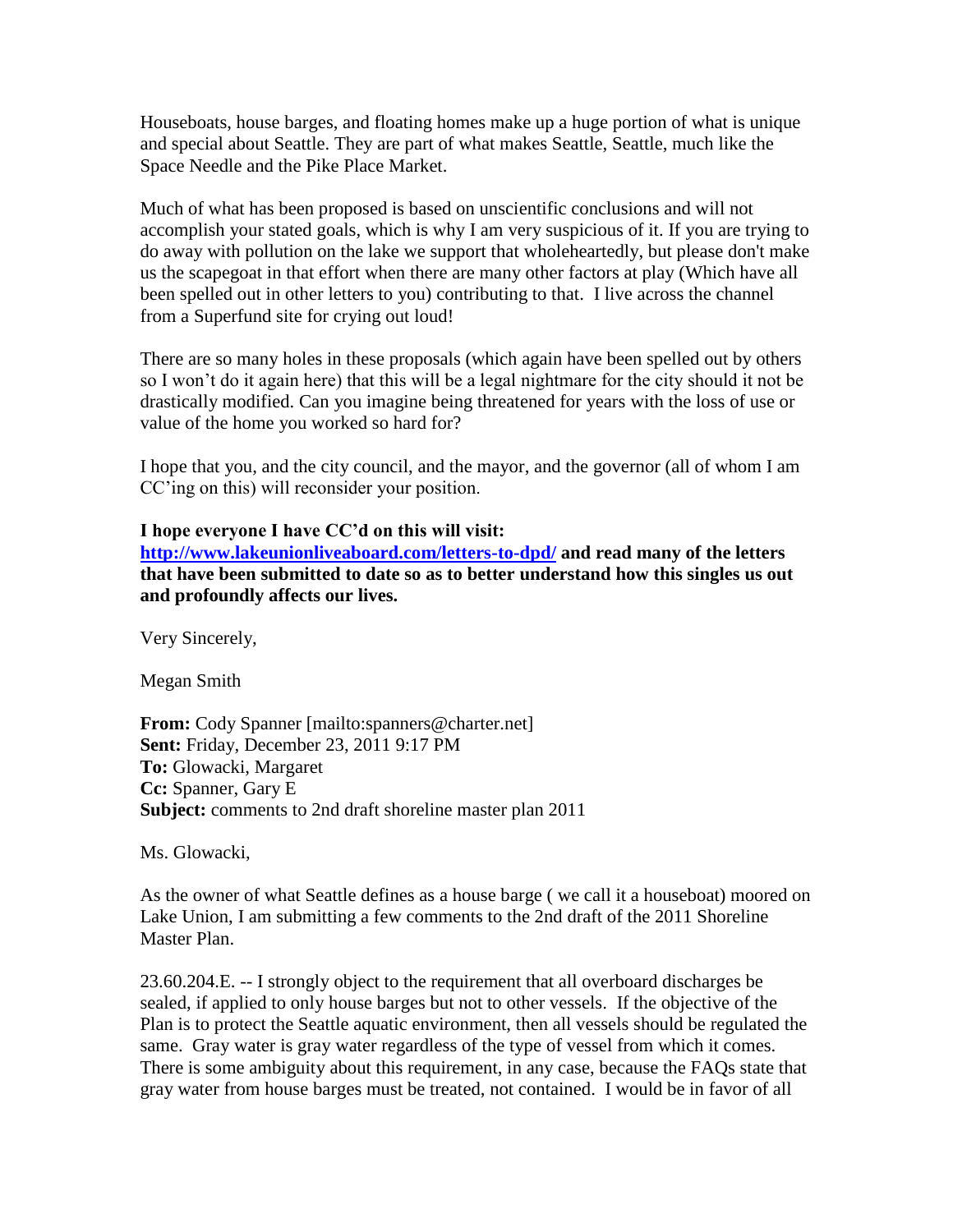Houseboats, house barges, and floating homes make up a huge portion of what is unique and special about Seattle. They are part of what makes Seattle, Seattle, much like the Space Needle and the Pike Place Market.

Much of what has been proposed is based on unscientific conclusions and will not accomplish your stated goals, which is why I am very suspicious of it. If you are trying to do away with pollution on the lake we support that wholeheartedly, but please don't make us the scapegoat in that effort when there are many other factors at play (Which have all been spelled out in other letters to you) contributing to that. I live across the channel from a Superfund site for crying out loud!

There are so many holes in these proposals (which again have been spelled out by others so I won't do it again here) that this will be a legal nightmare for the city should it not be drastically modified. Can you imagine being threatened for years with the loss of use or value of the home you worked so hard for?

I hope that you, and the city council, and the mayor, and the governor (all of whom I am CC'ing on this) will reconsider your position.

**I hope everyone I have CC'd on this will visit: [http://www.lakeunionliveaboard.com/letters-to-dpd/](http://www.lakeunionliveaboard.com/letters-to-dpd/) and read many of the letters that have been submitted to date so as to better understand how this singles us out and profoundly affects our lives.**

Very Sincerely,

Megan Smith

**From:** Cody Spanner [mailto:spanners@charter.net]
**Sent:** Friday, December 23, 2011 9:17 PM
**To:** Glowacki, Margaret
**Cc:** Spanner, Gary E
**Subject:** comments to 2nd draft shoreline master plan 2011

Ms. Glowacki,

As the owner of what Seattle defines as a house barge ( we call it a houseboat) moored on Lake Union, I am submitting a few comments to the 2nd draft of the 2011 Shoreline Master Plan.

23.60.204.E. -- I strongly object to the requirement that all overboard discharges be sealed, if applied to only house barges but not to other vessels. If the objective of the Plan is to protect the Seattle aquatic environment, then all vessels should be regulated the same. Gray water is gray water regardless of the type of vessel from which it comes. There is some ambiguity about this requirement, in any case, because the FAQs state that gray water from house barges must be treated, not contained. I would be in favor of all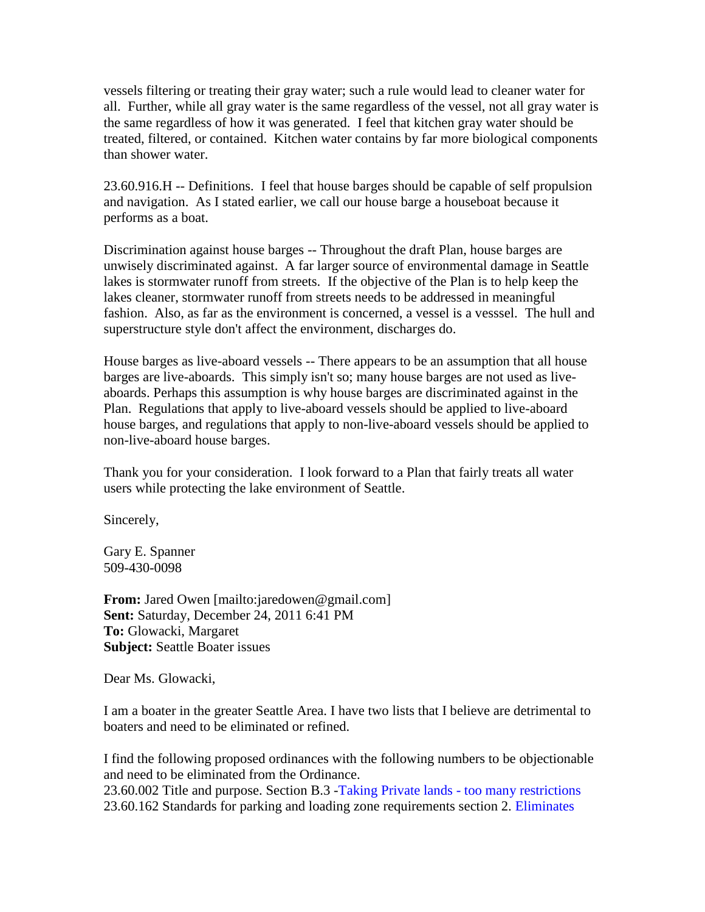vessels filtering or treating their gray water; such a rule would lead to cleaner water for all. Further, while all gray water is the same regardless of the vessel, not all gray water is the same regardless of how it was generated. I feel that kitchen gray water should be treated, filtered, or contained. Kitchen water contains by far more biological components than shower water.

23.60.916.H -- Definitions. I feel that house barges should be capable of self propulsion and navigation. As I stated earlier, we call our house barge a houseboat because it performs as a boat.

Discrimination against house barges -- Throughout the draft Plan, house barges are unwisely discriminated against. A far larger source of environmental damage in Seattle lakes is stormwater runoff from streets. If the objective of the Plan is to help keep the lakes cleaner, stormwater runoff from streets needs to be addressed in meaningful fashion. Also, as far as the environment is concerned, a vessel is a vesssel. The hull and superstructure style don't affect the environment, discharges do.

House barges as live-aboard vessels -- There appears to be an assumption that all house barges are live-aboards. This simply isn't so; many house barges are not used as live-aboards. Perhaps this assumption is why house barges are discriminated against in the Plan. Regulations that apply to live-aboard vessels should be applied to live-aboard house barges, and regulations that apply to non-live-aboard vessels should be applied to non-live-aboard house barges.

Thank you for your consideration. I look forward to a Plan that fairly treats all water users while protecting the lake environment of Seattle.

Sincerely,

Gary E. Spanner
509-430-0098

**From:** Jared Owen [mailto:jaredowen@gmail.com]
**Sent:** Saturday, December 24, 2011 6:41 PM
**To:** Glowacki, Margaret
**Subject:** Seattle Boater issues

Dear Ms. Glowacki,

I am a boater in the greater Seattle Area. I have two lists that I believe are detrimental to boaters and need to be eliminated or refined.

I find the following proposed ordinances with the following numbers to be objectionable and need to be eliminated from the Ordinance.
23.60.002 Title and purpose. Section B.3 -Taking Private lands - too many restrictions
23.60.162 Standards for parking and loading zone requirements section 2. Eliminates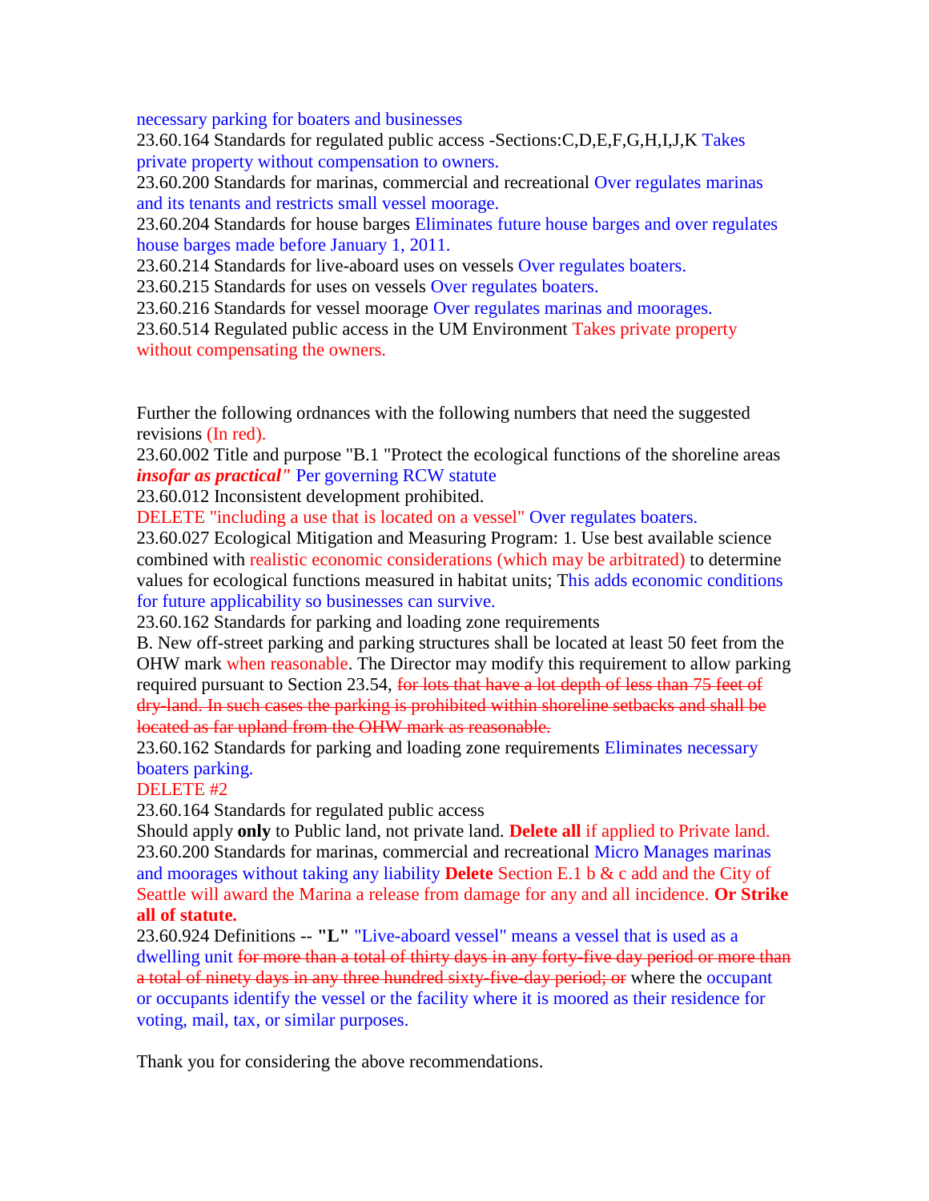necessary parking for boaters and businesses

23.60.164 Standards for regulated public access -Sections:C,D,E,F,G,H,I,J,K Takes private property without compensation to owners.

23.60.200 Standards for marinas, commercial and recreational Over regulates marinas and its tenants and restricts small vessel moorage.

23.60.204 Standards for house barges Eliminates future house barges and over regulates house barges made before January 1, 2011.

23.60.214 Standards for live-aboard uses on vessels Over regulates boaters.

23.60.215 Standards for uses on vessels Over regulates boaters.

23.60.216 Standards for vessel moorage Over regulates marinas and moorages.

23.60.514 Regulated public access in the UM Environment Takes private property without compensating the owners.

Further the following ordnances with the following numbers that need the suggested revisions (In red).

23.60.002 Title and purpose "B.1 "Protect the ecological functions of the shoreline areas ***insofar as practical"*** Per governing RCW statute

23.60.012 Inconsistent development prohibited.

DELETE "including a use that is located on a vessel" Over regulates boaters.

23.60.027 Ecological Mitigation and Measuring Program: 1. Use best available science combined with realistic economic considerations (which may be arbitrated) to determine values for ecological functions measured in habitat units; This adds economic conditions for future applicability so businesses can survive.

23.60.162 Standards for parking and loading zone requirements

B. New off-street parking and parking structures shall be located at least 50 feet from the OHW mark when reasonable. The Director may modify this requirement to allow parking required pursuant to Section 23.54, ~~for lots that have a lot depth of less than 75 feet of dry-land. In such cases the parking is prohibited within shoreline setbacks and shall be located as far upland from the OHW mark as reasonable.~~

23.60.162 Standards for parking and loading zone requirements Eliminates necessary boaters parking.

DELETE #2

23.60.164 Standards for regulated public access

Should apply **only** to Public land, not private land. **Delete all** if applied to Private land.

23.60.200 Standards for marinas, commercial and recreational Micro Manages marinas and moorages without taking any liability **Delete** Section E.1 b & c add and the City of Seattle will award the Marina a release from damage for any and all incidence. **Or Strike all of statute.**

23.60.924 Definitions -- **"L"** "Live-aboard vessel" means a vessel that is used as a dwelling unit ~~for more than a total of thirty days in any forty-five day period or more than a total of ninety days in any three hundred sixty-five-day period; or~~ where the occupant or occupants identify the vessel or the facility where it is moored as their residence for voting, mail, tax, or similar purposes.

Thank you for considering the above recommendations.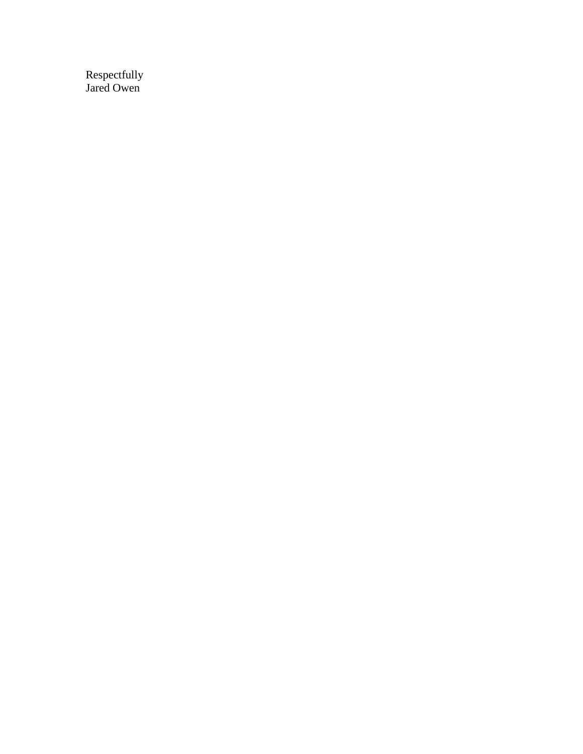Respectfully
Jared Owen